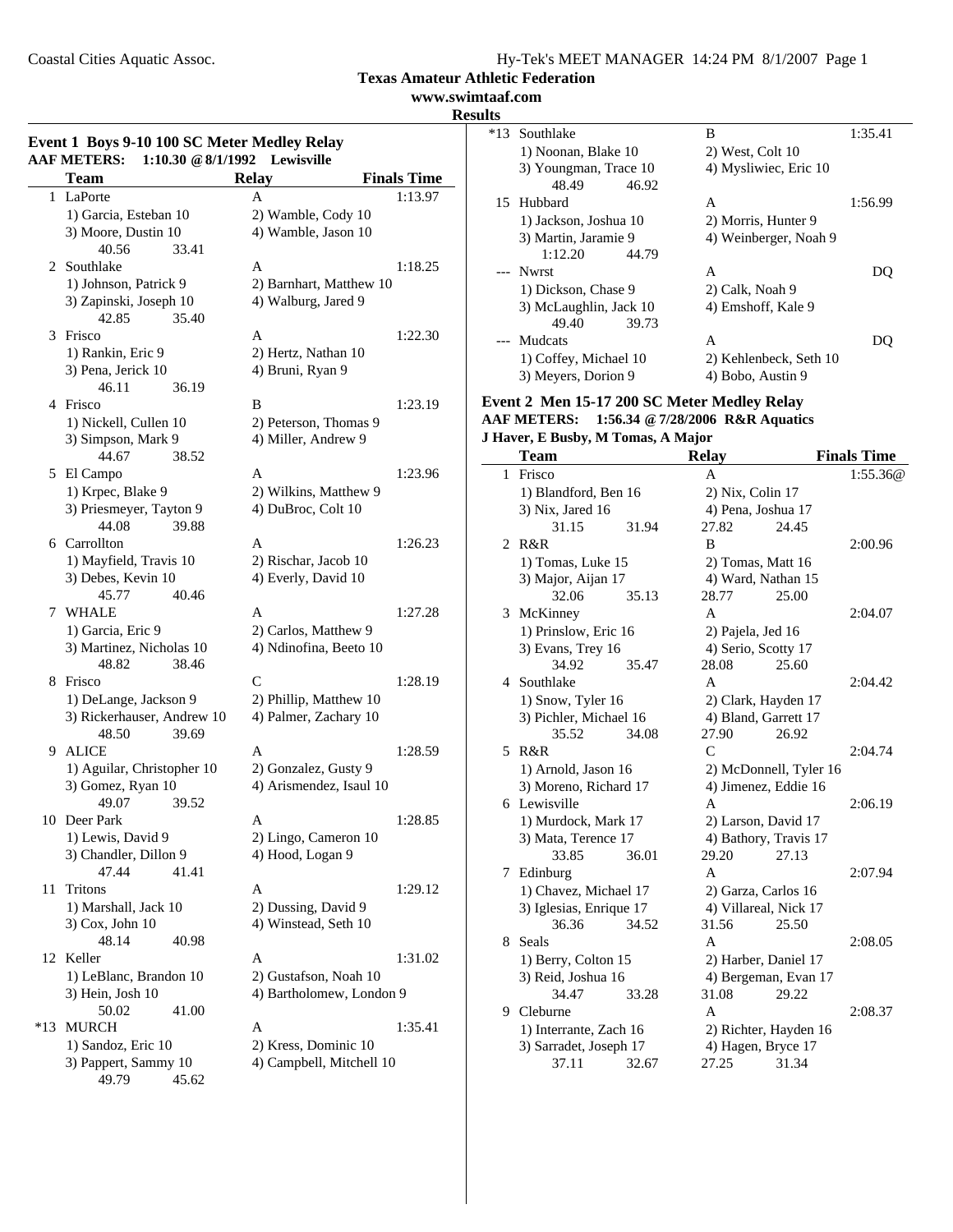**Texas Amateur Athletic Federation**
**www.swimtaaf.com**
**Results**

### Event 1 Boys 9-10 100 SC Meter Medley Relay

**AAF METERS: 1:10.30 @ 8/1/1992 Lewisville**

| | Team | Relay | Finals Time |
|---|---|---|---|
| 1 | LaPorte | A | 1:13.97 |
| | 1) Garcia, Esteban 10 | 2) Wamble, Cody 10 | |
| | 3) Moore, Dustin 10 | 4) Wamble, Jason 10 | |
| | 40.56 33.41 | | |
| 2 | Southlake | A | 1:18.25 |
| | 1) Johnson, Patrick 9 | 2) Barnhart, Matthew 10 | |
| | 3) Zapinski, Joseph 10 | 4) Walburg, Jared 9 | |
| | 42.85 35.40 | | |
| 3 | Frisco | A | 1:22.30 |
| | 1) Rankin, Eric 9 | 2) Hertz, Nathan 10 | |
| | 3) Pena, Jerick 10 | 4) Bruni, Ryan 9 | |
| | 46.11 36.19 | | |
| 4 | Frisco | B | 1:23.19 |
| | 1) Nickell, Cullen 10 | 2) Peterson, Thomas 9 | |
| | 3) Simpson, Mark 9 | 4) Miller, Andrew 9 | |
| | 44.67 38.52 | | |
| 5 | El Campo | A | 1:23.96 |
| | 1) Krpec, Blake 9 | 2) Wilkins, Matthew 9 | |
| | 3) Priesmeyer, Tayton 9 | 4) DuBroc, Colt 10 | |
| | 44.08 39.88 | | |
| 6 | Carrollton | A | 1:26.23 |
| | 1) Mayfield, Travis 10 | 2) Rischar, Jacob 10 | |
| | 3) Debes, Kevin 10 | 4) Everly, David 10 | |
| | 45.77 40.46 | | |
| 7 | WHALE | A | 1:27.28 |
| | 1) Garcia, Eric 9 | 2) Carlos, Matthew 9 | |
| | 3) Martinez, Nicholas 10 | 4) Ndinofina, Beeto 10 | |
| | 48.82 38.46 | | |
| 8 | Frisco | C | 1:28.19 |
| | 1) DeLange, Jackson 9 | 2) Phillip, Matthew 10 | |
| | 3) Rickerhauser, Andrew 10 | 4) Palmer, Zachary 10 | |
| | 48.50 39.69 | | |
| 9 | ALICE | A | 1:28.59 |
| | 1) Aguilar, Christopher 10 | 2) Gonzalez, Gusty 9 | |
| | 3) Gomez, Ryan 10 | 4) Arismendez, Isaul 10 | |
| | 49.07 39.52 | | |
| 10 | Deer Park | A | 1:28.85 |
| | 1) Lewis, David 9 | 2) Lingo, Cameron 10 | |
| | 3) Chandler, Dillon 9 | 4) Hood, Logan 9 | |
| | 47.44 41.41 | | |
| 11 | Tritons | A | 1:29.12 |
| | 1) Marshall, Jack 10 | 2) Dussing, David 9 | |
| | 3) Cox, John 10 | 4) Winstead, Seth 10 | |
| | 48.14 40.98 | | |
| 12 | Keller | A | 1:31.02 |
| | 1) LeBlanc, Brandon 10 | 2) Gustafson, Noah 10 | |
| | 3) Hein, Josh 10 | 4) Bartholomew, London 9 | |
| | 50.02 41.00 | | |
| *13 | MURCH | A | 1:35.41 |
| | 1) Sandoz, Eric 10 | 2) Kress, Dominic 10 | |
| | 3) Pappert, Sammy 10 | 4) Campbell, Mitchell 10 | |
| | 49.79 45.62 | | |
| *13 | Southlake | B | 1:35.41 |
| | 1) Noonan, Blake 10 | 2) West, Colt 10 | |
| | 3) Youngman, Trace 10 | 4) Mysliwiec, Eric 10 | |
| | 48.49 46.92 | | |
| 15 | Hubbard | A | 1:56.99 |
| | 1) Jackson, Joshua 10 | 2) Morris, Hunter 9 | |
| | 3) Martin, Jaramie 9 | 4) Weinberger, Noah 9 | |
| | 1:12.20 44.79 | | |
| --- | Nwrst | A | DQ |
| | 1) Dickson, Chase 9 | 2) Calk, Noah 9 | |
| | 3) McLaughlin, Jack 10 | 4) Emshoff, Kale 9 | |
| | 49.40 39.73 | | |
| --- | Mudcats | A | DQ |
| | 1) Coffey, Michael 10 | 2) Kehlenbeck, Seth 10 | |
| | 3) Meyers, Dorion 9 | 4) Bobo, Austin 9 | |

### Event 2 Men 15-17 200 SC Meter Medley Relay

**AAF METERS: 1:56.34 @ 7/28/2006 R&R Aquatics**
**J Haver, E Busby, M Tomas, A Major**

| | Team | Relay | Finals Time |
|---|---|---|---|
| 1 | Frisco | A | 1:55.36@ |
| | 1) Blandford, Ben 16 | 2) Nix, Colin 17 | |
| | 3) Nix, Jared 16 | 4) Pena, Joshua 17 | |
| | 31.15 31.94 | 27.82 24.45 | |
| 2 | R&R | B | 2:00.96 |
| | 1) Tomas, Luke 15 | 2) Tomas, Matt 16 | |
| | 3) Major, Aijan 17 | 4) Ward, Nathan 15 | |
| | 32.06 35.13 | 28.77 25.00 | |
| 3 | McKinney | A | 2:04.07 |
| | 1) Prinslow, Eric 16 | 2) Pajela, Jed 16 | |
| | 3) Evans, Trey 16 | 4) Serio, Scotty 17 | |
| | 34.92 35.47 | 28.08 25.60 | |
| 4 | Southlake | A | 2:04.42 |
| | 1) Snow, Tyler 16 | 2) Clark, Hayden 17 | |
| | 3) Pichler, Michael 16 | 4) Bland, Garrett 17 | |
| | 35.52 34.08 | 27.90 26.92 | |
| 5 | R&R | C | 2:04.74 |
| | 1) Arnold, Jason 16 | 2) McDonnell, Tyler 16 | |
| | 3) Moreno, Richard 17 | 4) Jimenez, Eddie 16 | |
| 6 | Lewisville | A | 2:06.19 |
| | 1) Murdock, Mark 17 | 2) Larson, David 17 | |
| | 3) Mata, Terence 17 | 4) Bathory, Travis 17 | |
| | 33.85 36.01 | 29.20 27.13 | |
| 7 | Edinburg | A | 2:07.94 |
| | 1) Chavez, Michael 17 | 2) Garza, Carlos 16 | |
| | 3) Iglesias, Enrique 17 | 4) Villareal, Nick 17 | |
| | 36.36 34.52 | 31.56 25.50 | |
| 8 | Seals | A | 2:08.05 |
| | 1) Berry, Colton 15 | 2) Harber, Daniel 17 | |
| | 3) Reid, Joshua 16 | 4) Bergeman, Evan 17 | |
| | 34.47 33.28 | 31.08 29.22 | |
| 9 | Cleburne | A | 2:08.37 |
| | 1) Interrante, Zach 16 | 2) Richter, Hayden 16 | |
| | 3) Sarradet, Joseph 17 | 4) Hagen, Bryce 17 | |
| | 37.11 32.67 | 27.25 31.34 | |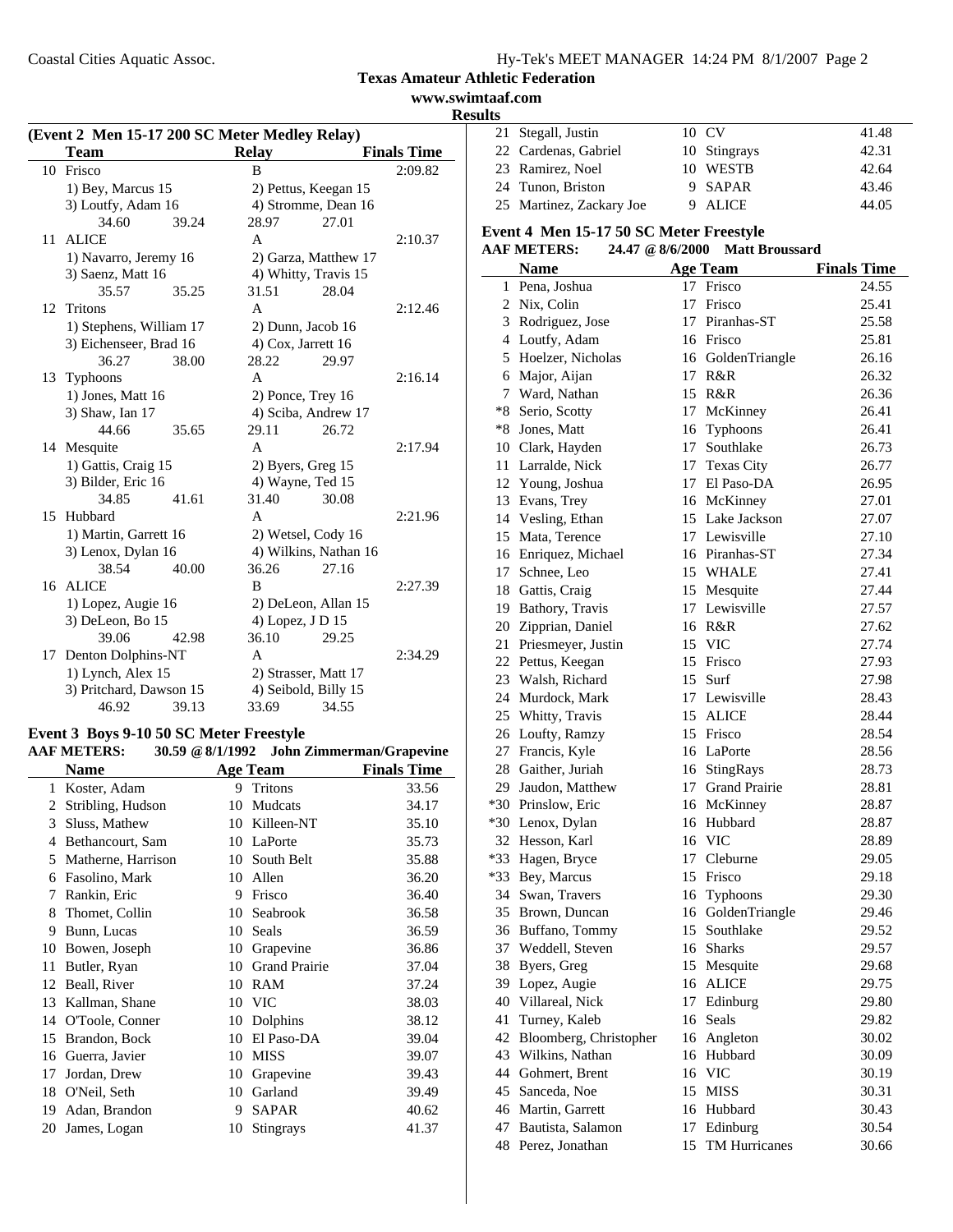## Texas Amateur Athletic Federation
www.swimtaaf.com
**Results**

### (Event 2 Men 15-17 200 SC Meter Medley Relay)

| | Team | Relay | | Finals Time |
|---|---|---|---|---|
| 10 | Frisco | B | | 2:09.82 |
| | 1) Bey, Marcus 15 | 2) Pettus, Keegan 15 | | |
| | 3) Loutfy, Adam 16 | 4) Stromme, Dean 16 | | |
| | 34.60 39.24 | 28.97 | 27.01 | |
| 11 | ALICE | A | | 2:10.37 |
| | 1) Navarro, Jeremy 16 | 2) Garza, Matthew 17 | | |
| | 3) Saenz, Matt 16 | 4) Whitty, Travis 15 | | |
| | 35.57 35.25 | 31.51 | 28.04 | |
| 12 | Tritons | A | | 2:12.46 |
| | 1) Stephens, William 17 | 2) Dunn, Jacob 16 | | |
| | 3) Eichenseer, Brad 16 | 4) Cox, Jarrett 16 | | |
| | 36.27 38.00 | 28.22 | 29.97 | |
| 13 | Typhoons | A | | 2:16.14 |
| | 1) Jones, Matt 16 | 2) Ponce, Trey 16 | | |
| | 3) Shaw, Ian 17 | 4) Sciba, Andrew 17 | | |
| | 44.66 35.65 | 29.11 | 26.72 | |
| 14 | Mesquite | A | | 2:17.94 |
| | 1) Gattis, Craig 15 | 2) Byers, Greg 15 | | |
| | 3) Bilder, Eric 16 | 4) Wayne, Ted 15 | | |
| | 34.85 41.61 | 31.40 | 30.08 | |
| 15 | Hubbard | A | | 2:21.96 |
| | 1) Martin, Garrett 16 | 2) Wetsel, Cody 16 | | |
| | 3) Lenox, Dylan 16 | 4) Wilkins, Nathan 16 | | |
| | 38.54 40.00 | 36.26 | 27.16 | |
| 16 | ALICE | B | | 2:27.39 |
| | 1) Lopez, Augie 16 | 2) DeLeon, Allan 15 | | |
| | 3) DeLeon, Bo 15 | 4) Lopez, J D 15 | | |
| | 39.06 42.98 | 36.10 | 29.25 | |
| 17 | Denton Dolphins-NT | A | | 2:34.29 |
| | 1) Lynch, Alex 15 | 2) Strasser, Matt 17 | | |
| | 3) Pritchard, Dawson 15 | 4) Seibold, Billy 15 | | |
| | 46.92 39.13 | 33.69 | 34.55 | |

### Event 3 Boys 9-10 50 SC Meter Freestyle

**AAF METERS:** 30.59 @ 8/1/1992 John Zimmerman/Grapevine

| | Name | Age | Team | Finals Time |
|---|---|---|---|---|
| 1 | Koster, Adam | 9 | Tritons | 33.56 |
| 2 | Stribling, Hudson | 10 | Mudcats | 34.17 |
| 3 | Sluss, Mathew | 10 | Killeen-NT | 35.10 |
| 4 | Bethancourt, Sam | 10 | LaPorte | 35.73 |
| 5 | Matherne, Harrison | 10 | South Belt | 35.88 |
| 6 | Fasolino, Mark | 10 | Allen | 36.20 |
| 7 | Rankin, Eric | 9 | Frisco | 36.40 |
| 8 | Thomet, Collin | 10 | Seabrook | 36.58 |
| 9 | Bunn, Lucas | 10 | Seals | 36.59 |
| 10 | Bowen, Joseph | 10 | Grapevine | 36.86 |
| 11 | Butler, Ryan | 10 | Grand Prairie | 37.04 |
| 12 | Beall, River | 10 | RAM | 37.24 |
| 13 | Kallman, Shane | 10 | VIC | 38.03 |
| 14 | O'Toole, Conner | 10 | Dolphins | 38.12 |
| 15 | Brandon, Bock | 10 | El Paso-DA | 39.04 |
| 16 | Guerra, Javier | 10 | MISS | 39.07 |
| 17 | Jordan, Drew | 10 | Grapevine | 39.43 |
| 18 | O'Neil, Seth | 10 | Garland | 39.49 |
| 19 | Adan, Brandon | 9 | SAPAR | 40.62 |
| 20 | James, Logan | 10 | Stingrays | 41.37 |
| 21 | Stegall, Justin | 10 | CV | 41.48 |
| 22 | Cardenas, Gabriel | 10 | Stingrays | 42.31 |
| 23 | Ramirez, Noel | 10 | WESTB | 42.64 |
| 24 | Tunon, Briston | 9 | SAPAR | 43.46 |
| 25 | Martinez, Zackary Joe | 9 | ALICE | 44.05 |

### Event 4 Men 15-17 50 SC Meter Freestyle

**AAF METERS:** 24.47 @ 8/6/2000 Matt Broussard

| | Name | Age | Team | Finals Time |
|---|---|---|---|---|
| 1 | Pena, Joshua | 17 | Frisco | 24.55 |
| 2 | Nix, Colin | 17 | Frisco | 25.41 |
| 3 | Rodriguez, Jose | 17 | Piranhas-ST | 25.58 |
| 4 | Loutfy, Adam | 16 | Frisco | 25.81 |
| 5 | Hoelzer, Nicholas | 16 | GoldenTriangle | 26.16 |
| 6 | Major, Aijan | 17 | R&R | 26.32 |
| 7 | Ward, Nathan | 15 | R&R | 26.36 |
| *8 | Serio, Scotty | 17 | McKinney | 26.41 |
| *8 | Jones, Matt | 16 | Typhoons | 26.41 |
| 10 | Clark, Hayden | 17 | Southlake | 26.73 |
| 11 | Larralde, Nick | 17 | Texas City | 26.77 |
| 12 | Young, Joshua | 17 | El Paso-DA | 26.95 |
| 13 | Evans, Trey | 16 | McKinney | 27.01 |
| 14 | Vesling, Ethan | 15 | Lake Jackson | 27.07 |
| 15 | Mata, Terence | 17 | Lewisville | 27.10 |
| 16 | Enriquez, Michael | 16 | Piranhas-ST | 27.34 |
| 17 | Schnee, Leo | 15 | WHALE | 27.41 |
| 18 | Gattis, Craig | 15 | Mesquite | 27.44 |
| 19 | Bathory, Travis | 17 | Lewisville | 27.57 |
| 20 | Zipprian, Daniel | 16 | R&R | 27.62 |
| 21 | Priesmeyer, Justin | 15 | VIC | 27.74 |
| 22 | Pettus, Keegan | 15 | Frisco | 27.93 |
| 23 | Walsh, Richard | 15 | Surf | 27.98 |
| 24 | Murdock, Mark | 17 | Lewisville | 28.43 |
| 25 | Whitty, Travis | 15 | ALICE | 28.44 |
| 26 | Loufty, Ramzy | 15 | Frisco | 28.54 |
| 27 | Francis, Kyle | 16 | LaPorte | 28.56 |
| 28 | Gaither, Juriah | 16 | StingRays | 28.73 |
| 29 | Jaudon, Matthew | 17 | Grand Prairie | 28.81 |
| *30 | Prinslow, Eric | 16 | McKinney | 28.87 |
| *30 | Lenox, Dylan | 16 | Hubbard | 28.87 |
| 32 | Hesson, Karl | 16 | VIC | 28.89 |
| *33 | Hagen, Bryce | 17 | Cleburne | 29.05 |
| *33 | Bey, Marcus | 15 | Frisco | 29.18 |
| 34 | Swan, Travers | 16 | Typhoons | 29.30 |
| 35 | Brown, Duncan | 16 | GoldenTriangle | 29.46 |
| 36 | Buffano, Tommy | 15 | Southlake | 29.52 |
| 37 | Weddell, Steven | 16 | Sharks | 29.57 |
| 38 | Byers, Greg | 15 | Mesquite | 29.68 |
| 39 | Lopez, Augie | 16 | ALICE | 29.75 |
| 40 | Villareal, Nick | 17 | Edinburg | 29.80 |
| 41 | Turney, Kaleb | 16 | Seals | 29.82 |
| 42 | Bloomberg, Christopher | 16 | Angleton | 30.02 |
| 43 | Wilkins, Nathan | 16 | Hubbard | 30.09 |
| 44 | Gohmert, Brent | 16 | VIC | 30.19 |
| 45 | Sanceda, Noe | 15 | MISS | 30.31 |
| 46 | Martin, Garrett | 16 | Hubbard | 30.43 |
| 47 | Bautista, Salamon | 17 | Edinburg | 30.54 |
| 48 | Perez, Jonathan | 15 | TM Hurricanes | 30.66 |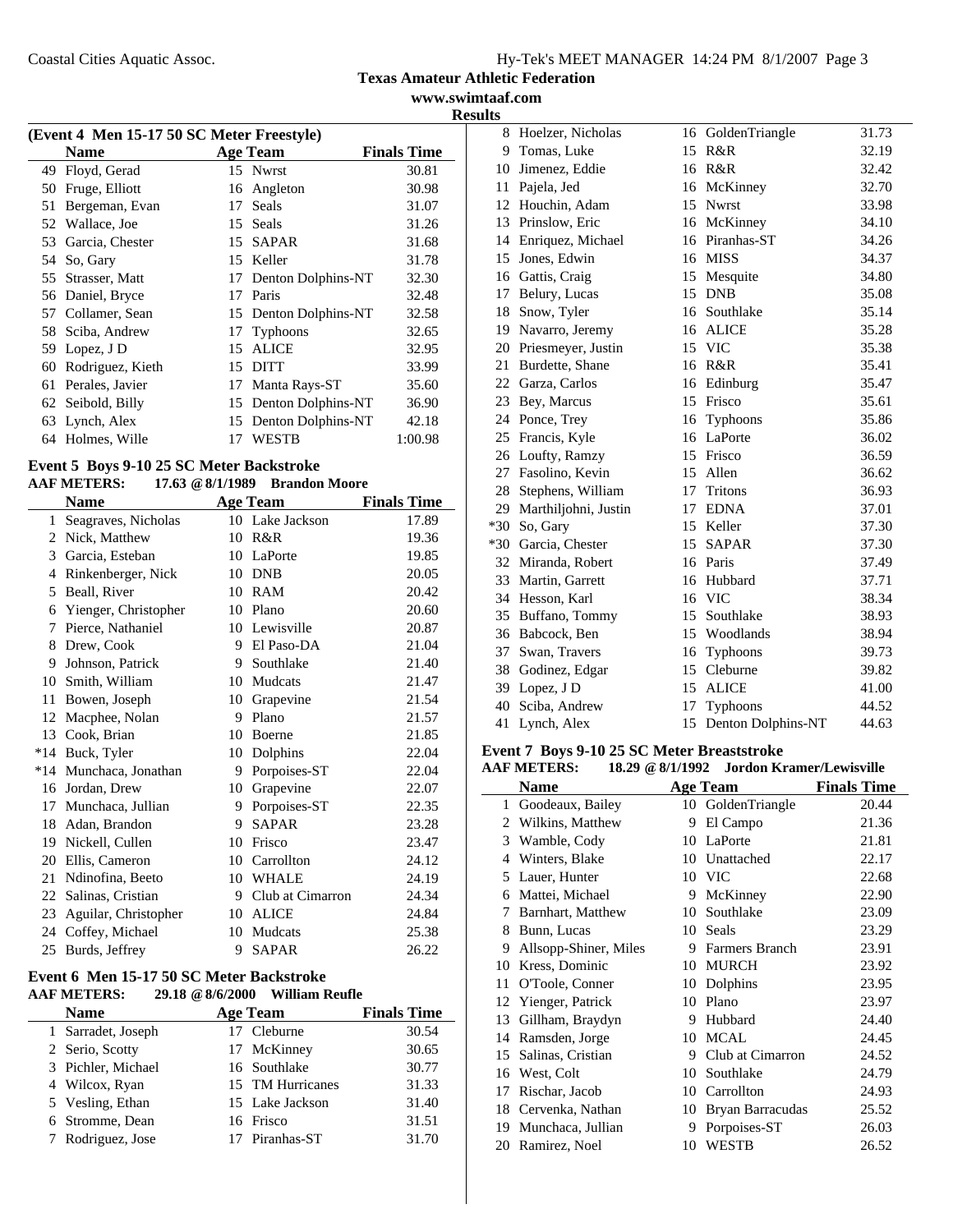Texas Amateur Athletic Federation
www.swimtaaf.com
Results

### (Event 4 Men 15-17 50 SC Meter Freestyle)

| | Name | Age | Team | Finals Time |
|---|---|---|---|---|
| 49 | Floyd, Gerad | 15 | Nwrst | 30.81 |
| 50 | Fruge, Elliott | 16 | Angleton | 30.98 |
| 51 | Bergeman, Evan | 17 | Seals | 31.07 |
| 52 | Wallace, Joe | 15 | Seals | 31.26 |
| 53 | Garcia, Chester | 15 | SAPAR | 31.68 |
| 54 | So, Gary | 15 | Keller | 31.78 |
| 55 | Strasser, Matt | 17 | Denton Dolphins-NT | 32.30 |
| 56 | Daniel, Bryce | 17 | Paris | 32.48 |
| 57 | Collamer, Sean | 15 | Denton Dolphins-NT | 32.58 |
| 58 | Sciba, Andrew | 17 | Typhoons | 32.65 |
| 59 | Lopez, J D | 15 | ALICE | 32.95 |
| 60 | Rodriguez, Kieth | 15 | DITT | 33.99 |
| 61 | Perales, Javier | 17 | Manta Rays-ST | 35.60 |
| 62 | Seibold, Billy | 15 | Denton Dolphins-NT | 36.90 |
| 63 | Lynch, Alex | 15 | Denton Dolphins-NT | 42.18 |
| 64 | Holmes, Wille | 17 | WESTB | 1:00.98 |

### Event 5 Boys 9-10 25 SC Meter Backstroke

**AAF METERS: 17.63 @ 8/1/1989 Brandon Moore**

| | Name | Age | Team | Finals Time |
|---|---|---|---|---|
| 1 | Seagraves, Nicholas | 10 | Lake Jackson | 17.89 |
| 2 | Nick, Matthew | 10 | R&R | 19.36 |
| 3 | Garcia, Esteban | 10 | LaPorte | 19.85 |
| 4 | Rinkenberger, Nick | 10 | DNB | 20.05 |
| 5 | Beall, River | 10 | RAM | 20.42 |
| 6 | Yienger, Christopher | 10 | Plano | 20.60 |
| 7 | Pierce, Nathaniel | 10 | Lewisville | 20.87 |
| 8 | Drew, Cook | 9 | El Paso-DA | 21.04 |
| 9 | Johnson, Patrick | 9 | Southlake | 21.40 |
| 10 | Smith, William | 10 | Mudcats | 21.47 |
| 11 | Bowen, Joseph | 10 | Grapevine | 21.54 |
| 12 | Macphee, Nolan | 9 | Plano | 21.57 |
| 13 | Cook, Brian | 10 | Boerne | 21.85 |
| *14 | Buck, Tyler | 10 | Dolphins | 22.04 |
| *14 | Munchaca, Jonathan | 9 | Porpoises-ST | 22.04 |
| 16 | Jordan, Drew | 10 | Grapevine | 22.07 |
| 17 | Munchaca, Jullian | 9 | Porpoises-ST | 22.35 |
| 18 | Adan, Brandon | 9 | SAPAR | 23.28 |
| 19 | Nickell, Cullen | 10 | Frisco | 23.47 |
| 20 | Ellis, Cameron | 10 | Carrollton | 24.12 |
| 21 | Ndinofina, Beeto | 10 | WHALE | 24.19 |
| 22 | Salinas, Cristian | 9 | Club at Cimarron | 24.34 |
| 23 | Aguilar, Christopher | 10 | ALICE | 24.84 |
| 24 | Coffey, Michael | 10 | Mudcats | 25.38 |
| 25 | Burds, Jeffrey | 9 | SAPAR | 26.22 |

### Event 6 Men 15-17 50 SC Meter Backstroke

**AAF METERS: 29.18 @ 8/6/2000 William Reufle**

| | Name | Age | Team | Finals Time |
|---|---|---|---|---|
| 1 | Sarradet, Joseph | 17 | Cleburne | 30.54 |
| 2 | Serio, Scotty | 17 | McKinney | 30.65 |
| 3 | Pichler, Michael | 16 | Southlake | 30.77 |
| 4 | Wilcox, Ryan | 15 | TM Hurricanes | 31.33 |
| 5 | Vesling, Ethan | 15 | Lake Jackson | 31.40 |
| 6 | Stromme, Dean | 16 | Frisco | 31.51 |
| 7 | Rodriguez, Jose | 17 | Piranhas-ST | 31.70 |
| 8 | Hoelzer, Nicholas | 16 | GoldenTriangle | 31.73 |
| 9 | Tomas, Luke | 15 | R&R | 32.19 |
| 10 | Jimenez, Eddie | 16 | R&R | 32.42 |
| 11 | Pajela, Jed | 16 | McKinney | 32.70 |
| 12 | Houchin, Adam | 15 | Nwrst | 33.98 |
| 13 | Prinslow, Eric | 16 | McKinney | 34.10 |
| 14 | Enriquez, Michael | 16 | Piranhas-ST | 34.26 |
| 15 | Jones, Edwin | 16 | MISS | 34.37 |
| 16 | Gattis, Craig | 15 | Mesquite | 34.80 |
| 17 | Belury, Lucas | 15 | DNB | 35.08 |
| 18 | Snow, Tyler | 16 | Southlake | 35.14 |
| 19 | Navarro, Jeremy | 16 | ALICE | 35.28 |
| 20 | Priesmeyer, Justin | 15 | VIC | 35.38 |
| 21 | Burdette, Shane | 16 | R&R | 35.41 |
| 22 | Garza, Carlos | 16 | Edinburg | 35.47 |
| 23 | Bey, Marcus | 15 | Frisco | 35.61 |
| 24 | Ponce, Trey | 16 | Typhoons | 35.86 |
| 25 | Francis, Kyle | 16 | LaPorte | 36.02 |
| 26 | Loufty, Ramzy | 15 | Frisco | 36.59 |
| 27 | Fasolino, Kevin | 15 | Allen | 36.62 |
| 28 | Stephens, William | 17 | Tritons | 36.93 |
| 29 | Marthiljohni, Justin | 17 | EDNA | 37.01 |
| *30 | So, Gary | 15 | Keller | 37.30 |
| *30 | Garcia, Chester | 15 | SAPAR | 37.30 |
| 32 | Miranda, Robert | 16 | Paris | 37.49 |
| 33 | Martin, Garrett | 16 | Hubbard | 37.71 |
| 34 | Hesson, Karl | 16 | VIC | 38.34 |
| 35 | Buffano, Tommy | 15 | Southlake | 38.93 |
| 36 | Babcock, Ben | 15 | Woodlands | 38.94 |
| 37 | Swan, Travers | 16 | Typhoons | 39.73 |
| 38 | Godinez, Edgar | 15 | Cleburne | 39.82 |
| 39 | Lopez, J D | 15 | ALICE | 41.00 |
| 40 | Sciba, Andrew | 17 | Typhoons | 44.52 |
| 41 | Lynch, Alex | 15 | Denton Dolphins-NT | 44.63 |

### Event 7 Boys 9-10 25 SC Meter Breaststroke

**AAF METERS: 18.29 @ 8/1/1992 Jordon Kramer/Lewisville**

| | Name | Age | Team | Finals Time |
|---|---|---|---|---|
| 1 | Goodeaux, Bailey | 10 | GoldenTriangle | 20.44 |
| 2 | Wilkins, Matthew | 9 | El Campo | 21.36 |
| 3 | Wamble, Cody | 10 | LaPorte | 21.81 |
| 4 | Winters, Blake | 10 | Unattached | 22.17 |
| 5 | Lauer, Hunter | 10 | VIC | 22.68 |
| 6 | Mattei, Michael | 9 | McKinney | 22.90 |
| 7 | Barnhart, Matthew | 10 | Southlake | 23.09 |
| 8 | Bunn, Lucas | 10 | Seals | 23.29 |
| 9 | Allsopp-Shiner, Miles | 9 | Farmers Branch | 23.91 |
| 10 | Kress, Dominic | 10 | MURCH | 23.92 |
| 11 | O'Toole, Conner | 10 | Dolphins | 23.95 |
| 12 | Yienger, Patrick | 10 | Plano | 23.97 |
| 13 | Gillham, Braydyn | 9 | Hubbard | 24.40 |
| 14 | Ramsden, Jorge | 10 | MCAL | 24.45 |
| 15 | Salinas, Cristian | 9 | Club at Cimarron | 24.52 |
| 16 | West, Colt | 10 | Southlake | 24.79 |
| 17 | Rischar, Jacob | 10 | Carrollton | 24.93 |
| 18 | Cervenka, Nathan | 10 | Bryan Barracudas | 25.52 |
| 19 | Munchaca, Jullian | 9 | Porpoises-ST | 26.03 |
| 20 | Ramirez, Noel | 10 | WESTB | 26.52 |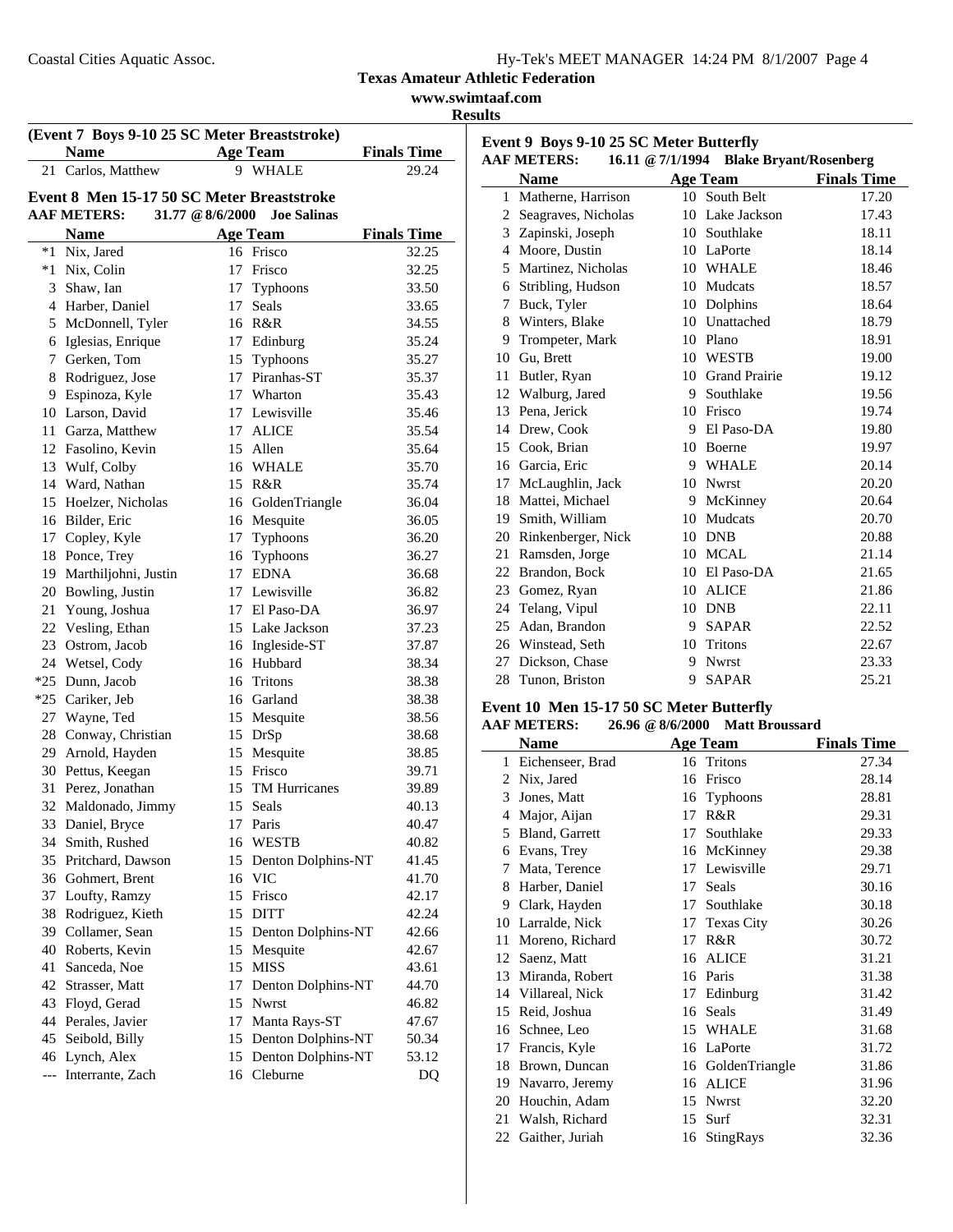### (Event 7 Boys 9-10 25 SC Meter Breaststroke)

| | Name | Age | Team | Finals Time |
|---|---|---|---|---|
| 21 | Carlos, Matthew | 9 | WHALE | 29.24 |

### Event 8 Men 15-17 50 SC Meter Breaststroke

**AAF METERS:** 31.77 @ 8/6/2000 Joe Salinas

| | Name | Age | Team | Finals Time |
|---|---|---|---|---|
| *1 | Nix, Jared | 16 | Frisco | 32.25 |
| *1 | Nix, Colin | 17 | Frisco | 32.25 |
| 3 | Shaw, Ian | 17 | Typhoons | 33.50 |
| 4 | Harber, Daniel | 17 | Seals | 33.65 |
| 5 | McDonnell, Tyler | 16 | R&R | 34.55 |
| 6 | Iglesias, Enrique | 17 | Edinburg | 35.24 |
| 7 | Gerken, Tom | 15 | Typhoons | 35.27 |
| 8 | Rodriguez, Jose | 17 | Piranhas-ST | 35.37 |
| 9 | Espinoza, Kyle | 17 | Wharton | 35.43 |
| 10 | Larson, David | 17 | Lewisville | 35.46 |
| 11 | Garza, Matthew | 17 | ALICE | 35.54 |
| 12 | Fasolino, Kevin | 15 | Allen | 35.64 |
| 13 | Wulf, Colby | 16 | WHALE | 35.70 |
| 14 | Ward, Nathan | 15 | R&R | 35.74 |
| 15 | Hoelzer, Nicholas | 16 | GoldenTriangle | 36.04 |
| 16 | Bilder, Eric | 16 | Mesquite | 36.05 |
| 17 | Copley, Kyle | 17 | Typhoons | 36.20 |
| 18 | Ponce, Trey | 16 | Typhoons | 36.27 |
| 19 | Marthiljohni, Justin | 17 | EDNA | 36.68 |
| 20 | Bowling, Justin | 17 | Lewisville | 36.82 |
| 21 | Young, Joshua | 17 | El Paso-DA | 36.97 |
| 22 | Vesling, Ethan | 15 | Lake Jackson | 37.23 |
| 23 | Ostrom, Jacob | 16 | Ingleside-ST | 37.87 |
| 24 | Wetsel, Cody | 16 | Hubbard | 38.34 |
| *25 | Dunn, Jacob | 16 | Tritons | 38.38 |
| *25 | Cariker, Jeb | 16 | Garland | 38.38 |
| 27 | Wayne, Ted | 15 | Mesquite | 38.56 |
| 28 | Conway, Christian | 15 | DrSp | 38.68 |
| 29 | Arnold, Hayden | 15 | Mesquite | 38.85 |
| 30 | Pettus, Keegan | 15 | Frisco | 39.71 |
| 31 | Perez, Jonathan | 15 | TM Hurricanes | 39.89 |
| 32 | Maldonado, Jimmy | 15 | Seals | 40.13 |
| 33 | Daniel, Bryce | 17 | Paris | 40.47 |
| 34 | Smith, Rushed | 16 | WESTB | 40.82 |
| 35 | Pritchard, Dawson | 15 | Denton Dolphins-NT | 41.45 |
| 36 | Gohmert, Brent | 16 | VIC | 41.70 |
| 37 | Loufty, Ramzy | 15 | Frisco | 42.17 |
| 38 | Rodriguez, Kieth | 15 | DITT | 42.24 |
| 39 | Collamer, Sean | 15 | Denton Dolphins-NT | 42.66 |
| 40 | Roberts, Kevin | 15 | Mesquite | 42.67 |
| 41 | Sanceda, Noe | 15 | MISS | 43.61 |
| 42 | Strasser, Matt | 17 | Denton Dolphins-NT | 44.70 |
| 43 | Floyd, Gerad | 15 | Nwrst | 46.82 |
| 44 | Perales, Javier | 17 | Manta Rays-ST | 47.67 |
| 45 | Seibold, Billy | 15 | Denton Dolphins-NT | 50.34 |
| 46 | Lynch, Alex | 15 | Denton Dolphins-NT | 53.12 |
| --- | Interrante, Zach | 16 | Cleburne | DQ |

### Event 9 Boys 9-10 25 SC Meter Butterfly

**AAF METERS:** 16.11 @ 7/1/1994 Blake Bryant/Rosenberg

| | Name | Age | Team | Finals Time |
|---|---|---|---|---|
| 1 | Matherne, Harrison | 10 | South Belt | 17.20 |
| 2 | Seagraves, Nicholas | 10 | Lake Jackson | 17.43 |
| 3 | Zapinski, Joseph | 10 | Southlake | 18.11 |
| 4 | Moore, Dustin | 10 | LaPorte | 18.14 |
| 5 | Martinez, Nicholas | 10 | WHALE | 18.46 |
| 6 | Stribling, Hudson | 10 | Mudcats | 18.57 |
| 7 | Buck, Tyler | 10 | Dolphins | 18.64 |
| 8 | Winters, Blake | 10 | Unattached | 18.79 |
| 9 | Trompeter, Mark | 10 | Plano | 18.91 |
| 10 | Gu, Brett | 10 | WESTB | 19.00 |
| 11 | Butler, Ryan | 10 | Grand Prairie | 19.12 |
| 12 | Walburg, Jared | 9 | Southlake | 19.56 |
| 13 | Pena, Jerick | 10 | Frisco | 19.74 |
| 14 | Drew, Cook | 9 | El Paso-DA | 19.80 |
| 15 | Cook, Brian | 10 | Boerne | 19.97 |
| 16 | Garcia, Eric | 9 | WHALE | 20.14 |
| 17 | McLaughlin, Jack | 10 | Nwrst | 20.20 |
| 18 | Mattei, Michael | 9 | McKinney | 20.64 |
| 19 | Smith, William | 10 | Mudcats | 20.70 |
| 20 | Rinkenberger, Nick | 10 | DNB | 20.88 |
| 21 | Ramsden, Jorge | 10 | MCAL | 21.14 |
| 22 | Brandon, Bock | 10 | El Paso-DA | 21.65 |
| 23 | Gomez, Ryan | 10 | ALICE | 21.86 |
| 24 | Telang, Vipul | 10 | DNB | 22.11 |
| 25 | Adan, Brandon | 9 | SAPAR | 22.52 |
| 26 | Winstead, Seth | 10 | Tritons | 22.67 |
| 27 | Dickson, Chase | 9 | Nwrst | 23.33 |
| 28 | Tunon, Briston | 9 | SAPAR | 25.21 |

### Event 10 Men 15-17 50 SC Meter Butterfly

**AAF METERS:** 26.96 @ 8/6/2000 Matt Broussard

| | Name | Age | Team | Finals Time |
|---|---|---|---|---|
| 1 | Eichenseer, Brad | 16 | Tritons | 27.34 |
| 2 | Nix, Jared | 16 | Frisco | 28.14 |
| 3 | Jones, Matt | 16 | Typhoons | 28.81 |
| 4 | Major, Aijan | 17 | R&R | 29.31 |
| 5 | Bland, Garrett | 17 | Southlake | 29.33 |
| 6 | Evans, Trey | 16 | McKinney | 29.38 |
| 7 | Mata, Terence | 17 | Lewisville | 29.71 |
| 8 | Harber, Daniel | 17 | Seals | 30.16 |
| 9 | Clark, Hayden | 17 | Southlake | 30.18 |
| 10 | Larralde, Nick | 17 | Texas City | 30.26 |
| 11 | Moreno, Richard | 17 | R&R | 30.72 |
| 12 | Saenz, Matt | 16 | ALICE | 31.21 |
| 13 | Miranda, Robert | 16 | Paris | 31.38 |
| 14 | Villareal, Nick | 17 | Edinburg | 31.42 |
| 15 | Reid, Joshua | 16 | Seals | 31.49 |
| 16 | Schnee, Leo | 15 | WHALE | 31.68 |
| 17 | Francis, Kyle | 16 | LaPorte | 31.72 |
| 18 | Brown, Duncan | 16 | GoldenTriangle | 31.86 |
| 19 | Navarro, Jeremy | 16 | ALICE | 31.96 |
| 20 | Houchin, Adam | 15 | Nwrst | 32.20 |
| 21 | Walsh, Richard | 15 | Surf | 32.31 |
| 22 | Gaither, Juriah | 16 | StingRays | 32.36 |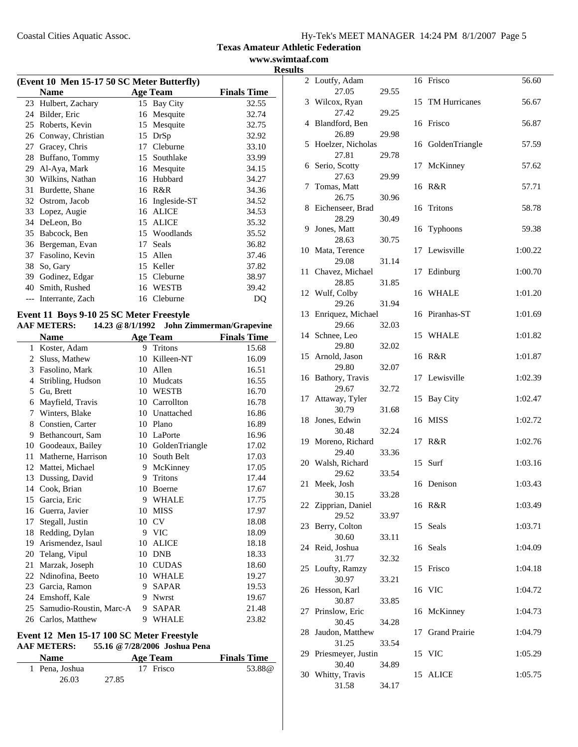**Texas Amateur Athletic Federation**
**www.swimtaaf.com**
**Results**

### (Event 10 Men 15-17 50 SC Meter Butterfly)

| | Name | Age | Team | Finals Time |
|---|---|---|---|---|
| 23 | Hulbert, Zachary | 15 | Bay City | 32.55 |
| 24 | Bilder, Eric | 16 | Mesquite | 32.74 |
| 25 | Roberts, Kevin | 15 | Mesquite | 32.75 |
| 26 | Conway, Christian | 15 | DrSp | 32.92 |
| 27 | Gracey, Chris | 17 | Cleburne | 33.10 |
| 28 | Buffano, Tommy | 15 | Southlake | 33.99 |
| 29 | Al-Aya, Mark | 16 | Mesquite | 34.15 |
| 30 | Wilkins, Nathan | 16 | Hubbard | 34.27 |
| 31 | Burdette, Shane | 16 | R&R | 34.36 |
| 32 | Ostrom, Jacob | 16 | Ingleside-ST | 34.52 |
| 33 | Lopez, Augie | 16 | ALICE | 34.53 |
| 34 | DeLeon, Bo | 15 | ALICE | 35.32 |
| 35 | Babcock, Ben | 15 | Woodlands | 35.52 |
| 36 | Bergeman, Evan | 17 | Seals | 36.82 |
| 37 | Fasolino, Kevin | 15 | Allen | 37.46 |
| 38 | So, Gary | 15 | Keller | 37.82 |
| 39 | Godinez, Edgar | 15 | Cleburne | 38.97 |
| 40 | Smith, Rushed | 16 | WESTB | 39.42 |
| --- | Interrante, Zach | 16 | Cleburne | DQ |

### Event 11 Boys 9-10 25 SC Meter Freestyle

**AAF METERS: 14.23 @ 8/1/1992 John Zimmerman/Grapevine**

| | Name | Age | Team | Finals Time |
|---|---|---|---|---|
| 1 | Koster, Adam | 9 | Tritons | 15.68 |
| 2 | Sluss, Mathew | 10 | Killeen-NT | 16.09 |
| 3 | Fasolino, Mark | 10 | Allen | 16.51 |
| 4 | Stribling, Hudson | 10 | Mudcats | 16.55 |
| 5 | Gu, Brett | 10 | WESTB | 16.70 |
| 6 | Mayfield, Travis | 10 | Carrollton | 16.78 |
| 7 | Winters, Blake | 10 | Unattached | 16.86 |
| 8 | Constien, Carter | 10 | Plano | 16.89 |
| 9 | Bethancourt, Sam | 10 | LaPorte | 16.96 |
| 10 | Goodeaux, Bailey | 10 | GoldenTriangle | 17.02 |
| 11 | Matherne, Harrison | 10 | South Belt | 17.03 |
| 12 | Mattei, Michael | 9 | McKinney | 17.05 |
| 13 | Dussing, David | 9 | Tritons | 17.44 |
| 14 | Cook, Brian | 10 | Boerne | 17.67 |
| 15 | Garcia, Eric | 9 | WHALE | 17.75 |
| 16 | Guerra, Javier | 10 | MISS | 17.97 |
| 17 | Stegall, Justin | 10 | CV | 18.08 |
| 18 | Redding, Dylan | 9 | VIC | 18.09 |
| 19 | Arismendez, Isaul | 10 | ALICE | 18.18 |
| 20 | Telang, Vipul | 10 | DNB | 18.33 |
| 21 | Marzak, Joseph | 10 | CUDAS | 18.60 |
| 22 | Ndinofina, Beeto | 10 | WHALE | 19.27 |
| 23 | Garcia, Ramon | 9 | SAPAR | 19.53 |
| 24 | Emshoff, Kale | 9 | Nwrst | 19.67 |
| 25 | Samudio-Roustin, Marc-A | 9 | SAPAR | 21.48 |
| 26 | Carlos, Matthew | 9 | WHALE | 23.82 |

### Event 12 Men 15-17 100 SC Meter Freestyle

**AAF METERS: 55.16 @ 7/28/2006 Joshua Pena**

| | Name | Age | Team | Finals Time |
|---|---|---|---|---|
| 1 | Pena, Joshua | 17 | Frisco | 53.88@ |
| | 26.03 27.85 | | | |
| 2 | Loutfy, Adam | 16 | Frisco | 56.60 |
| | 27.05 29.55 | | | |
| 3 | Wilcox, Ryan | 15 | TM Hurricanes | 56.67 |
| | 27.42 29.25 | | | |
| 4 | Blandford, Ben | 16 | Frisco | 56.87 |
| | 26.89 29.98 | | | |
| 5 | Hoelzer, Nicholas | 16 | GoldenTriangle | 57.59 |
| | 27.81 29.78 | | | |
| 6 | Serio, Scotty | 17 | McKinney | 57.62 |
| | 27.63 29.99 | | | |
| 7 | Tomas, Matt | 16 | R&R | 57.71 |
| | 26.75 30.96 | | | |
| 8 | Eichenseer, Brad | 16 | Tritons | 58.78 |
| | 28.29 30.49 | | | |
| 9 | Jones, Matt | 16 | Typhoons | 59.38 |
| | 28.63 30.75 | | | |
| 10 | Mata, Terence | 17 | Lewisville | 1:00.22 |
| | 29.08 31.14 | | | |
| 11 | Chavez, Michael | 17 | Edinburg | 1:00.70 |
| | 28.85 31.85 | | | |
| 12 | Wulf, Colby | 16 | WHALE | 1:01.20 |
| | 29.26 31.94 | | | |
| 13 | Enriquez, Michael | 16 | Piranhas-ST | 1:01.69 |
| | 29.66 32.03 | | | |
| 14 | Schnee, Leo | 15 | WHALE | 1:01.82 |
| | 29.80 32.02 | | | |
| 15 | Arnold, Jason | 16 | R&R | 1:01.87 |
| | 29.80 32.07 | | | |
| 16 | Bathory, Travis | 17 | Lewisville | 1:02.39 |
| | 29.67 32.72 | | | |
| 17 | Attaway, Tyler | 15 | Bay City | 1:02.47 |
| | 30.79 31.68 | | | |
| 18 | Jones, Edwin | 16 | MISS | 1:02.72 |
| | 30.48 32.24 | | | |
| 19 | Moreno, Richard | 17 | R&R | 1:02.76 |
| | 29.40 33.36 | | | |
| 20 | Walsh, Richard | 15 | Surf | 1:03.16 |
| | 29.62 33.54 | | | |
| 21 | Meek, Josh | 16 | Denison | 1:03.43 |
| | 30.15 33.28 | | | |
| 22 | Zipprian, Daniel | 16 | R&R | 1:03.49 |
| | 29.52 33.97 | | | |
| 23 | Berry, Colton | 15 | Seals | 1:03.71 |
| | 30.60 33.11 | | | |
| 24 | Reid, Joshua | 16 | Seals | 1:04.09 |
| | 31.77 32.32 | | | |
| 25 | Loufty, Ramzy | 15 | Frisco | 1:04.18 |
| | 30.97 33.21 | | | |
| 26 | Hesson, Karl | 16 | VIC | 1:04.72 |
| | 30.87 33.85 | | | |
| 27 | Prinslow, Eric | 16 | McKinney | 1:04.73 |
| | 30.45 34.28 | | | |
| 28 | Jaudon, Matthew | 17 | Grand Prairie | 1:04.79 |
| | 31.25 33.54 | | | |
| 29 | Priesmeyer, Justin | 15 | VIC | 1:05.29 |
| | 30.40 34.89 | | | |
| 30 | Whitty, Travis | 15 | ALICE | 1:05.75 |
| | 31.58 34.17 | | | |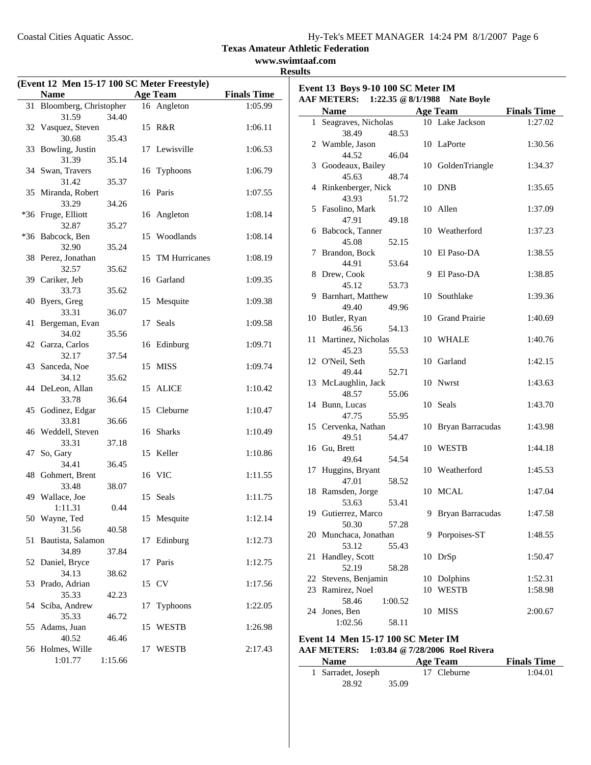Texas Amateur Athletic Federation

www.swimtaaf.com

Results

## (Event 12 Men 15-17 100 SC Meter Freestyle)

| | Name | Age | Team | Finals Time |
|---|---|---|---|---|
| 31 | Bloomberg, Christopher | 16 | Angleton | 1:05.99 |
| | 31.59 34.40 | | | |
| 32 | Vasquez, Steven | 15 | R&R | 1:06.11 |
| | 30.68 35.43 | | | |
| 33 | Bowling, Justin | 17 | Lewisville | 1:06.53 |
| | 31.39 35.14 | | | |
| 34 | Swan, Travers | 16 | Typhoons | 1:06.79 |
| | 31.42 35.37 | | | |
| 35 | Miranda, Robert | 16 | Paris | 1:07.55 |
| | 33.29 34.26 | | | |
| *36 | Fruge, Elliott | 16 | Angleton | 1:08.14 |
| | 32.87 35.27 | | | |
| *36 | Babcock, Ben | 15 | Woodlands | 1:08.14 |
| | 32.90 35.24 | | | |
| 38 | Perez, Jonathan | 15 | TM Hurricanes | 1:08.19 |
| | 32.57 35.62 | | | |
| 39 | Cariker, Jeb | 16 | Garland | 1:09.35 |
| | 33.73 35.62 | | | |
| 40 | Byers, Greg | 15 | Mesquite | 1:09.38 |
| | 33.31 36.07 | | | |
| 41 | Bergeman, Evan | 17 | Seals | 1:09.58 |
| | 34.02 35.56 | | | |
| 42 | Garza, Carlos | 16 | Edinburg | 1:09.71 |
| | 32.17 37.54 | | | |
| 43 | Sanceda, Noe | 15 | MISS | 1:09.74 |
| | 34.12 35.62 | | | |
| 44 | DeLeon, Allan | 15 | ALICE | 1:10.42 |
| | 33.78 36.64 | | | |
| 45 | Godinez, Edgar | 15 | Cleburne | 1:10.47 |
| | 33.81 36.66 | | | |
| 46 | Weddell, Steven | 16 | Sharks | 1:10.49 |
| | 33.31 37.18 | | | |
| 47 | So, Gary | 15 | Keller | 1:10.86 |
| | 34.41 36.45 | | | |
| 48 | Gohmert, Brent | 16 | VIC | 1:11.55 |
| | 33.48 38.07 | | | |
| 49 | Wallace, Joe | 15 | Seals | 1:11.75 |
| | 1:11.31 0.44 | | | |
| 50 | Wayne, Ted | 15 | Mesquite | 1:12.14 |
| | 31.56 40.58 | | | |
| 51 | Bautista, Salamon | 17 | Edinburg | 1:12.73 |
| | 34.89 37.84 | | | |
| 52 | Daniel, Bryce | 17 | Paris | 1:12.75 |
| | 34.13 38.62 | | | |
| 53 | Prado, Adrian | 15 | CV | 1:17.56 |
| | 35.33 42.23 | | | |
| 54 | Sciba, Andrew | 17 | Typhoons | 1:22.05 |
| | 35.33 46.72 | | | |
| 55 | Adams, Juan | 15 | WESTB | 1:26.98 |
| | 40.52 46.46 | | | |
| 56 | Holmes, Wille | 17 | WESTB | 2:17.43 |
| | 1:01.77 1:15.66 | | | |

## Event 13 Boys 9-10 100 SC Meter IM

**AAF METERS: 1:22.35 @ 8/1/1988 Nate Boyle**

| | Name | Age | Team | Finals Time |
|---|---|---|---|---|
| 1 | Seagraves, Nicholas | 10 | Lake Jackson | 1:27.02 |
| | 38.49 48.53 | | | |
| 2 | Wamble, Jason | 10 | LaPorte | 1:30.56 |
| | 44.52 46.04 | | | |
| 3 | Goodeaux, Bailey | 10 | GoldenTriangle | 1:34.37 |
| | 45.63 48.74 | | | |
| 4 | Rinkenberger, Nick | 10 | DNB | 1:35.65 |
| | 43.93 51.72 | | | |
| 5 | Fasolino, Mark | 10 | Allen | 1:37.09 |
| | 47.91 49.18 | | | |
| 6 | Babcock, Tanner | 10 | Weatherford | 1:37.23 |
| | 45.08 52.15 | | | |
| 7 | Brandon, Bock | 10 | El Paso-DA | 1:38.55 |
| | 44.91 53.64 | | | |
| 8 | Drew, Cook | 9 | El Paso-DA | 1:38.85 |
| | 45.12 53.73 | | | |
| 9 | Barnhart, Matthew | 10 | Southlake | 1:39.36 |
| | 49.40 49.96 | | | |
| 10 | Butler, Ryan | 10 | Grand Prairie | 1:40.69 |
| | 46.56 54.13 | | | |
| 11 | Martinez, Nicholas | 10 | WHALE | 1:40.76 |
| | 45.23 55.53 | | | |
| 12 | O'Neil, Seth | 10 | Garland | 1:42.15 |
| | 49.44 52.71 | | | |
| 13 | McLaughlin, Jack | 10 | Nwrst | 1:43.63 |
| | 48.57 55.06 | | | |
| 14 | Bunn, Lucas | 10 | Seals | 1:43.70 |
| | 47.75 55.95 | | | |
| 15 | Cervenka, Nathan | 10 | Bryan Barracudas | 1:43.98 |
| | 49.51 54.47 | | | |
| 16 | Gu, Brett | 10 | WESTB | 1:44.18 |
| | 49.64 54.54 | | | |
| 17 | Huggins, Bryant | 10 | Weatherford | 1:45.53 |
| | 47.01 58.52 | | | |
| 18 | Ramsden, Jorge | 10 | MCAL | 1:47.04 |
| | 53.63 53.41 | | | |
| 19 | Gutierrez, Marco | 9 | Bryan Barracudas | 1:47.58 |
| | 50.30 57.28 | | | |
| 20 | Munchaca, Jonathan | 9 | Porpoises-ST | 1:48.55 |
| | 53.12 55.43 | | | |
| 21 | Handley, Scott | 10 | DrSp | 1:50.47 |
| | 52.19 58.28 | | | |
| 22 | Stevens, Benjamin | 10 | Dolphins | 1:52.31 |
| 23 | Ramirez, Noel | 10 | WESTB | 1:58.98 |
| | 58.46 1:00.52 | | | |
| 24 | Jones, Ben | 10 | MISS | 2:00.67 |
| | 1:02.56 58.11 | | | |

## Event 14 Men 15-17 100 SC Meter IM

**AAF METERS: 1:03.84 @ 7/28/2006 Roel Rivera**

| | Name | Age | Team | Finals Time |
|---|---|---|---|---|
| 1 | Sarradet, Joseph | 17 | Cleburne | 1:04.01 |
| | 28.92 35.09 | | | |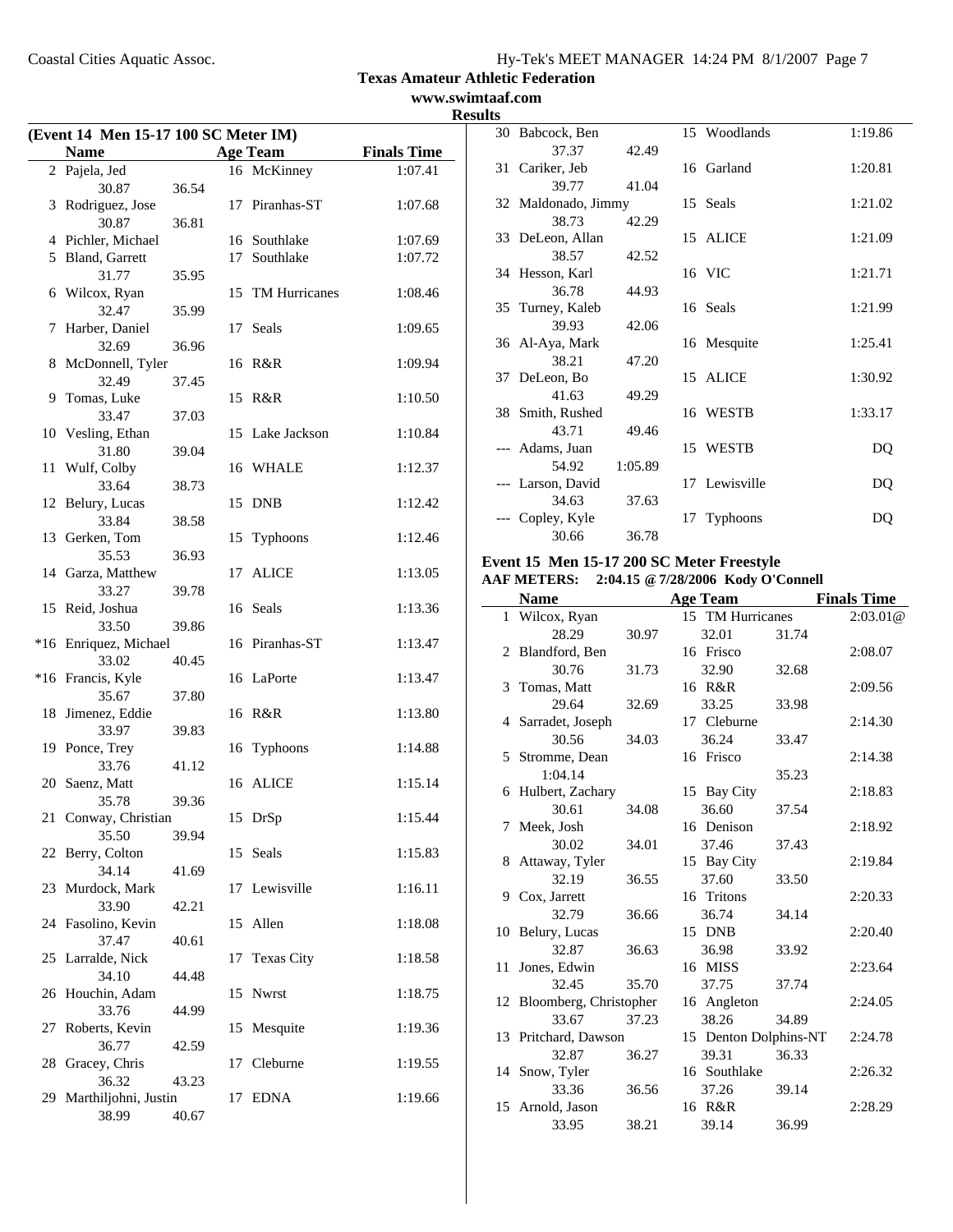Coastal Cities Aquatic Assoc.

**Texas Amateur Athletic Federation**

**www.swimtaaf.com**

**Results**

## (Event 14 Men 15-17 100 SC Meter IM)

| | Name | Age | Team | Finals Time |
|---|---|---|---|---|
| 2 | Pajela, Jed | 16 | McKinney | 1:07.41 |
| | 30.87 36.54 | | | |
| 3 | Rodriguez, Jose | 17 | Piranhas-ST | 1:07.68 |
| | 30.87 36.81 | | | |
| 4 | Pichler, Michael | 16 | Southlake | 1:07.69 |
| 5 | Bland, Garrett | 17 | Southlake | 1:07.72 |
| | 31.77 35.95 | | | |
| 6 | Wilcox, Ryan | 15 | TM Hurricanes | 1:08.46 |
| | 32.47 35.99 | | | |
| 7 | Harber, Daniel | 17 | Seals | 1:09.65 |
| | 32.69 36.96 | | | |
| 8 | McDonnell, Tyler | 16 | R&R | 1:09.94 |
| | 32.49 37.45 | | | |
| 9 | Tomas, Luke | 15 | R&R | 1:10.50 |
| | 33.47 37.03 | | | |
| 10 | Vesling, Ethan | 15 | Lake Jackson | 1:10.84 |
| | 31.80 39.04 | | | |
| 11 | Wulf, Colby | 16 | WHALE | 1:12.37 |
| | 33.64 38.73 | | | |
| 12 | Belury, Lucas | 15 | DNB | 1:12.42 |
| | 33.84 38.58 | | | |
| 13 | Gerken, Tom | 15 | Typhoons | 1:12.46 |
| | 35.53 36.93 | | | |
| 14 | Garza, Matthew | 17 | ALICE | 1:13.05 |
| | 33.27 39.78 | | | |
| 15 | Reid, Joshua | 16 | Seals | 1:13.36 |
| | 33.50 39.86 | | | |
| *16 | Enriquez, Michael | 16 | Piranhas-ST | 1:13.47 |
| | 33.02 40.45 | | | |
| *16 | Francis, Kyle | 16 | LaPorte | 1:13.47 |
| | 35.67 37.80 | | | |
| 18 | Jimenez, Eddie | 16 | R&R | 1:13.80 |
| | 33.97 39.83 | | | |
| 19 | Ponce, Trey | 16 | Typhoons | 1:14.88 |
| | 33.76 41.12 | | | |
| 20 | Saenz, Matt | 16 | ALICE | 1:15.14 |
| | 35.78 39.36 | | | |
| 21 | Conway, Christian | 15 | DrSp | 1:15.44 |
| | 35.50 39.94 | | | |
| 22 | Berry, Colton | 15 | Seals | 1:15.83 |
| | 34.14 41.69 | | | |
| 23 | Murdock, Mark | 17 | Lewisville | 1:16.11 |
| | 33.90 42.21 | | | |
| 24 | Fasolino, Kevin | 15 | Allen | 1:18.08 |
| | 37.47 40.61 | | | |
| 25 | Larralde, Nick | 17 | Texas City | 1:18.58 |
| | 34.10 44.48 | | | |
| 26 | Houchin, Adam | 15 | Nwrst | 1:18.75 |
| | 33.76 44.99 | | | |
| 27 | Roberts, Kevin | 15 | Mesquite | 1:19.36 |
| | 36.77 42.59 | | | |
| 28 | Gracey, Chris | 17 | Cleburne | 1:19.55 |
| | 36.32 43.23 | | | |
| 29 | Marthiljohni, Justin | 17 | EDNA | 1:19.66 |
| | 38.99 40.67 | | | |
| 30 | Babcock, Ben | 15 | Woodlands | 1:19.86 |
| | 37.37 42.49 | | | |
| 31 | Cariker, Jeb | 16 | Garland | 1:20.81 |
| | 39.77 41.04 | | | |
| 32 | Maldonado, Jimmy | 15 | Seals | 1:21.02 |
| | 38.73 42.29 | | | |
| 33 | DeLeon, Allan | 15 | ALICE | 1:21.09 |
| | 38.57 42.52 | | | |
| 34 | Hesson, Karl | 16 | VIC | 1:21.71 |
| | 36.78 44.93 | | | |
| 35 | Turney, Kaleb | 16 | Seals | 1:21.99 |
| | 39.93 42.06 | | | |
| 36 | Al-Aya, Mark | 16 | Mesquite | 1:25.41 |
| | 38.21 47.20 | | | |
| 37 | DeLeon, Bo | 15 | ALICE | 1:30.92 |
| | 41.63 49.29 | | | |
| 38 | Smith, Rushed | 16 | WESTB | 1:33.17 |
| | 43.71 49.46 | | | |
| --- | Adams, Juan | 15 | WESTB | DQ |
| | 54.92 1:05.89 | | | |
| --- | Larson, David | 17 | Lewisville | DQ |
| | 34.63 37.63 | | | |
| --- | Copley, Kyle | 17 | Typhoons | DQ |
| | 30.66 36.78 | | | |

## Event 15 Men 15-17 200 SC Meter Freestyle

**AAF METERS: 2:04.15 @ 7/28/2006 Kody O'Connell**

| | Name | Age | Team | Finals Time |
|---|---|---|---|---|
| 1 | Wilcox, Ryan | 15 | TM Hurricanes | 2:03.01@ |
| | 28.29 30.97 32.01 31.74 | | | |
| 2 | Blandford, Ben | 16 | Frisco | 2:08.07 |
| | 30.76 31.73 32.90 32.68 | | | |
| 3 | Tomas, Matt | 16 | R&R | 2:09.56 |
| | 29.64 32.69 33.25 33.98 | | | |
| 4 | Sarradet, Joseph | 17 | Cleburne | 2:14.30 |
| | 30.56 34.03 36.24 33.47 | | | |
| 5 | Stromme, Dean | 16 | Frisco | 2:14.38 |
| | 1:04.14 35.23 | | | |
| 6 | Hulbert, Zachary | 15 | Bay City | 2:18.83 |
| | 30.61 34.08 36.60 37.54 | | | |
| 7 | Meek, Josh | 16 | Denison | 2:18.92 |
| | 30.02 34.01 37.46 37.43 | | | |
| 8 | Attaway, Tyler | 15 | Bay City | 2:19.84 |
| | 32.19 36.55 37.60 33.50 | | | |
| 9 | Cox, Jarrett | 16 | Tritons | 2:20.33 |
| | 32.79 36.66 36.74 34.14 | | | |
| 10 | Belury, Lucas | 15 | DNB | 2:20.40 |
| | 32.87 36.63 36.98 33.92 | | | |
| 11 | Jones, Edwin | 16 | MISS | 2:23.64 |
| | 32.45 35.70 37.75 37.74 | | | |
| 12 | Bloomberg, Christopher | 16 | Angleton | 2:24.05 |
| | 33.67 37.23 38.26 34.89 | | | |
| 13 | Pritchard, Dawson | 15 | Denton Dolphins-NT | 2:24.78 |
| | 32.87 36.27 39.31 36.33 | | | |
| 14 | Snow, Tyler | 16 | Southlake | 2:26.32 |
| | 33.36 36.56 37.26 39.14 | | | |
| 15 | Arnold, Jason | 16 | R&R | 2:28.29 |
| | 33.95 38.21 39.14 36.99 | | | |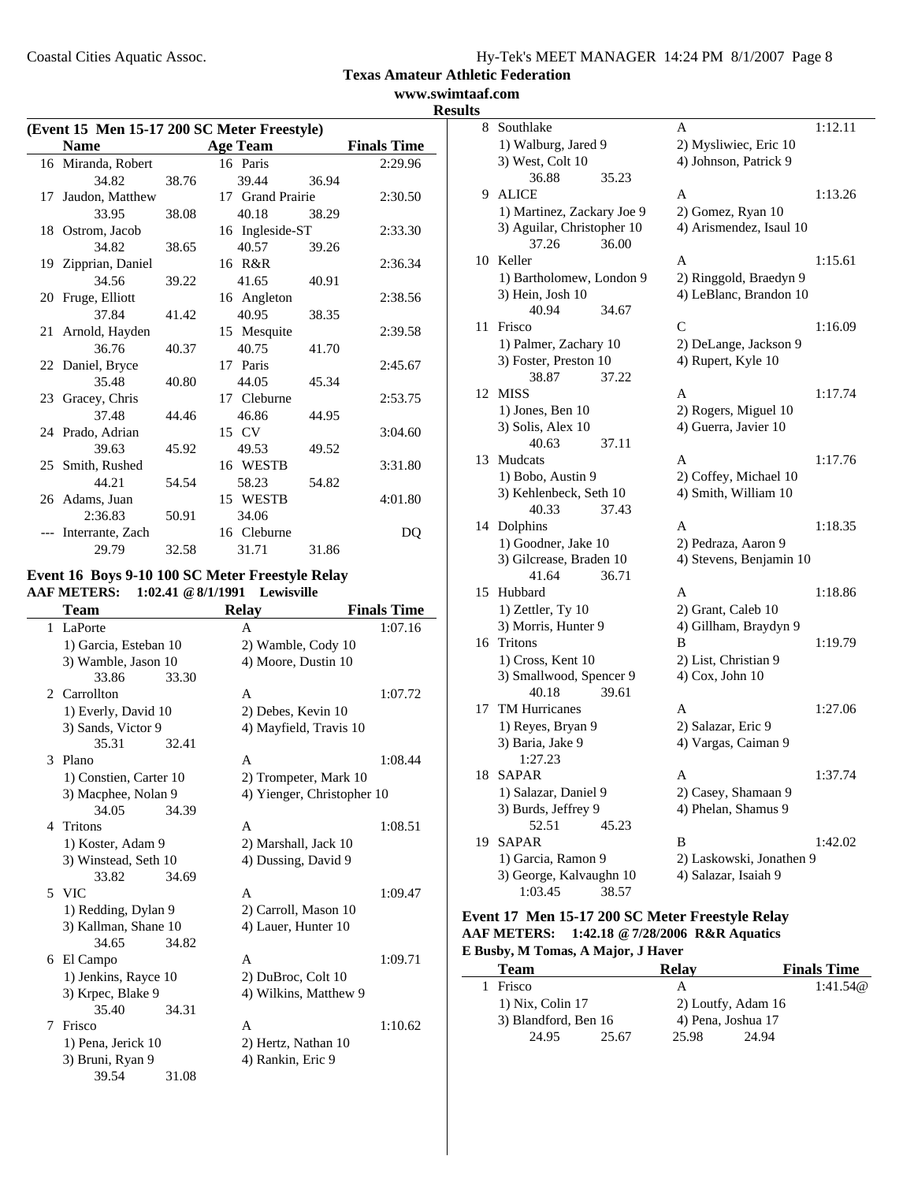(Event 15 Men 15-17 200 SC Meter Freestyle)

| | Name | Age | Team | Finals Time |
|---|---|---|---|---|
| 16 | Miranda, Robert | 16 | Paris | 2:29.96 |
| | 34.82 / 38.76 / 39.44 / 36.94 | | | |
| 17 | Jaudon, Matthew | 17 | Grand Prairie | 2:30.50 |
| | 33.95 / 38.08 / 40.18 / 38.29 | | | |
| 18 | Ostrom, Jacob | 16 | Ingleside-ST | 2:33.30 |
| | 34.82 / 38.65 / 40.57 / 39.26 | | | |
| 19 | Zipprian, Daniel | 16 | R&R | 2:36.34 |
| | 34.56 / 39.22 / 41.65 / 40.91 | | | |
| 20 | Fruge, Elliott | 16 | Angleton | 2:38.56 |
| | 37.84 / 41.42 / 40.95 / 38.35 | | | |
| 21 | Arnold, Hayden | 15 | Mesquite | 2:39.58 |
| | 36.76 / 40.37 / 40.75 / 41.70 | | | |
| 22 | Daniel, Bryce | 17 | Paris | 2:45.67 |
| | 35.48 / 40.80 / 44.05 / 45.34 | | | |
| 23 | Gracey, Chris | 17 | Cleburne | 2:53.75 |
| | 37.48 / 44.46 / 46.86 / 44.95 | | | |
| 24 | Prado, Adrian | 15 | CV | 3:04.60 |
| | 39.63 / 45.92 / 49.53 / 49.52 | | | |
| 25 | Smith, Rushed | 16 | WESTB | 3:31.80 |
| | 44.21 / 54.54 / 58.23 / 54.82 | | | |
| 26 | Adams, Juan | 15 | WESTB | 4:01.80 |
| | 2:36.83 / 50.91 / 34.06 | | | |
| --- | Interrante, Zach | 16 | Cleburne | DQ |
| | 29.79 / 32.58 / 31.71 / 31.86 | | | |

### Event 16 Boys 9-10 100 SC Meter Freestyle Relay

**AAF METERS: 1:02.41 @ 8/1/1991 Lewisville**

| | Team | Relay | Finals Time |
|---|---|---|---|
| 1 | LaPorte | A | 1:07.16 |
| | 1) Garcia, Esteban 10; 2) Wamble, Cody 10; 3) Wamble, Jason 10; 4) Moore, Dustin 10 | | |
| | 33.86 / 33.30 | | |
| 2 | Carrollton | A | 1:07.72 |
| | 1) Everly, David 10; 2) Debes, Kevin 10; 3) Sands, Victor 9; 4) Mayfield, Travis 10 | | |
| | 35.31 / 32.41 | | |
| 3 | Plano | A | 1:08.44 |
| | 1) Constien, Carter 10; 2) Trompeter, Mark 10; 3) Macphee, Nolan 9; 4) Yienger, Christopher 10 | | |
| | 34.05 / 34.39 | | |
| 4 | Tritons | A | 1:08.51 |
| | 1) Koster, Adam 9; 2) Marshall, Jack 10; 3) Winstead, Seth 10; 4) Dussing, David 9 | | |
| | 33.82 / 34.69 | | |
| 5 | VIC | A | 1:09.47 |
| | 1) Redding, Dylan 9; 2) Carroll, Mason 10; 3) Kallman, Shane 10; 4) Lauer, Hunter 10 | | |
| | 34.65 / 34.82 | | |
| 6 | El Campo | A | 1:09.71 |
| | 1) Jenkins, Rayce 10; 2) DuBroc, Colt 10; 3) Krpec, Blake 9; 4) Wilkins, Matthew 9 | | |
| | 35.40 / 34.31 | | |
| 7 | Frisco | A | 1:10.62 |
| | 1) Pena, Jerick 10; 2) Hertz, Nathan 10; 3) Bruni, Ryan 9; 4) Rankin, Eric 9 | | |
| | 39.54 / 31.08 | | |
| 8 | Southlake | A | 1:12.11 |
| | 1) Walburg, Jared 9; 2) Mysliwiec, Eric 10; 3) West, Colt 10; 4) Johnson, Patrick 9 | | |
| | 36.88 / 35.23 | | |
| 9 | ALICE | A | 1:13.26 |
| | 1) Martinez, Zackary Joe 9; 2) Gomez, Ryan 10; 3) Aguilar, Christopher 10; 4) Arismendez, Isaul 10 | | |
| | 37.26 / 36.00 | | |
| 10 | Keller | A | 1:15.61 |
| | 1) Bartholomew, London 9; 2) Ringgold, Braedyn 9; 3) Hein, Josh 10; 4) LeBlanc, Brandon 10 | | |
| | 40.94 / 34.67 | | |
| 11 | Frisco | C | 1:16.09 |
| | 1) Palmer, Zachary 10; 2) DeLange, Jackson 9; 3) Foster, Preston 10; 4) Rupert, Kyle 10 | | |
| | 38.87 / 37.22 | | |
| 12 | MISS | A | 1:17.74 |
| | 1) Jones, Ben 10; 2) Rogers, Miguel 10; 3) Solis, Alex 10; 4) Guerra, Javier 10 | | |
| | 40.63 / 37.11 | | |
| 13 | Mudcats | A | 1:17.76 |
| | 1) Bobo, Austin 9; 2) Coffey, Michael 10; 3) Kehlenbeck, Seth 10; 4) Smith, William 10 | | |
| | 40.33 / 37.43 | | |
| 14 | Dolphins | A | 1:18.35 |
| | 1) Goodner, Jake 10; 2) Pedraza, Aaron 9; 3) Gilcrease, Braden 10; 4) Stevens, Benjamin 10 | | |
| | 41.64 / 36.71 | | |
| 15 | Hubbard | A | 1:18.86 |
| | 1) Zettler, Ty 10; 2) Grant, Caleb 10; 3) Morris, Hunter 9; 4) Gillham, Braydyn 9 | | |
| 16 | Tritons | B | 1:19.79 |
| | 1) Cross, Kent 10; 2) List, Christian 9; 3) Smallwood, Spencer 9; 4) Cox, John 10 | | |
| | 40.18 / 39.61 | | |
| 17 | TM Hurricanes | A | 1:27.06 |
| | 1) Reyes, Bryan 9; 2) Salazar, Eric 9; 3) Baria, Jake 9; 4) Vargas, Caiman 9 | | |
| | 1:27.23 | | |
| 18 | SAPAR | A | 1:37.74 |
| | 1) Salazar, Daniel 9; 2) Casey, Shamaan 9; 3) Burds, Jeffrey 9; 4) Phelan, Shamus 9 | | |
| | 52.51 / 45.23 | | |
| 19 | SAPAR | B | 1:42.02 |
| | 1) Garcia, Ramon 9; 2) Laskowski, Jonathen 9; 3) George, Kalvaughn 10; 4) Salazar, Isaiah 9 | | |
| | 1:03.45 / 38.57 | | |

### Event 17 Men 15-17 200 SC Meter Freestyle Relay

**AAF METERS: 1:42.18 @ 7/28/2006 R&R Aquatics**
**E Busby, M Tomas, A Major, J Haver**

| | Team | Relay | Finals Time |
|---|---|---|---|
| 1 | Frisco | A | 1:41.54@ |
| | 1) Nix, Colin 17; 2) Loutfy, Adam 16; 3) Blandford, Ben 16; 4) Pena, Joshua 17 | | |
| | 24.95 / 25.67 / 25.98 / 24.94 | | |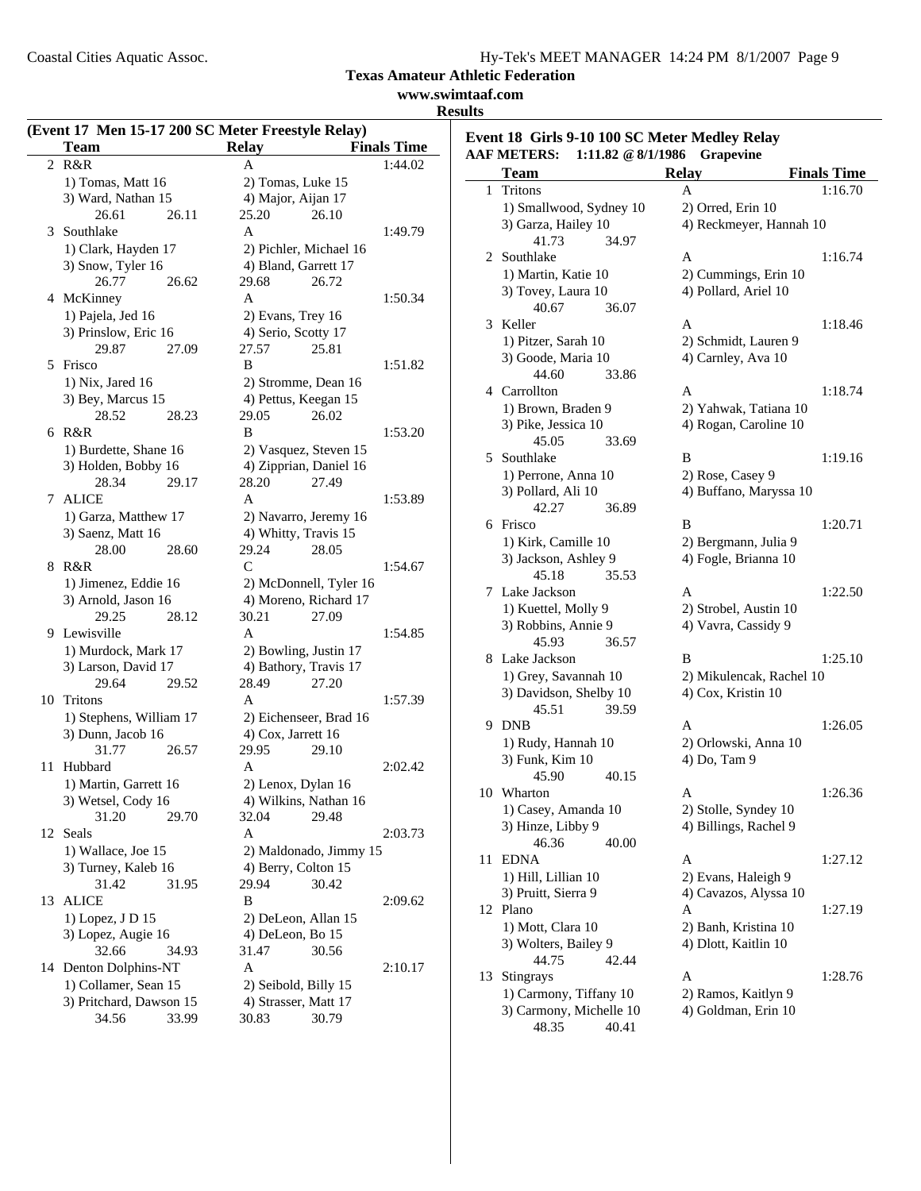## Texas Amateur Athletic Federation

**www.swimtaaf.com**

**Results**

### (Event 17 Men 15-17 200 SC Meter Freestyle Relay)

| | Team | Relay | Finals Time |
|---|---|---|---|
| 2 | R&R | A | 1:44.02 |
| | 1) Tomas, Matt 16 | 2) Tomas, Luke 15 | |
| | 3) Ward, Nathan 15 | 4) Major, Aijan 17 | |
| | 26.61 26.11 | 25.20 26.10 | |
| 3 | Southlake | A | 1:49.79 |
| | 1) Clark, Hayden 17 | 2) Pichler, Michael 16 | |
| | 3) Snow, Tyler 16 | 4) Bland, Garrett 17 | |
| | 26.77 26.62 | 29.68 26.72 | |
| 4 | McKinney | A | 1:50.34 |
| | 1) Pajela, Jed 16 | 2) Evans, Trey 16 | |
| | 3) Prinslow, Eric 16 | 4) Serio, Scotty 17 | |
| | 29.87 27.09 | 27.57 25.81 | |
| 5 | Frisco | B | 1:51.82 |
| | 1) Nix, Jared 16 | 2) Stromme, Dean 16 | |
| | 3) Bey, Marcus 15 | 4) Pettus, Keegan 15 | |
| | 28.52 28.23 | 29.05 26.02 | |
| 6 | R&R | B | 1:53.20 |
| | 1) Burdette, Shane 16 | 2) Vasquez, Steven 15 | |
| | 3) Holden, Bobby 16 | 4) Zipprian, Daniel 16 | |
| | 28.34 29.17 | 28.20 27.49 | |
| 7 | ALICE | A | 1:53.89 |
| | 1) Garza, Matthew 17 | 2) Navarro, Jeremy 16 | |
| | 3) Saenz, Matt 16 | 4) Whitty, Travis 15 | |
| | 28.00 28.60 | 29.24 28.05 | |
| 8 | R&R | C | 1:54.67 |
| | 1) Jimenez, Eddie 16 | 2) McDonnell, Tyler 16 | |
| | 3) Arnold, Jason 16 | 4) Moreno, Richard 17 | |
| | 29.25 28.12 | 30.21 27.09 | |
| 9 | Lewisville | A | 1:54.85 |
| | 1) Murdock, Mark 17 | 2) Bowling, Justin 17 | |
| | 3) Larson, David 17 | 4) Bathory, Travis 17 | |
| | 29.64 29.52 | 28.49 27.20 | |
| 10 | Tritons | A | 1:57.39 |
| | 1) Stephens, William 17 | 2) Eichenseer, Brad 16 | |
| | 3) Dunn, Jacob 16 | 4) Cox, Jarrett 16 | |
| | 31.77 26.57 | 29.95 29.10 | |
| 11 | Hubbard | A | 2:02.42 |
| | 1) Martin, Garrett 16 | 2) Lenox, Dylan 16 | |
| | 3) Wetsel, Cody 16 | 4) Wilkins, Nathan 16 | |
| | 31.20 29.70 | 32.04 29.48 | |
| 12 | Seals | A | 2:03.73 |
| | 1) Wallace, Joe 15 | 2) Maldonado, Jimmy 15 | |
| | 3) Turney, Kaleb 16 | 4) Berry, Colton 15 | |
| | 31.42 31.95 | 29.94 30.42 | |
| 13 | ALICE | B | 2:09.62 |
| | 1) Lopez, J D 15 | 2) DeLeon, Allan 15 | |
| | 3) Lopez, Augie 16 | 4) DeLeon, Bo 15 | |
| | 32.66 34.93 | 31.47 30.56 | |
| 14 | Denton Dolphins-NT | A | 2:10.17 |
| | 1) Collamer, Sean 15 | 2) Seibold, Billy 15 | |
| | 3) Pritchard, Dawson 15 | 4) Strasser, Matt 17 | |
| | 34.56 33.99 | 30.83 30.79 | |

### Event 18 Girls 9-10 100 SC Meter Medley Relay

**AAF METERS: 1:11.82 @ 8/1/1986 Grapevine**

| | Team | Relay | Finals Time |
|---|---|---|---|
| 1 | Tritons | A | 1:16.70 |
| | 1) Smallwood, Sydney 10 | 2) Orred, Erin 10 | |
| | 3) Garza, Hailey 10 | 4) Reckmeyer, Hannah 10 | |
| | 41.73 34.97 | | |
| 2 | Southlake | A | 1:16.74 |
| | 1) Martin, Katie 10 | 2) Cummings, Erin 10 | |
| | 3) Tovey, Laura 10 | 4) Pollard, Ariel 10 | |
| | 40.67 36.07 | | |
| 3 | Keller | A | 1:18.46 |
| | 1) Pitzer, Sarah 10 | 2) Schmidt, Lauren 9 | |
| | 3) Goode, Maria 10 | 4) Carnley, Ava 10 | |
| | 44.60 33.86 | | |
| 4 | Carrollton | A | 1:18.74 |
| | 1) Brown, Braden 9 | 2) Yahwak, Tatiana 10 | |
| | 3) Pike, Jessica 10 | 4) Rogan, Caroline 10 | |
| | 45.05 33.69 | | |
| 5 | Southlake | B | 1:19.16 |
| | 1) Perrone, Anna 10 | 2) Rose, Casey 9 | |
| | 3) Pollard, Ali 10 | 4) Buffano, Maryssa 10 | |
| | 42.27 36.89 | | |
| 6 | Frisco | B | 1:20.71 |
| | 1) Kirk, Camille 10 | 2) Bergmann, Julia 9 | |
| | 3) Jackson, Ashley 9 | 4) Fogle, Brianna 10 | |
| | 45.18 35.53 | | |
| 7 | Lake Jackson | A | 1:22.50 |
| | 1) Kuettel, Molly 9 | 2) Strobel, Austin 10 | |
| | 3) Robbins, Annie 9 | 4) Vavra, Cassidy 9 | |
| | 45.93 36.57 | | |
| 8 | Lake Jackson | B | 1:25.10 |
| | 1) Grey, Savannah 10 | 2) Mikulencak, Rachel 10 | |
| | 3) Davidson, Shelby 10 | 4) Cox, Kristin 10 | |
| | 45.51 39.59 | | |
| 9 | DNB | A | 1:26.05 |
| | 1) Rudy, Hannah 10 | 2) Orlowski, Anna 10 | |
| | 3) Funk, Kim 10 | 4) Do, Tam 9 | |
| | 45.90 40.15 | | |
| 10 | Wharton | A | 1:26.36 |
| | 1) Casey, Amanda 10 | 2) Stolle, Syndey 10 | |
| | 3) Hinze, Libby 9 | 4) Billings, Rachel 9 | |
| | 46.36 40.00 | | |
| 11 | EDNA | A | 1:27.12 |
| | 1) Hill, Lillian 10 | 2) Evans, Haleigh 9 | |
| | 3) Pruitt, Sierra 9 | 4) Cavazos, Alyssa 10 | |
| 12 | Plano | A | 1:27.19 |
| | 1) Mott, Clara 10 | 2) Banh, Kristina 10 | |
| | 3) Wolters, Bailey 9 | 4) Dlott, Kaitlin 10 | |
| | 44.75 42.44 | | |
| 13 | Stingrays | A | 1:28.76 |
| | 1) Carmony, Tiffany 10 | 2) Ramos, Kaitlyn 9 | |
| | 3) Carmony, Michelle 10 | 4) Goldman, Erin 10 | |
| | 48.35 40.41 | | |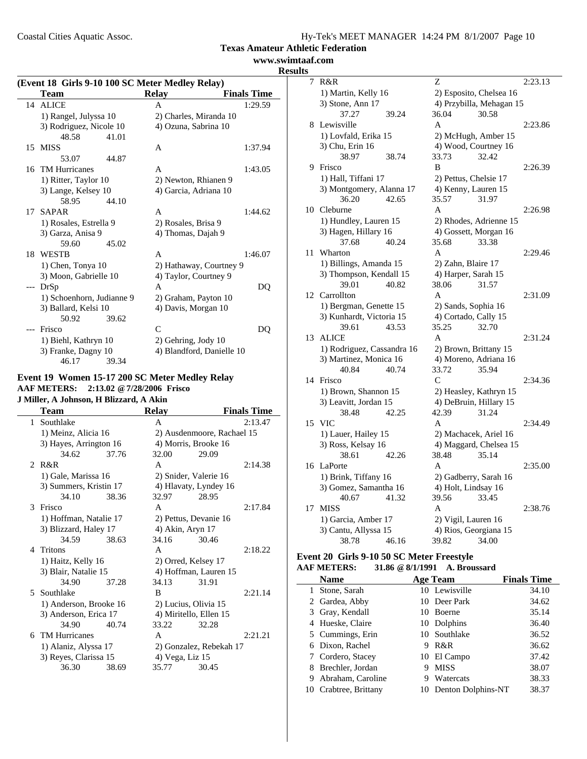**Texas Amateur Athletic Federation**

**www.swimtaaf.com**

**Results**

### (Event 18 Girls 9-10 100 SC Meter Medley Relay)

| | Team | Relay | Finals Time |
|---|---|---|---|
| 14 | ALICE | A | 1:29.59 |
| | 1) Rangel, Julyssa 10 | 2) Charles, Miranda 10 | |
| | 3) Rodriguez, Nicole 10 | 4) Ozuna, Sabrina 10 | |
| | 48.58 41.01 | | |
| 15 | MISS | A | 1:37.94 |
| | 53.07 44.87 | | |
| 16 | TM Hurricanes | A | 1:43.05 |
| | 1) Ritter, Taylor 10 | 2) Newton, Rhianen 9 | |
| | 3) Lange, Kelsey 10 | 4) Garcia, Adriana 10 | |
| | 58.95 44.10 | | |
| 17 | SAPAR | A | 1:44.62 |
| | 1) Rosales, Estrella 9 | 2) Rosales, Brisa 9 | |
| | 3) Garza, Anisa 9 | 4) Thomas, Dajah 9 | |
| | 59.60 45.02 | | |
| 18 | WESTB | A | 1:46.07 |
| | 1) Chen, Tonya 10 | 2) Hathaway, Courtney 9 | |
| | 3) Moon, Gabrielle 10 | 4) Taylor, Courtney 9 | |
| --- | DrSp | A | DQ |
| | 1) Schoenhorn, Judianne 9 | 2) Graham, Payton 10 | |
| | 3) Ballard, Kelsi 10 | 4) Davis, Morgan 10 | |
| | 50.92 39.62 | | |
| --- | Frisco | C | DQ |
| | 1) Biehl, Kathryn 10 | 2) Gehring, Jody 10 | |
| | 3) Franke, Dagny 10 | 4) Blandford, Danielle 10 | |
| | 46.17 39.34 | | |

### Event 19 Women 15-17 200 SC Meter Medley Relay

**AAF METERS: 2:13.02 @ 7/28/2006 Frisco**
**J Miller, A Johnson, H Blizzard, A Akin**

| | Team | Relay | Finals Time |
|---|---|---|---|
| 1 | Southlake | A | 2:13.47 |
| | 1) Meinz, Alicia 16 | 2) Ausdenmoore, Rachael 15 | |
| | 3) Hayes, Arrington 16 | 4) Morris, Brooke 16 | |
| | 34.62 37.76 | 32.00 29.09 | |
| 2 | R&R | A | 2:14.38 |
| | 1) Gale, Marissa 16 | 2) Snider, Valerie 16 | |
| | 3) Summers, Kristin 17 | 4) Hlavaty, Lyndey 16 | |
| | 34.10 38.36 | 32.97 28.95 | |
| 3 | Frisco | A | 2:17.84 |
| | 1) Hoffman, Natalie 17 | 2) Pettus, Devanie 16 | |
| | 3) Blizzard, Haley 17 | 4) Akin, Aryn 17 | |
| | 34.59 38.63 | 34.16 30.46 | |
| 4 | Tritons | A | 2:18.22 |
| | 1) Haitz, Kelly 16 | 2) Orred, Kelsey 17 | |
| | 3) Blair, Natalie 15 | 4) Hoffman, Lauren 15 | |
| | 34.90 37.28 | 34.13 31.91 | |
| 5 | Southlake | B | 2:21.14 |
| | 1) Anderson, Brooke 16 | 2) Lucius, Olivia 15 | |
| | 3) Anderson, Erica 17 | 4) Miritello, Ellen 15 | |
| | 34.90 40.74 | 33.22 32.28 | |
| 6 | TM Hurricanes | A | 2:21.21 |
| | 1) Alaniz, Alyssa 17 | 2) Gonzalez, Rebekah 17 | |
| | 3) Reyes, Clarissa 15 | 4) Vega, Liz 15 | |
| | 36.30 38.69 | 35.77 30.45 | |
| 7 | R&R | Z | 2:23.13 |
| | 1) Martin, Kelly 16 | 2) Esposito, Chelsea 16 | |
| | 3) Stone, Ann 17 | 4) Przybilla, Mehagan 15 | |
| | 37.27 39.24 | 36.04 30.58 | |
| 8 | Lewisville | A | 2:23.86 |
| | 1) Lovfald, Erika 15 | 2) McHugh, Amber 15 | |
| | 3) Chu, Erin 16 | 4) Wood, Courtney 16 | |
| | 38.97 38.74 | 33.73 32.42 | |
| 9 | Frisco | B | 2:26.39 |
| | 1) Hall, Tiffani 17 | 2) Pettus, Chelsie 17 | |
| | 3) Montgomery, Alanna 17 | 4) Kenny, Lauren 15 | |
| | 36.20 42.65 | 35.57 31.97 | |
| 10 | Cleburne | A | 2:26.98 |
| | 1) Hundley, Lauren 15 | 2) Rhodes, Adrienne 15 | |
| | 3) Hagen, Hillary 16 | 4) Gossett, Morgan 16 | |
| | 37.68 40.24 | 35.68 33.38 | |
| 11 | Wharton | A | 2:29.46 |
| | 1) Billings, Amanda 15 | 2) Zahn, Blaire 17 | |
| | 3) Thompson, Kendall 15 | 4) Harper, Sarah 15 | |
| | 39.01 40.82 | 38.06 31.57 | |
| 12 | Carrollton | A | 2:31.09 |
| | 1) Bergman, Genette 15 | 2) Sands, Sophia 16 | |
| | 3) Kunhardt, Victoria 15 | 4) Cortado, Cally 15 | |
| | 39.61 43.53 | 35.25 32.70 | |
| 13 | ALICE | A | 2:31.24 |
| | 1) Rodriguez, Cassandra 16 | 2) Brown, Brittany 15 | |
| | 3) Martinez, Monica 16 | 4) Moreno, Adriana 16 | |
| | 40.84 40.74 | 33.72 35.94 | |
| 14 | Frisco | C | 2:34.36 |
| | 1) Brown, Shannon 15 | 2) Heasley, Kathryn 15 | |
| | 3) Leavitt, Jordan 15 | 4) DeBruin, Hillary 15 | |
| | 38.48 42.25 | 42.39 31.24 | |
| 15 | VIC | A | 2:34.49 |
| | 1) Lauer, Hailey 15 | 2) Machacek, Ariel 16 | |
| | 3) Ross, Kelsay 16 | 4) Maggard, Chelsea 15 | |
| | 38.61 42.26 | 38.48 35.14 | |
| 16 | LaPorte | A | 2:35.00 |
| | 1) Brink, Tiffany 16 | 2) Gadberry, Sarah 16 | |
| | 3) Gomez, Samantha 16 | 4) Holt, Lindsay 16 | |
| | 40.67 41.32 | 39.56 33.45 | |
| 17 | MISS | A | 2:38.76 |
| | 1) Garcia, Amber 17 | 2) Vigil, Lauren 16 | |
| | 3) Cantu, Allyssa 15 | 4) Rios, Georgiana 15 | |
| | 38.78 46.16 | 39.82 34.00 | |

### Event 20 Girls 9-10 50 SC Meter Freestyle

**AAF METERS: 31.86 @ 8/1/1991 A. Broussard**

| | Name | Age | Team | Finals Time |
|---|---|---|---|---|
| 1 | Stone, Sarah | 10 | Lewisville | 34.10 |
| 2 | Gardea, Abby | 10 | Deer Park | 34.62 |
| 3 | Gray, Kendall | 10 | Boerne | 35.14 |
| 4 | Hueske, Claire | 10 | Dolphins | 36.40 |
| 5 | Cummings, Erin | 10 | Southlake | 36.52 |
| 6 | Dixon, Rachel | 9 | R&R | 36.62 |
| 7 | Cordero, Stacey | 10 | El Campo | 37.42 |
| 8 | Brechler, Jordan | 9 | MISS | 38.07 |
| 9 | Abraham, Caroline | 9 | Watercats | 38.33 |
| 10 | Crabtree, Brittany | 10 | Denton Dolphins-NT | 38.37 |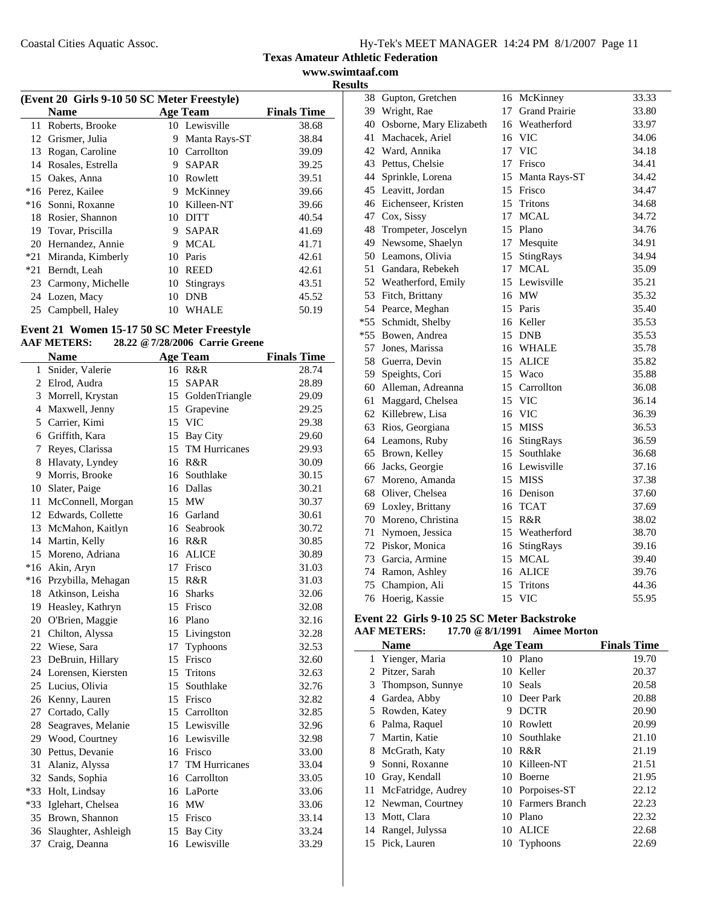**Texas Amateur Athletic Federation**
**www.swimtaaf.com**
**Results**

### (Event 20 Girls 9-10 50 SC Meter Freestyle)

| | Name | Age | Team | Finals Time |
|---|---|---|---|---|
| 11 | Roberts, Brooke | 10 | Lewisville | 38.68 |
| 12 | Grismer, Julia | 9 | Manta Rays-ST | 38.84 |
| 13 | Rogan, Caroline | 10 | Carrollton | 39.09 |
| 14 | Rosales, Estrella | 9 | SAPAR | 39.25 |
| 15 | Oakes, Anna | 10 | Rowlett | 39.51 |
| *16 | Perez, Kailee | 9 | McKinney | 39.66 |
| *16 | Sonni, Roxanne | 10 | Killeen-NT | 39.66 |
| 18 | Rosier, Shannon | 10 | DITT | 40.54 |
| 19 | Tovar, Priscilla | 9 | SAPAR | 41.69 |
| 20 | Hernandez, Annie | 9 | MCAL | 41.71 |
| *21 | Miranda, Kimberly | 10 | Paris | 42.61 |
| *21 | Berndt, Leah | 10 | REED | 42.61 |
| 23 | Carmony, Michelle | 10 | Stingrays | 43.51 |
| 24 | Lozen, Macy | 10 | DNB | 45.52 |
| 25 | Campbell, Haley | 10 | WHALE | 50.19 |

### Event 21 Women 15-17 50 SC Meter Freestyle

**AAF METERS:** 28.22 @ 7/28/2006 Carrie Greene

| | Name | Age | Team | Finals Time |
|---|---|---|---|---|
| 1 | Snider, Valerie | 16 | R&R | 28.74 |
| 2 | Elrod, Audra | 15 | SAPAR | 28.89 |
| 3 | Morrell, Krystan | 15 | GoldenTriangle | 29.09 |
| 4 | Maxwell, Jenny | 15 | Grapevine | 29.25 |
| 5 | Carrier, Kimi | 15 | VIC | 29.38 |
| 6 | Griffith, Kara | 15 | Bay City | 29.60 |
| 7 | Reyes, Clarissa | 15 | TM Hurricanes | 29.93 |
| 8 | Hlavaty, Lyndey | 16 | R&R | 30.09 |
| 9 | Morris, Brooke | 16 | Southlake | 30.15 |
| 10 | Slater, Paige | 16 | Dallas | 30.21 |
| 11 | McConnell, Morgan | 15 | MW | 30.37 |
| 12 | Edwards, Collette | 16 | Garland | 30.61 |
| 13 | McMahon, Kaitlyn | 16 | Seabrook | 30.72 |
| 14 | Martin, Kelly | 16 | R&R | 30.85 |
| 15 | Moreno, Adriana | 16 | ALICE | 30.89 |
| *16 | Akin, Aryn | 17 | Frisco | 31.03 |
| *16 | Przybilla, Mehagan | 15 | R&R | 31.03 |
| 18 | Atkinson, Leisha | 16 | Sharks | 32.06 |
| 19 | Heasley, Kathryn | 15 | Frisco | 32.08 |
| 20 | O'Brien, Maggie | 16 | Plano | 32.16 |
| 21 | Chilton, Alyssa | 15 | Livingston | 32.28 |
| 22 | Wiese, Sara | 17 | Typhoons | 32.53 |
| 23 | DeBruin, Hillary | 15 | Frisco | 32.60 |
| 24 | Lorensen, Kiersten | 15 | Tritons | 32.63 |
| 25 | Lucius, Olivia | 15 | Southlake | 32.76 |
| 26 | Kenny, Lauren | 15 | Frisco | 32.82 |
| 27 | Cortado, Cally | 15 | Carrollton | 32.85 |
| 28 | Seagraves, Melanie | 15 | Lewisville | 32.96 |
| 29 | Wood, Courtney | 16 | Lewisville | 32.98 |
| 30 | Pettus, Devanie | 16 | Frisco | 33.00 |
| 31 | Alaniz, Alyssa | 17 | TM Hurricanes | 33.04 |
| 32 | Sands, Sophia | 16 | Carrollton | 33.05 |
| *33 | Holt, Lindsay | 16 | LaPorte | 33.06 |
| *33 | Iglehart, Chelsea | 16 | MW | 33.06 |
| 35 | Brown, Shannon | 15 | Frisco | 33.14 |
| 36 | Slaughter, Ashleigh | 15 | Bay City | 33.24 |
| 37 | Craig, Deanna | 16 | Lewisville | 33.29 |
| 38 | Gupton, Gretchen | 16 | McKinney | 33.33 |
| 39 | Wright, Rae | 17 | Grand Prairie | 33.80 |
| 40 | Osborne, Mary Elizabeth | 16 | Weatherford | 33.97 |
| 41 | Machacek, Ariel | 16 | VIC | 34.06 |
| 42 | Ward, Annika | 17 | VIC | 34.18 |
| 43 | Pettus, Chelsie | 17 | Frisco | 34.41 |
| 44 | Sprinkle, Lorena | 15 | Manta Rays-ST | 34.42 |
| 45 | Leavitt, Jordan | 15 | Frisco | 34.47 |
| 46 | Eichenseer, Kristen | 15 | Tritons | 34.68 |
| 47 | Cox, Sissy | 17 | MCAL | 34.72 |
| 48 | Trompeter, Joscelyn | 15 | Plano | 34.76 |
| 49 | Newsome, Shaelyn | 17 | Mesquite | 34.91 |
| 50 | Leamons, Olivia | 15 | StingRays | 34.94 |
| 51 | Gandara, Rebekeh | 17 | MCAL | 35.09 |
| 52 | Weatherford, Emily | 15 | Lewisville | 35.21 |
| 53 | Fitch, Brittany | 16 | MW | 35.32 |
| 54 | Pearce, Meghan | 15 | Paris | 35.40 |
| *55 | Schmidt, Shelby | 16 | Keller | 35.53 |
| *55 | Bowen, Andrea | 15 | DNB | 35.53 |
| 57 | Jones, Marissa | 16 | WHALE | 35.78 |
| 58 | Guerra, Devin | 15 | ALICE | 35.82 |
| 59 | Speights, Cori | 15 | Waco | 35.88 |
| 60 | Alleman, Adreanna | 15 | Carrollton | 36.08 |
| 61 | Maggard, Chelsea | 15 | VIC | 36.14 |
| 62 | Killebrew, Lisa | 16 | VIC | 36.39 |
| 63 | Rios, Georgiana | 15 | MISS | 36.53 |
| 64 | Leamons, Ruby | 16 | StingRays | 36.59 |
| 65 | Brown, Kelley | 15 | Southlake | 36.68 |
| 66 | Jacks, Georgie | 16 | Lewisville | 37.16 |
| 67 | Moreno, Amanda | 15 | MISS | 37.38 |
| 68 | Oliver, Chelsea | 16 | Denison | 37.60 |
| 69 | Loxley, Brittany | 16 | TCAT | 37.69 |
| 70 | Moreno, Christina | 15 | R&R | 38.02 |
| 71 | Nymoen, Jessica | 15 | Weatherford | 38.70 |
| 72 | Piskor, Monica | 16 | StingRays | 39.16 |
| 73 | Garcia, Armine | 15 | MCAL | 39.40 |
| 74 | Ramon, Ashley | 16 | ALICE | 39.76 |
| 75 | Champion, Ali | 15 | Tritons | 44.36 |
| 76 | Hoerig, Kassie | 15 | VIC | 55.95 |

### Event 22 Girls 9-10 25 SC Meter Backstroke

**AAF METERS:** 17.70 @ 8/1/1991 Aimee Morton

| | Name | Age | Team | Finals Time |
|---|---|---|---|---|
| 1 | Yienger, Maria | 10 | Plano | 19.70 |
| 2 | Pitzer, Sarah | 10 | Keller | 20.37 |
| 3 | Thompson, Sunnye | 10 | Seals | 20.58 |
| 4 | Gardea, Abby | 10 | Deer Park | 20.88 |
| 5 | Rowden, Katey | 9 | DCTR | 20.90 |
| 6 | Palma, Raquel | 10 | Rowlett | 20.99 |
| 7 | Martin, Katie | 10 | Southlake | 21.10 |
| 8 | McGrath, Katy | 10 | R&R | 21.19 |
| 9 | Sonni, Roxanne | 10 | Killeen-NT | 21.51 |
| 10 | Gray, Kendall | 10 | Boerne | 21.95 |
| 11 | McFatridge, Audrey | 10 | Porpoises-ST | 22.12 |
| 12 | Newman, Courtney | 10 | Farmers Branch | 22.23 |
| 13 | Mott, Clara | 10 | Plano | 22.32 |
| 14 | Rangel, Julyssa | 10 | ALICE | 22.68 |
| 15 | Pick, Lauren | 10 | Typhoons | 22.69 |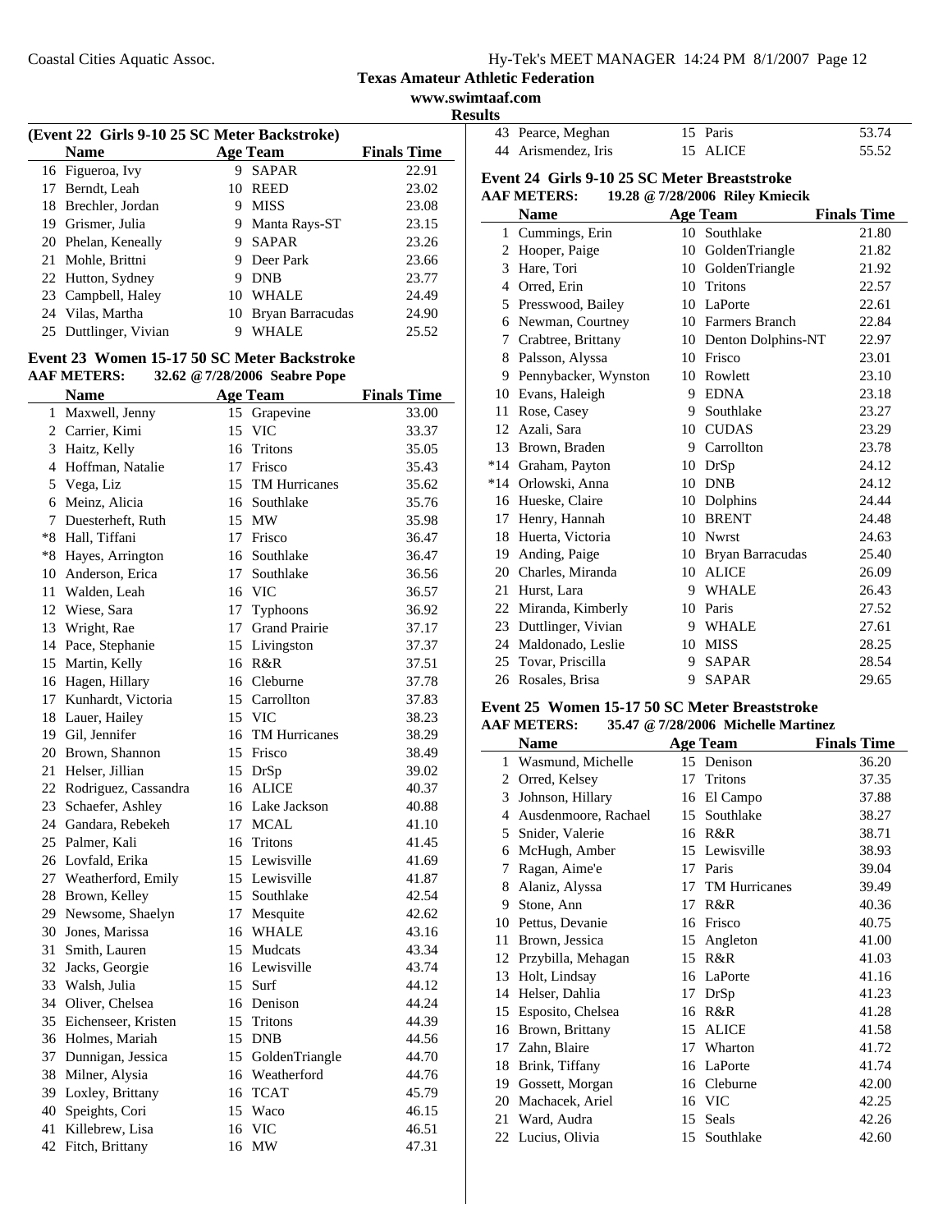**Texas Amateur Athletic Federation**

**www.swimtaaf.com**

**Results**

### (Event 22 Girls 9-10 25 SC Meter Backstroke)

| | Name | Age | Team | Finals Time |
|---|---|---|---|---|
| 16 | Figueroa, Ivy | 9 | SAPAR | 22.91 |
| 17 | Berndt, Leah | 10 | REED | 23.02 |
| 18 | Brechler, Jordan | 9 | MISS | 23.08 |
| 19 | Grismer, Julia | 9 | Manta Rays-ST | 23.15 |
| 20 | Phelan, Keneally | 9 | SAPAR | 23.26 |
| 21 | Mohle, Brittni | 9 | Deer Park | 23.66 |
| 22 | Hutton, Sydney | 9 | DNB | 23.77 |
| 23 | Campbell, Haley | 10 | WHALE | 24.49 |
| 24 | Vilas, Martha | 10 | Bryan Barracudas | 24.90 |
| 25 | Duttlinger, Vivian | 9 | WHALE | 25.52 |

### Event 23 Women 15-17 50 SC Meter Backstroke

**AAF METERS:** 32.62 @ 7/28/2006 Seabre Pope

| | Name | Age | Team | Finals Time |
|---|---|---|---|---|
| 1 | Maxwell, Jenny | 15 | Grapevine | 33.00 |
| 2 | Carrier, Kimi | 15 | VIC | 33.37 |
| 3 | Haitz, Kelly | 16 | Tritons | 35.05 |
| 4 | Hoffman, Natalie | 17 | Frisco | 35.43 |
| 5 | Vega, Liz | 15 | TM Hurricanes | 35.62 |
| 6 | Meinz, Alicia | 16 | Southlake | 35.76 |
| 7 | Duesterheft, Ruth | 15 | MW | 35.98 |
| *8 | Hall, Tiffani | 17 | Frisco | 36.47 |
| *8 | Hayes, Arrington | 16 | Southlake | 36.47 |
| 10 | Anderson, Erica | 17 | Southlake | 36.56 |
| 11 | Walden, Leah | 16 | VIC | 36.57 |
| 12 | Wiese, Sara | 17 | Typhoons | 36.92 |
| 13 | Wright, Rae | 17 | Grand Prairie | 37.17 |
| 14 | Pace, Stephanie | 15 | Livingston | 37.37 |
| 15 | Martin, Kelly | 16 | R&R | 37.51 |
| 16 | Hagen, Hillary | 16 | Cleburne | 37.78 |
| 17 | Kunhardt, Victoria | 15 | Carrollton | 37.83 |
| 18 | Lauer, Hailey | 15 | VIC | 38.23 |
| 19 | Gil, Jennifer | 16 | TM Hurricanes | 38.29 |
| 20 | Brown, Shannon | 15 | Frisco | 38.49 |
| 21 | Helser, Jillian | 15 | DrSp | 39.02 |
| 22 | Rodriguez, Cassandra | 16 | ALICE | 40.37 |
| 23 | Schaefer, Ashley | 16 | Lake Jackson | 40.88 |
| 24 | Gandara, Rebekeh | 17 | MCAL | 41.10 |
| 25 | Palmer, Kali | 16 | Tritons | 41.45 |
| 26 | Lovfald, Erika | 15 | Lewisville | 41.69 |
| 27 | Weatherford, Emily | 15 | Lewisville | 41.87 |
| 28 | Brown, Kelley | 15 | Southlake | 42.54 |
| 29 | Newsome, Shaelyn | 17 | Mesquite | 42.62 |
| 30 | Jones, Marissa | 16 | WHALE | 43.16 |
| 31 | Smith, Lauren | 15 | Mudcats | 43.34 |
| 32 | Jacks, Georgie | 16 | Lewisville | 43.74 |
| 33 | Walsh, Julia | 15 | Surf | 44.12 |
| 34 | Oliver, Chelsea | 16 | Denison | 44.24 |
| 35 | Eichenseer, Kristen | 15 | Tritons | 44.39 |
| 36 | Holmes, Mariah | 15 | DNB | 44.56 |
| 37 | Dunnigan, Jessica | 15 | GoldenTriangle | 44.70 |
| 38 | Milner, Alysia | 16 | Weatherford | 44.76 |
| 39 | Loxley, Brittany | 16 | TCAT | 45.79 |
| 40 | Speights, Cori | 15 | Waco | 46.15 |
| 41 | Killebrew, Lisa | 16 | VIC | 46.51 |
| 42 | Fitch, Brittany | 16 | MW | 47.31 |
| 43 | Pearce, Meghan | 15 | Paris | 53.74 |
| 44 | Arismendez, Iris | 15 | ALICE | 55.52 |

### Event 24 Girls 9-10 25 SC Meter Breaststroke

**AAF METERS:** 19.28 @ 7/28/2006 Riley Kmiecik

| | Name | Age | Team | Finals Time |
|---|---|---|---|---|
| 1 | Cummings, Erin | 10 | Southlake | 21.80 |
| 2 | Hooper, Paige | 10 | GoldenTriangle | 21.82 |
| 3 | Hare, Tori | 10 | GoldenTriangle | 21.92 |
| 4 | Orred, Erin | 10 | Tritons | 22.57 |
| 5 | Presswood, Bailey | 10 | LaPorte | 22.61 |
| 6 | Newman, Courtney | 10 | Farmers Branch | 22.84 |
| 7 | Crabtree, Brittany | 10 | Denton Dolphins-NT | 22.97 |
| 8 | Palsson, Alyssa | 10 | Frisco | 23.01 |
| 9 | Pennybacker, Wynston | 10 | Rowlett | 23.10 |
| 10 | Evans, Haleigh | 9 | EDNA | 23.18 |
| 11 | Rose, Casey | 9 | Southlake | 23.27 |
| 12 | Azali, Sara | 10 | CUDAS | 23.29 |
| 13 | Brown, Braden | 9 | Carrollton | 23.78 |
| *14 | Graham, Payton | 10 | DrSp | 24.12 |
| *14 | Orlowski, Anna | 10 | DNB | 24.12 |
| 16 | Hueske, Claire | 10 | Dolphins | 24.44 |
| 17 | Henry, Hannah | 10 | BRENT | 24.48 |
| 18 | Huerta, Victoria | 10 | Nwrst | 24.63 |
| 19 | Anding, Paige | 10 | Bryan Barracudas | 25.40 |
| 20 | Charles, Miranda | 10 | ALICE | 26.09 |
| 21 | Hurst, Lara | 9 | WHALE | 26.43 |
| 22 | Miranda, Kimberly | 10 | Paris | 27.52 |
| 23 | Duttlinger, Vivian | 9 | WHALE | 27.61 |
| 24 | Maldonado, Leslie | 10 | MISS | 28.25 |
| 25 | Tovar, Priscilla | 9 | SAPAR | 28.54 |
| 26 | Rosales, Brisa | 9 | SAPAR | 29.65 |

### Event 25 Women 15-17 50 SC Meter Breaststroke

**AAF METERS:** 35.47 @ 7/28/2006 Michelle Martinez

| | Name | Age | Team | Finals Time |
|---|---|---|---|---|
| 1 | Wasmund, Michelle | 15 | Denison | 36.20 |
| 2 | Orred, Kelsey | 17 | Tritons | 37.35 |
| 3 | Johnson, Hillary | 16 | El Campo | 37.88 |
| 4 | Ausdenmoore, Rachael | 15 | Southlake | 38.27 |
| 5 | Snider, Valerie | 16 | R&R | 38.71 |
| 6 | McHugh, Amber | 15 | Lewisville | 38.93 |
| 7 | Ragan, Aime'e | 17 | Paris | 39.04 |
| 8 | Alaniz, Alyssa | 17 | TM Hurricanes | 39.49 |
| 9 | Stone, Ann | 17 | R&R | 40.36 |
| 10 | Pettus, Devanie | 16 | Frisco | 40.75 |
| 11 | Brown, Jessica | 15 | Angleton | 41.00 |
| 12 | Przybilla, Mehagan | 15 | R&R | 41.03 |
| 13 | Holt, Lindsay | 16 | LaPorte | 41.16 |
| 14 | Helser, Dahlia | 17 | DrSp | 41.23 |
| 15 | Esposito, Chelsea | 16 | R&R | 41.28 |
| 16 | Brown, Brittany | 15 | ALICE | 41.58 |
| 17 | Zahn, Blaire | 17 | Wharton | 41.72 |
| 18 | Brink, Tiffany | 16 | LaPorte | 41.74 |
| 19 | Gossett, Morgan | 16 | Cleburne | 42.00 |
| 20 | Machacek, Ariel | 16 | VIC | 42.25 |
| 21 | Ward, Audra | 15 | Seals | 42.26 |
| 22 | Lucius, Olivia | 15 | Southlake | 42.60 |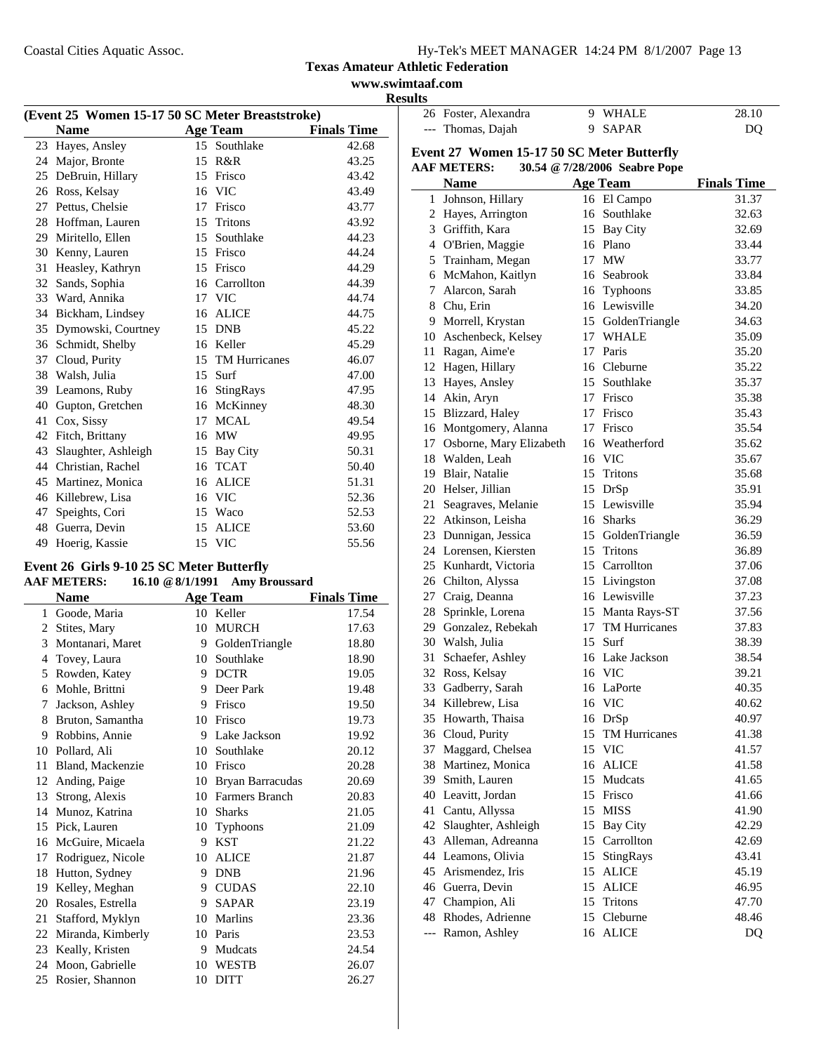**Texas Amateur Athletic Federation**

**www.swimtaaf.com**

**Results**

### (Event 25 Women 15-17 50 SC Meter Breaststroke)

| | Name | Age | Team | Finals Time |
|---|---|---|---|---|
| 23 | Hayes, Ansley | 15 | Southlake | 42.68 |
| 24 | Major, Bronte | 15 | R&R | 43.25 |
| 25 | DeBruin, Hillary | 15 | Frisco | 43.42 |
| 26 | Ross, Kelsay | 16 | VIC | 43.49 |
| 27 | Pettus, Chelsie | 17 | Frisco | 43.77 |
| 28 | Hoffman, Lauren | 15 | Tritons | 43.92 |
| 29 | Miritello, Ellen | 15 | Southlake | 44.23 |
| 30 | Kenny, Lauren | 15 | Frisco | 44.24 |
| 31 | Heasley, Kathryn | 15 | Frisco | 44.29 |
| 32 | Sands, Sophia | 16 | Carrollton | 44.39 |
| 33 | Ward, Annika | 17 | VIC | 44.74 |
| 34 | Bickham, Lindsey | 16 | ALICE | 44.75 |
| 35 | Dymowski, Courtney | 15 | DNB | 45.22 |
| 36 | Schmidt, Shelby | 16 | Keller | 45.29 |
| 37 | Cloud, Purity | 15 | TM Hurricanes | 46.07 |
| 38 | Walsh, Julia | 15 | Surf | 47.00 |
| 39 | Leamons, Ruby | 16 | StingRays | 47.95 |
| 40 | Gupton, Gretchen | 16 | McKinney | 48.30 |
| 41 | Cox, Sissy | 17 | MCAL | 49.54 |
| 42 | Fitch, Brittany | 16 | MW | 49.95 |
| 43 | Slaughter, Ashleigh | 15 | Bay City | 50.31 |
| 44 | Christian, Rachel | 16 | TCAT | 50.40 |
| 45 | Martinez, Monica | 16 | ALICE | 51.31 |
| 46 | Killebrew, Lisa | 16 | VIC | 52.36 |
| 47 | Speights, Cori | 15 | Waco | 52.53 |
| 48 | Guerra, Devin | 15 | ALICE | 53.60 |
| 49 | Hoerig, Kassie | 15 | VIC | 55.56 |

### Event 26 Girls 9-10 25 SC Meter Butterfly

**AAF METERS:** 16.10 @ 8/1/1991 Amy Broussard

| | Name | Age | Team | Finals Time |
|---|---|---|---|---|
| 1 | Goode, Maria | 10 | Keller | 17.54 |
| 2 | Stites, Mary | 10 | MURCH | 17.63 |
| 3 | Montanari, Maret | 9 | GoldenTriangle | 18.80 |
| 4 | Tovey, Laura | 10 | Southlake | 18.90 |
| 5 | Rowden, Katey | 9 | DCTR | 19.05 |
| 6 | Mohle, Brittni | 9 | Deer Park | 19.48 |
| 7 | Jackson, Ashley | 9 | Frisco | 19.50 |
| 8 | Bruton, Samantha | 10 | Frisco | 19.73 |
| 9 | Robbins, Annie | 9 | Lake Jackson | 19.92 |
| 10 | Pollard, Ali | 10 | Southlake | 20.12 |
| 11 | Bland, Mackenzie | 10 | Frisco | 20.28 |
| 12 | Anding, Paige | 10 | Bryan Barracudas | 20.69 |
| 13 | Strong, Alexis | 10 | Farmers Branch | 20.83 |
| 14 | Munoz, Katrina | 10 | Sharks | 21.05 |
| 15 | Pick, Lauren | 10 | Typhoons | 21.09 |
| 16 | McGuire, Micaela | 9 | KST | 21.22 |
| 17 | Rodriguez, Nicole | 10 | ALICE | 21.87 |
| 18 | Hutton, Sydney | 9 | DNB | 21.96 |
| 19 | Kelley, Meghan | 9 | CUDAS | 22.10 |
| 20 | Rosales, Estrella | 9 | SAPAR | 23.19 |
| 21 | Stafford, Myklyn | 10 | Marlins | 23.36 |
| 22 | Miranda, Kimberly | 10 | Paris | 23.53 |
| 23 | Keally, Kristen | 9 | Mudcats | 24.54 |
| 24 | Moon, Gabrielle | 10 | WESTB | 26.07 |
| 25 | Rosier, Shannon | 10 | DITT | 26.27 |
| 26 | Foster, Alexandra | 9 | WHALE | 28.10 |
| --- | Thomas, Dajah | 9 | SAPAR | DQ |

### Event 27 Women 15-17 50 SC Meter Butterfly

**AAF METERS:** 30.54 @ 7/28/2006 Seabre Pope

| | Name | Age | Team | Finals Time |
|---|---|---|---|---|
| 1 | Johnson, Hillary | 16 | El Campo | 31.37 |
| 2 | Hayes, Arrington | 16 | Southlake | 32.63 |
| 3 | Griffith, Kara | 15 | Bay City | 32.69 |
| 4 | O'Brien, Maggie | 16 | Plano | 33.44 |
| 5 | Trainham, Megan | 17 | MW | 33.77 |
| 6 | McMahon, Kaitlyn | 16 | Seabrook | 33.84 |
| 7 | Alarcon, Sarah | 16 | Typhoons | 33.85 |
| 8 | Chu, Erin | 16 | Lewisville | 34.20 |
| 9 | Morrell, Krystan | 15 | GoldenTriangle | 34.63 |
| 10 | Aschenbeck, Kelsey | 17 | WHALE | 35.09 |
| 11 | Ragan, Aime'e | 17 | Paris | 35.20 |
| 12 | Hagen, Hillary | 16 | Cleburne | 35.22 |
| 13 | Hayes, Ansley | 15 | Southlake | 35.37 |
| 14 | Akin, Aryn | 17 | Frisco | 35.38 |
| 15 | Blizzard, Haley | 17 | Frisco | 35.43 |
| 16 | Montgomery, Alanna | 17 | Frisco | 35.54 |
| 17 | Osborne, Mary Elizabeth | 16 | Weatherford | 35.62 |
| 18 | Walden, Leah | 16 | VIC | 35.67 |
| 19 | Blair, Natalie | 15 | Tritons | 35.68 |
| 20 | Helser, Jillian | 15 | DrSp | 35.91 |
| 21 | Seagraves, Melanie | 15 | Lewisville | 35.94 |
| 22 | Atkinson, Leisha | 16 | Sharks | 36.29 |
| 23 | Dunnigan, Jessica | 15 | GoldenTriangle | 36.59 |
| 24 | Lorensen, Kiersten | 15 | Tritons | 36.89 |
| 25 | Kunhardt, Victoria | 15 | Carrollton | 37.06 |
| 26 | Chilton, Alyssa | 15 | Livingston | 37.08 |
| 27 | Craig, Deanna | 16 | Lewisville | 37.23 |
| 28 | Sprinkle, Lorena | 15 | Manta Rays-ST | 37.56 |
| 29 | Gonzalez, Rebekah | 17 | TM Hurricanes | 37.83 |
| 30 | Walsh, Julia | 15 | Surf | 38.39 |
| 31 | Schaefer, Ashley | 16 | Lake Jackson | 38.54 |
| 32 | Ross, Kelsay | 16 | VIC | 39.21 |
| 33 | Gadberry, Sarah | 16 | LaPorte | 40.35 |
| 34 | Killebrew, Lisa | 16 | VIC | 40.62 |
| 35 | Howarth, Thaisa | 16 | DrSp | 40.97 |
| 36 | Cloud, Purity | 15 | TM Hurricanes | 41.38 |
| 37 | Maggard, Chelsea | 15 | VIC | 41.57 |
| 38 | Martinez, Monica | 16 | ALICE | 41.58 |
| 39 | Smith, Lauren | 15 | Mudcats | 41.65 |
| 40 | Leavitt, Jordan | 15 | Frisco | 41.66 |
| 41 | Cantu, Allyssa | 15 | MISS | 41.90 |
| 42 | Slaughter, Ashleigh | 15 | Bay City | 42.29 |
| 43 | Alleman, Adreanna | 15 | Carrollton | 42.69 |
| 44 | Leamons, Olivia | 15 | StingRays | 43.41 |
| 45 | Arismendez, Iris | 15 | ALICE | 45.19 |
| 46 | Guerra, Devin | 15 | ALICE | 46.95 |
| 47 | Champion, Ali | 15 | Tritons | 47.70 |
| 48 | Rhodes, Adrienne | 15 | Cleburne | 48.46 |
| --- | Ramon, Ashley | 16 | ALICE | DQ |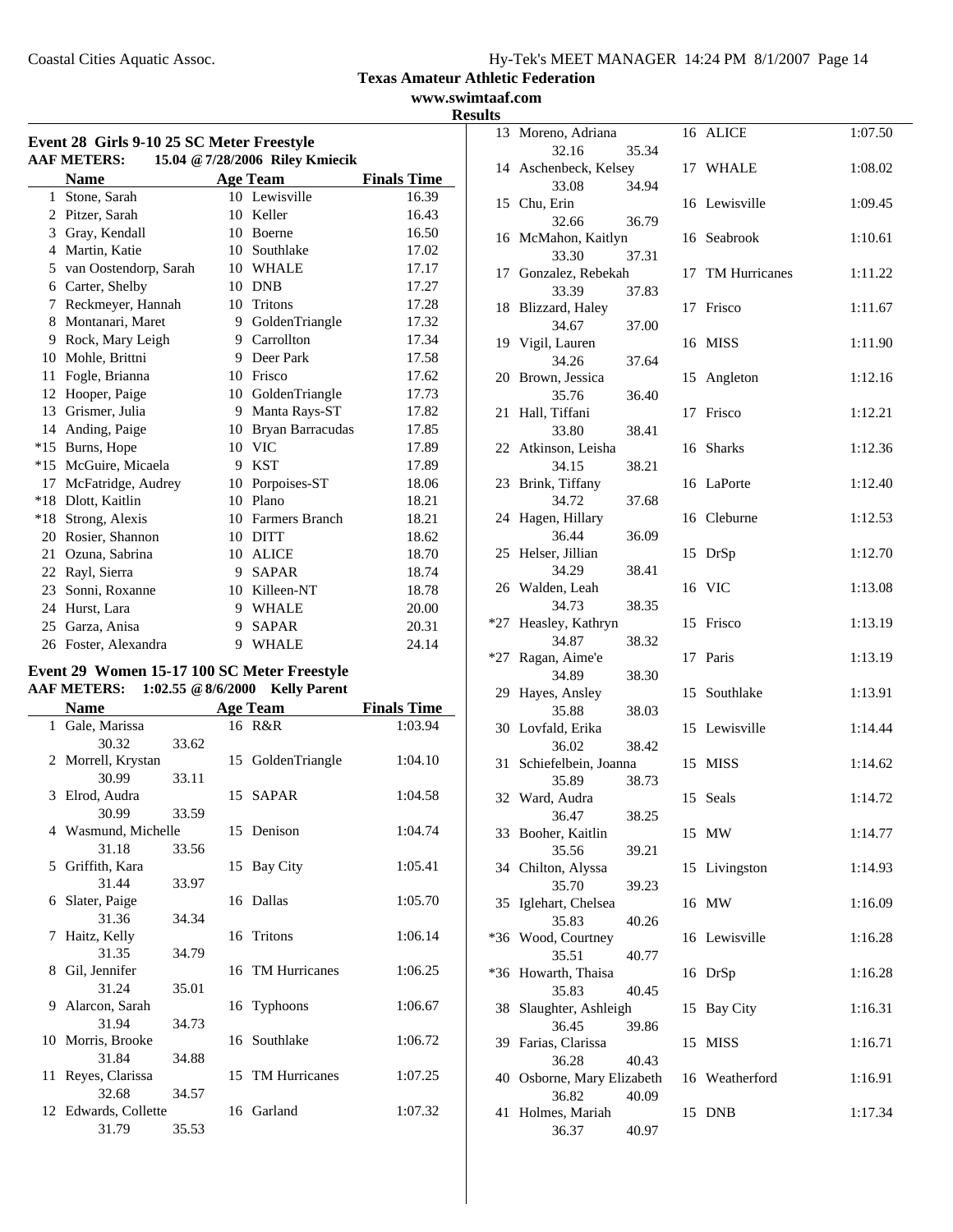Texas Amateur Athletic Federation

www.swimtaaf.com

Results

### Event 28 Girls 9-10 25 SC Meter Freestyle

**AAF METERS: 15.04 @7/28/2006 Riley Kmiecik**

| | Name | Age | Team | Finals Time |
|---|---|---|---|---|
| 1 | Stone, Sarah | 10 | Lewisville | 16.39 |
| 2 | Pitzer, Sarah | 10 | Keller | 16.43 |
| 3 | Gray, Kendall | 10 | Boerne | 16.50 |
| 4 | Martin, Katie | 10 | Southlake | 17.02 |
| 5 | van Oostendorp, Sarah | 10 | WHALE | 17.17 |
| 6 | Carter, Shelby | 10 | DNB | 17.27 |
| 7 | Reckmeyer, Hannah | 10 | Tritons | 17.28 |
| 8 | Montanari, Maret | 9 | GoldenTriangle | 17.32 |
| 9 | Rock, Mary Leigh | 9 | Carrollton | 17.34 |
| 10 | Mohle, Brittni | 9 | Deer Park | 17.58 |
| 11 | Fogle, Brianna | 10 | Frisco | 17.62 |
| 12 | Hooper, Paige | 10 | GoldenTriangle | 17.73 |
| 13 | Grismer, Julia | 9 | Manta Rays-ST | 17.82 |
| 14 | Anding, Paige | 10 | Bryan Barracudas | 17.85 |
| *15 | Burns, Hope | 10 | VIC | 17.89 |
| *15 | McGuire, Micaela | 9 | KST | 17.89 |
| 17 | McFatridge, Audrey | 10 | Porpoises-ST | 18.06 |
| *18 | Dlott, Kaitlin | 10 | Plano | 18.21 |
| *18 | Strong, Alexis | 10 | Farmers Branch | 18.21 |
| 20 | Rosier, Shannon | 10 | DITT | 18.62 |
| 21 | Ozuna, Sabrina | 10 | ALICE | 18.70 |
| 22 | Rayl, Sierra | 9 | SAPAR | 18.74 |
| 23 | Sonni, Roxanne | 10 | Killeen-NT | 18.78 |
| 24 | Hurst, Lara | 9 | WHALE | 20.00 |
| 25 | Garza, Anisa | 9 | SAPAR | 20.31 |
| 26 | Foster, Alexandra | 9 | WHALE | 24.14 |

### Event 29 Women 15-17 100 SC Meter Freestyle

**AAF METERS: 1:02.55 @8/6/2000 Kelly Parent**

| | Name | Age | Team | Finals Time |
|---|---|---|---|---|
| 1 | Gale, Marissa | 16 | R&R | 1:03.94 |
| | 30.32 33.62 | | | |
| 2 | Morrell, Krystan | 15 | GoldenTriangle | 1:04.10 |
| | 30.99 33.11 | | | |
| 3 | Elrod, Audra | 15 | SAPAR | 1:04.58 |
| | 30.99 33.59 | | | |
| 4 | Wasmund, Michelle | 15 | Denison | 1:04.74 |
| | 31.18 33.56 | | | |
| 5 | Griffith, Kara | 15 | Bay City | 1:05.41 |
| | 31.44 33.97 | | | |
| 6 | Slater, Paige | 16 | Dallas | 1:05.70 |
| | 31.36 34.34 | | | |
| 7 | Haitz, Kelly | 16 | Tritons | 1:06.14 |
| | 31.35 34.79 | | | |
| 8 | Gil, Jennifer | 16 | TM Hurricanes | 1:06.25 |
| | 31.24 35.01 | | | |
| 9 | Alarcon, Sarah | 16 | Typhoons | 1:06.67 |
| | 31.94 34.73 | | | |
| 10 | Morris, Brooke | 16 | Southlake | 1:06.72 |
| | 31.84 34.88 | | | |
| 11 | Reyes, Clarissa | 15 | TM Hurricanes | 1:07.25 |
| | 32.68 34.57 | | | |
| 12 | Edwards, Collette | 16 | Garland | 1:07.32 |
| | 31.79 35.53 | | | |
| 13 | Moreno, Adriana | 16 | ALICE | 1:07.50 |
| | 32.16 35.34 | | | |
| 14 | Aschenbeck, Kelsey | 17 | WHALE | 1:08.02 |
| | 33.08 34.94 | | | |
| 15 | Chu, Erin | 16 | Lewisville | 1:09.45 |
| | 32.66 36.79 | | | |
| 16 | McMahon, Kaitlyn | 16 | Seabrook | 1:10.61 |
| | 33.30 37.31 | | | |
| 17 | Gonzalez, Rebekah | 17 | TM Hurricanes | 1:11.22 |
| | 33.39 37.83 | | | |
| 18 | Blizzard, Haley | 17 | Frisco | 1:11.67 |
| | 34.67 37.00 | | | |
| 19 | Vigil, Lauren | 16 | MISS | 1:11.90 |
| | 34.26 37.64 | | | |
| 20 | Brown, Jessica | 15 | Angleton | 1:12.16 |
| | 35.76 36.40 | | | |
| 21 | Hall, Tiffani | 17 | Frisco | 1:12.21 |
| | 33.80 38.41 | | | |
| 22 | Atkinson, Leisha | 16 | Sharks | 1:12.36 |
| | 34.15 38.21 | | | |
| 23 | Brink, Tiffany | 16 | LaPorte | 1:12.40 |
| | 34.72 37.68 | | | |
| 24 | Hagen, Hillary | 16 | Cleburne | 1:12.53 |
| | 36.44 36.09 | | | |
| 25 | Helser, Jillian | 15 | DrSp | 1:12.70 |
| | 34.29 38.41 | | | |
| 26 | Walden, Leah | 16 | VIC | 1:13.08 |
| | 34.73 38.35 | | | |
| *27 | Heasley, Kathryn | 15 | Frisco | 1:13.19 |
| | 34.87 38.32 | | | |
| *27 | Ragan, Aime'e | 17 | Paris | 1:13.19 |
| | 34.89 38.30 | | | |
| 29 | Hayes, Ansley | 15 | Southlake | 1:13.91 |
| | 35.88 38.03 | | | |
| 30 | Lovfald, Erika | 15 | Lewisville | 1:14.44 |
| | 36.02 38.42 | | | |
| 31 | Schiefelbein, Joanna | 15 | MISS | 1:14.62 |
| | 35.89 38.73 | | | |
| 32 | Ward, Audra | 15 | Seals | 1:14.72 |
| | 36.47 38.25 | | | |
| 33 | Booher, Kaitlin | 15 | MW | 1:14.77 |
| | 35.56 39.21 | | | |
| 34 | Chilton, Alyssa | 15 | Livingston | 1:14.93 |
| | 35.70 39.23 | | | |
| 35 | Iglehart, Chelsea | 16 | MW | 1:16.09 |
| | 35.83 40.26 | | | |
| *36 | Wood, Courtney | 16 | Lewisville | 1:16.28 |
| | 35.51 40.77 | | | |
| *36 | Howarth, Thaisa | 16 | DrSp | 1:16.28 |
| | 35.83 40.45 | | | |
| 38 | Slaughter, Ashleigh | 15 | Bay City | 1:16.31 |
| | 36.45 39.86 | | | |
| 39 | Farias, Clarissa | 15 | MISS | 1:16.71 |
| | 36.28 40.43 | | | |
| 40 | Osborne, Mary Elizabeth | 16 | Weatherford | 1:16.91 |
| | 36.82 40.09 | | | |
| 41 | Holmes, Mariah | 15 | DNB | 1:17.34 |
| | 36.37 40.97 | | | |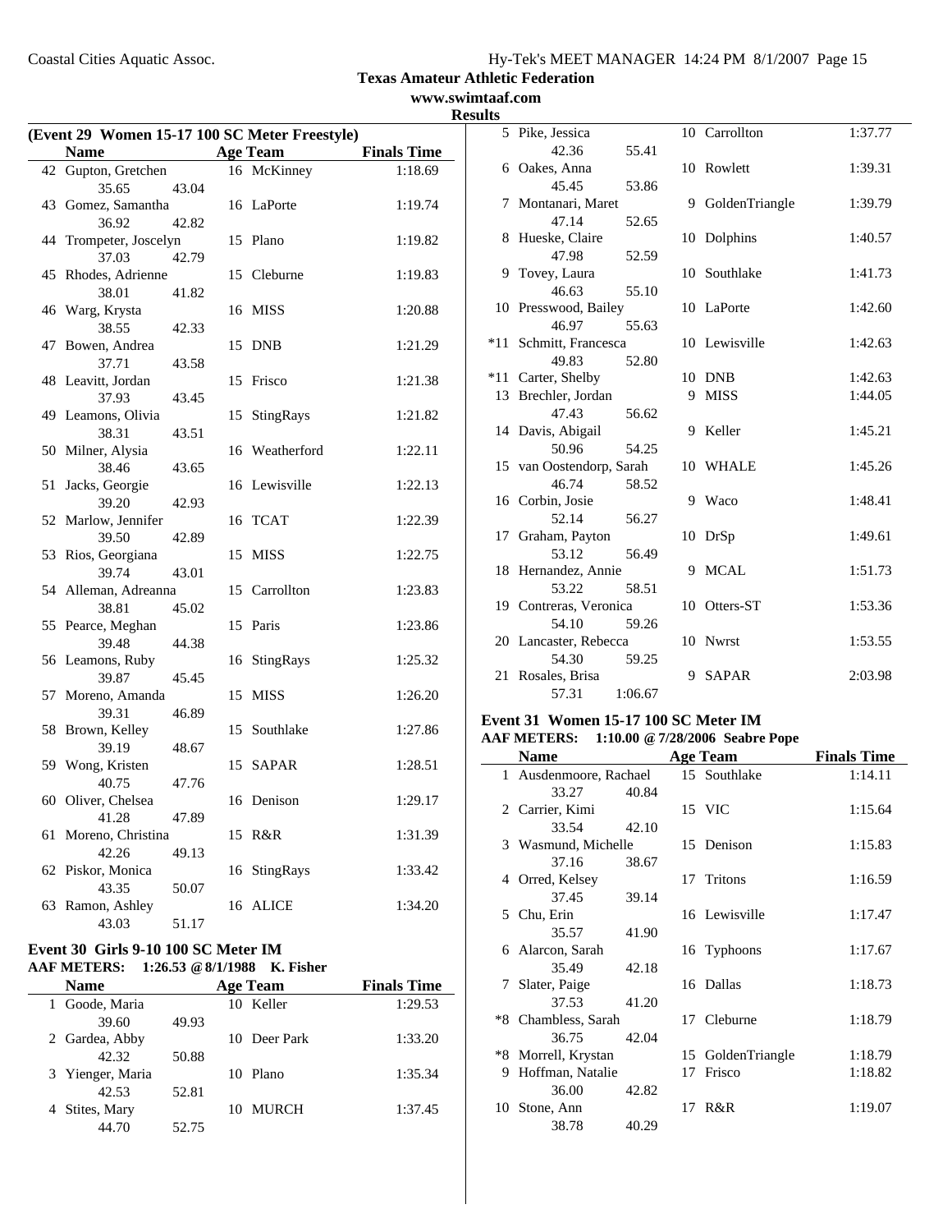**Texas Amateur Athletic Federation**
**www.swimtaaf.com**
**Results**

### (Event 29 Women 15-17 100 SC Meter Freestyle)

| | Name | Age | Team | Finals Time |
|---|---|---|---|---|
| 42 | Gupton, Gretchen | 16 | McKinney | 1:18.69 |
| | 35.65 43.04 | | | |
| 43 | Gomez, Samantha | 16 | LaPorte | 1:19.74 |
| | 36.92 42.82 | | | |
| 44 | Trompeter, Joscelyn | 15 | Plano | 1:19.82 |
| | 37.03 42.79 | | | |
| 45 | Rhodes, Adrienne | 15 | Cleburne | 1:19.83 |
| | 38.01 41.82 | | | |
| 46 | Warg, Krysta | 16 | MISS | 1:20.88 |
| | 38.55 42.33 | | | |
| 47 | Bowen, Andrea | 15 | DNB | 1:21.29 |
| | 37.71 43.58 | | | |
| 48 | Leavitt, Jordan | 15 | Frisco | 1:21.38 |
| | 37.93 43.45 | | | |
| 49 | Leamons, Olivia | 15 | StingRays | 1:21.82 |
| | 38.31 43.51 | | | |
| 50 | Milner, Alysia | 16 | Weatherford | 1:22.11 |
| | 38.46 43.65 | | | |
| 51 | Jacks, Georgie | 16 | Lewisville | 1:22.13 |
| | 39.20 42.93 | | | |
| 52 | Marlow, Jennifer | 16 | TCAT | 1:22.39 |
| | 39.50 42.89 | | | |
| 53 | Rios, Georgiana | 15 | MISS | 1:22.75 |
| | 39.74 43.01 | | | |
| 54 | Alleman, Adreanna | 15 | Carrollton | 1:23.83 |
| | 38.81 45.02 | | | |
| 55 | Pearce, Meghan | 15 | Paris | 1:23.86 |
| | 39.48 44.38 | | | |
| 56 | Leamons, Ruby | 16 | StingRays | 1:25.32 |
| | 39.87 45.45 | | | |
| 57 | Moreno, Amanda | 15 | MISS | 1:26.20 |
| | 39.31 46.89 | | | |
| 58 | Brown, Kelley | 15 | Southlake | 1:27.86 |
| | 39.19 48.67 | | | |
| 59 | Wong, Kristen | 15 | SAPAR | 1:28.51 |
| | 40.75 47.76 | | | |
| 60 | Oliver, Chelsea | 16 | Denison | 1:29.17 |
| | 41.28 47.89 | | | |
| 61 | Moreno, Christina | 15 | R&R | 1:31.39 |
| | 42.26 49.13 | | | |
| 62 | Piskor, Monica | 16 | StingRays | 1:33.42 |
| | 43.35 50.07 | | | |
| 63 | Ramon, Ashley | 16 | ALICE | 1:34.20 |
| | 43.03 51.17 | | | |

### Event 30 Girls 9-10 100 SC Meter IM

**AAF METERS: 1:26.53 @ 8/1/1988 K. Fisher**

| | Name | Age | Team | Finals Time |
|---|---|---|---|---|
| 1 | Goode, Maria | 10 | Keller | 1:29.53 |
| | 39.60 49.93 | | | |
| 2 | Gardea, Abby | 10 | Deer Park | 1:33.20 |
| | 42.32 50.88 | | | |
| 3 | Yienger, Maria | 10 | Plano | 1:35.34 |
| | 42.53 52.81 | | | |
| 4 | Stites, Mary | 10 | MURCH | 1:37.45 |
| | 44.70 52.75 | | | |
| 5 | Pike, Jessica | 10 | Carrollton | 1:37.77 |
| | 42.36 55.41 | | | |
| 6 | Oakes, Anna | 10 | Rowlett | 1:39.31 |
| | 45.45 53.86 | | | |
| 7 | Montanari, Maret | 9 | GoldenTriangle | 1:39.79 |
| | 47.14 52.65 | | | |
| 8 | Hueske, Claire | 10 | Dolphins | 1:40.57 |
| | 47.98 52.59 | | | |
| 9 | Tovey, Laura | 10 | Southlake | 1:41.73 |
| | 46.63 55.10 | | | |
| 10 | Presswood, Bailey | 10 | LaPorte | 1:42.60 |
| | 46.97 55.63 | | | |
| *11 | Schmitt, Francesca | 10 | Lewisville | 1:42.63 |
| | 49.83 52.80 | | | |
| *11 | Carter, Shelby | 10 | DNB | 1:42.63 |
| 13 | Brechler, Jordan | 9 | MISS | 1:44.05 |
| | 47.43 56.62 | | | |
| 14 | Davis, Abigail | 9 | Keller | 1:45.21 |
| | 50.96 54.25 | | | |
| 15 | van Oostendorp, Sarah | 10 | WHALE | 1:45.26 |
| | 46.74 58.52 | | | |
| 16 | Corbin, Josie | 9 | Waco | 1:48.41 |
| | 52.14 56.27 | | | |
| 17 | Graham, Payton | 10 | DrSp | 1:49.61 |
| | 53.12 56.49 | | | |
| 18 | Hernandez, Annie | 9 | MCAL | 1:51.73 |
| | 53.22 58.51 | | | |
| 19 | Contreras, Veronica | 10 | Otters-ST | 1:53.36 |
| | 54.10 59.26 | | | |
| 20 | Lancaster, Rebecca | 10 | Nwrst | 1:53.55 |
| | 54.30 59.25 | | | |
| 21 | Rosales, Brisa | 9 | SAPAR | 2:03.98 |
| | 57.31 1:06.67 | | | |

### Event 31 Women 15-17 100 SC Meter IM

**AAF METERS: 1:10.00 @ 7/28/2006 Seabre Pope**

| | Name | Age | Team | Finals Time |
|---|---|---|---|---|
| 1 | Ausdenmoore, Rachael | 15 | Southlake | 1:14.11 |
| | 33.27 40.84 | | | |
| 2 | Carrier, Kimi | 15 | VIC | 1:15.64 |
| | 33.54 42.10 | | | |
| 3 | Wasmund, Michelle | 15 | Denison | 1:15.83 |
| | 37.16 38.67 | | | |
| 4 | Orred, Kelsey | 17 | Tritons | 1:16.59 |
| | 37.45 39.14 | | | |
| 5 | Chu, Erin | 16 | Lewisville | 1:17.47 |
| | 35.57 41.90 | | | |
| 6 | Alarcon, Sarah | 16 | Typhoons | 1:17.67 |
| | 35.49 42.18 | | | |
| 7 | Slater, Paige | 16 | Dallas | 1:18.73 |
| | 37.53 41.20 | | | |
| *8 | Chambless, Sarah | 17 | Cleburne | 1:18.79 |
| | 36.75 42.04 | | | |
| *8 | Morrell, Krystan | 15 | GoldenTriangle | 1:18.79 |
| 9 | Hoffman, Natalie | 17 | Frisco | 1:18.82 |
| | 36.00 42.82 | | | |
| 10 | Stone, Ann | 17 | R&R | 1:19.07 |
| | 38.78 40.29 | | | |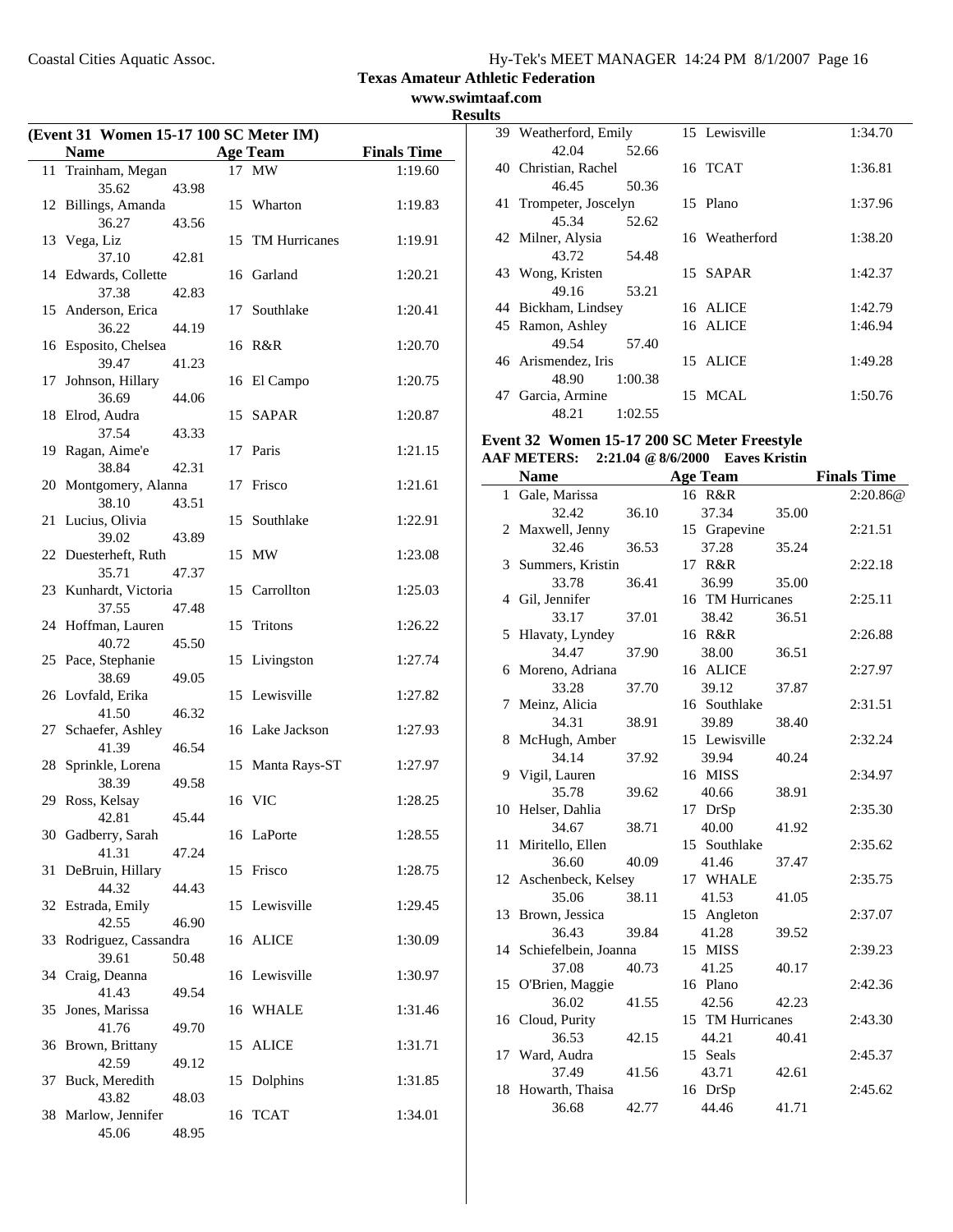Coastal Cities Aquatic Assoc.

**Texas Amateur Athletic Federation**
**www.swimtaaf.com**
**Results**

**(Event 31 Women 15-17 100 SC Meter IM)**

| | Name | Age | Team | Finals Time |
|---|---|---|---|---|
| 11 | Trainham, Megan | 17 | MW | 1:19.60 |
| | 35.62 43.98 | | | |
| 12 | Billings, Amanda | 15 | Wharton | 1:19.83 |
| | 36.27 43.56 | | | |
| 13 | Vega, Liz | 15 | TM Hurricanes | 1:19.91 |
| | 37.10 42.81 | | | |
| 14 | Edwards, Collette | 16 | Garland | 1:20.21 |
| | 37.38 42.83 | | | |
| 15 | Anderson, Erica | 17 | Southlake | 1:20.41 |
| | 36.22 44.19 | | | |
| 16 | Esposito, Chelsea | 16 | R&R | 1:20.70 |
| | 39.47 41.23 | | | |
| 17 | Johnson, Hillary | 16 | El Campo | 1:20.75 |
| | 36.69 44.06 | | | |
| 18 | Elrod, Audra | 15 | SAPAR | 1:20.87 |
| | 37.54 43.33 | | | |
| 19 | Ragan, Aime'e | 17 | Paris | 1:21.15 |
| | 38.84 42.31 | | | |
| 20 | Montgomery, Alanna | 17 | Frisco | 1:21.61 |
| | 38.10 43.51 | | | |
| 21 | Lucius, Olivia | 15 | Southlake | 1:22.91 |
| | 39.02 43.89 | | | |
| 22 | Duesterheft, Ruth | 15 | MW | 1:23.08 |
| | 35.71 47.37 | | | |
| 23 | Kunhardt, Victoria | 15 | Carrollton | 1:25.03 |
| | 37.55 47.48 | | | |
| 24 | Hoffman, Lauren | 15 | Tritons | 1:26.22 |
| | 40.72 45.50 | | | |
| 25 | Pace, Stephanie | 15 | Livingston | 1:27.74 |
| | 38.69 49.05 | | | |
| 26 | Lovfald, Erika | 15 | Lewisville | 1:27.82 |
| | 41.50 46.32 | | | |
| 27 | Schaefer, Ashley | 16 | Lake Jackson | 1:27.93 |
| | 41.39 46.54 | | | |
| 28 | Sprinkle, Lorena | 15 | Manta Rays-ST | 1:27.97 |
| | 38.39 49.58 | | | |
| 29 | Ross, Kelsay | 16 | VIC | 1:28.25 |
| | 42.81 45.44 | | | |
| 30 | Gadberry, Sarah | 16 | LaPorte | 1:28.55 |
| | 41.31 47.24 | | | |
| 31 | DeBruin, Hillary | 15 | Frisco | 1:28.75 |
| | 44.32 44.43 | | | |
| 32 | Estrada, Emily | 15 | Lewisville | 1:29.45 |
| | 42.55 46.90 | | | |
| 33 | Rodriguez, Cassandra | 16 | ALICE | 1:30.09 |
| | 39.61 50.48 | | | |
| 34 | Craig, Deanna | 16 | Lewisville | 1:30.97 |
| | 41.43 49.54 | | | |
| 35 | Jones, Marissa | 16 | WHALE | 1:31.46 |
| | 41.76 49.70 | | | |
| 36 | Brown, Brittany | 15 | ALICE | 1:31.71 |
| | 42.59 49.12 | | | |
| 37 | Buck, Meredith | 15 | Dolphins | 1:31.85 |
| | 43.82 48.03 | | | |
| 38 | Marlow, Jennifer | 16 | TCAT | 1:34.01 |
| | 45.06 48.95 | | | |
| 39 | Weatherford, Emily | 15 | Lewisville | 1:34.70 |
| | 42.04 52.66 | | | |
| 40 | Christian, Rachel | 16 | TCAT | 1:36.81 |
| | 46.45 50.36 | | | |
| 41 | Trompeter, Joscelyn | 15 | Plano | 1:37.96 |
| | 45.34 52.62 | | | |
| 42 | Milner, Alysia | 16 | Weatherford | 1:38.20 |
| | 43.72 54.48 | | | |
| 43 | Wong, Kristen | 15 | SAPAR | 1:42.37 |
| | 49.16 53.21 | | | |
| 44 | Bickham, Lindsey | 16 | ALICE | 1:42.79 |
| 45 | Ramon, Ashley | 16 | ALICE | 1:46.94 |
| | 49.54 57.40 | | | |
| 46 | Arismendez, Iris | 15 | ALICE | 1:49.28 |
| | 48.90 1:00.38 | | | |
| 47 | Garcia, Armine | 15 | MCAL | 1:50.76 |
| | 48.21 1:02.55 | | | |

**Event 32 Women 15-17 200 SC Meter Freestyle**

**AAF METERS: 2:21.04 @ 8/6/2000 Eaves Kristin**

| | Name | Age | Team | Finals Time |
|---|---|---|---|---|
| 1 | Gale, Marissa | 16 | R&R | 2:20.86@ |
| | 32.42 36.10 37.34 35.00 | | | |
| 2 | Maxwell, Jenny | 15 | Grapevine | 2:21.51 |
| | 32.46 36.53 37.28 35.24 | | | |
| 3 | Summers, Kristin | 17 | R&R | 2:22.18 |
| | 33.78 36.41 36.99 35.00 | | | |
| 4 | Gil, Jennifer | 16 | TM Hurricanes | 2:25.11 |
| | 33.17 37.01 38.42 36.51 | | | |
| 5 | Hlavaty, Lyndey | 16 | R&R | 2:26.88 |
| | 34.47 37.90 38.00 36.51 | | | |
| 6 | Moreno, Adriana | 16 | ALICE | 2:27.97 |
| | 33.28 37.70 39.12 37.87 | | | |
| 7 | Meinz, Alicia | 16 | Southlake | 2:31.51 |
| | 34.31 38.91 39.89 38.40 | | | |
| 8 | McHugh, Amber | 15 | Lewisville | 2:32.24 |
| | 34.14 37.92 39.94 40.24 | | | |
| 9 | Vigil, Lauren | 16 | MISS | 2:34.97 |
| | 35.78 39.62 40.66 38.91 | | | |
| 10 | Helser, Dahlia | 17 | DrSp | 2:35.30 |
| | 34.67 38.71 40.00 41.92 | | | |
| 11 | Miritello, Ellen | 15 | Southlake | 2:35.62 |
| | 36.60 40.09 41.46 37.47 | | | |
| 12 | Aschenbeck, Kelsey | 17 | WHALE | 2:35.75 |
| | 35.06 38.11 41.53 41.05 | | | |
| 13 | Brown, Jessica | 15 | Angleton | 2:37.07 |
| | 36.43 39.84 41.28 39.52 | | | |
| 14 | Schiefelbein, Joanna | 15 | MISS | 2:39.23 |
| | 37.08 40.73 41.25 40.17 | | | |
| 15 | O'Brien, Maggie | 16 | Plano | 2:42.36 |
| | 36.02 41.55 42.56 42.23 | | | |
| 16 | Cloud, Purity | 15 | TM Hurricanes | 2:43.30 |
| | 36.53 42.15 44.21 40.41 | | | |
| 17 | Ward, Audra | 15 | Seals | 2:45.37 |
| | 37.49 41.56 43.71 42.61 | | | |
| 18 | Howarth, Thaisa | 16 | DrSp | 2:45.62 |
| | 36.68 42.77 44.46 41.71 | | | |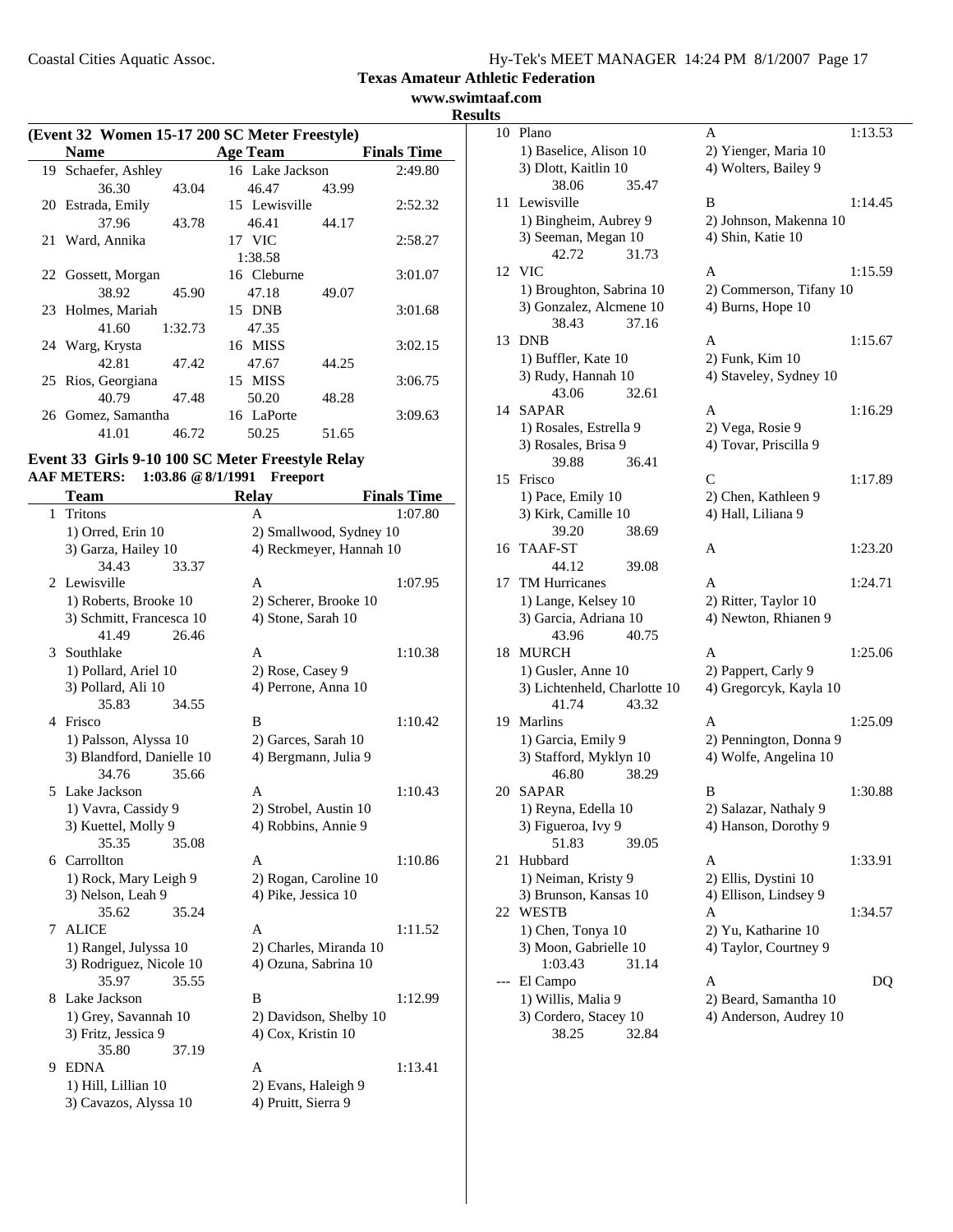## Texas Amateur Athletic Federation

**www.swimtaaf.com**

**Results**

### (Event 32 Women 15-17 200 SC Meter Freestyle)

| | Name | Age | Team | Finals Time |
|---|---|---|---|---|
| 19 | Schaefer, Ashley | 16 | Lake Jackson | 2:49.80 |
| | 36.30 43.04 46.47 43.99 | | | |
| 20 | Estrada, Emily | 15 | Lewisville | 2:52.32 |
| | 37.96 43.78 46.41 44.17 | | | |
| 21 | Ward, Annika | 17 | VIC | 2:58.27 |
| | 1:38.58 | | | |
| 22 | Gossett, Morgan | 16 | Cleburne | 3:01.07 |
| | 38.92 45.90 47.18 49.07 | | | |
| 23 | Holmes, Mariah | 15 | DNB | 3:01.68 |
| | 41.60 1:32.73 47.35 | | | |
| 24 | Warg, Krysta | 16 | MISS | 3:02.15 |
| | 42.81 47.42 47.67 44.25 | | | |
| 25 | Rios, Georgiana | 15 | MISS | 3:06.75 |
| | 40.79 47.48 50.20 48.28 | | | |
| 26 | Gomez, Samantha | 16 | LaPorte | 3:09.63 |
| | 41.01 46.72 50.25 51.65 | | | |

### Event 33 Girls 9-10 100 SC Meter Freestyle Relay

**AAF METERS: 1:03.86 @ 8/1/1991 Freeport**

| | Team | Relay | Finals Time |
|---|---|---|---|
| 1 | Tritons | A | 1:07.80 |
| | 1) Orred, Erin 10 | 2) Smallwood, Sydney 10 | |
| | 3) Garza, Hailey 10 | 4) Reckmeyer, Hannah 10 | |
| | 34.43 33.37 | | |
| 2 | Lewisville | A | 1:07.95 |
| | 1) Roberts, Brooke 10 | 2) Scherer, Brooke 10 | |
| | 3) Schmitt, Francesca 10 | 4) Stone, Sarah 10 | |
| | 41.49 26.46 | | |
| 3 | Southlake | A | 1:10.38 |
| | 1) Pollard, Ariel 10 | 2) Rose, Casey 9 | |
| | 3) Pollard, Ali 10 | 4) Perrone, Anna 10 | |
| | 35.83 34.55 | | |
| 4 | Frisco | B | 1:10.42 |
| | 1) Palsson, Alyssa 10 | 2) Garces, Sarah 10 | |
| | 3) Blandford, Danielle 10 | 4) Bergmann, Julia 9 | |
| | 34.76 35.66 | | |
| 5 | Lake Jackson | A | 1:10.43 |
| | 1) Vavra, Cassidy 9 | 2) Strobel, Austin 10 | |
| | 3) Kuettel, Molly 9 | 4) Robbins, Annie 9 | |
| | 35.35 35.08 | | |
| 6 | Carrollton | A | 1:10.86 |
| | 1) Rock, Mary Leigh 9 | 2) Rogan, Caroline 10 | |
| | 3) Nelson, Leah 9 | 4) Pike, Jessica 10 | |
| | 35.62 35.24 | | |
| 7 | ALICE | A | 1:11.52 |
| | 1) Rangel, Julyssa 10 | 2) Charles, Miranda 10 | |
| | 3) Rodriguez, Nicole 10 | 4) Ozuna, Sabrina 10 | |
| | 35.97 35.55 | | |
| 8 | Lake Jackson | B | 1:12.99 |
| | 1) Grey, Savannah 10 | 2) Davidson, Shelby 10 | |
| | 3) Fritz, Jessica 9 | 4) Cox, Kristin 10 | |
| | 35.80 37.19 | | |
| 9 | EDNA | A | 1:13.41 |
| | 1) Hill, Lillian 10 | 2) Evans, Haleigh 9 | |
| | 3) Cavazos, Alyssa 10 | 4) Pruitt, Sierra 9 | |
| 10 | Plano | A | 1:13.53 |
| | 1) Baselice, Alison 10 | 2) Yienger, Maria 10 | |
| | 3) Dlott, Kaitlin 10 | 4) Wolters, Bailey 9 | |
| | 38.06 35.47 | | |
| 11 | Lewisville | B | 1:14.45 |
| | 1) Bingheim, Aubrey 9 | 2) Johnson, Makenna 10 | |
| | 3) Seeman, Megan 10 | 4) Shin, Katie 10 | |
| | 42.72 31.73 | | |
| 12 | VIC | A | 1:15.59 |
| | 1) Broughton, Sabrina 10 | 2) Commerson, Tifany 10 | |
| | 3) Gonzalez, Alcmene 10 | 4) Burns, Hope 10 | |
| | 38.43 37.16 | | |
| 13 | DNB | A | 1:15.67 |
| | 1) Buffler, Kate 10 | 2) Funk, Kim 10 | |
| | 3) Rudy, Hannah 10 | 4) Staveley, Sydney 10 | |
| | 43.06 32.61 | | |
| 14 | SAPAR | A | 1:16.29 |
| | 1) Rosales, Estrella 9 | 2) Vega, Rosie 9 | |
| | 3) Rosales, Brisa 9 | 4) Tovar, Priscilla 9 | |
| | 39.88 36.41 | | |
| 15 | Frisco | C | 1:17.89 |
| | 1) Pace, Emily 10 | 2) Chen, Kathleen 9 | |
| | 3) Kirk, Camille 10 | 4) Hall, Liliana 9 | |
| | 39.20 38.69 | | |
| 16 | TAAF-ST | A | 1:23.20 |
| | 44.12 39.08 | | |
| 17 | TM Hurricanes | A | 1:24.71 |
| | 1) Lange, Kelsey 10 | 2) Ritter, Taylor 10 | |
| | 3) Garcia, Adriana 10 | 4) Newton, Rhianen 9 | |
| | 43.96 40.75 | | |
| 18 | MURCH | A | 1:25.06 |
| | 1) Gusler, Anne 10 | 2) Pappert, Carly 9 | |
| | 3) Lichtenheld, Charlotte 10 | 4) Gregorcyk, Kayla 10 | |
| | 41.74 43.32 | | |
| 19 | Marlins | A | 1:25.09 |
| | 1) Garcia, Emily 9 | 2) Pennington, Donna 9 | |
| | 3) Stafford, Myklyn 10 | 4) Wolfe, Angelina 10 | |
| | 46.80 38.29 | | |
| 20 | SAPAR | B | 1:30.88 |
| | 1) Reyna, Edella 10 | 2) Salazar, Nathaly 9 | |
| | 3) Figueroa, Ivy 9 | 4) Hanson, Dorothy 9 | |
| | 51.83 39.05 | | |
| 21 | Hubbard | A | 1:33.91 |
| | 1) Neiman, Kristy 9 | 2) Ellis, Dystini 10 | |
| | 3) Brunson, Kansas 10 | 4) Ellison, Lindsey 9 | |
| 22 | WESTB | A | 1:34.57 |
| | 1) Chen, Tonya 10 | 2) Yu, Katharine 10 | |
| | 3) Moon, Gabrielle 10 | 4) Taylor, Courtney 9 | |
| | 1:03.43 31.14 | | |
| --- | El Campo | A | DQ |
| | 1) Willis, Malia 9 | 2) Beard, Samantha 10 | |
| | 3) Cordero, Stacey 10 | 4) Anderson, Audrey 10 | |
| | 38.25 32.84 | | |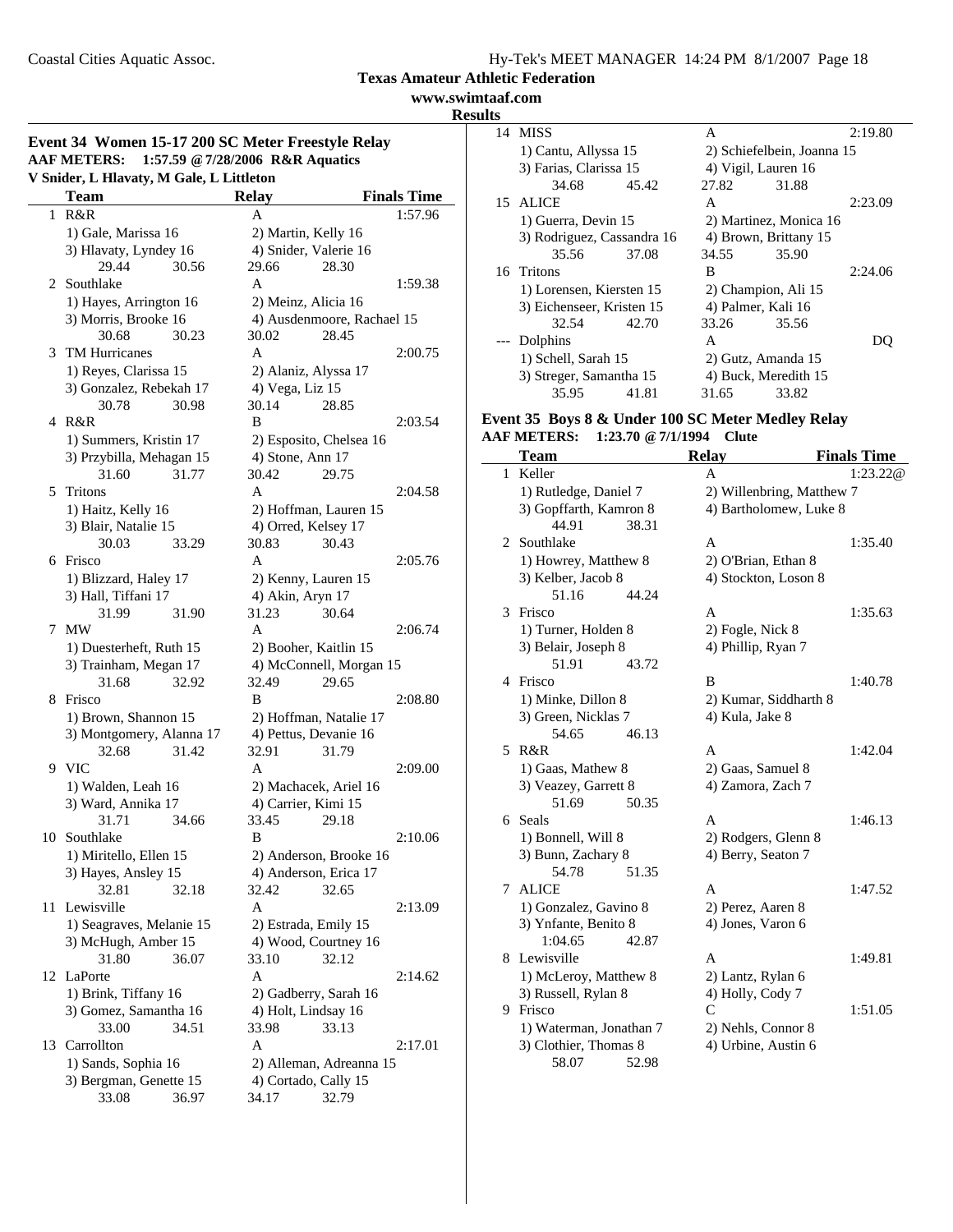Coastal Cities Aquatic Assoc.

**Texas Amateur Athletic Federation**
**www.swimtaaf.com**
**Results**

### Event 34 Women 15-17 200 SC Meter Freestyle Relay

**AAF METERS: 1:57.59 @ 7/28/2006 R&R Aquatics**
**V Snider, L Hlavaty, M Gale, L Littleton**

| | Team | Relay | Finals Time |
|---|---|---|---|
| 1 | R&R | A | 1:57.96 |
| | 1) Gale, Marissa 16 | 2) Martin, Kelly 16 | |
| | 3) Hlavaty, Lyndey 16 | 4) Snider, Valerie 16 | |
| | 29.44  30.56 | 29.66  28.30 | |
| 2 | Southlake | A | 1:59.38 |
| | 1) Hayes, Arrington 16 | 2) Meinz, Alicia 16 | |
| | 3) Morris, Brooke 16 | 4) Ausdenmoore, Rachael 15 | |
| | 30.68  30.23 | 30.02  28.45 | |
| 3 | TM Hurricanes | A | 2:00.75 |
| | 1) Reyes, Clarissa 15 | 2) Alaniz, Alyssa 17 | |
| | 3) Gonzalez, Rebekah 17 | 4) Vega, Liz 15 | |
| | 30.78  30.98 | 30.14  28.85 | |
| 4 | R&R | B | 2:03.54 |
| | 1) Summers, Kristin 17 | 2) Esposito, Chelsea 16 | |
| | 3) Przybilla, Mehagan 15 | 4) Stone, Ann 17 | |
| | 31.60  31.77 | 30.42  29.75 | |
| 5 | Tritons | A | 2:04.58 |
| | 1) Haitz, Kelly 16 | 2) Hoffman, Lauren 15 | |
| | 3) Blair, Natalie 15 | 4) Orred, Kelsey 17 | |
| | 30.03  33.29 | 30.83  30.43 | |
| 6 | Frisco | A | 2:05.76 |
| | 1) Blizzard, Haley 17 | 2) Kenny, Lauren 15 | |
| | 3) Hall, Tiffani 17 | 4) Akin, Aryn 17 | |
| | 31.99  31.90 | 31.23  30.64 | |
| 7 | MW | A | 2:06.74 |
| | 1) Duesterheft, Ruth 15 | 2) Booher, Kaitlin 15 | |
| | 3) Trainham, Megan 17 | 4) McConnell, Morgan 15 | |
| | 31.68  32.92 | 32.49  29.65 | |
| 8 | Frisco | B | 2:08.80 |
| | 1) Brown, Shannon 15 | 2) Hoffman, Natalie 17 | |
| | 3) Montgomery, Alanna 17 | 4) Pettus, Devanie 16 | |
| | 32.68  31.42 | 32.91  31.79 | |
| 9 | VIC | A | 2:09.00 |
| | 1) Walden, Leah 16 | 2) Machacek, Ariel 16 | |
| | 3) Ward, Annika 17 | 4) Carrier, Kimi 15 | |
| | 31.71  34.66 | 33.45  29.18 | |
| 10 | Southlake | B | 2:10.06 |
| | 1) Miritello, Ellen 15 | 2) Anderson, Brooke 16 | |
| | 3) Hayes, Ansley 15 | 4) Anderson, Erica 17 | |
| | 32.81  32.18 | 32.42  32.65 | |
| 11 | Lewisville | A | 2:13.09 |
| | 1) Seagraves, Melanie 15 | 2) Estrada, Emily 15 | |
| | 3) McHugh, Amber 15 | 4) Wood, Courtney 16 | |
| | 31.80  36.07 | 33.10  32.12 | |
| 12 | LaPorte | A | 2:14.62 |
| | 1) Brink, Tiffany 16 | 2) Gadberry, Sarah 16 | |
| | 3) Gomez, Samantha 16 | 4) Holt, Lindsay 16 | |
| | 33.00  34.51 | 33.98  33.13 | |
| 13 | Carrollton | A | 2:17.01 |
| | 1) Sands, Sophia 16 | 2) Alleman, Adreanna 15 | |
| | 3) Bergman, Genette 15 | 4) Cortado, Cally 15 | |
| | 33.08  36.97 | 34.17  32.79 | |
| 14 | MISS | A | 2:19.80 |
| | 1) Cantu, Allyssa 15 | 2) Schiefelbein, Joanna 15 | |
| | 3) Farias, Clarissa 15 | 4) Vigil, Lauren 16 | |
| | 34.68  45.42 | 27.82  31.88 | |
| 15 | ALICE | A | 2:23.09 |
| | 1) Guerra, Devin 15 | 2) Martinez, Monica 16 | |
| | 3) Rodriguez, Cassandra 16 | 4) Brown, Brittany 15 | |
| | 35.56  37.08 | 34.55  35.90 | |
| 16 | Tritons | B | 2:24.06 |
| | 1) Lorensen, Kiersten 15 | 2) Champion, Ali 15 | |
| | 3) Eichenseer, Kristen 15 | 4) Palmer, Kali 16 | |
| | 32.54  42.70 | 33.26  35.56 | |
| --- | Dolphins | A | DQ |
| | 1) Schell, Sarah 15 | 2) Gutz, Amanda 15 | |
| | 3) Streger, Samantha 15 | 4) Buck, Meredith 15 | |
| | 35.95  41.81 | 31.65  33.82 | |

### Event 35 Boys 8 & Under 100 SC Meter Medley Relay

**AAF METERS: 1:23.70 @ 7/1/1994 Clute**

| | Team | Relay | Finals Time |
|---|---|---|---|
| 1 | Keller | A | 1:23.22@ |
| | 1) Rutledge, Daniel 7 | 2) Willenbring, Matthew 7 | |
| | 3) Gopffarth, Kamron 8 | 4) Bartholomew, Luke 8 | |
| | 44.91  38.31 | | |
| 2 | Southlake | A | 1:35.40 |
| | 1) Howrey, Matthew 8 | 2) O'Brian, Ethan 8 | |
| | 3) Kelber, Jacob 8 | 4) Stockton, Loson 8 | |
| | 51.16  44.24 | | |
| 3 | Frisco | A | 1:35.63 |
| | 1) Turner, Holden 8 | 2) Fogle, Nick 8 | |
| | 3) Belair, Joseph 8 | 4) Phillip, Ryan 7 | |
| | 51.91  43.72 | | |
| 4 | Frisco | B | 1:40.78 |
| | 1) Minke, Dillon 8 | 2) Kumar, Siddharth 8 | |
| | 3) Green, Nicklas 7 | 4) Kula, Jake 8 | |
| | 54.65  46.13 | | |
| 5 | R&R | A | 1:42.04 |
| | 1) Gaas, Mathew 8 | 2) Gaas, Samuel 8 | |
| | 3) Veazey, Garrett 8 | 4) Zamora, Zach 7 | |
| | 51.69  50.35 | | |
| 6 | Seals | A | 1:46.13 |
| | 1) Bonnell, Will 8 | 2) Rodgers, Glenn 8 | |
| | 3) Bunn, Zachary 8 | 4) Berry, Seaton 7 | |
| | 54.78  51.35 | | |
| 7 | ALICE | A | 1:47.52 |
| | 1) Gonzalez, Gavino 8 | 2) Perez, Aaren 8 | |
| | 3) Ynfante, Benito 8 | 4) Jones, Varon 6 | |
| | 1:04.65  42.87 | | |
| 8 | Lewisville | A | 1:49.81 |
| | 1) McLeroy, Matthew 8 | 2) Lantz, Rylan 6 | |
| | 3) Russell, Rylan 8 | 4) Holly, Cody 7 | |
| 9 | Frisco | C | 1:51.05 |
| | 1) Waterman, Jonathan 7 | 2) Nehls, Connor 8 | |
| | 3) Clothier, Thomas 8 | 4) Urbine, Austin 6 | |
| | 58.07  52.98 | | |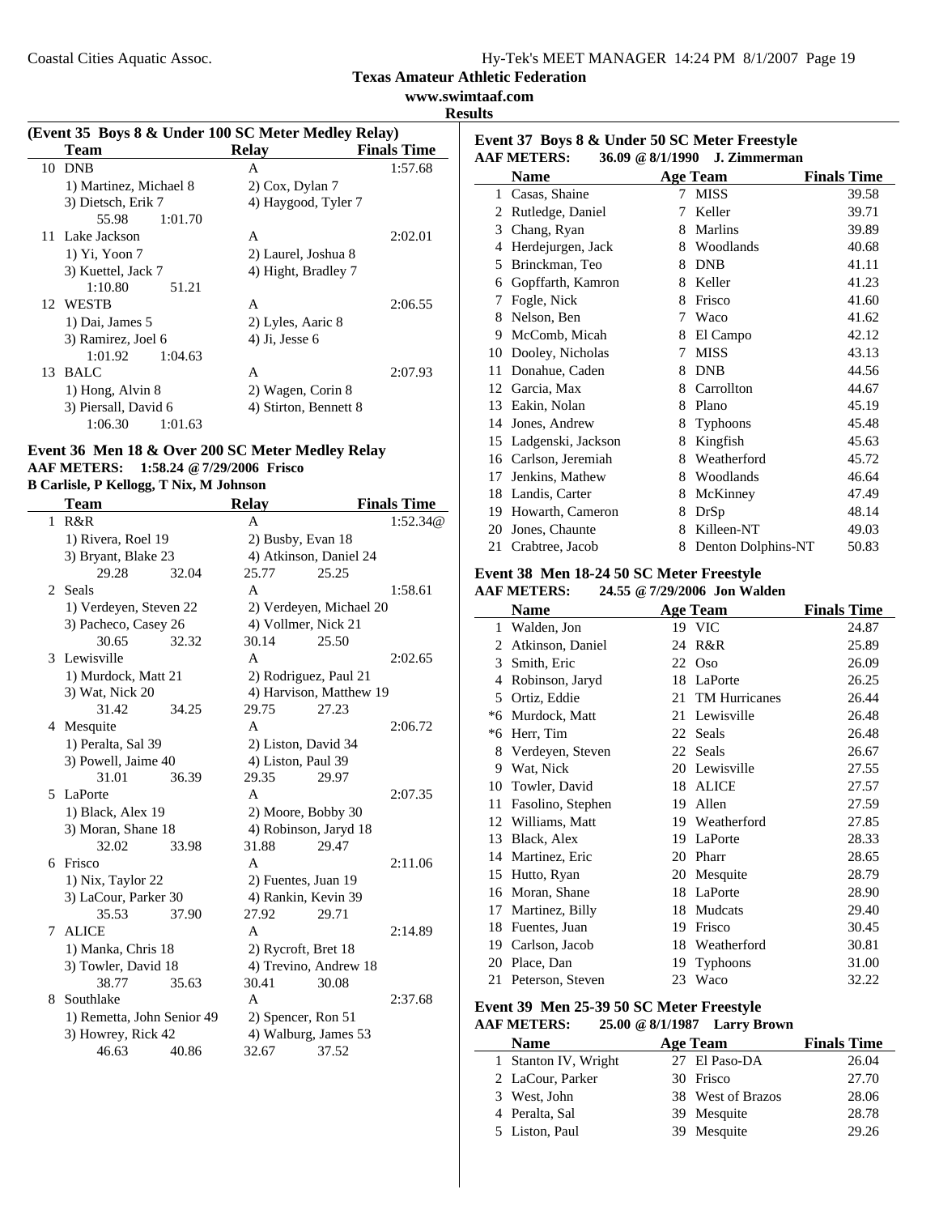# Texas Amateur Athletic Federation

**www.swimtaaf.com**

**Results**

### (Event 35 Boys 8 & Under 100 SC Meter Medley Relay)

| | Team | Relay | Finals Time |
|---|---|---|---|
| 10 | DNB | A | 1:57.68 |
| | 1) Martinez, Michael 8 | 2) Cox, Dylan 7 | |
| | 3) Dietsch, Erik 7 | 4) Haygood, Tyler 7 | |
| | 55.98 1:01.70 | | |
| 11 | Lake Jackson | A | 2:02.01 |
| | 1) Yi, Yoon 7 | 2) Laurel, Joshua 8 | |
| | 3) Kuettel, Jack 7 | 4) Hight, Bradley 7 | |
| | 1:10.80 51.21 | | |
| 12 | WESTB | A | 2:06.55 |
| | 1) Dai, James 5 | 2) Lyles, Aaric 8 | |
| | 3) Ramirez, Joel 6 | 4) Ji, Jesse 6 | |
| | 1:01.92 1:04.63 | | |
| 13 | BALC | A | 2:07.93 |
| | 1) Hong, Alvin 8 | 2) Wagen, Corin 8 | |
| | 3) Piersall, David 6 | 4) Stirton, Bennett 8 | |
| | 1:06.30 1:01.63 | | |

### Event 36 Men 18 & Over 200 SC Meter Medley Relay

**AAF METERS: 1:58.24 @ 7/29/2006 Frisco**
**B Carlisle, P Kellogg, T Nix, M Johnson**

| | Team | Relay | Finals Time |
|---|---|---|---|
| 1 | R&R | A | 1:52.34@ |
| | 1) Rivera, Roel 19 | 2) Busby, Evan 18 | |
| | 3) Bryant, Blake 23 | 4) Atkinson, Daniel 24 | |
| | 29.28 32.04 | 25.77 25.25 | |
| 2 | Seals | A | 1:58.61 |
| | 1) Verdeyen, Steven 22 | 2) Verdeyen, Michael 20 | |
| | 3) Pacheco, Casey 26 | 4) Vollmer, Nick 21 | |
| | 30.65 32.32 | 30.14 25.50 | |
| 3 | Lewisville | A | 2:02.65 |
| | 1) Murdock, Matt 21 | 2) Rodriguez, Paul 21 | |
| | 3) Wat, Nick 20 | 4) Harvison, Matthew 19 | |
| | 31.42 34.25 | 29.75 27.23 | |
| 4 | Mesquite | A | 2:06.72 |
| | 1) Peralta, Sal 39 | 2) Liston, David 34 | |
| | 3) Powell, Jaime 40 | 4) Liston, Paul 39 | |
| | 31.01 36.39 | 29.35 29.97 | |
| 5 | LaPorte | A | 2:07.35 |
| | 1) Black, Alex 19 | 2) Moore, Bobby 30 | |
| | 3) Moran, Shane 18 | 4) Robinson, Jaryd 18 | |
| | 32.02 33.98 | 31.88 29.47 | |
| 6 | Frisco | A | 2:11.06 |
| | 1) Nix, Taylor 22 | 2) Fuentes, Juan 19 | |
| | 3) LaCour, Parker 30 | 4) Rankin, Kevin 39 | |
| | 35.53 37.90 | 27.92 29.71 | |
| 7 | ALICE | A | 2:14.89 |
| | 1) Manka, Chris 18 | 2) Rycroft, Bret 18 | |
| | 3) Towler, David 18 | 4) Trevino, Andrew 18 | |
| | 38.77 35.63 | 30.41 30.08 | |
| 8 | Southlake | A | 2:37.68 |
| | 1) Remetta, John Senior 49 | 2) Spencer, Ron 51 | |
| | 3) Howrey, Rick 42 | 4) Walburg, James 53 | |
| | 46.63 40.86 | 32.67 37.52 | |

### Event 37 Boys 8 & Under 50 SC Meter Freestyle

**AAF METERS: 36.09 @ 8/1/1990 J. Zimmerman**

| | Name | Age | Team | Finals Time |
|---|---|---|---|---|
| 1 | Casas, Shaine | 7 | MISS | 39.58 |
| 2 | Rutledge, Daniel | 7 | Keller | 39.71 |
| 3 | Chang, Ryan | 8 | Marlins | 39.89 |
| 4 | Herdejurgen, Jack | 8 | Woodlands | 40.68 |
| 5 | Brinckman, Teo | 8 | DNB | 41.11 |
| 6 | Gopffarth, Kamron | 8 | Keller | 41.23 |
| 7 | Fogle, Nick | 8 | Frisco | 41.60 |
| 8 | Nelson, Ben | 7 | Waco | 41.62 |
| 9 | McComb, Micah | 8 | El Campo | 42.12 |
| 10 | Dooley, Nicholas | 7 | MISS | 43.13 |
| 11 | Donahue, Caden | 8 | DNB | 44.56 |
| 12 | Garcia, Max | 8 | Carrollton | 44.67 |
| 13 | Eakin, Nolan | 8 | Plano | 45.19 |
| 14 | Jones, Andrew | 8 | Typhoons | 45.48 |
| 15 | Ladgenski, Jackson | 8 | Kingfish | 45.63 |
| 16 | Carlson, Jeremiah | 8 | Weatherford | 45.72 |
| 17 | Jenkins, Mathew | 8 | Woodlands | 46.64 |
| 18 | Landis, Carter | 8 | McKinney | 47.49 |
| 19 | Howarth, Cameron | 8 | DrSp | 48.14 |
| 20 | Jones, Chaunte | 8 | Killeen-NT | 49.03 |
| 21 | Crabtree, Jacob | 8 | Denton Dolphins-NT | 50.83 |

### Event 38 Men 18-24 50 SC Meter Freestyle

**AAF METERS: 24.55 @ 7/29/2006 Jon Walden**

| | Name | Age | Team | Finals Time |
|---|---|---|---|---|
| 1 | Walden, Jon | 19 | VIC | 24.87 |
| 2 | Atkinson, Daniel | 24 | R&R | 25.89 |
| 3 | Smith, Eric | 22 | Oso | 26.09 |
| 4 | Robinson, Jaryd | 18 | LaPorte | 26.25 |
| 5 | Ortiz, Eddie | 21 | TM Hurricanes | 26.44 |
| *6 | Murdock, Matt | 21 | Lewisville | 26.48 |
| *6 | Herr, Tim | 22 | Seals | 26.48 |
| 8 | Verdeyen, Steven | 22 | Seals | 26.67 |
| 9 | Wat, Nick | 20 | Lewisville | 27.55 |
| 10 | Towler, David | 18 | ALICE | 27.57 |
| 11 | Fasolino, Stephen | 19 | Allen | 27.59 |
| 12 | Williams, Matt | 19 | Weatherford | 27.85 |
| 13 | Black, Alex | 19 | LaPorte | 28.33 |
| 14 | Martinez, Eric | 20 | Pharr | 28.65 |
| 15 | Hutto, Ryan | 20 | Mesquite | 28.79 |
| 16 | Moran, Shane | 18 | LaPorte | 28.90 |
| 17 | Martinez, Billy | 18 | Mudcats | 29.40 |
| 18 | Fuentes, Juan | 19 | Frisco | 30.45 |
| 19 | Carlson, Jacob | 18 | Weatherford | 30.81 |
| 20 | Place, Dan | 19 | Typhoons | 31.00 |
| 21 | Peterson, Steven | 23 | Waco | 32.22 |

### Event 39 Men 25-39 50 SC Meter Freestyle

**AAF METERS: 25.00 @ 8/1/1987 Larry Brown**

| | Name | Age | Team | Finals Time |
|---|---|---|---|---|
| 1 | Stanton IV, Wright | 27 | El Paso-DA | 26.04 |
| 2 | LaCour, Parker | 30 | Frisco | 27.70 |
| 3 | West, John | 38 | West of Brazos | 28.06 |
| 4 | Peralta, Sal | 39 | Mesquite | 28.78 |
| 5 | Liston, Paul | 39 | Mesquite | 29.26 |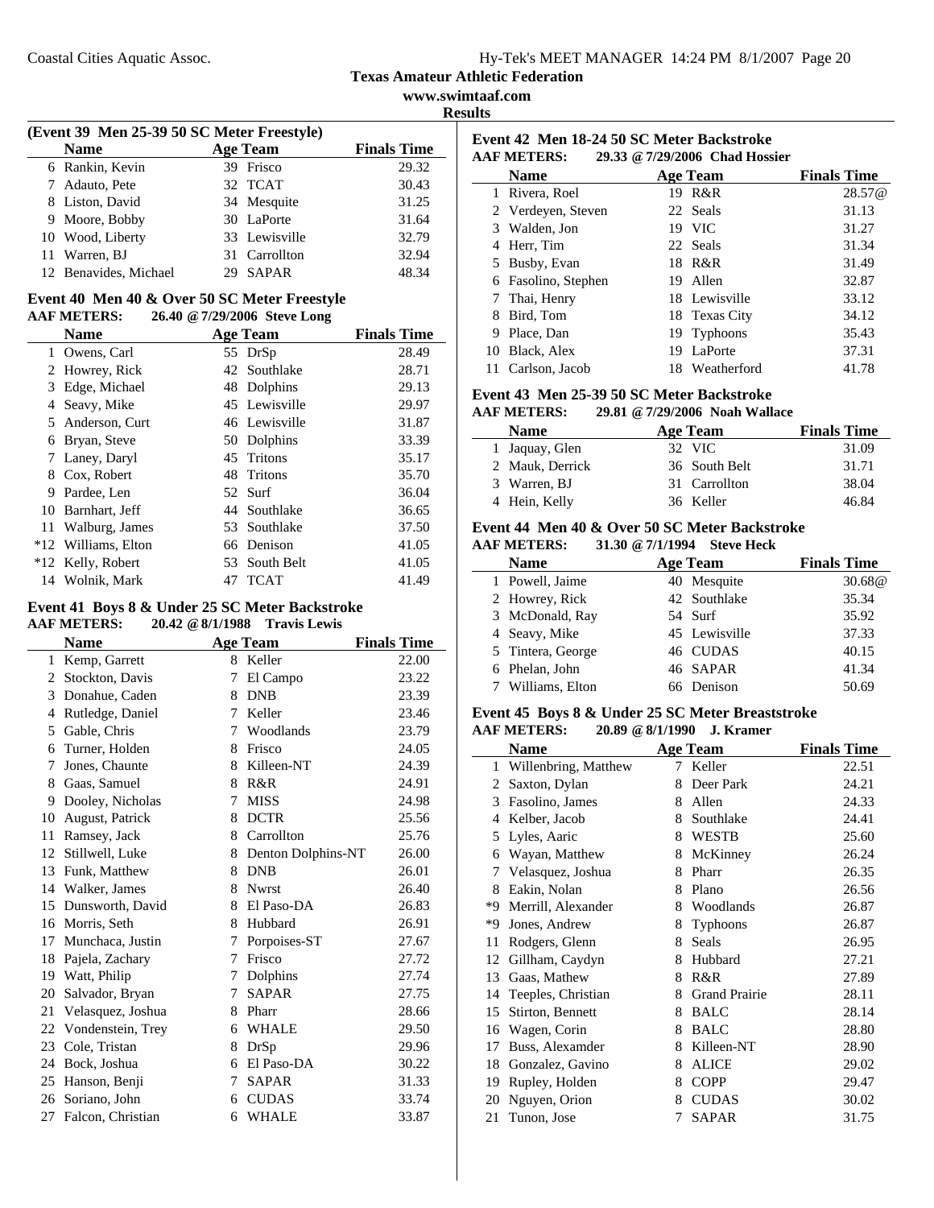**Texas Amateur Athletic Federation**

**www.swimtaaf.com**

**Results**

### (Event 39 Men 25-39 50 SC Meter Freestyle)

| | Name | Age | Team | Finals Time |
|---|---|---|---|---|
| 6 | Rankin, Kevin | 39 | Frisco | 29.32 |
| 7 | Adauto, Pete | 32 | TCAT | 30.43 |
| 8 | Liston, David | 34 | Mesquite | 31.25 |
| 9 | Moore, Bobby | 30 | LaPorte | 31.64 |
| 10 | Wood, Liberty | 33 | Lewisville | 32.79 |
| 11 | Warren, BJ | 31 | Carrollton | 32.94 |
| 12 | Benavides, Michael | 29 | SAPAR | 48.34 |

### Event 40 Men 40 & Over 50 SC Meter Freestyle

**AAF METERS: 26.40 @ 7/29/2006 Steve Long**

| | Name | Age | Team | Finals Time |
|---|---|---|---|---|
| 1 | Owens, Carl | 55 | DrSp | 28.49 |
| 2 | Howrey, Rick | 42 | Southlake | 28.71 |
| 3 | Edge, Michael | 48 | Dolphins | 29.13 |
| 4 | Seavy, Mike | 45 | Lewisville | 29.97 |
| 5 | Anderson, Curt | 46 | Lewisville | 31.87 |
| 6 | Bryan, Steve | 50 | Dolphins | 33.39 |
| 7 | Laney, Daryl | 45 | Tritons | 35.17 |
| 8 | Cox, Robert | 48 | Tritons | 35.70 |
| 9 | Pardee, Len | 52 | Surf | 36.04 |
| 10 | Barnhart, Jeff | 44 | Southlake | 36.65 |
| 11 | Walburg, James | 53 | Southlake | 37.50 |
| *12 | Williams, Elton | 66 | Denison | 41.05 |
| *12 | Kelly, Robert | 53 | South Belt | 41.05 |
| 14 | Wolnik, Mark | 47 | TCAT | 41.49 |

### Event 41 Boys 8 & Under 25 SC Meter Backstroke

**AAF METERS: 20.42 @ 8/1/1988 Travis Lewis**

| | Name | Age | Team | Finals Time |
|---|---|---|---|---|
| 1 | Kemp, Garrett | 8 | Keller | 22.00 |
| 2 | Stockton, Davis | 7 | El Campo | 23.22 |
| 3 | Donahue, Caden | 8 | DNB | 23.39 |
| 4 | Rutledge, Daniel | 7 | Keller | 23.46 |
| 5 | Gable, Chris | 7 | Woodlands | 23.79 |
| 6 | Turner, Holden | 8 | Frisco | 24.05 |
| 7 | Jones, Chaunte | 8 | Killeen-NT | 24.39 |
| 8 | Gaas, Samuel | 8 | R&R | 24.91 |
| 9 | Dooley, Nicholas | 7 | MISS | 24.98 |
| 10 | August, Patrick | 8 | DCTR | 25.56 |
| 11 | Ramsey, Jack | 8 | Carrollton | 25.76 |
| 12 | Stillwell, Luke | 8 | Denton Dolphins-NT | 26.00 |
| 13 | Funk, Matthew | 8 | DNB | 26.01 |
| 14 | Walker, James | 8 | Nwrst | 26.40 |
| 15 | Dunsworth, David | 8 | El Paso-DA | 26.83 |
| 16 | Morris, Seth | 8 | Hubbard | 26.91 |
| 17 | Munchaca, Justin | 7 | Porpoises-ST | 27.67 |
| 18 | Pajela, Zachary | 7 | Frisco | 27.72 |
| 19 | Watt, Philip | 7 | Dolphins | 27.74 |
| 20 | Salvador, Bryan | 7 | SAPAR | 27.75 |
| 21 | Velasquez, Joshua | 8 | Pharr | 28.66 |
| 22 | Vondenstein, Trey | 6 | WHALE | 29.50 |
| 23 | Cole, Tristan | 8 | DrSp | 29.96 |
| 24 | Bock, Joshua | 6 | El Paso-DA | 30.22 |
| 25 | Hanson, Benji | 7 | SAPAR | 31.33 |
| 26 | Soriano, John | 6 | CUDAS | 33.74 |
| 27 | Falcon, Christian | 6 | WHALE | 33.87 |

### Event 42 Men 18-24 50 SC Meter Backstroke

**AAF METERS: 29.33 @ 7/29/2006 Chad Hossier**

| | Name | Age | Team | Finals Time |
|---|---|---|---|---|
| 1 | Rivera, Roel | 19 | R&R | 28.57@ |
| 2 | Verdeyen, Steven | 22 | Seals | 31.13 |
| 3 | Walden, Jon | 19 | VIC | 31.27 |
| 4 | Herr, Tim | 22 | Seals | 31.34 |
| 5 | Busby, Evan | 18 | R&R | 31.49 |
| 6 | Fasolino, Stephen | 19 | Allen | 32.87 |
| 7 | Thai, Henry | 18 | Lewisville | 33.12 |
| 8 | Bird, Tom | 18 | Texas City | 34.12 |
| 9 | Place, Dan | 19 | Typhoons | 35.43 |
| 10 | Black, Alex | 19 | LaPorte | 37.31 |
| 11 | Carlson, Jacob | 18 | Weatherford | 41.78 |

### Event 43 Men 25-39 50 SC Meter Backstroke

**AAF METERS: 29.81 @ 7/29/2006 Noah Wallace**

| | Name | Age | Team | Finals Time |
|---|---|---|---|---|
| 1 | Jaquay, Glen | 32 | VIC | 31.09 |
| 2 | Mauk, Derrick | 36 | South Belt | 31.71 |
| 3 | Warren, BJ | 31 | Carrollton | 38.04 |
| 4 | Hein, Kelly | 36 | Keller | 46.84 |

### Event 44 Men 40 & Over 50 SC Meter Backstroke

**AAF METERS: 31.30 @ 7/1/1994 Steve Heck**

| | Name | Age | Team | Finals Time |
|---|---|---|---|---|
| 1 | Powell, Jaime | 40 | Mesquite | 30.68@ |
| 2 | Howrey, Rick | 42 | Southlake | 35.34 |
| 3 | McDonald, Ray | 54 | Surf | 35.92 |
| 4 | Seavy, Mike | 45 | Lewisville | 37.33 |
| 5 | Tintera, George | 46 | CUDAS | 40.15 |
| 6 | Phelan, John | 46 | SAPAR | 41.34 |
| 7 | Williams, Elton | 66 | Denison | 50.69 |

### Event 45 Boys 8 & Under 25 SC Meter Breaststroke

**AAF METERS: 20.89 @ 8/1/1990 J. Kramer**

| | Name | Age | Team | Finals Time |
|---|---|---|---|---|
| 1 | Willenbring, Matthew | 7 | Keller | 22.51 |
| 2 | Saxton, Dylan | 8 | Deer Park | 24.21 |
| 3 | Fasolino, James | 8 | Allen | 24.33 |
| 4 | Kelber, Jacob | 8 | Southlake | 24.41 |
| 5 | Lyles, Aaric | 8 | WESTB | 25.60 |
| 6 | Wayan, Matthew | 8 | McKinney | 26.24 |
| 7 | Velasquez, Joshua | 8 | Pharr | 26.35 |
| 8 | Eakin, Nolan | 8 | Plano | 26.56 |
| *9 | Merrill, Alexander | 8 | Woodlands | 26.87 |
| *9 | Jones, Andrew | 8 | Typhoons | 26.87 |
| 11 | Rodgers, Glenn | 8 | Seals | 26.95 |
| 12 | Gillham, Caydyn | 8 | Hubbard | 27.21 |
| 13 | Gaas, Mathew | 8 | R&R | 27.89 |
| 14 | Teeples, Christian | 8 | Grand Prairie | 28.11 |
| 15 | Stirton, Bennett | 8 | BALC | 28.14 |
| 16 | Wagen, Corin | 8 | BALC | 28.80 |
| 17 | Buss, Alexamder | 8 | Killeen-NT | 28.90 |
| 18 | Gonzalez, Gavino | 8 | ALICE | 29.02 |
| 19 | Rupley, Holden | 8 | COPP | 29.47 |
| 20 | Nguyen, Orion | 8 | CUDAS | 30.02 |
| 21 | Tunon, Jose | 7 | SAPAR | 31.75 |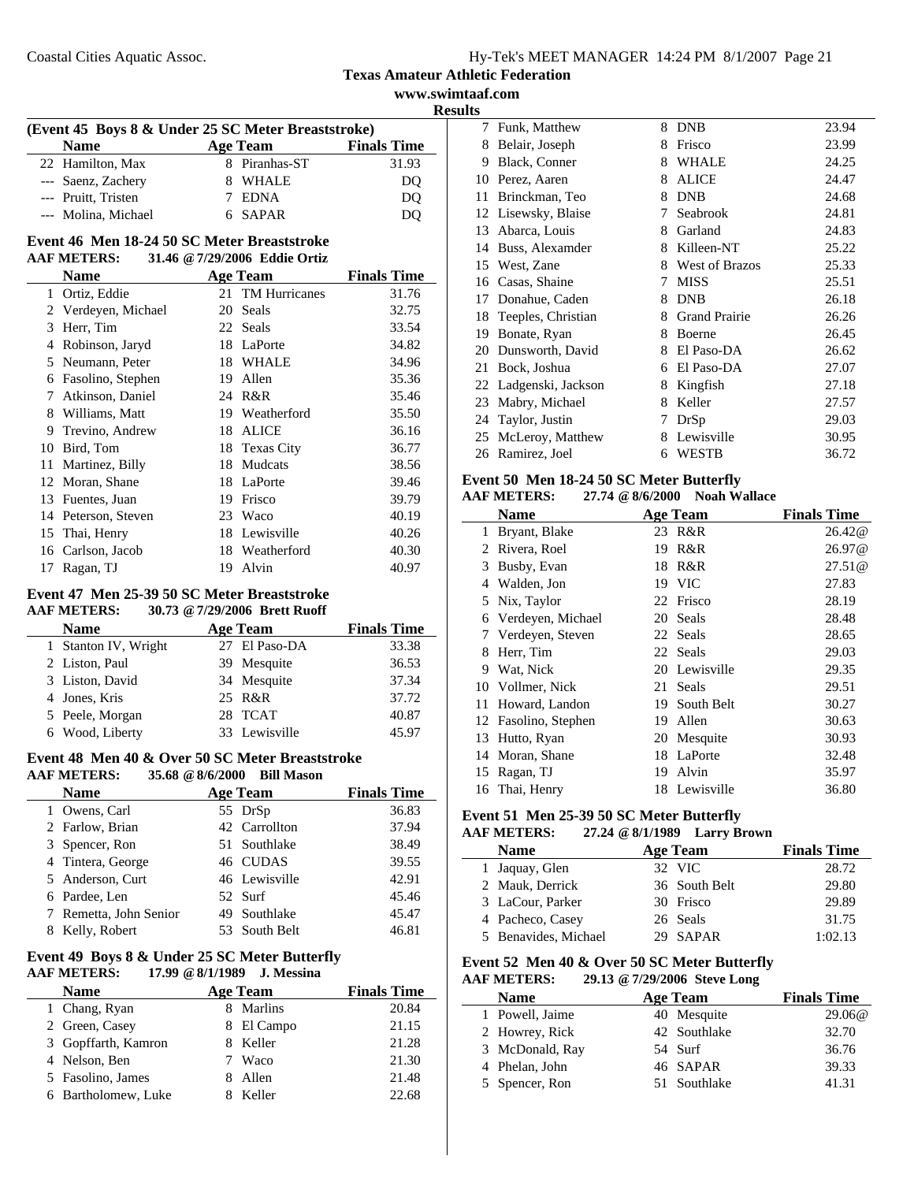**Texas Amateur Athletic Federation**

**www.swimtaaf.com**

**Results**

### (Event 45 Boys 8 & Under 25 SC Meter Breaststroke)

| | Name | Age | Team | Finals Time |
|---|---|---|---|---|
| 22 | Hamilton, Max | 8 | Piranhas-ST | 31.93 |
| --- | Saenz, Zachery | 8 | WHALE | DQ |
| --- | Pruitt, Tristen | 7 | EDNA | DQ |
| --- | Molina, Michael | 6 | SAPAR | DQ |

### Event 46 Men 18-24 50 SC Meter Breaststroke

**AAF METERS: 31.46 @ 7/29/2006 Eddie Ortiz**

| | Name | Age | Team | Finals Time |
|---|---|---|---|---|
| 1 | Ortiz, Eddie | 21 | TM Hurricanes | 31.76 |
| 2 | Verdeyen, Michael | 20 | Seals | 32.75 |
| 3 | Herr, Tim | 22 | Seals | 33.54 |
| 4 | Robinson, Jaryd | 18 | LaPorte | 34.82 |
| 5 | Neumann, Peter | 18 | WHALE | 34.96 |
| 6 | Fasolino, Stephen | 19 | Allen | 35.36 |
| 7 | Atkinson, Daniel | 24 | R&R | 35.46 |
| 8 | Williams, Matt | 19 | Weatherford | 35.50 |
| 9 | Trevino, Andrew | 18 | ALICE | 36.16 |
| 10 | Bird, Tom | 18 | Texas City | 36.77 |
| 11 | Martinez, Billy | 18 | Mudcats | 38.56 |
| 12 | Moran, Shane | 18 | LaPorte | 39.46 |
| 13 | Fuentes, Juan | 19 | Frisco | 39.79 |
| 14 | Peterson, Steven | 23 | Waco | 40.19 |
| 15 | Thai, Henry | 18 | Lewisville | 40.26 |
| 16 | Carlson, Jacob | 18 | Weatherford | 40.30 |
| 17 | Ragan, TJ | 19 | Alvin | 40.97 |

### Event 47 Men 25-39 50 SC Meter Breaststroke

**AAF METERS: 30.73 @ 7/29/2006 Brett Ruoff**

| | Name | Age | Team | Finals Time |
|---|---|---|---|---|
| 1 | Stanton IV, Wright | 27 | El Paso-DA | 33.38 |
| 2 | Liston, Paul | 39 | Mesquite | 36.53 |
| 3 | Liston, David | 34 | Mesquite | 37.34 |
| 4 | Jones, Kris | 25 | R&R | 37.72 |
| 5 | Peele, Morgan | 28 | TCAT | 40.87 |
| 6 | Wood, Liberty | 33 | Lewisville | 45.97 |

### Event 48 Men 40 & Over 50 SC Meter Breaststroke

**AAF METERS: 35.68 @ 8/6/2000 Bill Mason**

| | Name | Age | Team | Finals Time |
|---|---|---|---|---|
| 1 | Owens, Carl | 55 | DrSp | 36.83 |
| 2 | Farlow, Brian | 42 | Carrollton | 37.94 |
| 3 | Spencer, Ron | 51 | Southlake | 38.49 |
| 4 | Tintera, George | 46 | CUDAS | 39.55 |
| 5 | Anderson, Curt | 46 | Lewisville | 42.91 |
| 6 | Pardee, Len | 52 | Surf | 45.46 |
| 7 | Remetta, John Senior | 49 | Southlake | 45.47 |
| 8 | Kelly, Robert | 53 | South Belt | 46.81 |

### Event 49 Boys 8 & Under 25 SC Meter Butterfly

**AAF METERS: 17.99 @ 8/1/1989 J. Messina**

| | Name | Age | Team | Finals Time |
|---|---|---|---|---|
| 1 | Chang, Ryan | 8 | Marlins | 20.84 |
| 2 | Green, Casey | 8 | El Campo | 21.15 |
| 3 | Gopffarth, Kamron | 8 | Keller | 21.28 |
| 4 | Nelson, Ben | 7 | Waco | 21.30 |
| 5 | Fasolino, James | 8 | Allen | 21.48 |
| 6 | Bartholomew, Luke | 8 | Keller | 22.68 |
| 7 | Funk, Matthew | 8 | DNB | 23.94 |
| 8 | Belair, Joseph | 8 | Frisco | 23.99 |
| 9 | Black, Conner | 8 | WHALE | 24.25 |
| 10 | Perez, Aaren | 8 | ALICE | 24.47 |
| 11 | Brinckman, Teo | 8 | DNB | 24.68 |
| 12 | Lisewsky, Blaise | 7 | Seabrook | 24.81 |
| 13 | Abarca, Louis | 8 | Garland | 24.83 |
| 14 | Buss, Alexamder | 8 | Killeen-NT | 25.22 |
| 15 | West, Zane | 8 | West of Brazos | 25.33 |
| 16 | Casas, Shaine | 7 | MISS | 25.51 |
| 17 | Donahue, Caden | 8 | DNB | 26.18 |
| 18 | Teeples, Christian | 8 | Grand Prairie | 26.26 |
| 19 | Bonate, Ryan | 8 | Boerne | 26.45 |
| 20 | Dunsworth, David | 8 | El Paso-DA | 26.62 |
| 21 | Bock, Joshua | 6 | El Paso-DA | 27.07 |
| 22 | Ladgenski, Jackson | 8 | Kingfish | 27.18 |
| 23 | Mabry, Michael | 8 | Keller | 27.57 |
| 24 | Taylor, Justin | 7 | DrSp | 29.03 |
| 25 | McLeroy, Matthew | 8 | Lewisville | 30.95 |
| 26 | Ramirez, Joel | 6 | WESTB | 36.72 |

### Event 50 Men 18-24 50 SC Meter Butterfly

**AAF METERS: 27.74 @ 8/6/2000 Noah Wallace**

| | Name | Age | Team | Finals Time |
|---|---|---|---|---|
| 1 | Bryant, Blake | 23 | R&R | 26.42@ |
| 2 | Rivera, Roel | 19 | R&R | 26.97@ |
| 3 | Busby, Evan | 18 | R&R | 27.51@ |
| 4 | Walden, Jon | 19 | VIC | 27.83 |
| 5 | Nix, Taylor | 22 | Frisco | 28.19 |
| 6 | Verdeyen, Michael | 20 | Seals | 28.48 |
| 7 | Verdeyen, Steven | 22 | Seals | 28.65 |
| 8 | Herr, Tim | 22 | Seals | 29.03 |
| 9 | Wat, Nick | 20 | Lewisville | 29.35 |
| 10 | Vollmer, Nick | 21 | Seals | 29.51 |
| 11 | Howard, Landon | 19 | South Belt | 30.27 |
| 12 | Fasolino, Stephen | 19 | Allen | 30.63 |
| 13 | Hutto, Ryan | 20 | Mesquite | 30.93 |
| 14 | Moran, Shane | 18 | LaPorte | 32.48 |
| 15 | Ragan, TJ | 19 | Alvin | 35.97 |
| 16 | Thai, Henry | 18 | Lewisville | 36.80 |

### Event 51 Men 25-39 50 SC Meter Butterfly

**AAF METERS: 27.24 @ 8/1/1989 Larry Brown**

| | Name | Age | Team | Finals Time |
|---|---|---|---|---|
| 1 | Jaquay, Glen | 32 | VIC | 28.72 |
| 2 | Mauk, Derrick | 36 | South Belt | 29.80 |
| 3 | LaCour, Parker | 30 | Frisco | 29.89 |
| 4 | Pacheco, Casey | 26 | Seals | 31.75 |
| 5 | Benavides, Michael | 29 | SAPAR | 1:02.13 |

### Event 52 Men 40 & Over 50 SC Meter Butterfly

**AAF METERS: 29.13 @ 7/29/2006 Steve Long**

| | Name | Age | Team | Finals Time |
|---|---|---|---|---|
| 1 | Powell, Jaime | 40 | Mesquite | 29.06@ |
| 2 | Howrey, Rick | 42 | Southlake | 32.70 |
| 3 | McDonald, Ray | 54 | Surf | 36.76 |
| 4 | Phelan, John | 46 | SAPAR | 39.33 |
| 5 | Spencer, Ron | 51 | Southlake | 41.31 |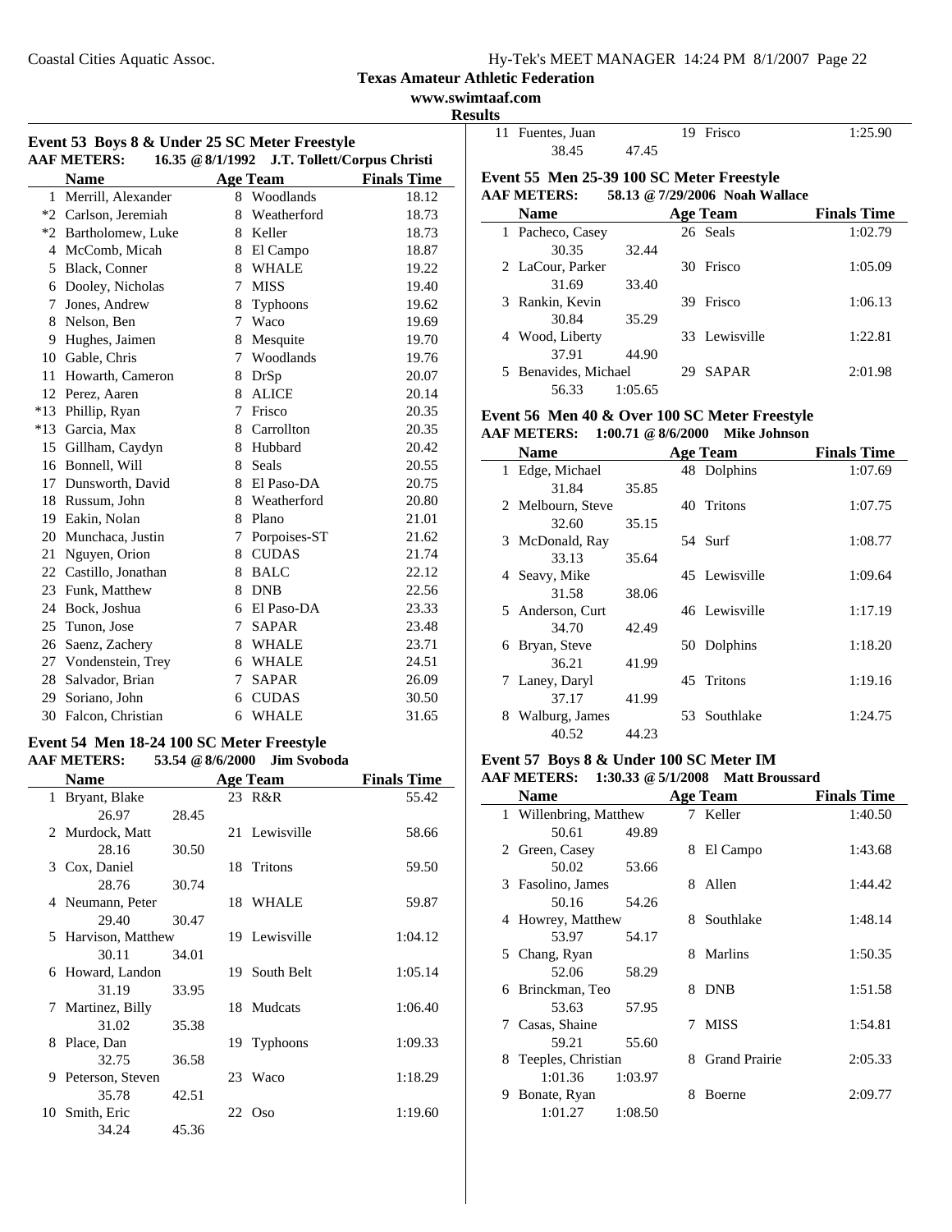Coastal Cities Aquatic Assoc.

Hy-Tek's MEET MANAGER 14:24 PM 8/1/2007

**Texas Amateur Athletic Federation**

**www.swimtaaf.com**

**Results**

### Event 53 Boys 8 & Under 25 SC Meter Freestyle

**AAF METERS: 16.35 @ 8/1/1992 J.T. Tollett/Corpus Christi**

| | Name | Age | Team | Finals Time |
|---|---|---|---|---|
| 1 | Merrill, Alexander | 8 | Woodlands | 18.12 |
| *2 | Carlson, Jeremiah | 8 | Weatherford | 18.73 |
| *2 | Bartholomew, Luke | 8 | Keller | 18.73 |
| 4 | McComb, Micah | 8 | El Campo | 18.87 |
| 5 | Black, Conner | 8 | WHALE | 19.22 |
| 6 | Dooley, Nicholas | 7 | MISS | 19.40 |
| 7 | Jones, Andrew | 8 | Typhoons | 19.62 |
| 8 | Nelson, Ben | 7 | Waco | 19.69 |
| 9 | Hughes, Jaimen | 8 | Mesquite | 19.70 |
| 10 | Gable, Chris | 7 | Woodlands | 19.76 |
| 11 | Howarth, Cameron | 8 | DrSp | 20.07 |
| 12 | Perez, Aaren | 8 | ALICE | 20.14 |
| *13 | Phillip, Ryan | 7 | Frisco | 20.35 |
| *13 | Garcia, Max | 8 | Carrollton | 20.35 |
| 15 | Gillham, Caydyn | 8 | Hubbard | 20.42 |
| 16 | Bonnell, Will | 8 | Seals | 20.55 |
| 17 | Dunsworth, David | 8 | El Paso-DA | 20.75 |
| 18 | Russum, John | 8 | Weatherford | 20.80 |
| 19 | Eakin, Nolan | 8 | Plano | 21.01 |
| 20 | Munchaca, Justin | 7 | Porpoises-ST | 21.62 |
| 21 | Nguyen, Orion | 8 | CUDAS | 21.74 |
| 22 | Castillo, Jonathan | 8 | BALC | 22.12 |
| 23 | Funk, Matthew | 8 | DNB | 22.56 |
| 24 | Bock, Joshua | 6 | El Paso-DA | 23.33 |
| 25 | Tunon, Jose | 7 | SAPAR | 23.48 |
| 26 | Saenz, Zachery | 8 | WHALE | 23.71 |
| 27 | Vondenstein, Trey | 6 | WHALE | 24.51 |
| 28 | Salvador, Brian | 7 | SAPAR | 26.09 |
| 29 | Soriano, John | 6 | CUDAS | 30.50 |
| 30 | Falcon, Christian | 6 | WHALE | 31.65 |

### Event 54 Men 18-24 100 SC Meter Freestyle

**AAF METERS: 53.54 @ 8/6/2000 Jim Svoboda**

| | Name | Age | Team | Finals Time |
|---|---|---|---|---|
| 1 | Bryant, Blake | 23 | R&R | 55.42 |
| | 26.97 28.45 | | | |
| 2 | Murdock, Matt | 21 | Lewisville | 58.66 |
| | 28.16 30.50 | | | |
| 3 | Cox, Daniel | 18 | Tritons | 59.50 |
| | 28.76 30.74 | | | |
| 4 | Neumann, Peter | 18 | WHALE | 59.87 |
| | 29.40 30.47 | | | |
| 5 | Harvison, Matthew | 19 | Lewisville | 1:04.12 |
| | 30.11 34.01 | | | |
| 6 | Howard, Landon | 19 | South Belt | 1:05.14 |
| | 31.19 33.95 | | | |
| 7 | Martinez, Billy | 18 | Mudcats | 1:06.40 |
| | 31.02 35.38 | | | |
| 8 | Place, Dan | 19 | Typhoons | 1:09.33 |
| | 32.75 36.58 | | | |
| 9 | Peterson, Steven | 23 | Waco | 1:18.29 |
| | 35.78 42.51 | | | |
| 10 | Smith, Eric | 22 | Oso | 1:19.60 |
| | 34.24 45.36 | | | |
| 11 | Fuentes, Juan | 19 | Frisco | 1:25.90 |
| | 38.45 47.45 | | | |

### Event 55 Men 25-39 100 SC Meter Freestyle

**AAF METERS: 58.13 @ 7/29/2006 Noah Wallace**

| | Name | Age | Team | Finals Time |
|---|---|---|---|---|
| 1 | Pacheco, Casey | 26 | Seals | 1:02.79 |
| | 30.35 32.44 | | | |
| 2 | LaCour, Parker | 30 | Frisco | 1:05.09 |
| | 31.69 33.40 | | | |
| 3 | Rankin, Kevin | 39 | Frisco | 1:06.13 |
| | 30.84 35.29 | | | |
| 4 | Wood, Liberty | 33 | Lewisville | 1:22.81 |
| | 37.91 44.90 | | | |
| 5 | Benavides, Michael | 29 | SAPAR | 2:01.98 |
| | 56.33 1:05.65 | | | |

### Event 56 Men 40 & Over 100 SC Meter Freestyle

**AAF METERS: 1:00.71 @ 8/6/2000 Mike Johnson**

| | Name | Age | Team | Finals Time |
|---|---|---|---|---|
| 1 | Edge, Michael | 48 | Dolphins | 1:07.69 |
| | 31.84 35.85 | | | |
| 2 | Melbourn, Steve | 40 | Tritons | 1:07.75 |
| | 32.60 35.15 | | | |
| 3 | McDonald, Ray | 54 | Surf | 1:08.77 |
| | 33.13 35.64 | | | |
| 4 | Seavy, Mike | 45 | Lewisville | 1:09.64 |
| | 31.58 38.06 | | | |
| 5 | Anderson, Curt | 46 | Lewisville | 1:17.19 |
| | 34.70 42.49 | | | |
| 6 | Bryan, Steve | 50 | Dolphins | 1:18.20 |
| | 36.21 41.99 | | | |
| 7 | Laney, Daryl | 45 | Tritons | 1:19.16 |
| | 37.17 41.99 | | | |
| 8 | Walburg, James | 53 | Southlake | 1:24.75 |
| | 40.52 44.23 | | | |

### Event 57 Boys 8 & Under 100 SC Meter IM

**AAF METERS: 1:30.33 @ 5/1/2008 Matt Broussard**

| | Name | Age | Team | Finals Time |
|---|---|---|---|---|
| 1 | Willenbring, Matthew | 7 | Keller | 1:40.50 |
| | 50.61 49.89 | | | |
| 2 | Green, Casey | 8 | El Campo | 1:43.68 |
| | 50.02 53.66 | | | |
| 3 | Fasolino, James | 8 | Allen | 1:44.42 |
| | 50.16 54.26 | | | |
| 4 | Howrey, Matthew | 8 | Southlake | 1:48.14 |
| | 53.97 54.17 | | | |
| 5 | Chang, Ryan | 8 | Marlins | 1:50.35 |
| | 52.06 58.29 | | | |
| 6 | Brinckman, Teo | 8 | DNB | 1:51.58 |
| | 53.63 57.95 | | | |
| 7 | Casas, Shaine | 7 | MISS | 1:54.81 |
| | 59.21 55.60 | | | |
| 8 | Teeples, Christian | 8 | Grand Prairie | 2:05.33 |
| | 1:01.36 1:03.97 | | | |
| 9 | Bonate, Ryan | 8 | Boerne | 2:09.77 |
| | 1:01.27 1:08.50 | | | |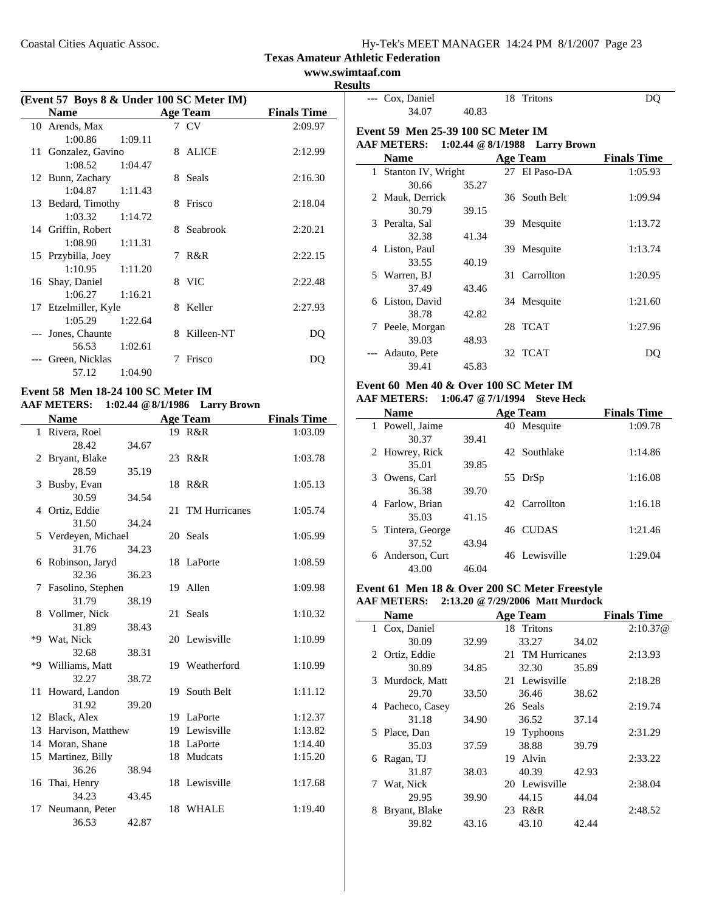**Texas Amateur Athletic Federation**
**www.swimtaaf.com**
**Results**

### (Event 57 Boys 8 & Under 100 SC Meter IM)

| | Name | Age | Team | Finals Time |
|---|---|---|---|---|
| 10 | Arends, Max | 7 | CV | 2:09.97 |
| | 1:00.86 1:09.11 | | | |
| 11 | Gonzalez, Gavino | 8 | ALICE | 2:12.99 |
| | 1:08.52 1:04.47 | | | |
| 12 | Bunn, Zachary | 8 | Seals | 2:16.30 |
| | 1:04.87 1:11.43 | | | |
| 13 | Bedard, Timothy | 8 | Frisco | 2:18.04 |
| | 1:03.32 1:14.72 | | | |
| 14 | Griffin, Robert | 8 | Seabrook | 2:20.21 |
| | 1:08.90 1:11.31 | | | |
| 15 | Przybilla, Joey | 7 | R&R | 2:22.15 |
| | 1:10.95 1:11.20 | | | |
| 16 | Shay, Daniel | 8 | VIC | 2:22.48 |
| | 1:06.27 1:16.21 | | | |
| 17 | Etzelmiller, Kyle | 8 | Keller | 2:27.93 |
| | 1:05.29 1:22.64 | | | |
| --- | Jones, Chaunte | 8 | Killeen-NT | DQ |
| | 56.53 1:02.61 | | | |
| --- | Green, Nicklas | 7 | Frisco | DQ |
| | 57.12 1:04.90 | | | |

### Event 58 Men 18-24 100 SC Meter IM

**AAF METERS: 1:02.44 @ 8/1/1986 Larry Brown**

| | Name | Age | Team | Finals Time |
|---|---|---|---|---|
| 1 | Rivera, Roel | 19 | R&R | 1:03.09 |
| | 28.42 34.67 | | | |
| 2 | Bryant, Blake | 23 | R&R | 1:03.78 |
| | 28.59 35.19 | | | |
| 3 | Busby, Evan | 18 | R&R | 1:05.13 |
| | 30.59 34.54 | | | |
| 4 | Ortiz, Eddie | 21 | TM Hurricanes | 1:05.74 |
| | 31.50 34.24 | | | |
| 5 | Verdeyen, Michael | 20 | Seals | 1:05.99 |
| | 31.76 34.23 | | | |
| 6 | Robinson, Jaryd | 18 | LaPorte | 1:08.59 |
| | 32.36 36.23 | | | |
| 7 | Fasolino, Stephen | 19 | Allen | 1:09.98 |
| | 31.79 38.19 | | | |
| 8 | Vollmer, Nick | 21 | Seals | 1:10.32 |
| | 31.89 38.43 | | | |
| *9 | Wat, Nick | 20 | Lewisville | 1:10.99 |
| | 32.68 38.31 | | | |
| *9 | Williams, Matt | 19 | Weatherford | 1:10.99 |
| | 32.27 38.72 | | | |
| 11 | Howard, Landon | 19 | South Belt | 1:11.12 |
| | 31.92 39.20 | | | |
| 12 | Black, Alex | 19 | LaPorte | 1:12.37 |
| 13 | Harvison, Matthew | 19 | Lewisville | 1:13.82 |
| 14 | Moran, Shane | 18 | LaPorte | 1:14.40 |
| 15 | Martinez, Billy | 18 | Mudcats | 1:15.20 |
| | 36.26 38.94 | | | |
| 16 | Thai, Henry | 18 | Lewisville | 1:17.68 |
| | 34.23 43.45 | | | |
| 17 | Neumann, Peter | 18 | WHALE | 1:19.40 |
| | 36.53 42.87 | | | |
| --- | Cox, Daniel | 18 | Tritons | DQ |
| | 34.07 40.83 | | | |

### Event 59 Men 25-39 100 SC Meter IM

**AAF METERS: 1:02.44 @ 8/1/1988 Larry Brown**

| | Name | Age | Team | Finals Time |
|---|---|---|---|---|
| 1 | Stanton IV, Wright | 27 | El Paso-DA | 1:05.93 |
| | 30.66 35.27 | | | |
| 2 | Mauk, Derrick | 36 | South Belt | 1:09.94 |
| | 30.79 39.15 | | | |
| 3 | Peralta, Sal | 39 | Mesquite | 1:13.72 |
| | 32.38 41.34 | | | |
| 4 | Liston, Paul | 39 | Mesquite | 1:13.74 |
| | 33.55 40.19 | | | |
| 5 | Warren, BJ | 31 | Carrollton | 1:20.95 |
| | 37.49 43.46 | | | |
| 6 | Liston, David | 34 | Mesquite | 1:21.60 |
| | 38.78 42.82 | | | |
| 7 | Peele, Morgan | 28 | TCAT | 1:27.96 |
| | 39.03 48.93 | | | |
| --- | Adauto, Pete | 32 | TCAT | DQ |
| | 39.41 45.83 | | | |

### Event 60 Men 40 & Over 100 SC Meter IM

**AAF METERS: 1:06.47 @ 7/1/1994 Steve Heck**

| | Name | Age | Team | Finals Time |
|---|---|---|---|---|
| 1 | Powell, Jaime | 40 | Mesquite | 1:09.78 |
| | 30.37 39.41 | | | |
| 2 | Howrey, Rick | 42 | Southlake | 1:14.86 |
| | 35.01 39.85 | | | |
| 3 | Owens, Carl | 55 | DrSp | 1:16.08 |
| | 36.38 39.70 | | | |
| 4 | Farlow, Brian | 42 | Carrollton | 1:16.18 |
| | 35.03 41.15 | | | |
| 5 | Tintera, George | 46 | CUDAS | 1:21.46 |
| | 37.52 43.94 | | | |
| 6 | Anderson, Curt | 46 | Lewisville | 1:29.04 |
| | 43.00 46.04 | | | |

### Event 61 Men 18 & Over 200 SC Meter Freestyle

**AAF METERS: 2:13.20 @ 7/29/2006 Matt Murdock**

| | Name | Age | Team | Finals Time |
|---|---|---|---|---|
| 1 | Cox, Daniel | 18 | Tritons | 2:10.37@ |
| | 30.09 32.99 33.27 34.02 | | | |
| 2 | Ortiz, Eddie | 21 | TM Hurricanes | 2:13.93 |
| | 30.89 34.85 32.30 35.89 | | | |
| 3 | Murdock, Matt | 21 | Lewisville | 2:18.28 |
| | 29.70 33.50 36.46 38.62 | | | |
| 4 | Pacheco, Casey | 26 | Seals | 2:19.74 |
| | 31.18 34.90 36.52 37.14 | | | |
| 5 | Place, Dan | 19 | Typhoons | 2:31.29 |
| | 35.03 37.59 38.88 39.79 | | | |
| 6 | Ragan, TJ | 19 | Alvin | 2:33.22 |
| | 31.87 38.03 40.39 42.93 | | | |
| 7 | Wat, Nick | 20 | Lewisville | 2:38.04 |
| | 29.95 39.90 44.15 44.04 | | | |
| 8 | Bryant, Blake | 23 | R&R | 2:48.52 |
| | 39.82 43.16 43.10 42.44 | | | |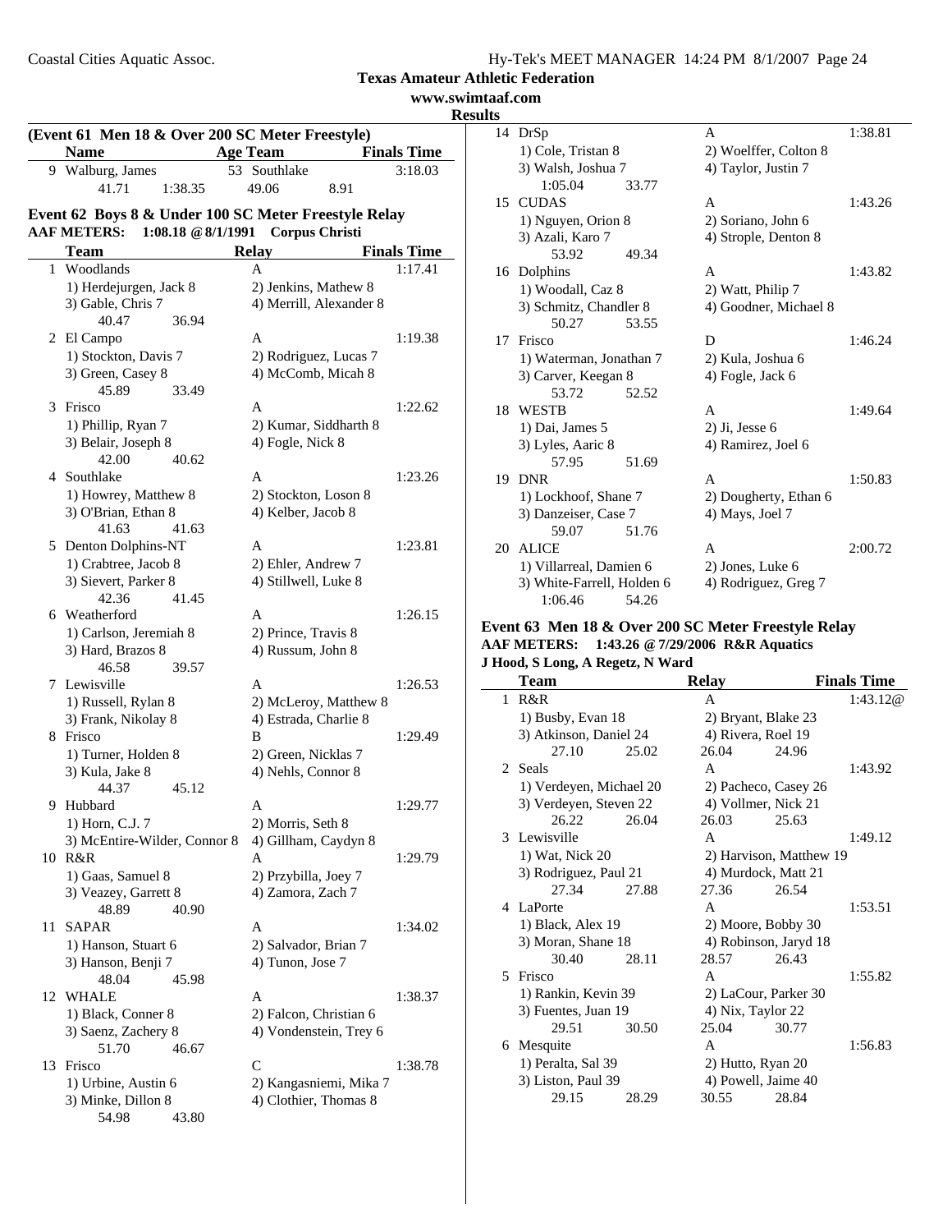## (Event 61 Men 18 & Over 200 SC Meter Freestyle)

| | Name | Age | Team | Finals Time |
|---|---|---|---|---|
| 9 | Walburg, James | 53 | Southlake | 3:18.03 |
| | 41.71 1:38.35 49.06 8.91 | | | |

## Event 62 Boys 8 & Under 100 SC Meter Freestyle Relay

**AAF METERS: 1:08.18 @ 8/1/1991 Corpus Christi**

| | Team | Relay | Finals Time |
|---|---|---|---|
| 1 | Woodlands | A | 1:17.41 |
| | 1) Herdejurgen, Jack 8 | 2) Jenkins, Mathew 8 | |
| | 3) Gable, Chris 7 | 4) Merrill, Alexander 8 | |
| | 40.47 36.94 | | |
| 2 | El Campo | A | 1:19.38 |
| | 1) Stockton, Davis 7 | 2) Rodriguez, Lucas 7 | |
| | 3) Green, Casey 8 | 4) McComb, Micah 8 | |
| | 45.89 33.49 | | |
| 3 | Frisco | A | 1:22.62 |
| | 1) Phillip, Ryan 7 | 2) Kumar, Siddharth 8 | |
| | 3) Belair, Joseph 8 | 4) Fogle, Nick 8 | |
| | 42.00 40.62 | | |
| 4 | Southlake | A | 1:23.26 |
| | 1) Howrey, Matthew 8 | 2) Stockton, Loson 8 | |
| | 3) O'Brian, Ethan 8 | 4) Kelber, Jacob 8 | |
| | 41.63 41.63 | | |
| 5 | Denton Dolphins-NT | A | 1:23.81 |
| | 1) Crabtree, Jacob 8 | 2) Ehler, Andrew 7 | |
| | 3) Sievert, Parker 8 | 4) Stillwell, Luke 8 | |
| | 42.36 41.45 | | |
| 6 | Weatherford | A | 1:26.15 |
| | 1) Carlson, Jeremiah 8 | 2) Prince, Travis 8 | |
| | 3) Hard, Brazos 8 | 4) Russum, John 8 | |
| | 46.58 39.57 | | |
| 7 | Lewisville | A | 1:26.53 |
| | 1) Russell, Rylan 8 | 2) McLeroy, Matthew 8 | |
| | 3) Frank, Nikolay 8 | 4) Estrada, Charlie 8 | |
| 8 | Frisco | B | 1:29.49 |
| | 1) Turner, Holden 8 | 2) Green, Nicklas 7 | |
| | 3) Kula, Jake 8 | 4) Nehls, Connor 8 | |
| | 44.37 45.12 | | |
| 9 | Hubbard | A | 1:29.77 |
| | 1) Horn, C.J. 7 | 2) Morris, Seth 8 | |
| | 3) McEntire-Wilder, Connor 8 | 4) Gillham, Caydyn 8 | |
| 10 | R&R | A | 1:29.79 |
| | 1) Gaas, Samuel 8 | 2) Przybilla, Joey 7 | |
| | 3) Veazey, Garrett 8 | 4) Zamora, Zach 7 | |
| | 48.89 40.90 | | |
| 11 | SAPAR | A | 1:34.02 |
| | 1) Hanson, Stuart 6 | 2) Salvador, Brian 7 | |
| | 3) Hanson, Benji 7 | 4) Tunon, Jose 7 | |
| | 48.04 45.98 | | |
| 12 | WHALE | A | 1:38.37 |
| | 1) Black, Conner 8 | 2) Falcon, Christian 6 | |
| | 3) Saenz, Zachery 8 | 4) Vondenstein, Trey 6 | |
| | 51.70 46.67 | | |
| 13 | Frisco | C | 1:38.78 |
| | 1) Urbine, Austin 6 | 2) Kangasniemi, Mika 7 | |
| | 3) Minke, Dillon 8 | 4) Clothier, Thomas 8 | |
| | 54.98 43.80 | | |
| 14 | DrSp | A | 1:38.81 |
| | 1) Cole, Tristan 8 | 2) Woelffer, Colton 8 | |
| | 3) Walsh, Joshua 7 | 4) Taylor, Justin 7 | |
| | 1:05.04 33.77 | | |
| 15 | CUDAS | A | 1:43.26 |
| | 1) Nguyen, Orion 8 | 2) Soriano, John 6 | |
| | 3) Azali, Karo 7 | 4) Strople, Denton 8 | |
| | 53.92 49.34 | | |
| 16 | Dolphins | A | 1:43.82 |
| | 1) Woodall, Caz 8 | 2) Watt, Philip 7 | |
| | 3) Schmitz, Chandler 8 | 4) Goodner, Michael 8 | |
| | 50.27 53.55 | | |
| 17 | Frisco | D | 1:46.24 |
| | 1) Waterman, Jonathan 7 | 2) Kula, Joshua 6 | |
| | 3) Carver, Keegan 8 | 4) Fogle, Jack 6 | |
| | 53.72 52.52 | | |
| 18 | WESTB | A | 1:49.64 |
| | 1) Dai, James 5 | 2) Ji, Jesse 6 | |
| | 3) Lyles, Aaric 8 | 4) Ramirez, Joel 6 | |
| | 57.95 51.69 | | |
| 19 | DNR | A | 1:50.83 |
| | 1) Lockhoof, Shane 7 | 2) Dougherty, Ethan 6 | |
| | 3) Danzeiser, Case 7 | 4) Mays, Joel 7 | |
| | 59.07 51.76 | | |
| 20 | ALICE | A | 2:00.72 |
| | 1) Villarreal, Damien 6 | 2) Jones, Luke 6 | |
| | 3) White-Farrell, Holden 6 | 4) Rodriguez, Greg 7 | |
| | 1:06.46 54.26 | | |

## Event 63 Men 18 & Over 200 SC Meter Freestyle Relay

**AAF METERS: 1:43.26 @ 7/29/2006 R&R Aquatics**
**J Hood, S Long, A Regetz, N Ward**

| | Team | Relay | Finals Time |
|---|---|---|---|
| 1 | R&R | A | 1:43.12@ |
| | 1) Busby, Evan 18 | 2) Bryant, Blake 23 | |
| | 3) Atkinson, Daniel 24 | 4) Rivera, Roel 19 | |
| | 27.10 25.02 | 26.04 24.96 | |
| 2 | Seals | A | 1:43.92 |
| | 1) Verdeyen, Michael 20 | 2) Pacheco, Casey 26 | |
| | 3) Verdeyen, Steven 22 | 4) Vollmer, Nick 21 | |
| | 26.22 26.04 | 26.03 25.63 | |
| 3 | Lewisville | A | 1:49.12 |
| | 1) Wat, Nick 20 | 2) Harvison, Matthew 19 | |
| | 3) Rodriguez, Paul 21 | 4) Murdock, Matt 21 | |
| | 27.34 27.88 | 27.36 26.54 | |
| 4 | LaPorte | A | 1:53.51 |
| | 1) Black, Alex 19 | 2) Moore, Bobby 30 | |
| | 3) Moran, Shane 18 | 4) Robinson, Jaryd 18 | |
| | 30.40 28.11 | 28.57 26.43 | |
| 5 | Frisco | A | 1:55.82 |
| | 1) Rankin, Kevin 39 | 2) LaCour, Parker 30 | |
| | 3) Fuentes, Juan 19 | 4) Nix, Taylor 22 | |
| | 29.51 30.50 | 25.04 30.77 | |
| 6 | Mesquite | A | 1:56.83 |
| | 1) Peralta, Sal 39 | 2) Hutto, Ryan 20 | |
| | 3) Liston, Paul 39 | 4) Powell, Jaime 40 | |
| | 29.15 28.29 | 30.55 28.84 | |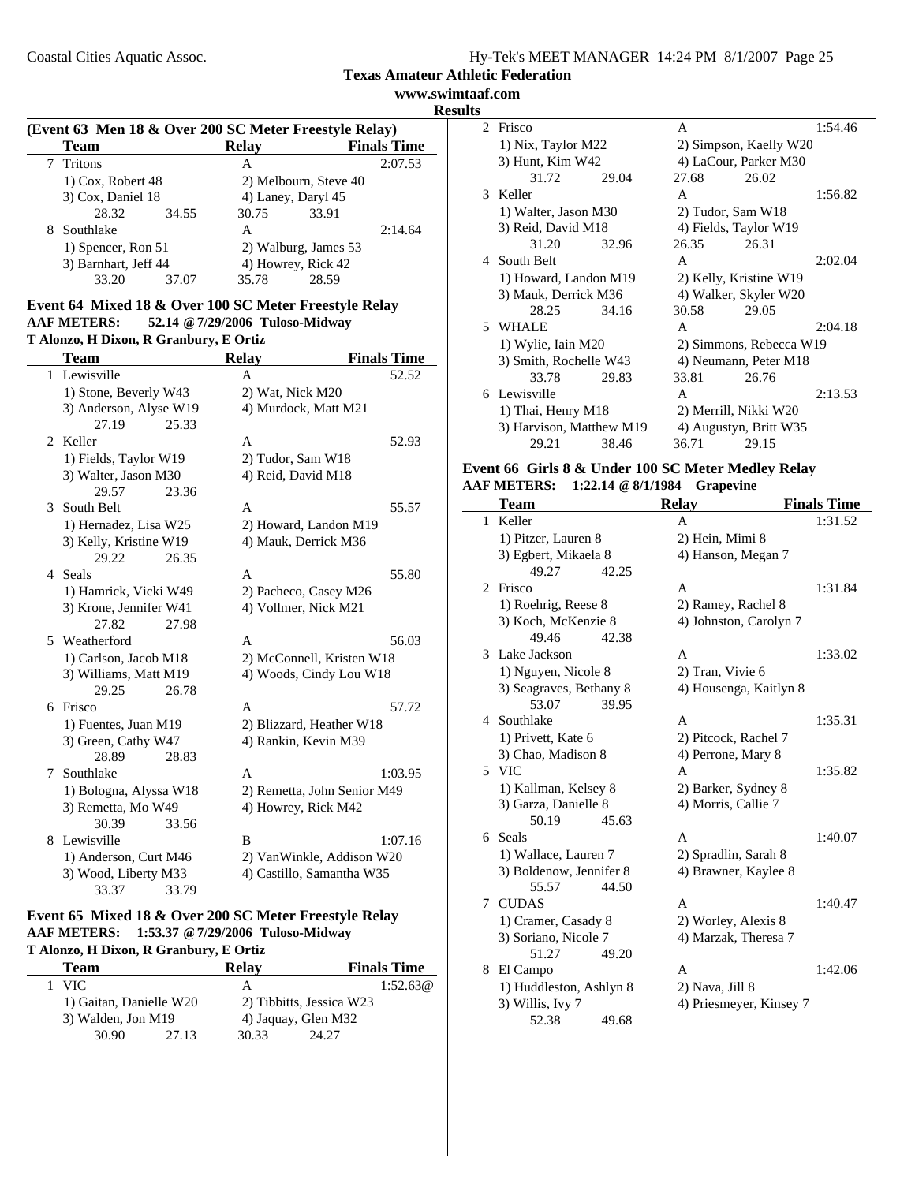## Texas Amateur Athletic Federation

www.swimtaaf.com

Results

### (Event 63 Men 18 & Over 200 SC Meter Freestyle Relay)

| | Team | Relay | Finals Time |
|---|---|---|---|
| 7 | Tritons | A | 2:07.53 |
| | 1) Cox, Robert 48 | 2) Melbourn, Steve 40 | |
| | 3) Cox, Daniel 18 | 4) Laney, Daryl 45 | |
| | 28.32 34.55 | 30.75 33.91 | |
| 8 | Southlake | A | 2:14.64 |
| | 1) Spencer, Ron 51 | 2) Walburg, James 53 | |
| | 3) Barnhart, Jeff 44 | 4) Howrey, Rick 42 | |
| | 33.20 37.07 | 35.78 28.59 | |

### Event 64 Mixed 18 & Over 100 SC Meter Freestyle Relay

**AAF METERS: 52.14 @7/29/2006 Tuloso-Midway**

**T Alonzo, H Dixon, R Granbury, E Ortiz**

| | Team | Relay | Finals Time |
|---|---|---|---|
| 1 | Lewisville | A | 52.52 |
| | 1) Stone, Beverly W43 | 2) Wat, Nick M20 | |
| | 3) Anderson, Alyse W19 | 4) Murdock, Matt M21 | |
| | 27.19 25.33 | | |
| 2 | Keller | A | 52.93 |
| | 1) Fields, Taylor W19 | 2) Tudor, Sam W18 | |
| | 3) Walter, Jason M30 | 4) Reid, David M18 | |
| | 29.57 23.36 | | |
| 3 | South Belt | A | 55.57 |
| | 1) Hernadez, Lisa W25 | 2) Howard, Landon M19 | |
| | 3) Kelly, Kristine W19 | 4) Mauk, Derrick M36 | |
| | 29.22 26.35 | | |
| 4 | Seals | A | 55.80 |
| | 1) Hamrick, Vicki W49 | 2) Pacheco, Casey M26 | |
| | 3) Krone, Jennifer W41 | 4) Vollmer, Nick M21 | |
| | 27.82 27.98 | | |
| 5 | Weatherford | A | 56.03 |
| | 1) Carlson, Jacob M18 | 2) McConnell, Kristen W18 | |
| | 3) Williams, Matt M19 | 4) Woods, Cindy Lou W18 | |
| | 29.25 26.78 | | |
| 6 | Frisco | A | 57.72 |
| | 1) Fuentes, Juan M19 | 2) Blizzard, Heather W18 | |
| | 3) Green, Cathy W47 | 4) Rankin, Kevin M39 | |
| | 28.89 28.83 | | |
| 7 | Southlake | A | 1:03.95 |
| | 1) Bologna, Alyssa W18 | 2) Remetta, John Senior M49 | |
| | 3) Remetta, Mo W49 | 4) Howrey, Rick M42 | |
| | 30.39 33.56 | | |
| 8 | Lewisville | B | 1:07.16 |
| | 1) Anderson, Curt M46 | 2) VanWinkle, Addison W20 | |
| | 3) Wood, Liberty M33 | 4) Castillo, Samantha W35 | |
| | 33.37 33.79 | | |

### Event 65 Mixed 18 & Over 200 SC Meter Freestyle Relay

**AAF METERS: 1:53.37 @7/29/2006 Tuloso-Midway**

**T Alonzo, H Dixon, R Granbury, E Ortiz**

| | Team | Relay | Finals Time |
|---|---|---|---|
| 1 | VIC | A | 1:52.63@ |
| | 1) Gaitan, Danielle W20 | 2) Tibbitts, Jessica W23 | |
| | 3) Walden, Jon M19 | 4) Jaquay, Glen M32 | |
| | 30.90 27.13 | 30.33 24.27 | |
| 2 | Frisco | A | 1:54.46 |
| | 1) Nix, Taylor M22 | 2) Simpson, Kaelly W20 | |
| | 3) Hunt, Kim W42 | 4) LaCour, Parker M30 | |
| | 31.72 29.04 | 27.68 26.02 | |
| 3 | Keller | A | 1:56.82 |
| | 1) Walter, Jason M30 | 2) Tudor, Sam W18 | |
| | 3) Reid, David M18 | 4) Fields, Taylor W19 | |
| | 31.20 32.96 | 26.35 26.31 | |
| 4 | South Belt | A | 2:02.04 |
| | 1) Howard, Landon M19 | 2) Kelly, Kristine W19 | |
| | 3) Mauk, Derrick M36 | 4) Walker, Skyler W20 | |
| | 28.25 34.16 | 30.58 29.05 | |
| 5 | WHALE | A | 2:04.18 |
| | 1) Wylie, Iain M20 | 2) Simmons, Rebecca W19 | |
| | 3) Smith, Rochelle W43 | 4) Neumann, Peter M18 | |
| | 33.78 29.83 | 33.81 26.76 | |
| 6 | Lewisville | A | 2:13.53 |
| | 1) Thai, Henry M18 | 2) Merrill, Nikki W20 | |
| | 3) Harvison, Matthew M19 | 4) Augustyn, Britt W35 | |
| | 29.21 38.46 | 36.71 29.15 | |

### Event 66 Girls 8 & Under 100 SC Meter Medley Relay

**AAF METERS: 1:22.14 @8/1/1984 Grapevine**

| | Team | Relay | Finals Time |
|---|---|---|---|
| 1 | Keller | A | 1:31.52 |
| | 1) Pitzer, Lauren 8 | 2) Hein, Mimi 8 | |
| | 3) Egbert, Mikaela 8 | 4) Hanson, Megan 7 | |
| | 49.27 42.25 | | |
| 2 | Frisco | A | 1:31.84 |
| | 1) Roehrig, Reese 8 | 2) Ramey, Rachel 8 | |
| | 3) Koch, McKenzie 8 | 4) Johnston, Carolyn 7 | |
| | 49.46 42.38 | | |
| 3 | Lake Jackson | A | 1:33.02 |
| | 1) Nguyen, Nicole 8 | 2) Tran, Vivie 6 | |
| | 3) Seagraves, Bethany 8 | 4) Housenga, Kaitlyn 8 | |
| | 53.07 39.95 | | |
| 4 | Southlake | A | 1:35.31 |
| | 1) Privett, Kate 6 | 2) Pitcock, Rachel 7 | |
| | 3) Chao, Madison 8 | 4) Perrone, Mary 8 | |
| 5 | VIC | A | 1:35.82 |
| | 1) Kallman, Kelsey 8 | 2) Barker, Sydney 8 | |
| | 3) Garza, Danielle 8 | 4) Morris, Callie 7 | |
| | 50.19 45.63 | | |
| 6 | Seals | A | 1:40.07 |
| | 1) Wallace, Lauren 7 | 2) Spradlin, Sarah 8 | |
| | 3) Boldenow, Jennifer 8 | 4) Brawner, Kaylee 8 | |
| | 55.57 44.50 | | |
| 7 | CUDAS | A | 1:40.47 |
| | 1) Cramer, Casady 8 | 2) Worley, Alexis 8 | |
| | 3) Soriano, Nicole 7 | 4) Marzak, Theresa 7 | |
| | 51.27 49.20 | | |
| 8 | El Campo | A | 1:42.06 |
| | 1) Huddleston, Ashlyn 8 | 2) Nava, Jill 8 | |
| | 3) Willis, Ivy 7 | 4) Priesmeyer, Kinsey 7 | |
| | 52.38 49.68 | | |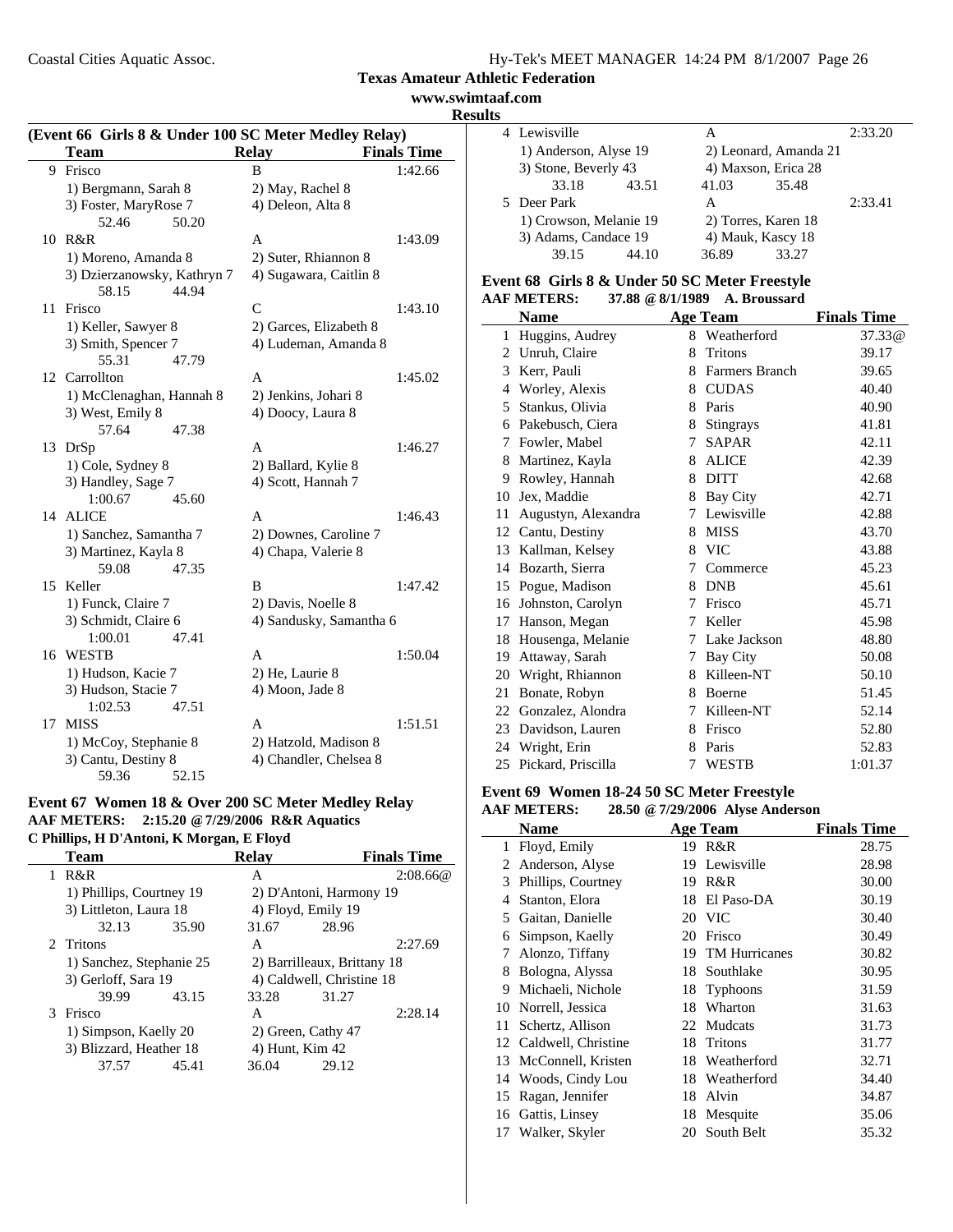**Texas Amateur Athletic Federation**
**www.swimtaaf.com**
**Results**

### (Event 66 Girls 8 & Under 100 SC Meter Medley Relay)

| | Team | Relay | Finals Time |
|---|---|---|---|
| 9 | Frisco | B | 1:42.66 |
| | 1) Bergmann, Sarah 8 | 2) May, Rachel 8 | |
| | 3) Foster, MaryRose 7 | 4) Deleon, Alta 8 | |
| | 52.46 50.20 | | |
| 10 | R&R | A | 1:43.09 |
| | 1) Moreno, Amanda 8 | 2) Suter, Rhiannon 8 | |
| | 3) Dzierzanowsky, Kathryn 7 | 4) Sugawara, Caitlin 8 | |
| | 58.15 44.94 | | |
| 11 | Frisco | C | 1:43.10 |
| | 1) Keller, Sawyer 8 | 2) Garces, Elizabeth 8 | |
| | 3) Smith, Spencer 7 | 4) Ludeman, Amanda 8 | |
| | 55.31 47.79 | | |
| 12 | Carrollton | A | 1:45.02 |
| | 1) McClenaghan, Hannah 8 | 2) Jenkins, Johari 8 | |
| | 3) West, Emily 8 | 4) Doocy, Laura 8 | |
| | 57.64 47.38 | | |
| 13 | DrSp | A | 1:46.27 |
| | 1) Cole, Sydney 8 | 2) Ballard, Kylie 8 | |
| | 3) Handley, Sage 7 | 4) Scott, Hannah 7 | |
| | 1:00.67 45.60 | | |
| 14 | ALICE | A | 1:46.43 |
| | 1) Sanchez, Samantha 7 | 2) Downes, Caroline 7 | |
| | 3) Martinez, Kayla 8 | 4) Chapa, Valerie 8 | |
| | 59.08 47.35 | | |
| 15 | Keller | B | 1:47.42 |
| | 1) Funck, Claire 7 | 2) Davis, Noelle 8 | |
| | 3) Schmidt, Claire 6 | 4) Sandusky, Samantha 6 | |
| | 1:00.01 47.41 | | |
| 16 | WESTB | A | 1:50.04 |
| | 1) Hudson, Kacie 7 | 2) He, Laurie 8 | |
| | 3) Hudson, Stacie 7 | 4) Moon, Jade 8 | |
| | 1:02.53 47.51 | | |
| 17 | MISS | A | 1:51.51 |
| | 1) McCoy, Stephanie 8 | 2) Hatzold, Madison 8 | |
| | 3) Cantu, Destiny 8 | 4) Chandler, Chelsea 8 | |
| | 59.36 52.15 | | |

### Event 67 Women 18 & Over 200 SC Meter Medley Relay

**AAF METERS: 2:15.20 @ 7/29/2006 R&R Aquatics**
**C Phillips, H D'Antoni, K Morgan, E Floyd**

| | Team | Relay | Finals Time |
|---|---|---|---|
| 1 | R&R | A | 2:08.66@ |
| | 1) Phillips, Courtney 19 | 2) D'Antoni, Harmony 19 | |
| | 3) Littleton, Laura 18 | 4) Floyd, Emily 19 | |
| | 32.13 35.90 | 31.67 28.96 | |
| 2 | Tritons | A | 2:27.69 |
| | 1) Sanchez, Stephanie 25 | 2) Barrilleaux, Brittany 18 | |
| | 3) Gerloff, Sara 19 | 4) Caldwell, Christine 18 | |
| | 39.99 43.15 | 33.28 31.27 | |
| 3 | Frisco | A | 2:28.14 |
| | 1) Simpson, Kaelly 20 | 2) Green, Cathy 47 | |
| | 3) Blizzard, Heather 18 | 4) Hunt, Kim 42 | |
| | 37.57 45.41 | 36.04 29.12 | |
| 4 | Lewisville | A | 2:33.20 |
| | 1) Anderson, Alyse 19 | 2) Leonard, Amanda 21 | |
| | 3) Stone, Beverly 43 | 4) Maxson, Erica 28 | |
| | 33.18 43.51 | 41.03 35.48 | |
| 5 | Deer Park | A | 2:33.41 |
| | 1) Crowson, Melanie 19 | 2) Torres, Karen 18 | |
| | 3) Adams, Candace 19 | 4) Mauk, Kascy 18 | |
| | 39.15 44.10 | 36.89 33.27 | |

### Event 68 Girls 8 & Under 50 SC Meter Freestyle

**AAF METERS: 37.88 @ 8/1/1989 A. Broussard**

| | Name | Age | Team | Finals Time |
|---|---|---|---|---|
| 1 | Huggins, Audrey | 8 | Weatherford | 37.33@ |
| 2 | Unruh, Claire | 8 | Tritons | 39.17 |
| 3 | Kerr, Pauli | 8 | Farmers Branch | 39.65 |
| 4 | Worley, Alexis | 8 | CUDAS | 40.40 |
| 5 | Stankus, Olivia | 8 | Paris | 40.90 |
| 6 | Pakebusch, Ciera | 8 | Stingrays | 41.81 |
| 7 | Fowler, Mabel | 7 | SAPAR | 42.11 |
| 8 | Martinez, Kayla | 8 | ALICE | 42.39 |
| 9 | Rowley, Hannah | 8 | DITT | 42.68 |
| 10 | Jex, Maddie | 8 | Bay City | 42.71 |
| 11 | Augustyn, Alexandra | 7 | Lewisville | 42.88 |
| 12 | Cantu, Destiny | 8 | MISS | 43.70 |
| 13 | Kallman, Kelsey | 8 | VIC | 43.88 |
| 14 | Bozarth, Sierra | 7 | Commerce | 45.23 |
| 15 | Pogue, Madison | 8 | DNB | 45.61 |
| 16 | Johnston, Carolyn | 7 | Frisco | 45.71 |
| 17 | Hanson, Megan | 7 | Keller | 45.98 |
| 18 | Housenga, Melanie | 7 | Lake Jackson | 48.80 |
| 19 | Attaway, Sarah | 7 | Bay City | 50.08 |
| 20 | Wright, Rhiannon | 8 | Killeen-NT | 50.10 |
| 21 | Bonate, Robyn | 8 | Boerne | 51.45 |
| 22 | Gonzalez, Alondra | 7 | Killeen-NT | 52.14 |
| 23 | Davidson, Lauren | 8 | Frisco | 52.80 |
| 24 | Wright, Erin | 8 | Paris | 52.83 |
| 25 | Pickard, Priscilla | 7 | WESTB | 1:01.37 |

### Event 69 Women 18-24 50 SC Meter Freestyle

**AAF METERS: 28.50 @ 7/29/2006 Alyse Anderson**

| | Name | Age | Team | Finals Time |
|---|---|---|---|---|
| 1 | Floyd, Emily | 19 | R&R | 28.75 |
| 2 | Anderson, Alyse | 19 | Lewisville | 28.98 |
| 3 | Phillips, Courtney | 19 | R&R | 30.00 |
| 4 | Stanton, Elora | 18 | El Paso-DA | 30.19 |
| 5 | Gaitan, Danielle | 20 | VIC | 30.40 |
| 6 | Simpson, Kaelly | 20 | Frisco | 30.49 |
| 7 | Alonzo, Tiffany | 19 | TM Hurricanes | 30.82 |
| 8 | Bologna, Alyssa | 18 | Southlake | 30.95 |
| 9 | Michaeli, Nichole | 18 | Typhoons | 31.59 |
| 10 | Norrell, Jessica | 18 | Wharton | 31.63 |
| 11 | Schertz, Allison | 22 | Mudcats | 31.73 |
| 12 | Caldwell, Christine | 18 | Tritons | 31.77 |
| 13 | McConnell, Kristen | 18 | Weatherford | 32.71 |
| 14 | Woods, Cindy Lou | 18 | Weatherford | 34.40 |
| 15 | Ragan, Jennifer | 18 | Alvin | 34.87 |
| 16 | Gattis, Linsey | 18 | Mesquite | 35.06 |
| 17 | Walker, Skyler | 20 | South Belt | 35.32 |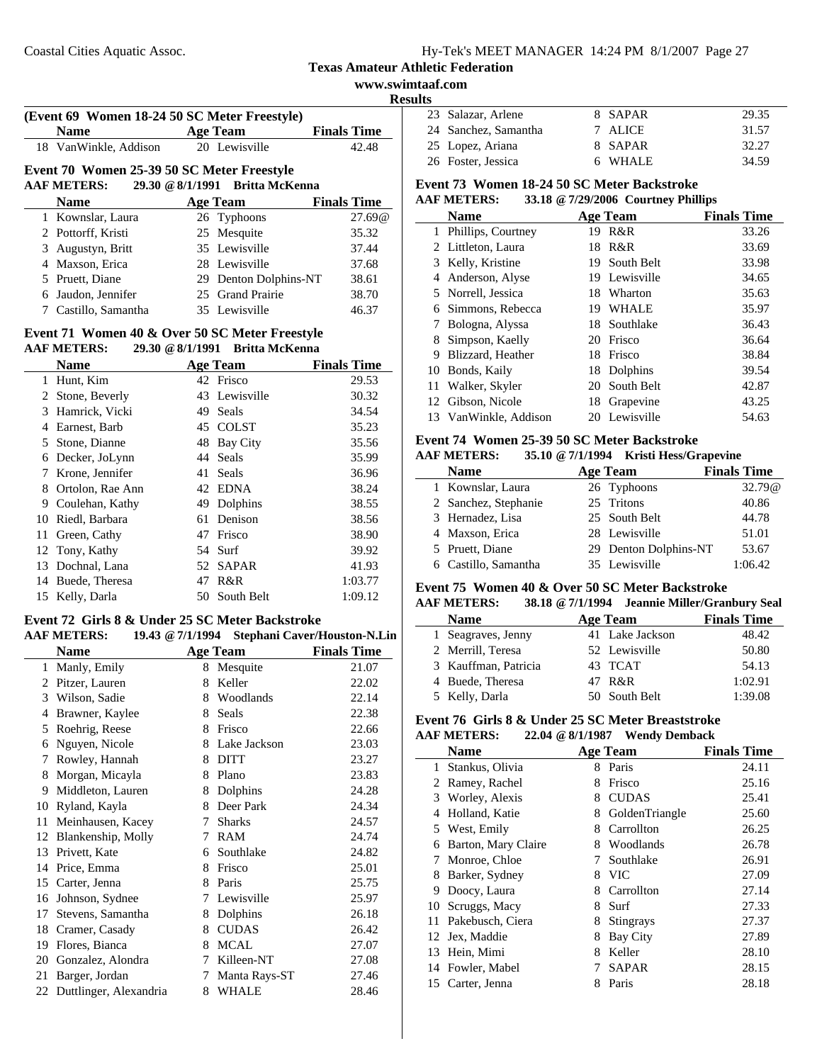**Texas Amateur Athletic Federation**
**www.swimtaaf.com**
**Results**

### (Event 69 Women 18-24 50 SC Meter Freestyle)

| | Name | Age | Team | Finals Time |
|---|---|---|---|---|
| 18 | VanWinkle, Addison | 20 | Lewisville | 42.48 |

### Event 70 Women 25-39 50 SC Meter Freestyle

**AAF METERS: 29.30 @ 8/1/1991 Britta McKenna**

| | Name | Age | Team | Finals Time |
|---|---|---|---|---|
| 1 | Kownslar, Laura | 26 | Typhoons | 27.69@ |
| 2 | Pottorff, Kristi | 25 | Mesquite | 35.32 |
| 3 | Augustyn, Britt | 35 | Lewisville | 37.44 |
| 4 | Maxson, Erica | 28 | Lewisville | 37.68 |
| 5 | Pruett, Diane | 29 | Denton Dolphins-NT | 38.61 |
| 6 | Jaudon, Jennifer | 25 | Grand Prairie | 38.70 |
| 7 | Castillo, Samantha | 35 | Lewisville | 46.37 |

### Event 71 Women 40 & Over 50 SC Meter Freestyle

**AAF METERS: 29.30 @ 8/1/1991 Britta McKenna**

| | Name | Age | Team | Finals Time |
|---|---|---|---|---|
| 1 | Hunt, Kim | 42 | Frisco | 29.53 |
| 2 | Stone, Beverly | 43 | Lewisville | 30.32 |
| 3 | Hamrick, Vicki | 49 | Seals | 34.54 |
| 4 | Earnest, Barb | 45 | COLST | 35.23 |
| 5 | Stone, Dianne | 48 | Bay City | 35.56 |
| 6 | Decker, JoLynn | 44 | Seals | 35.99 |
| 7 | Krone, Jennifer | 41 | Seals | 36.96 |
| 8 | Ortolon, Rae Ann | 42 | EDNA | 38.24 |
| 9 | Coulehan, Kathy | 49 | Dolphins | 38.55 |
| 10 | Riedl, Barbara | 61 | Denison | 38.56 |
| 11 | Green, Cathy | 47 | Frisco | 38.90 |
| 12 | Tony, Kathy | 54 | Surf | 39.92 |
| 13 | Dochnal, Lana | 52 | SAPAR | 41.93 |
| 14 | Buede, Theresa | 47 | R&R | 1:03.77 |
| 15 | Kelly, Darla | 50 | South Belt | 1:09.12 |

### Event 72 Girls 8 & Under 25 SC Meter Backstroke

**AAF METERS: 19.43 @ 7/1/1994 Stephani Caver/Houston-N.Lin**

| | Name | Age | Team | Finals Time |
|---|---|---|---|---|
| 1 | Manly, Emily | 8 | Mesquite | 21.07 |
| 2 | Pitzer, Lauren | 8 | Keller | 22.02 |
| 3 | Wilson, Sadie | 8 | Woodlands | 22.14 |
| 4 | Brawner, Kaylee | 8 | Seals | 22.38 |
| 5 | Roehrig, Reese | 8 | Frisco | 22.66 |
| 6 | Nguyen, Nicole | 8 | Lake Jackson | 23.03 |
| 7 | Rowley, Hannah | 8 | DITT | 23.27 |
| 8 | Morgan, Micayla | 8 | Plano | 23.83 |
| 9 | Middleton, Lauren | 8 | Dolphins | 24.28 |
| 10 | Ryland, Kayla | 8 | Deer Park | 24.34 |
| 11 | Meinhausen, Kacey | 7 | Sharks | 24.57 |
| 12 | Blankenship, Molly | 7 | RAM | 24.74 |
| 13 | Privett, Kate | 6 | Southlake | 24.82 |
| 14 | Price, Emma | 8 | Frisco | 25.01 |
| 15 | Carter, Jenna | 8 | Paris | 25.75 |
| 16 | Johnson, Sydnee | 7 | Lewisville | 25.97 |
| 17 | Stevens, Samantha | 8 | Dolphins | 26.18 |
| 18 | Cramer, Casady | 8 | CUDAS | 26.42 |
| 19 | Flores, Bianca | 8 | MCAL | 27.07 |
| 20 | Gonzalez, Alondra | 7 | Killeen-NT | 27.08 |
| 21 | Barger, Jordan | 7 | Manta Rays-ST | 27.46 |
| 22 | Duttlinger, Alexandria | 8 | WHALE | 28.46 |
| 23 | Salazar, Arlene | 8 | SAPAR | 29.35 |
| 24 | Sanchez, Samantha | 7 | ALICE | 31.57 |
| 25 | Lopez, Ariana | 8 | SAPAR | 32.27 |
| 26 | Foster, Jessica | 6 | WHALE | 34.59 |

### Event 73 Women 18-24 50 SC Meter Backstroke

**AAF METERS: 33.18 @ 7/29/2006 Courtney Phillips**

| | Name | Age | Team | Finals Time |
|---|---|---|---|---|
| 1 | Phillips, Courtney | 19 | R&R | 33.26 |
| 2 | Littleton, Laura | 18 | R&R | 33.69 |
| 3 | Kelly, Kristine | 19 | South Belt | 33.98 |
| 4 | Anderson, Alyse | 19 | Lewisville | 34.65 |
| 5 | Norrell, Jessica | 18 | Wharton | 35.63 |
| 6 | Simmons, Rebecca | 19 | WHALE | 35.97 |
| 7 | Bologna, Alyssa | 18 | Southlake | 36.43 |
| 8 | Simpson, Kaelly | 20 | Frisco | 36.64 |
| 9 | Blizzard, Heather | 18 | Frisco | 38.84 |
| 10 | Bonds, Kaily | 18 | Dolphins | 39.54 |
| 11 | Walker, Skyler | 20 | South Belt | 42.87 |
| 12 | Gibson, Nicole | 18 | Grapevine | 43.25 |
| 13 | VanWinkle, Addison | 20 | Lewisville | 54.63 |

### Event 74 Women 25-39 50 SC Meter Backstroke

**AAF METERS: 35.10 @ 7/1/1994 Kristi Hess/Grapevine**

| | Name | Age | Team | Finals Time |
|---|---|---|---|---|
| 1 | Kownslar, Laura | 26 | Typhoons | 32.79@ |
| 2 | Sanchez, Stephanie | 25 | Tritons | 40.86 |
| 3 | Hernadez, Lisa | 25 | South Belt | 44.78 |
| 4 | Maxson, Erica | 28 | Lewisville | 51.01 |
| 5 | Pruett, Diane | 29 | Denton Dolphins-NT | 53.67 |
| 6 | Castillo, Samantha | 35 | Lewisville | 1:06.42 |

### Event 75 Women 40 & Over 50 SC Meter Backstroke

**AAF METERS: 38.18 @ 7/1/1994 Jeannie Miller/Granbury Seal**

| | Name | Age | Team | Finals Time |
|---|---|---|---|---|
| 1 | Seagraves, Jenny | 41 | Lake Jackson | 48.42 |
| 2 | Merrill, Teresa | 52 | Lewisville | 50.80 |
| 3 | Kauffman, Patricia | 43 | TCAT | 54.13 |
| 4 | Buede, Theresa | 47 | R&R | 1:02.91 |
| 5 | Kelly, Darla | 50 | South Belt | 1:39.08 |

### Event 76 Girls 8 & Under 25 SC Meter Breaststroke

**AAF METERS: 22.04 @ 8/1/1987 Wendy Demback**

| | Name | Age | Team | Finals Time |
|---|---|---|---|---|
| 1 | Stankus, Olivia | 8 | Paris | 24.11 |
| 2 | Ramey, Rachel | 8 | Frisco | 25.16 |
| 3 | Worley, Alexis | 8 | CUDAS | 25.41 |
| 4 | Holland, Katie | 8 | GoldenTriangle | 25.60 |
| 5 | West, Emily | 8 | Carrollton | 26.25 |
| 6 | Barton, Mary Claire | 8 | Woodlands | 26.78 |
| 7 | Monroe, Chloe | 7 | Southlake | 26.91 |
| 8 | Barker, Sydney | 8 | VIC | 27.09 |
| 9 | Doocy, Laura | 8 | Carrollton | 27.14 |
| 10 | Scruggs, Macy | 8 | Surf | 27.33 |
| 11 | Pakebusch, Ciera | 8 | Stingrays | 27.37 |
| 12 | Jex, Maddie | 8 | Bay City | 27.89 |
| 13 | Hein, Mimi | 8 | Keller | 28.10 |
| 14 | Fowler, Mabel | 7 | SAPAR | 28.15 |
| 15 | Carter, Jenna | 8 | Paris | 28.18 |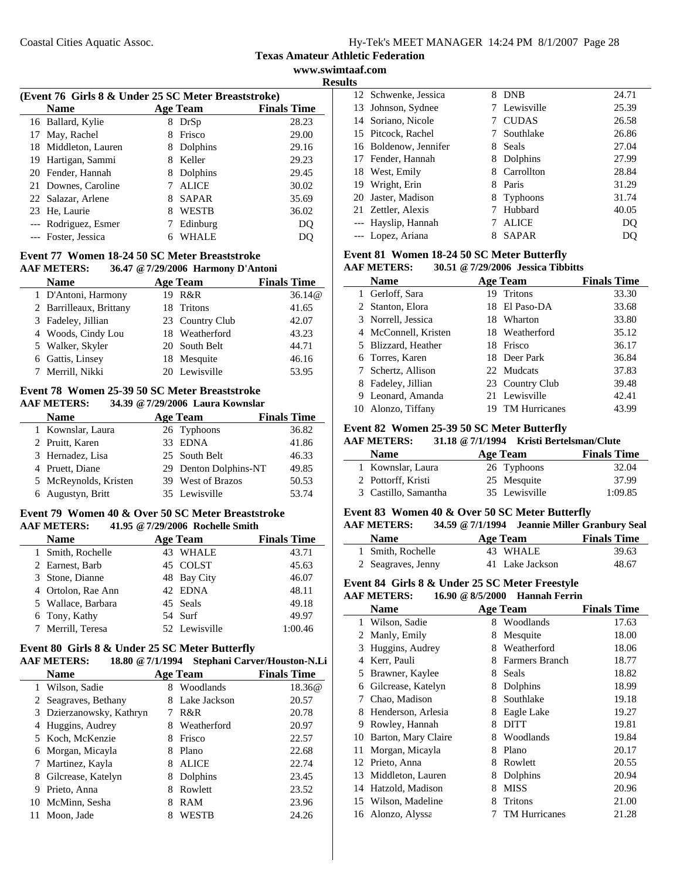Texas Amateur Athletic Federation

www.swimtaaf.com

Results

**(Event 76 Girls 8 & Under 25 SC Meter Breaststroke)**

| | Name | Age | Team | Finals Time |
|---|---|---|---|---|
| 16 | Ballard, Kylie | 8 | DrSp | 28.23 |
| 17 | May, Rachel | 8 | Frisco | 29.00 |
| 18 | Middleton, Lauren | 8 | Dolphins | 29.16 |
| 19 | Hartigan, Sammi | 8 | Keller | 29.23 |
| 20 | Fender, Hannah | 8 | Dolphins | 29.45 |
| 21 | Downes, Caroline | 7 | ALICE | 30.02 |
| 22 | Salazar, Arlene | 8 | SAPAR | 35.69 |
| 23 | He, Laurie | 8 | WESTB | 36.02 |
| --- | Rodriguez, Esmer | 7 | Edinburg | DQ |
| --- | Foster, Jessica | 6 | WHALE | DQ |

### Event 77 Women 18-24 50 SC Meter Breaststroke

**AAF METERS: 36.47 @ 7/29/2006 Harmony D'Antoni**

| | Name | Age | Team | Finals Time |
|---|---|---|---|---|
| 1 | D'Antoni, Harmony | 19 | R&R | 36.14@ |
| 2 | Barrilleaux, Brittany | 18 | Tritons | 41.65 |
| 3 | Fadeley, Jillian | 23 | Country Club | 42.07 |
| 4 | Woods, Cindy Lou | 18 | Weatherford | 43.23 |
| 5 | Walker, Skyler | 20 | South Belt | 44.71 |
| 6 | Gattis, Linsey | 18 | Mesquite | 46.16 |
| 7 | Merrill, Nikki | 20 | Lewisville | 53.95 |

### Event 78 Women 25-39 50 SC Meter Breaststroke

**AAF METERS: 34.39 @ 7/29/2006 Laura Kownslar**

| | Name | Age | Team | Finals Time |
|---|---|---|---|---|
| 1 | Kownslar, Laura | 26 | Typhoons | 36.82 |
| 2 | Pruitt, Karen | 33 | EDNA | 41.86 |
| 3 | Hernadez, Lisa | 25 | South Belt | 46.33 |
| 4 | Pruett, Diane | 29 | Denton Dolphins-NT | 49.85 |
| 5 | McReynolds, Kristen | 39 | West of Brazos | 50.53 |
| 6 | Augustyn, Britt | 35 | Lewisville | 53.74 |

### Event 79 Women 40 & Over 50 SC Meter Breaststroke

**AAF METERS: 41.95 @ 7/29/2006 Rochelle Smith**

| | Name | Age | Team | Finals Time |
|---|---|---|---|---|
| 1 | Smith, Rochelle | 43 | WHALE | 43.71 |
| 2 | Earnest, Barb | 45 | COLST | 45.63 |
| 3 | Stone, Dianne | 48 | Bay City | 46.07 |
| 4 | Ortolon, Rae Ann | 42 | EDNA | 48.11 |
| 5 | Wallace, Barbara | 45 | Seals | 49.18 |
| 6 | Tony, Kathy | 54 | Surf | 49.97 |
| 7 | Merrill, Teresa | 52 | Lewisville | 1:00.46 |

### Event 80 Girls 8 & Under 25 SC Meter Butterfly

**AAF METERS: 18.80 @ 7/1/1994 Stephani Carver/Houston-N.Li**

| | Name | Age | Team | Finals Time |
|---|---|---|---|---|
| 1 | Wilson, Sadie | 8 | Woodlands | 18.36@ |
| 2 | Seagraves, Bethany | 8 | Lake Jackson | 20.57 |
| 3 | Dzierzanowsky, Kathryn | 7 | R&R | 20.78 |
| 4 | Huggins, Audrey | 8 | Weatherford | 20.97 |
| 5 | Koch, McKenzie | 8 | Frisco | 22.57 |
| 6 | Morgan, Micayla | 8 | Plano | 22.68 |
| 7 | Martinez, Kayla | 8 | ALICE | 22.74 |
| 8 | Gilcrease, Katelyn | 8 | Dolphins | 23.45 |
| 9 | Prieto, Anna | 8 | Rowlett | 23.52 |
| 10 | McMinn, Sesha | 8 | RAM | 23.96 |
| 11 | Moon, Jade | 8 | WESTB | 24.26 |
| 12 | Schwenke, Jessica | 8 | DNB | 24.71 |
| 13 | Johnson, Sydnee | 7 | Lewisville | 25.39 |
| 14 | Soriano, Nicole | 7 | CUDAS | 26.58 |
| 15 | Pitcock, Rachel | 7 | Southlake | 26.86 |
| 16 | Boldenow, Jennifer | 8 | Seals | 27.04 |
| 17 | Fender, Hannah | 8 | Dolphins | 27.99 |
| 18 | West, Emily | 8 | Carrollton | 28.84 |
| 19 | Wright, Erin | 8 | Paris | 31.29 |
| 20 | Jaster, Madison | 8 | Typhoons | 31.74 |
| 21 | Zettler, Alexis | 7 | Hubbard | 40.05 |
| --- | Hayslip, Hannah | 7 | ALICE | DQ |
| --- | Lopez, Ariana | 8 | SAPAR | DQ |

### Event 81 Women 18-24 50 SC Meter Butterfly

**AAF METERS: 30.51 @ 7/29/2006 Jessica Tibbitts**

| | Name | Age | Team | Finals Time |
|---|---|---|---|---|
| 1 | Gerloff, Sara | 19 | Tritons | 33.30 |
| 2 | Stanton, Elora | 18 | El Paso-DA | 33.68 |
| 3 | Norrell, Jessica | 18 | Wharton | 33.80 |
| 4 | McConnell, Kristen | 18 | Weatherford | 35.12 |
| 5 | Blizzard, Heather | 18 | Frisco | 36.17 |
| 6 | Torres, Karen | 18 | Deer Park | 36.84 |
| 7 | Schertz, Allison | 22 | Mudcats | 37.83 |
| 8 | Fadeley, Jillian | 23 | Country Club | 39.48 |
| 9 | Leonard, Amanda | 21 | Lewisville | 42.41 |
| 10 | Alonzo, Tiffany | 19 | TM Hurricanes | 43.99 |

### Event 82 Women 25-39 50 SC Meter Butterfly

**AAF METERS: 31.18 @ 7/1/1994 Kristi Bertelsman/Clute**

| | Name | Age | Team | Finals Time |
|---|---|---|---|---|
| 1 | Kownslar, Laura | 26 | Typhoons | 32.04 |
| 2 | Pottorff, Kristi | 25 | Mesquite | 37.99 |
| 3 | Castillo, Samantha | 35 | Lewisville | 1:09.85 |

### Event 83 Women 40 & Over 50 SC Meter Butterfly

**AAF METERS: 34.59 @ 7/1/1994 Jeannie Miller Granbury Seal**

| | Name | Age | Team | Finals Time |
|---|---|---|---|---|
| 1 | Smith, Rochelle | 43 | WHALE | 39.63 |
| 2 | Seagraves, Jenny | 41 | Lake Jackson | 48.67 |

### Event 84 Girls 8 & Under 25 SC Meter Freestyle

**AAF METERS: 16.90 @ 8/5/2000 Hannah Ferrin**

| | Name | Age | Team | Finals Time |
|---|---|---|---|---|
| 1 | Wilson, Sadie | 8 | Woodlands | 17.63 |
| 2 | Manly, Emily | 8 | Mesquite | 18.00 |
| 3 | Huggins, Audrey | 8 | Weatherford | 18.06 |
| 4 | Kerr, Pauli | 8 | Farmers Branch | 18.77 |
| 5 | Brawner, Kaylee | 8 | Seals | 18.82 |
| 6 | Gilcrease, Katelyn | 8 | Dolphins | 18.99 |
| 7 | Chao, Madison | 8 | Southlake | 19.18 |
| 8 | Henderson, Arlesia | 8 | Eagle Lake | 19.27 |
| 9 | Rowley, Hannah | 8 | DITT | 19.81 |
| 10 | Barton, Mary Claire | 8 | Woodlands | 19.84 |
| 11 | Morgan, Micayla | 8 | Plano | 20.17 |
| 12 | Prieto, Anna | 8 | Rowlett | 20.55 |
| 13 | Middleton, Lauren | 8 | Dolphins | 20.94 |
| 14 | Hatzold, Madison | 8 | MISS | 20.96 |
| 15 | Wilson, Madeline | 8 | Tritons | 21.00 |
| 16 | Alonzo, Alyssa | 7 | TM Hurricanes | 21.28 |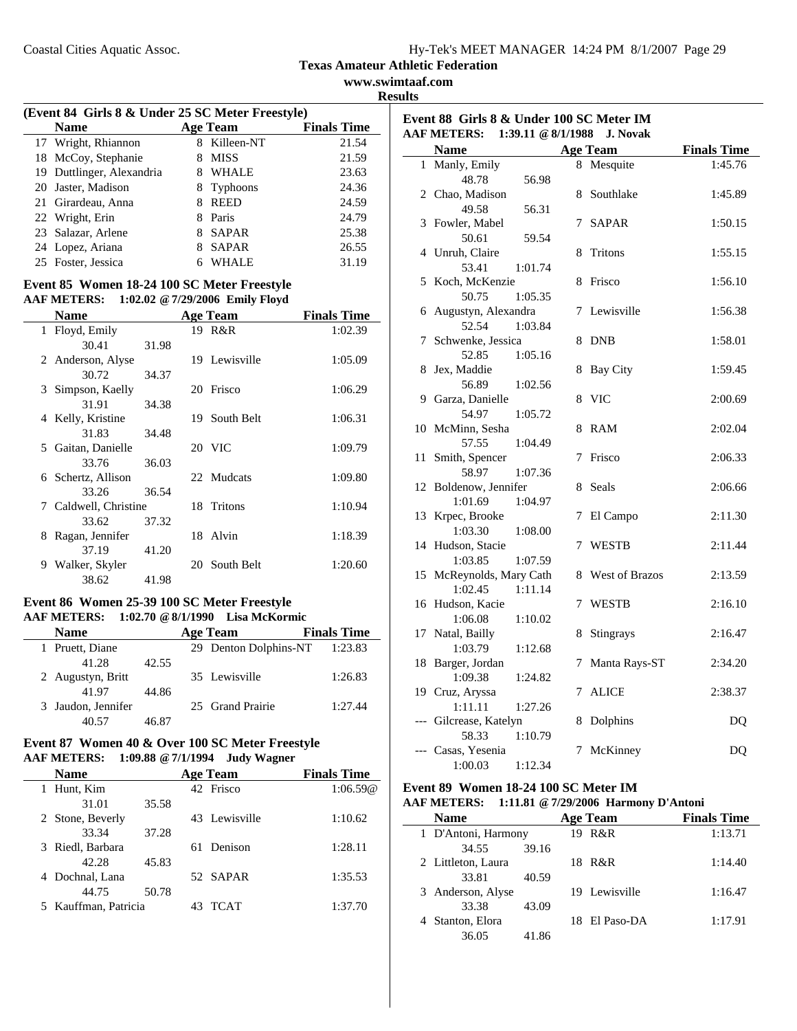**Texas Amateur Athletic Federation**
**www.swimtaaf.com**
**Results**

### (Event 84 Girls 8 & Under 25 SC Meter Freestyle)

| | Name | Age | Team | Finals Time |
|---|---|---|---|---|
| 17 | Wright, Rhiannon | 8 | Killeen-NT | 21.54 |
| 18 | McCoy, Stephanie | 8 | MISS | 21.59 |
| 19 | Duttlinger, Alexandria | 8 | WHALE | 23.63 |
| 20 | Jaster, Madison | 8 | Typhoons | 24.36 |
| 21 | Girardeau, Anna | 8 | REED | 24.59 |
| 22 | Wright, Erin | 8 | Paris | 24.79 |
| 23 | Salazar, Arlene | 8 | SAPAR | 25.38 |
| 24 | Lopez, Ariana | 8 | SAPAR | 26.55 |
| 25 | Foster, Jessica | 6 | WHALE | 31.19 |

### Event 85 Women 18-24 100 SC Meter Freestyle

**AAF METERS: 1:02.02 @ 7/29/2006 Emily Floyd**

| | Name | Age | Team | Finals Time |
|---|---|---|---|---|
| 1 | Floyd, Emily | 19 | R&R | 1:02.39 |
| | 30.41 31.98 | | | |
| 2 | Anderson, Alyse | 19 | Lewisville | 1:05.09 |
| | 30.72 34.37 | | | |
| 3 | Simpson, Kaelly | 20 | Frisco | 1:06.29 |
| | 31.91 34.38 | | | |
| 4 | Kelly, Kristine | 19 | South Belt | 1:06.31 |
| | 31.83 34.48 | | | |
| 5 | Gaitan, Danielle | 20 | VIC | 1:09.79 |
| | 33.76 36.03 | | | |
| 6 | Schertz, Allison | 22 | Mudcats | 1:09.80 |
| | 33.26 36.54 | | | |
| 7 | Caldwell, Christine | 18 | Tritons | 1:10.94 |
| | 33.62 37.32 | | | |
| 8 | Ragan, Jennifer | 18 | Alvin | 1:18.39 |
| | 37.19 41.20 | | | |
| 9 | Walker, Skyler | 20 | South Belt | 1:20.60 |
| | 38.62 41.98 | | | |

### Event 86 Women 25-39 100 SC Meter Freestyle

**AAF METERS: 1:02.70 @ 8/1/1990 Lisa McKormic**

| | Name | Age | Team | Finals Time |
|---|---|---|---|---|
| 1 | Pruett, Diane | 29 | Denton Dolphins-NT | 1:23.83 |
| | 41.28 42.55 | | | |
| 2 | Augustyn, Britt | 35 | Lewisville | 1:26.83 |
| | 41.97 44.86 | | | |
| 3 | Jaudon, Jennifer | 25 | Grand Prairie | 1:27.44 |
| | 40.57 46.87 | | | |

### Event 87 Women 40 & Over 100 SC Meter Freestyle

**AAF METERS: 1:09.88 @ 7/1/1994 Judy Wagner**

| | Name | Age | Team | Finals Time |
|---|---|---|---|---|
| 1 | Hunt, Kim | 42 | Frisco | 1:06.59@ |
| | 31.01 35.58 | | | |
| 2 | Stone, Beverly | 43 | Lewisville | 1:10.62 |
| | 33.34 37.28 | | | |
| 3 | Riedl, Barbara | 61 | Denison | 1:28.11 |
| | 42.28 45.83 | | | |
| 4 | Dochnal, Lana | 52 | SAPAR | 1:35.53 |
| | 44.75 50.78 | | | |
| 5 | Kauffman, Patricia | 43 | TCAT | 1:37.70 |

### Event 88 Girls 8 & Under 100 SC Meter IM

**AAF METERS: 1:39.11 @ 8/1/1988 J. Novak**

| | Name | Age | Team | Finals Time |
|---|---|---|---|---|
| 1 | Manly, Emily | 8 | Mesquite | 1:45.76 |
| | 48.78 56.98 | | | |
| 2 | Chao, Madison | 8 | Southlake | 1:45.89 |
| | 49.58 56.31 | | | |
| 3 | Fowler, Mabel | 7 | SAPAR | 1:50.15 |
| | 50.61 59.54 | | | |
| 4 | Unruh, Claire | 8 | Tritons | 1:55.15 |
| | 53.41 1:01.74 | | | |
| 5 | Koch, McKenzie | 8 | Frisco | 1:56.10 |
| | 50.75 1:05.35 | | | |
| 6 | Augustyn, Alexandra | 7 | Lewisville | 1:56.38 |
| | 52.54 1:03.84 | | | |
| 7 | Schwenke, Jessica | 8 | DNB | 1:58.01 |
| | 52.85 1:05.16 | | | |
| 8 | Jex, Maddie | 8 | Bay City | 1:59.45 |
| | 56.89 1:02.56 | | | |
| 9 | Garza, Danielle | 8 | VIC | 2:00.69 |
| | 54.97 1:05.72 | | | |
| 10 | McMinn, Sesha | 8 | RAM | 2:02.04 |
| | 57.55 1:04.49 | | | |
| 11 | Smith, Spencer | 7 | Frisco | 2:06.33 |
| | 58.97 1:07.36 | | | |
| 12 | Boldenow, Jennifer | 8 | Seals | 2:06.66 |
| | 1:01.69 1:04.97 | | | |
| 13 | Krpec, Brooke | 7 | El Campo | 2:11.30 |
| | 1:03.30 1:08.00 | | | |
| 14 | Hudson, Stacie | 7 | WESTB | 2:11.44 |
| | 1:03.85 1:07.59 | | | |
| 15 | McReynolds, Mary Cath | 8 | West of Brazos | 2:13.59 |
| | 1:02.45 1:11.14 | | | |
| 16 | Hudson, Kacie | 7 | WESTB | 2:16.10 |
| | 1:06.08 1:10.02 | | | |
| 17 | Natal, Bailly | 8 | Stingrays | 2:16.47 |
| | 1:03.79 1:12.68 | | | |
| 18 | Barger, Jordan | 7 | Manta Rays-ST | 2:34.20 |
| | 1:09.38 1:24.82 | | | |
| 19 | Cruz, Aryssa | 7 | ALICE | 2:38.37 |
| | 1:11.11 1:27.26 | | | |
| --- | Gilcrease, Katelyn | 8 | Dolphins | DQ |
| | 58.33 1:10.79 | | | |
| --- | Casas, Yesenia | 7 | McKinney | DQ |
| | 1:00.03 1:12.34 | | | |

### Event 89 Women 18-24 100 SC Meter IM

**AAF METERS: 1:11.81 @ 7/29/2006 Harmony D'Antoni**

| | Name | Age | Team | Finals Time |
|---|---|---|---|---|
| 1 | D'Antoni, Harmony | 19 | R&R | 1:13.71 |
| | 34.55 39.16 | | | |
| 2 | Littleton, Laura | 18 | R&R | 1:14.40 |
| | 33.81 40.59 | | | |
| 3 | Anderson, Alyse | 19 | Lewisville | 1:16.47 |
| | 33.38 43.09 | | | |
| 4 | Stanton, Elora | 18 | El Paso-DA | 1:17.91 |
| | 36.05 41.86 | | | |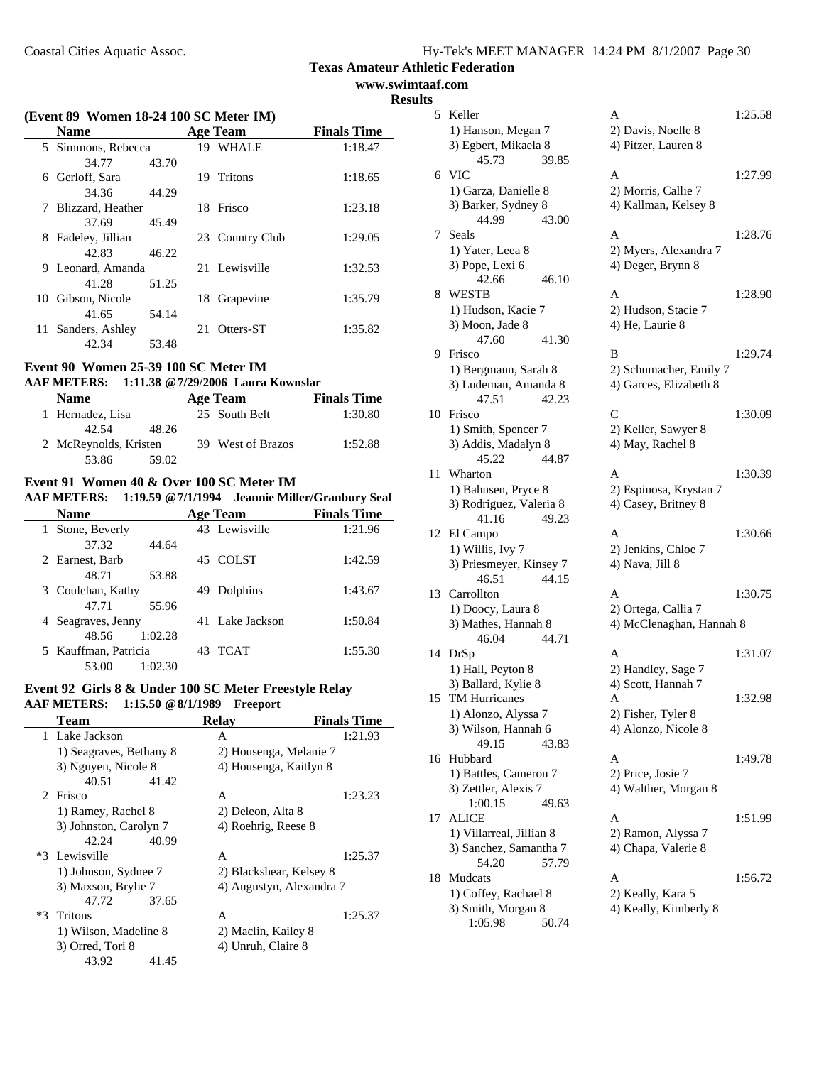## Texas Amateur Athletic Federation
**www.swimtaaf.com**
**Results**

### (Event 89 Women 18-24 100 SC Meter IM)

| | Name | Age | Team | Finals Time |
|---|---|---|---|---|
| 5 | Simmons, Rebecca | 19 | WHALE | 1:18.47 |
| | 34.77 43.70 | | | |
| 6 | Gerloff, Sara | 19 | Tritons | 1:18.65 |
| | 34.36 44.29 | | | |
| 7 | Blizzard, Heather | 18 | Frisco | 1:23.18 |
| | 37.69 45.49 | | | |
| 8 | Fadeley, Jillian | 23 | Country Club | 1:29.05 |
| | 42.83 46.22 | | | |
| 9 | Leonard, Amanda | 21 | Lewisville | 1:32.53 |
| | 41.28 51.25 | | | |
| 10 | Gibson, Nicole | 18 | Grapevine | 1:35.79 |
| | 41.65 54.14 | | | |
| 11 | Sanders, Ashley | 21 | Otters-ST | 1:35.82 |
| | 42.34 53.48 | | | |

### Event 90 Women 25-39 100 SC Meter IM
**AAF METERS: 1:11.38 @ 7/29/2006 Laura Kownslar**

| | Name | Age | Team | Finals Time |
|---|---|---|---|---|
| 1 | Hernadez, Lisa | 25 | South Belt | 1:30.80 |
| | 42.54 48.26 | | | |
| 2 | McReynolds, Kristen | 39 | West of Brazos | 1:52.88 |
| | 53.86 59.02 | | | |

### Event 91 Women 40 & Over 100 SC Meter IM
**AAF METERS: 1:19.59 @ 7/1/1994 Jeannie Miller/Granbury Seal**

| | Name | Age | Team | Finals Time |
|---|---|---|---|---|
| 1 | Stone, Beverly | 43 | Lewisville | 1:21.96 |
| | 37.32 44.64 | | | |
| 2 | Earnest, Barb | 45 | COLST | 1:42.59 |
| | 48.71 53.88 | | | |
| 3 | Coulehan, Kathy | 49 | Dolphins | 1:43.67 |
| | 47.71 55.96 | | | |
| 4 | Seagraves, Jenny | 41 | Lake Jackson | 1:50.84 |
| | 48.56 1:02.28 | | | |
| 5 | Kauffman, Patricia | 43 | TCAT | 1:55.30 |
| | 53.00 1:02.30 | | | |

### Event 92 Girls 8 & Under 100 SC Meter Freestyle Relay
**AAF METERS: 1:15.50 @ 8/1/1989 Freeport**

| | Team | Relay | Finals Time |
|---|---|---|---|
| 1 | Lake Jackson | A | 1:21.93 |
| | 1) Seagraves, Bethany 8 | 2) Housenga, Melanie 7 | |
| | 3) Nguyen, Nicole 8 | 4) Housenga, Kaitlyn 8 | |
| | 40.51 41.42 | | |
| 2 | Frisco | A | 1:23.23 |
| | 1) Ramey, Rachel 8 | 2) Deleon, Alta 8 | |
| | 3) Johnston, Carolyn 7 | 4) Roehrig, Reese 8 | |
| | 42.24 40.99 | | |
| *3 | Lewisville | A | 1:25.37 |
| | 1) Johnson, Sydnee 7 | 2) Blackshear, Kelsey 8 | |
| | 3) Maxson, Brylie 7 | 4) Augustyn, Alexandra 7 | |
| | 47.72 37.65 | | |
| *3 | Tritons | A | 1:25.37 |
| | 1) Wilson, Madeline 8 | 2) Maclin, Kailey 8 | |
| | 3) Orred, Tori 8 | 4) Unruh, Claire 8 | |
| | 43.92 41.45 | | |
| 5 | Keller | A | 1:25.58 |
| | 1) Hanson, Megan 7 | 2) Davis, Noelle 8 | |
| | 3) Egbert, Mikaela 8 | 4) Pitzer, Lauren 8 | |
| | 45.73 39.85 | | |
| 6 | VIC | A | 1:27.99 |
| | 1) Garza, Danielle 8 | 2) Morris, Callie 7 | |
| | 3) Barker, Sydney 8 | 4) Kallman, Kelsey 8 | |
| | 44.99 43.00 | | |
| 7 | Seals | A | 1:28.76 |
| | 1) Yater, Leea 8 | 2) Myers, Alexandra 7 | |
| | 3) Pope, Lexi 6 | 4) Deger, Brynn 8 | |
| | 42.66 46.10 | | |
| 8 | WESTB | A | 1:28.90 |
| | 1) Hudson, Kacie 7 | 2) Hudson, Stacie 7 | |
| | 3) Moon, Jade 8 | 4) He, Laurie 8 | |
| | 47.60 41.30 | | |
| 9 | Frisco | B | 1:29.74 |
| | 1) Bergmann, Sarah 8 | 2) Schumacher, Emily 7 | |
| | 3) Ludeman, Amanda 8 | 4) Garces, Elizabeth 8 | |
| | 47.51 42.23 | | |
| 10 | Frisco | C | 1:30.09 |
| | 1) Smith, Spencer 7 | 2) Keller, Sawyer 8 | |
| | 3) Addis, Madalyn 8 | 4) May, Rachel 8 | |
| | 45.22 44.87 | | |
| 11 | Wharton | A | 1:30.39 |
| | 1) Bahnsen, Pryce 8 | 2) Espinosa, Krystan 7 | |
| | 3) Rodriguez, Valeria 8 | 4) Casey, Britney 8 | |
| | 41.16 49.23 | | |
| 12 | El Campo | A | 1:30.66 |
| | 1) Willis, Ivy 7 | 2) Jenkins, Chloe 7 | |
| | 3) Priesmeyer, Kinsey 7 | 4) Nava, Jill 8 | |
| | 46.51 44.15 | | |
| 13 | Carrollton | A | 1:30.75 |
| | 1) Doocy, Laura 8 | 2) Ortega, Callia 7 | |
| | 3) Mathes, Hannah 8 | 4) McClenaghan, Hannah 8 | |
| | 46.04 44.71 | | |
| 14 | DrSp | A | 1:31.07 |
| | 1) Hall, Peyton 8 | 2) Handley, Sage 7 | |
| | 3) Ballard, Kylie 8 | 4) Scott, Hannah 7 | |
| 15 | TM Hurricanes | A | 1:32.98 |
| | 1) Alonzo, Alyssa 7 | 2) Fisher, Tyler 8 | |
| | 3) Wilson, Hannah 6 | 4) Alonzo, Nicole 8 | |
| | 49.15 43.83 | | |
| 16 | Hubbard | A | 1:49.78 |
| | 1) Battles, Cameron 7 | 2) Price, Josie 7 | |
| | 3) Zettler, Alexis 7 | 4) Walther, Morgan 8 | |
| | 1:00.15 49.63 | | |
| 17 | ALICE | A | 1:51.99 |
| | 1) Villarreal, Jillian 8 | 2) Ramon, Alyssa 7 | |
| | 3) Sanchez, Samantha 7 | 4) Chapa, Valerie 8 | |
| | 54.20 57.79 | | |
| 18 | Mudcats | A | 1:56.72 |
| | 1) Coffey, Rachael 8 | 2) Keally, Kara 5 | |
| | 3) Smith, Morgan 8 | 4) Keally, Kimberly 8 | |
| | 1:05.98 50.74 | | |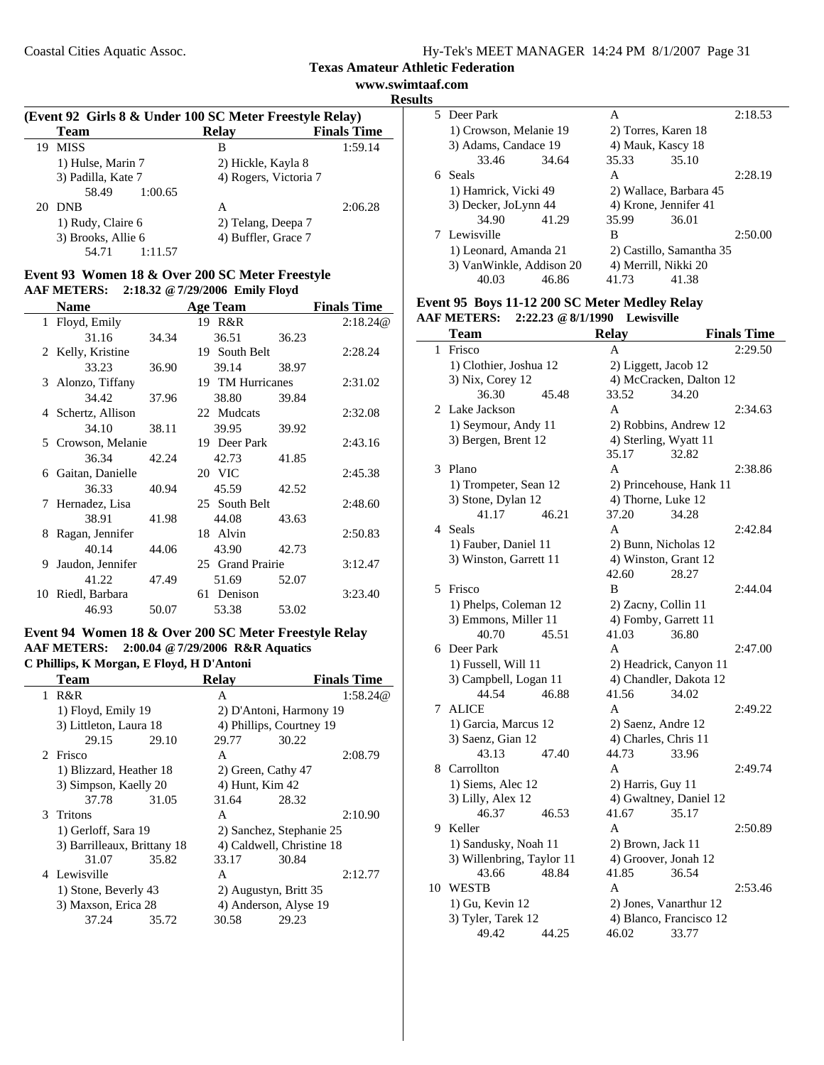**Texas Amateur Athletic Federation**

**www.swimtaaf.com**

**Results**

### (Event 92 Girls 8 & Under 100 SC Meter Freestyle Relay)

| | Team | Relay | Finals Time |
|---|---|---|---|
| 19 | MISS | B | 1:59.14 |
| | 1) Hulse, Marin 7 | 2) Hickle, Kayla 8 | |
| | 3) Padilla, Kate 7 | 4) Rogers, Victoria 7 | |
| | 58.49 1:00.65 | | |
| 20 | DNB | A | 2:06.28 |
| | 1) Rudy, Claire 6 | 2) Telang, Deepa 7 | |
| | 3) Brooks, Allie 6 | 4) Buffler, Grace 7 | |
| | 54.71 1:11.57 | | |

### Event 93 Women 18 & Over 200 SC Meter Freestyle

**AAF METERS: 2:18.32 @7/29/2006 Emily Floyd**

| | Name | Age | Team | Finals Time |
|---|---|---|---|---|
| 1 | Floyd, Emily | 19 | R&R | 2:18.24@ |
| | 31.16 34.34 36.51 36.23 | | | |
| 2 | Kelly, Kristine | 19 | South Belt | 2:28.24 |
| | 33.23 36.90 39.14 38.97 | | | |
| 3 | Alonzo, Tiffany | 19 | TM Hurricanes | 2:31.02 |
| | 34.42 37.96 38.80 39.84 | | | |
| 4 | Schertz, Allison | 22 | Mudcats | 2:32.08 |
| | 34.10 38.11 39.95 39.92 | | | |
| 5 | Crowson, Melanie | 19 | Deer Park | 2:43.16 |
| | 36.34 42.24 42.73 41.85 | | | |
| 6 | Gaitan, Danielle | 20 | VIC | 2:45.38 |
| | 36.33 40.94 45.59 42.52 | | | |
| 7 | Hernadez, Lisa | 25 | South Belt | 2:48.60 |
| | 38.91 41.98 44.08 43.63 | | | |
| 8 | Ragan, Jennifer | 18 | Alvin | 2:50.83 |
| | 40.14 44.06 43.90 42.73 | | | |
| 9 | Jaudon, Jennifer | 25 | Grand Prairie | 3:12.47 |
| | 41.22 47.49 51.69 52.07 | | | |
| 10 | Riedl, Barbara | 61 | Denison | 3:23.40 |
| | 46.93 50.07 53.38 53.02 | | | |

### Event 94 Women 18 & Over 200 SC Meter Freestyle Relay

**AAF METERS: 2:00.04 @7/29/2006 R&R Aquatics**

**C Phillips, K Morgan, E Floyd, H D'Antoni**

| | Team | Relay | Finals Time |
|---|---|---|---|
| 1 | R&R | A | 1:58.24@ |
| | 1) Floyd, Emily 19 | 2) D'Antoni, Harmony 19 | |
| | 3) Littleton, Laura 18 | 4) Phillips, Courtney 19 | |
| | 29.15 29.10 | 29.77 30.22 | |
| 2 | Frisco | A | 2:08.79 |
| | 1) Blizzard, Heather 18 | 2) Green, Cathy 47 | |
| | 3) Simpson, Kaelly 20 | 4) Hunt, Kim 42 | |
| | 37.78 31.05 | 31.64 28.32 | |
| 3 | Tritons | A | 2:10.90 |
| | 1) Gerloff, Sara 19 | 2) Sanchez, Stephanie 25 | |
| | 3) Barrilleaux, Brittany 18 | 4) Caldwell, Christine 18 | |
| | 31.07 35.82 | 33.17 30.84 | |
| 4 | Lewisville | A | 2:12.77 |
| | 1) Stone, Beverly 43 | 2) Augustyn, Britt 35 | |
| | 3) Maxson, Erica 28 | 4) Anderson, Alyse 19 | |
| | 37.24 35.72 | 30.58 29.23 | |
| 5 | Deer Park | A | 2:18.53 |
| | 1) Crowson, Melanie 19 | 2) Torres, Karen 18 | |
| | 3) Adams, Candace 19 | 4) Mauk, Kascy 18 | |
| | 33.46 34.64 | 35.33 35.10 | |
| 6 | Seals | A | 2:28.19 |
| | 1) Hamrick, Vicki 49 | 2) Wallace, Barbara 45 | |
| | 3) Decker, JoLynn 44 | 4) Krone, Jennifer 41 | |
| | 34.90 41.29 | 35.99 36.01 | |
| 7 | Lewisville | B | 2:50.00 |
| | 1) Leonard, Amanda 21 | 2) Castillo, Samantha 35 | |
| | 3) VanWinkle, Addison 20 | 4) Merrill, Nikki 20 | |
| | 40.03 46.86 | 41.73 41.38 | |

### Event 95 Boys 11-12 200 SC Meter Medley Relay

**AAF METERS: 2:22.23 @8/1/1990 Lewisville**

| | Team | Relay | Finals Time |
|---|---|---|---|
| 1 | Frisco | A | 2:29.50 |
| | 1) Clothier, Joshua 12 | 2) Liggett, Jacob 12 | |
| | 3) Nix, Corey 12 | 4) McCracken, Dalton 12 | |
| | 36.30 45.48 | 33.52 34.20 | |
| 2 | Lake Jackson | A | 2:34.63 |
| | 1) Seymour, Andy 11 | 2) Robbins, Andrew 12 | |
| | 3) Bergen, Brent 12 | 4) Sterling, Wyatt 11 | |
| | | 35.17 32.82 | |
| 3 | Plano | A | 2:38.86 |
| | 1) Trompeter, Sean 12 | 2) Princehouse, Hank 11 | |
| | 3) Stone, Dylan 12 | 4) Thorne, Luke 12 | |
| | 41.17 46.21 | 37.20 34.28 | |
| 4 | Seals | A | 2:42.84 |
| | 1) Fauber, Daniel 11 | 2) Bunn, Nicholas 12 | |
| | 3) Winston, Garrett 11 | 4) Winston, Grant 12 | |
| | | 42.60 28.27 | |
| 5 | Frisco | B | 2:44.04 |
| | 1) Phelps, Coleman 12 | 2) Zacny, Collin 11 | |
| | 3) Emmons, Miller 11 | 4) Fomby, Garrett 11 | |
| | 40.70 45.51 | 41.03 36.80 | |
| 6 | Deer Park | A | 2:47.00 |
| | 1) Fussell, Will 11 | 2) Headrick, Canyon 11 | |
| | 3) Campbell, Logan 11 | 4) Chandler, Dakota 12 | |
| | 44.54 46.88 | 41.56 34.02 | |
| 7 | ALICE | A | 2:49.22 |
| | 1) Garcia, Marcus 12 | 2) Saenz, Andre 12 | |
| | 3) Saenz, Gian 12 | 4) Charles, Chris 11 | |
| | 43.13 47.40 | 44.73 33.96 | |
| 8 | Carrollton | A | 2:49.74 |
| | 1) Siems, Alec 12 | 2) Harris, Guy 11 | |
| | 3) Lilly, Alex 12 | 4) Gwaltney, Daniel 12 | |
| | 46.37 46.53 | 41.67 35.17 | |
| 9 | Keller | A | 2:50.89 |
| | 1) Sandusky, Noah 11 | 2) Brown, Jack 11 | |
| | 3) Willenbring, Taylor 11 | 4) Groover, Jonah 12 | |
| | 43.66 48.84 | 41.85 36.54 | |
| 10 | WESTB | A | 2:53.46 |
| | 1) Gu, Kevin 12 | 2) Jones, Vanarthur 12 | |
| | 3) Tyler, Tarek 12 | 4) Blanco, Francisco 12 | |
| | 49.42 44.25 | 46.02 33.77 | |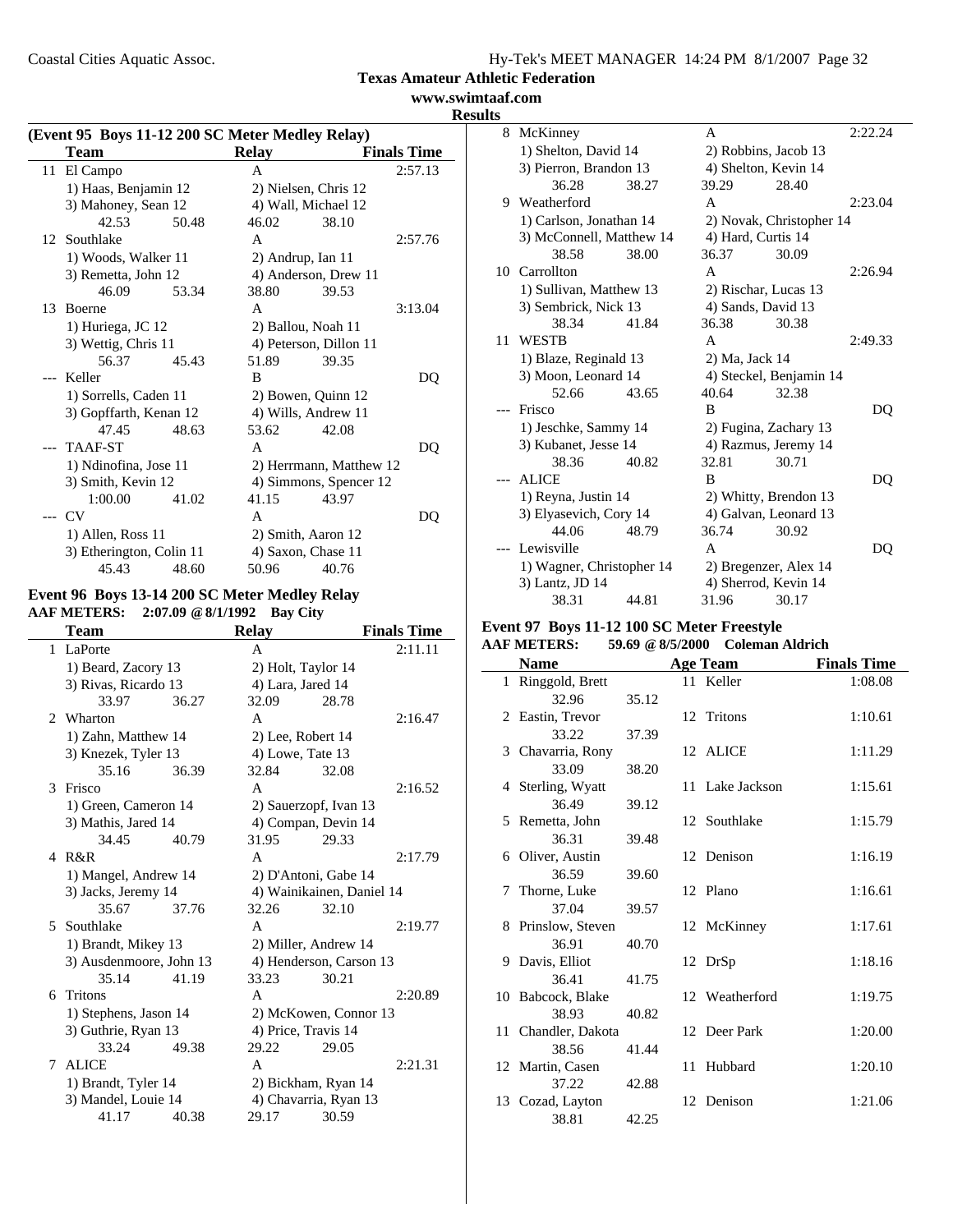Texas Amateur Athletic Federation
www.swimtaaf.com
Results

## (Event 95 Boys 11-12 200 SC Meter Medley Relay)

| | Team | Relay | Finals Time |
|---|---|---|---|
| 11 | El Campo | A | 2:57.13 |
| | 1) Haas, Benjamin 12 | 2) Nielsen, Chris 12 | |
| | 3) Mahoney, Sean 12 | 4) Wall, Michael 12 | |
| | 42.53 50.48 | 46.02 38.10 | |
| 12 | Southlake | A | 2:57.76 |
| | 1) Woods, Walker 11 | 2) Andrup, Ian 11 | |
| | 3) Remetta, John 12 | 4) Anderson, Drew 11 | |
| | 46.09 53.34 | 38.80 39.53 | |
| 13 | Boerne | A | 3:13.04 |
| | 1) Huriega, JC 12 | 2) Ballou, Noah 11 | |
| | 3) Wettig, Chris 11 | 4) Peterson, Dillon 11 | |
| | 56.37 45.43 | 51.89 39.35 | |
| --- | Keller | B | DQ |
| | 1) Sorrells, Caden 11 | 2) Bowen, Quinn 12 | |
| | 3) Gopffarth, Kenan 12 | 4) Wills, Andrew 11 | |
| | 47.45 48.63 | 53.62 42.08 | |
| --- | TAAF-ST | A | DQ |
| | 1) Ndinofina, Jose 11 | 2) Herrmann, Matthew 12 | |
| | 3) Smith, Kevin 12 | 4) Simmons, Spencer 12 | |
| | 1:00.00 41.02 | 41.15 43.97 | |
| --- | CV | A | DQ |
| | 1) Allen, Ross 11 | 2) Smith, Aaron 12 | |
| | 3) Etherington, Colin 11 | 4) Saxon, Chase 11 | |
| | 45.43 48.60 | 50.96 40.76 | |

## Event 96 Boys 13-14 200 SC Meter Medley Relay

AAF METERS: 2:07.09 @ 8/1/1992 Bay City

| | Team | Relay | Finals Time |
|---|---|---|---|
| 1 | LaPorte | A | 2:11.11 |
| | 1) Beard, Zacory 13 | 2) Holt, Taylor 14 | |
| | 3) Rivas, Ricardo 13 | 4) Lara, Jared 14 | |
| | 33.97 36.27 | 32.09 28.78 | |
| 2 | Wharton | A | 2:16.47 |
| | 1) Zahn, Matthew 14 | 2) Lee, Robert 14 | |
| | 3) Knezek, Tyler 13 | 4) Lowe, Tate 13 | |
| | 35.16 36.39 | 32.84 32.08 | |
| 3 | Frisco | A | 2:16.52 |
| | 1) Green, Cameron 14 | 2) Sauerzopf, Ivan 13 | |
| | 3) Mathis, Jared 14 | 4) Compan, Devin 14 | |
| | 34.45 40.79 | 31.95 29.33 | |
| 4 | R&R | A | 2:17.79 |
| | 1) Mangel, Andrew 14 | 2) D'Antoni, Gabe 14 | |
| | 3) Jacks, Jeremy 14 | 4) Wainikainen, Daniel 14 | |
| | 35.67 37.76 | 32.26 32.10 | |
| 5 | Southlake | A | 2:19.77 |
| | 1) Brandt, Mikey 13 | 2) Miller, Andrew 14 | |
| | 3) Ausdenmoore, John 13 | 4) Henderson, Carson 13 | |
| | 35.14 41.19 | 33.23 30.21 | |
| 6 | Tritons | A | 2:20.89 |
| | 1) Stephens, Jason 14 | 2) McKowen, Connor 13 | |
| | 3) Guthrie, Ryan 13 | 4) Price, Travis 14 | |
| | 33.24 49.38 | 29.22 29.05 | |
| 7 | ALICE | A | 2:21.31 |
| | 1) Brandt, Tyler 14 | 2) Bickham, Ryan 14 | |
| | 3) Mandel, Louie 14 | 4) Chavarria, Ryan 13 | |
| | 41.17 40.38 | 29.17 30.59 | |
| 8 | McKinney | A | 2:22.24 |
| | 1) Shelton, David 14 | 2) Robbins, Jacob 13 | |
| | 3) Pierron, Brandon 13 | 4) Shelton, Kevin 14 | |
| | 36.28 38.27 | 39.29 28.40 | |
| 9 | Weatherford | A | 2:23.04 |
| | 1) Carlson, Jonathan 14 | 2) Novak, Christopher 14 | |
| | 3) McConnell, Matthew 14 | 4) Hard, Curtis 14 | |
| | 38.58 38.00 | 36.37 30.09 | |
| 10 | Carrollton | A | 2:26.94 |
| | 1) Sullivan, Matthew 13 | 2) Rischar, Lucas 13 | |
| | 3) Sembrick, Nick 13 | 4) Sands, David 13 | |
| | 38.34 41.84 | 36.38 30.38 | |
| 11 | WESTB | A | 2:49.33 |
| | 1) Blaze, Reginald 13 | 2) Ma, Jack 14 | |
| | 3) Moon, Leonard 14 | 4) Steckel, Benjamin 14 | |
| | 52.66 43.65 | 40.64 32.38 | |
| --- | Frisco | B | DQ |
| | 1) Jeschke, Sammy 14 | 2) Fugina, Zachary 13 | |
| | 3) Kubanet, Jesse 14 | 4) Razmus, Jeremy 14 | |
| | 38.36 40.82 | 32.81 30.71 | |
| --- | ALICE | B | DQ |
| | 1) Reyna, Justin 14 | 2) Whitty, Brendon 13 | |
| | 3) Elyasevich, Cory 14 | 4) Galvan, Leonard 13 | |
| | 44.06 48.79 | 36.74 30.92 | |
| --- | Lewisville | A | DQ |
| | 1) Wagner, Christopher 14 | 2) Bregenzer, Alex 14 | |
| | 3) Lantz, JD 14 | 4) Sherrod, Kevin 14 | |
| | 38.31 44.81 | 31.96 30.17 | |

## Event 97 Boys 11-12 100 SC Meter Freestyle

AAF METERS: 59.69 @ 8/5/2000 Coleman Aldrich

| | Name | Age | Team | Finals Time |
|---|---|---|---|---|
| 1 | Ringgold, Brett | 11 | Keller | 1:08.08 |
| | 32.96 35.12 | | | |
| 2 | Eastin, Trevor | 12 | Tritons | 1:10.61 |
| | 33.22 37.39 | | | |
| 3 | Chavarria, Rony | 12 | ALICE | 1:11.29 |
| | 33.09 38.20 | | | |
| 4 | Sterling, Wyatt | 11 | Lake Jackson | 1:15.61 |
| | 36.49 39.12 | | | |
| 5 | Remetta, John | 12 | Southlake | 1:15.79 |
| | 36.31 39.48 | | | |
| 6 | Oliver, Austin | 12 | Denison | 1:16.19 |
| | 36.59 39.60 | | | |
| 7 | Thorne, Luke | 12 | Plano | 1:16.61 |
| | 37.04 39.57 | | | |
| 8 | Prinslow, Steven | 12 | McKinney | 1:17.61 |
| | 36.91 40.70 | | | |
| 9 | Davis, Elliot | 12 | DrSp | 1:18.16 |
| | 36.41 41.75 | | | |
| 10 | Babcock, Blake | 12 | Weatherford | 1:19.75 |
| | 38.93 40.82 | | | |
| 11 | Chandler, Dakota | 12 | Deer Park | 1:20.00 |
| | 38.56 41.44 | | | |
| 12 | Martin, Casen | 11 | Hubbard | 1:20.10 |
| | 37.22 42.88 | | | |
| 13 | Cozad, Layton | 12 | Denison | 1:21.06 |
| | 38.81 42.25 | | | |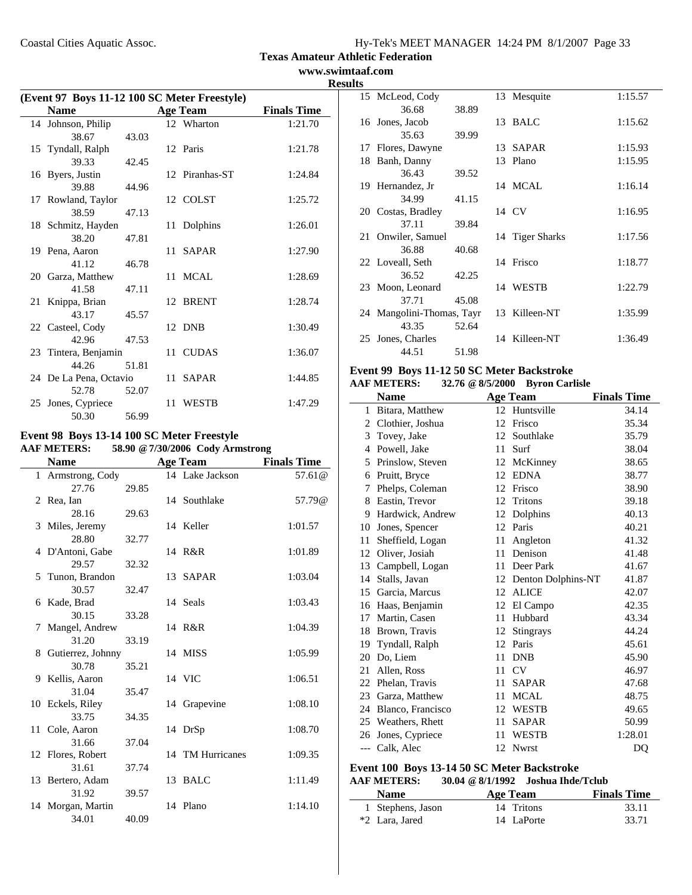## Texas Amateur Athletic Federation

www.swimtaaf.com

### Results

**(Event 97 Boys 11-12 100 SC Meter Freestyle)**

| | Name | | Age | Team | Finals Time |
|---|---|---|---|---|---|
| 14 | Johnson, Philip | | 12 | Wharton | 1:21.70 |
| | 38.67 | 43.03 | | | |
| 15 | Tyndall, Ralph | | 12 | Paris | 1:21.78 |
| | 39.33 | 42.45 | | | |
| 16 | Byers, Justin | | 12 | Piranhas-ST | 1:24.84 |
| | 39.88 | 44.96 | | | |
| 17 | Rowland, Taylor | | 12 | COLST | 1:25.72 |
| | 38.59 | 47.13 | | | |
| 18 | Schmitz, Hayden | | 11 | Dolphins | 1:26.01 |
| | 38.20 | 47.81 | | | |
| 19 | Pena, Aaron | | 11 | SAPAR | 1:27.90 |
| | 41.12 | 46.78 | | | |
| 20 | Garza, Matthew | | 11 | MCAL | 1:28.69 |
| | 41.58 | 47.11 | | | |
| 21 | Knippa, Brian | | 12 | BRENT | 1:28.74 |
| | 43.17 | 45.57 | | | |
| 22 | Casteel, Cody | | 12 | DNB | 1:30.49 |
| | 42.96 | 47.53 | | | |
| 23 | Tintera, Benjamin | | 11 | CUDAS | 1:36.07 |
| | 44.26 | 51.81 | | | |
| 24 | De La Pena, Octavio | | 11 | SAPAR | 1:44.85 |
| | 52.78 | 52.07 | | | |
| 25 | Jones, Cypriece | | 11 | WESTB | 1:47.29 |
| | 50.30 | 56.99 | | | |

**Event 98 Boys 13-14 100 SC Meter Freestyle**

**AAF METERS: 58.90 @ 7/30/2006 Cody Armstrong**

| | Name | | Age | Team | Finals Time |
|---|---|---|---|---|---|
| 1 | Armstrong, Cody | | 14 | Lake Jackson | 57.61@ |
| | 27.76 | 29.85 | | | |
| 2 | Rea, Ian | | 14 | Southlake | 57.79@ |
| | 28.16 | 29.63 | | | |
| 3 | Miles, Jeremy | | 14 | Keller | 1:01.57 |
| | 28.80 | 32.77 | | | |
| 4 | D'Antoni, Gabe | | 14 | R&R | 1:01.89 |
| | 29.57 | 32.32 | | | |
| 5 | Tunon, Brandon | | 13 | SAPAR | 1:03.04 |
| | 30.57 | 32.47 | | | |
| 6 | Kade, Brad | | 14 | Seals | 1:03.43 |
| | 30.15 | 33.28 | | | |
| 7 | Mangel, Andrew | | 14 | R&R | 1:04.39 |
| | 31.20 | 33.19 | | | |
| 8 | Gutierrez, Johnny | | 14 | MISS | 1:05.99 |
| | 30.78 | 35.21 | | | |
| 9 | Kellis, Aaron | | 14 | VIC | 1:06.51 |
| | 31.04 | 35.47 | | | |
| 10 | Eckels, Riley | | 14 | Grapevine | 1:08.10 |
| | 33.75 | 34.35 | | | |
| 11 | Cole, Aaron | | 14 | DrSp | 1:08.70 |
| | 31.66 | 37.04 | | | |
| 12 | Flores, Robert | | 14 | TM Hurricanes | 1:09.35 |
| | 31.61 | 37.74 | | | |
| 13 | Bertero, Adam | | 13 | BALC | 1:11.49 |
| | 31.92 | 39.57 | | | |
| 14 | Morgan, Martin | | 14 | Plano | 1:14.10 |
| | 34.01 | 40.09 | | | |
| 15 | McLeod, Cody | | 13 | Mesquite | 1:15.57 |
| | 36.68 | 38.89 | | | |
| 16 | Jones, Jacob | | 13 | BALC | 1:15.62 |
| | 35.63 | 39.99 | | | |
| 17 | Flores, Dawyne | | 13 | SAPAR | 1:15.93 |
| 18 | Banh, Danny | | 13 | Plano | 1:15.95 |
| | 36.43 | 39.52 | | | |
| 19 | Hernandez, Jr | | 14 | MCAL | 1:16.14 |
| | 34.99 | 41.15 | | | |
| 20 | Costas, Bradley | | 14 | CV | 1:16.95 |
| | 37.11 | 39.84 | | | |
| 21 | Onwiler, Samuel | | 14 | Tiger Sharks | 1:17.56 |
| | 36.88 | 40.68 | | | |
| 22 | Loveall, Seth | | 14 | Frisco | 1:18.77 |
| | 36.52 | 42.25 | | | |
| 23 | Moon, Leonard | | 14 | WESTB | 1:22.79 |
| | 37.71 | 45.08 | | | |
| 24 | Mangolini-Thomas, Tayr | | 13 | Killeen-NT | 1:35.99 |
| | 43.35 | 52.64 | | | |
| 25 | Jones, Charles | | 14 | Killeen-NT | 1:36.49 |
| | 44.51 | 51.98 | | | |

**Event 99 Boys 11-12 50 SC Meter Backstroke**

**AAF METERS: 32.76 @ 8/5/2000 Byron Carlisle**

| | Name | Age | Team | Finals Time |
|---|---|---|---|---|
| 1 | Bitara, Matthew | 12 | Huntsville | 34.14 |
| 2 | Clothier, Joshua | 12 | Frisco | 35.34 |
| 3 | Tovey, Jake | 12 | Southlake | 35.79 |
| 4 | Powell, Jake | 11 | Surf | 38.04 |
| 5 | Prinslow, Steven | 12 | McKinney | 38.65 |
| 6 | Pruitt, Bryce | 12 | EDNA | 38.77 |
| 7 | Phelps, Coleman | 12 | Frisco | 38.90 |
| 8 | Eastin, Trevor | 12 | Tritons | 39.18 |
| 9 | Hardwick, Andrew | 12 | Dolphins | 40.13 |
| 10 | Jones, Spencer | 12 | Paris | 40.21 |
| 11 | Sheffield, Logan | 11 | Angleton | 41.32 |
| 12 | Oliver, Josiah | 11 | Denison | 41.48 |
| 13 | Campbell, Logan | 11 | Deer Park | 41.67 |
| 14 | Stalls, Javan | 12 | Denton Dolphins-NT | 41.87 |
| 15 | Garcia, Marcus | 12 | ALICE | 42.07 |
| 16 | Haas, Benjamin | 12 | El Campo | 42.35 |
| 17 | Martin, Casen | 11 | Hubbard | 43.34 |
| 18 | Brown, Travis | 12 | Stingrays | 44.24 |
| 19 | Tyndall, Ralph | 12 | Paris | 45.61 |
| 20 | Do, Liem | 11 | DNB | 45.90 |
| 21 | Allen, Ross | 11 | CV | 46.97 |
| 22 | Phelan, Travis | 11 | SAPAR | 47.68 |
| 23 | Garza, Matthew | 11 | MCAL | 48.75 |
| 24 | Blanco, Francisco | 12 | WESTB | 49.65 |
| 25 | Weathers, Rhett | 11 | SAPAR | 50.99 |
| 26 | Jones, Cypriece | 11 | WESTB | 1:28.01 |
| --- | Calk, Alec | 12 | Nwrst | DQ |

**Event 100 Boys 13-14 50 SC Meter Backstroke**

**AAF METERS: 30.04 @ 8/1/1992 Joshua Ihde/Tclub**

| | Name | Age | Team | Finals Time |
|---|---|---|---|---|
| 1 | Stephens, Jason | 14 | Tritons | 33.11 |
| *2 | Lara, Jared | 14 | LaPorte | 33.71 |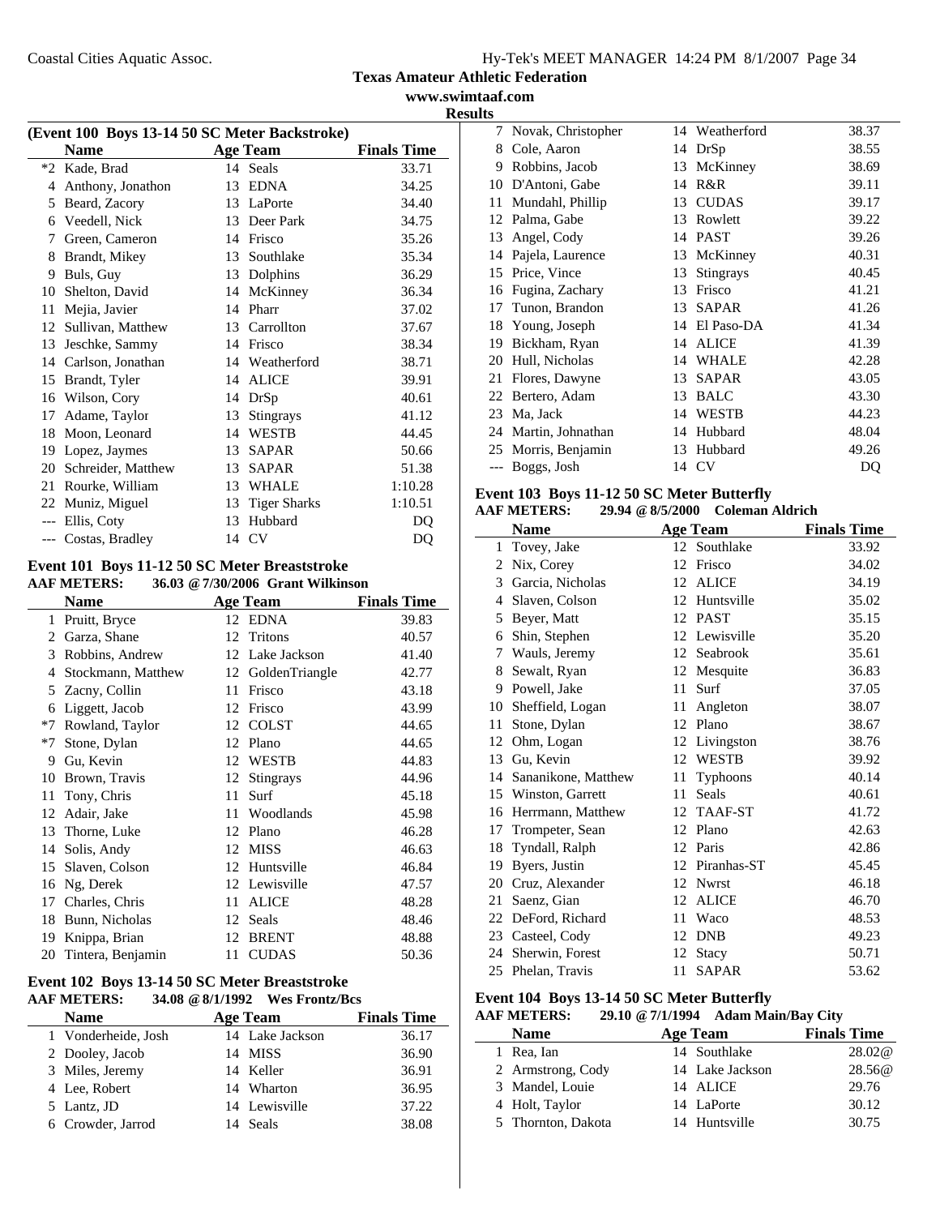## Texas Amateur Athletic Federation

www.swimtaaf.com

### Results

#### (Event 100 Boys 13-14 50 SC Meter Backstroke)

| | Name | Age | Team | Finals Time |
|---|---|---|---|---|
| *2 | Kade, Brad | 14 | Seals | 33.71 |
| 4 | Anthony, Jonathon | 13 | EDNA | 34.25 |
| 5 | Beard, Zacory | 13 | LaPorte | 34.40 |
| 6 | Veedell, Nick | 13 | Deer Park | 34.75 |
| 7 | Green, Cameron | 14 | Frisco | 35.26 |
| 8 | Brandt, Mikey | 13 | Southlake | 35.34 |
| 9 | Buls, Guy | 13 | Dolphins | 36.29 |
| 10 | Shelton, David | 14 | McKinney | 36.34 |
| 11 | Mejia, Javier | 14 | Pharr | 37.02 |
| 12 | Sullivan, Matthew | 13 | Carrollton | 37.67 |
| 13 | Jeschke, Sammy | 14 | Frisco | 38.34 |
| 14 | Carlson, Jonathan | 14 | Weatherford | 38.71 |
| 15 | Brandt, Tyler | 14 | ALICE | 39.91 |
| 16 | Wilson, Cory | 14 | DrSp | 40.61 |
| 17 | Adame, Taylor | 13 | Stingrays | 41.12 |
| 18 | Moon, Leonard | 14 | WESTB | 44.45 |
| 19 | Lopez, Jaymes | 13 | SAPAR | 50.66 |
| 20 | Schreider, Matthew | 13 | SAPAR | 51.38 |
| 21 | Rourke, William | 13 | WHALE | 1:10.28 |
| 22 | Muniz, Miguel | 13 | Tiger Sharks | 1:10.51 |
| --- | Ellis, Coty | 13 | Hubbard | DQ |
| --- | Costas, Bradley | 14 | CV | DQ |

#### Event 101 Boys 11-12 50 SC Meter Breaststroke

**AAF METERS: 36.03 @ 7/30/2006 Grant Wilkinson**

| | Name | Age | Team | Finals Time |
|---|---|---|---|---|
| 1 | Pruitt, Bryce | 12 | EDNA | 39.83 |
| 2 | Garza, Shane | 12 | Tritons | 40.57 |
| 3 | Robbins, Andrew | 12 | Lake Jackson | 41.40 |
| 4 | Stockmann, Matthew | 12 | GoldenTriangle | 42.77 |
| 5 | Zacny, Collin | 11 | Frisco | 43.18 |
| 6 | Liggett, Jacob | 12 | Frisco | 43.99 |
| *7 | Rowland, Taylor | 12 | COLST | 44.65 |
| *7 | Stone, Dylan | 12 | Plano | 44.65 |
| 9 | Gu, Kevin | 12 | WESTB | 44.83 |
| 10 | Brown, Travis | 12 | Stingrays | 44.96 |
| 11 | Tony, Chris | 11 | Surf | 45.18 |
| 12 | Adair, Jake | 11 | Woodlands | 45.98 |
| 13 | Thorne, Luke | 12 | Plano | 46.28 |
| 14 | Solis, Andy | 12 | MISS | 46.63 |
| 15 | Slaven, Colson | 12 | Huntsville | 46.84 |
| 16 | Ng, Derek | 12 | Lewisville | 47.57 |
| 17 | Charles, Chris | 11 | ALICE | 48.28 |
| 18 | Bunn, Nicholas | 12 | Seals | 48.46 |
| 19 | Knippa, Brian | 12 | BRENT | 48.88 |
| 20 | Tintera, Benjamin | 11 | CUDAS | 50.36 |

#### Event 102 Boys 13-14 50 SC Meter Breaststroke

**AAF METERS: 34.08 @ 8/1/1992 Wes Frontz/Bcs**

| | Name | Age | Team | Finals Time |
|---|---|---|---|---|
| 1 | Vonderheide, Josh | 14 | Lake Jackson | 36.17 |
| 2 | Dooley, Jacob | 14 | MISS | 36.90 |
| 3 | Miles, Jeremy | 14 | Keller | 36.91 |
| 4 | Lee, Robert | 14 | Wharton | 36.95 |
| 5 | Lantz, JD | 14 | Lewisville | 37.22 |
| 6 | Crowder, Jarrod | 14 | Seals | 38.08 |
| 7 | Novak, Christopher | 14 | Weatherford | 38.37 |
| 8 | Cole, Aaron | 14 | DrSp | 38.55 |
| 9 | Robbins, Jacob | 13 | McKinney | 38.69 |
| 10 | D'Antoni, Gabe | 14 | R&R | 39.11 |
| 11 | Mundahl, Phillip | 13 | CUDAS | 39.17 |
| 12 | Palma, Gabe | 13 | Rowlett | 39.22 |
| 13 | Angel, Cody | 14 | PAST | 39.26 |
| 14 | Pajela, Laurence | 13 | McKinney | 40.31 |
| 15 | Price, Vince | 13 | Stingrays | 40.45 |
| 16 | Fugina, Zachary | 13 | Frisco | 41.21 |
| 17 | Tunon, Brandon | 13 | SAPAR | 41.26 |
| 18 | Young, Joseph | 14 | El Paso-DA | 41.34 |
| 19 | Bickham, Ryan | 14 | ALICE | 41.39 |
| 20 | Hull, Nicholas | 14 | WHALE | 42.28 |
| 21 | Flores, Dawyne | 13 | SAPAR | 43.05 |
| 22 | Bertero, Adam | 13 | BALC | 43.30 |
| 23 | Ma, Jack | 14 | WESTB | 44.23 |
| 24 | Martin, Johnathan | 14 | Hubbard | 48.04 |
| 25 | Morris, Benjamin | 13 | Hubbard | 49.26 |
| --- | Boggs, Josh | 14 | CV | DQ |

#### Event 103 Boys 11-12 50 SC Meter Butterfly

**AAF METERS: 29.94 @ 8/5/2000 Coleman Aldrich**

| | Name | Age | Team | Finals Time |
|---|---|---|---|---|
| 1 | Tovey, Jake | 12 | Southlake | 33.92 |
| 2 | Nix, Corey | 12 | Frisco | 34.02 |
| 3 | Garcia, Nicholas | 12 | ALICE | 34.19 |
| 4 | Slaven, Colson | 12 | Huntsville | 35.02 |
| 5 | Beyer, Matt | 12 | PAST | 35.15 |
| 6 | Shin, Stephen | 12 | Lewisville | 35.20 |
| 7 | Wauls, Jeremy | 12 | Seabrook | 35.61 |
| 8 | Sewalt, Ryan | 12 | Mesquite | 36.83 |
| 9 | Powell, Jake | 11 | Surf | 37.05 |
| 10 | Sheffield, Logan | 11 | Angleton | 38.07 |
| 11 | Stone, Dylan | 12 | Plano | 38.67 |
| 12 | Ohm, Logan | 12 | Livingston | 38.76 |
| 13 | Gu, Kevin | 12 | WESTB | 39.92 |
| 14 | Sananikone, Matthew | 11 | Typhoons | 40.14 |
| 15 | Winston, Garrett | 11 | Seals | 40.61 |
| 16 | Herrmann, Matthew | 12 | TAAF-ST | 41.72 |
| 17 | Trompeter, Sean | 12 | Plano | 42.63 |
| 18 | Tyndall, Ralph | 12 | Paris | 42.86 |
| 19 | Byers, Justin | 12 | Piranhas-ST | 45.45 |
| 20 | Cruz, Alexander | 12 | Nwrst | 46.18 |
| 21 | Saenz, Gian | 12 | ALICE | 46.70 |
| 22 | DeFord, Richard | 11 | Waco | 48.53 |
| 23 | Casteel, Cody | 12 | DNB | 49.23 |
| 24 | Sherwin, Forest | 12 | Stacy | 50.71 |
| 25 | Phelan, Travis | 11 | SAPAR | 53.62 |

#### Event 104 Boys 13-14 50 SC Meter Butterfly

**AAF METERS: 29.10 @ 7/1/1994 Adam Main/Bay City**

| | Name | Age | Team | Finals Time |
|---|---|---|---|---|
| 1 | Rea, Ian | 14 | Southlake | 28.02@ |
| 2 | Armstrong, Cody | 14 | Lake Jackson | 28.56@ |
| 3 | Mandel, Louie | 14 | ALICE | 29.76 |
| 4 | Holt, Taylor | 14 | LaPorte | 30.12 |
| 5 | Thornton, Dakota | 14 | Huntsville | 30.75 |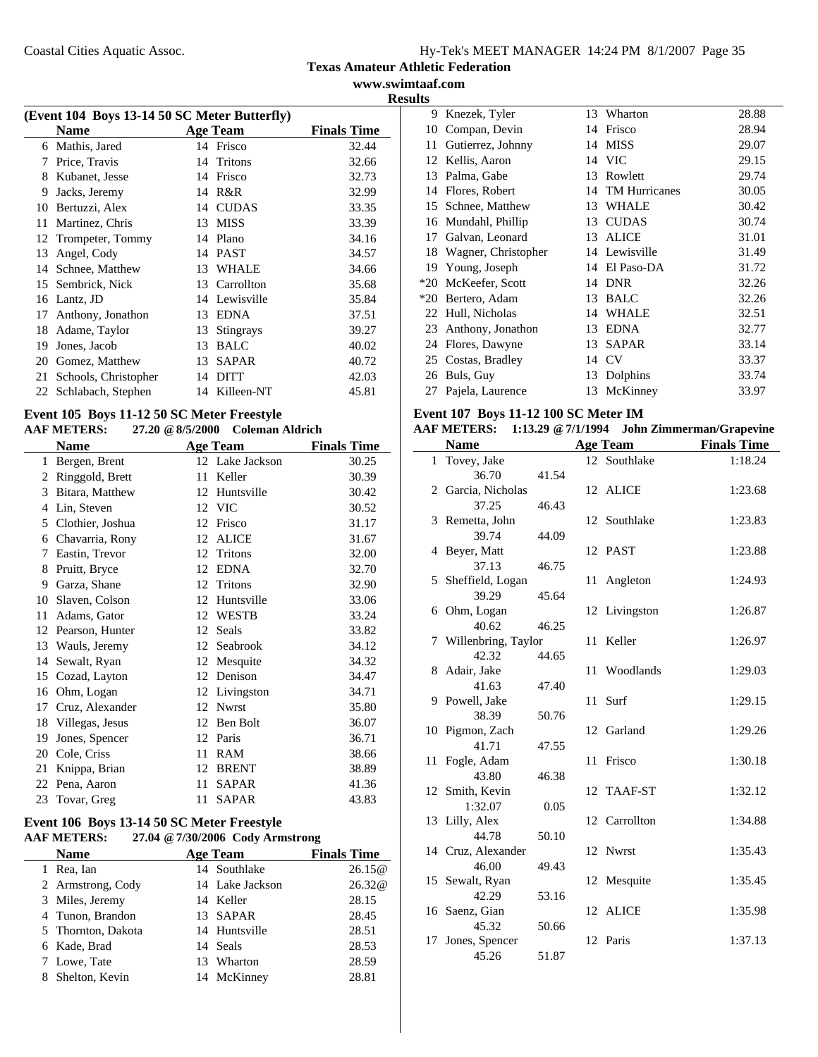Texas Amateur Athletic Federation

www.swimtaaf.com

Results

### (Event 104 Boys 13-14 50 SC Meter Butterfly)

| | Name | Age | Team | Finals Time |
|---|---|---|---|---|
| 6 | Mathis, Jared | 14 | Frisco | 32.44 |
| 7 | Price, Travis | 14 | Tritons | 32.66 |
| 8 | Kubanet, Jesse | 14 | Frisco | 32.73 |
| 9 | Jacks, Jeremy | 14 | R&R | 32.99 |
| 10 | Bertuzzi, Alex | 14 | CUDAS | 33.35 |
| 11 | Martinez, Chris | 13 | MISS | 33.39 |
| 12 | Trompeter, Tommy | 14 | Plano | 34.16 |
| 13 | Angel, Cody | 14 | PAST | 34.57 |
| 14 | Schnee, Matthew | 13 | WHALE | 34.66 |
| 15 | Sembrick, Nick | 13 | Carrollton | 35.68 |
| 16 | Lantz, JD | 14 | Lewisville | 35.84 |
| 17 | Anthony, Jonathon | 13 | EDNA | 37.51 |
| 18 | Adame, Taylor | 13 | Stingrays | 39.27 |
| 19 | Jones, Jacob | 13 | BALC | 40.02 |
| 20 | Gomez, Matthew | 13 | SAPAR | 40.72 |
| 21 | Schools, Christopher | 14 | DITT | 42.03 |
| 22 | Schlabach, Stephen | 14 | Killeen-NT | 45.81 |

### Event 105 Boys 11-12 50 SC Meter Freestyle

AAF METERS: 27.20 @ 8/5/2000 Coleman Aldrich

| | Name | Age | Team | Finals Time |
|---|---|---|---|---|
| 1 | Bergen, Brent | 12 | Lake Jackson | 30.25 |
| 2 | Ringgold, Brett | 11 | Keller | 30.39 |
| 3 | Bitara, Matthew | 12 | Huntsville | 30.42 |
| 4 | Lin, Steven | 12 | VIC | 30.52 |
| 5 | Clothier, Joshua | 12 | Frisco | 31.17 |
| 6 | Chavarria, Rony | 12 | ALICE | 31.67 |
| 7 | Eastin, Trevor | 12 | Tritons | 32.00 |
| 8 | Pruitt, Bryce | 12 | EDNA | 32.70 |
| 9 | Garza, Shane | 12 | Tritons | 32.90 |
| 10 | Slaven, Colson | 12 | Huntsville | 33.06 |
| 11 | Adams, Gator | 12 | WESTB | 33.24 |
| 12 | Pearson, Hunter | 12 | Seals | 33.82 |
| 13 | Wauls, Jeremy | 12 | Seabrook | 34.12 |
| 14 | Sewalt, Ryan | 12 | Mesquite | 34.32 |
| 15 | Cozad, Layton | 12 | Denison | 34.47 |
| 16 | Ohm, Logan | 12 | Livingston | 34.71 |
| 17 | Cruz, Alexander | 12 | Nwrst | 35.80 |
| 18 | Villegas, Jesus | 12 | Ben Bolt | 36.07 |
| 19 | Jones, Spencer | 12 | Paris | 36.71 |
| 20 | Cole, Criss | 11 | RAM | 38.66 |
| 21 | Knippa, Brian | 12 | BRENT | 38.89 |
| 22 | Pena, Aaron | 11 | SAPAR | 41.36 |
| 23 | Tovar, Greg | 11 | SAPAR | 43.83 |

### Event 106 Boys 13-14 50 SC Meter Freestyle

AAF METERS: 27.04 @ 7/30/2006 Cody Armstrong

| | Name | Age | Team | Finals Time |
|---|---|---|---|---|
| 1 | Rea, Ian | 14 | Southlake | 26.15@ |
| 2 | Armstrong, Cody | 14 | Lake Jackson | 26.32@ |
| 3 | Miles, Jeremy | 14 | Keller | 28.15 |
| 4 | Tunon, Brandon | 13 | SAPAR | 28.45 |
| 5 | Thornton, Dakota | 14 | Huntsville | 28.51 |
| 6 | Kade, Brad | 14 | Seals | 28.53 |
| 7 | Lowe, Tate | 13 | Wharton | 28.59 |
| 8 | Shelton, Kevin | 14 | McKinney | 28.81 |
| 9 | Knezek, Tyler | 13 | Wharton | 28.88 |
| 10 | Compan, Devin | 14 | Frisco | 28.94 |
| 11 | Gutierrez, Johnny | 14 | MISS | 29.07 |
| 12 | Kellis, Aaron | 14 | VIC | 29.15 |
| 13 | Palma, Gabe | 13 | Rowlett | 29.74 |
| 14 | Flores, Robert | 14 | TM Hurricanes | 30.05 |
| 15 | Schnee, Matthew | 13 | WHALE | 30.42 |
| 16 | Mundahl, Phillip | 13 | CUDAS | 30.74 |
| 17 | Galvan, Leonard | 13 | ALICE | 31.01 |
| 18 | Wagner, Christopher | 14 | Lewisville | 31.49 |
| 19 | Young, Joseph | 14 | El Paso-DA | 31.72 |
| *20 | McKeefer, Scott | 14 | DNR | 32.26 |
| *20 | Bertero, Adam | 13 | BALC | 32.26 |
| 22 | Hull, Nicholas | 14 | WHALE | 32.51 |
| 23 | Anthony, Jonathon | 13 | EDNA | 32.77 |
| 24 | Flores, Dawyne | 13 | SAPAR | 33.14 |
| 25 | Costas, Bradley | 14 | CV | 33.37 |
| 26 | Buls, Guy | 13 | Dolphins | 33.74 |
| 27 | Pajela, Laurence | 13 | McKinney | 33.97 |

### Event 107 Boys 11-12 100 SC Meter IM

AAF METERS: 1:13.29 @ 7/1/1994 John Zimmerman/Grapevine

| | Name | Age | Team | Finals Time |
|---|---|---|---|---|
| 1 | Tovey, Jake | 12 | Southlake | 1:18.24 |
| | 36.70 41.54 | | | |
| 2 | Garcia, Nicholas | 12 | ALICE | 1:23.68 |
| | 37.25 46.43 | | | |
| 3 | Remetta, John | 12 | Southlake | 1:23.83 |
| | 39.74 44.09 | | | |
| 4 | Beyer, Matt | 12 | PAST | 1:23.88 |
| | 37.13 46.75 | | | |
| 5 | Sheffield, Logan | 11 | Angleton | 1:24.93 |
| | 39.29 45.64 | | | |
| 6 | Ohm, Logan | 12 | Livingston | 1:26.87 |
| | 40.62 46.25 | | | |
| 7 | Willenbring, Taylor | 11 | Keller | 1:26.97 |
| | 42.32 44.65 | | | |
| 8 | Adair, Jake | 11 | Woodlands | 1:29.03 |
| | 41.63 47.40 | | | |
| 9 | Powell, Jake | 11 | Surf | 1:29.15 |
| | 38.39 50.76 | | | |
| 10 | Pigmon, Zach | 12 | Garland | 1:29.26 |
| | 41.71 47.55 | | | |
| 11 | Fogle, Adam | 11 | Frisco | 1:30.18 |
| | 43.80 46.38 | | | |
| 12 | Smith, Kevin | 12 | TAAF-ST | 1:32.12 |
| | 1:32.07 0.05 | | | |
| 13 | Lilly, Alex | 12 | Carrollton | 1:34.88 |
| | 44.78 50.10 | | | |
| 14 | Cruz, Alexander | 12 | Nwrst | 1:35.43 |
| | 46.00 49.43 | | | |
| 15 | Sewalt, Ryan | 12 | Mesquite | 1:35.45 |
| | 42.29 53.16 | | | |
| 16 | Saenz, Gian | 12 | ALICE | 1:35.98 |
| | 45.32 50.66 | | | |
| 17 | Jones, Spencer | 12 | Paris | 1:37.13 |
| | 45.26 51.87 | | | |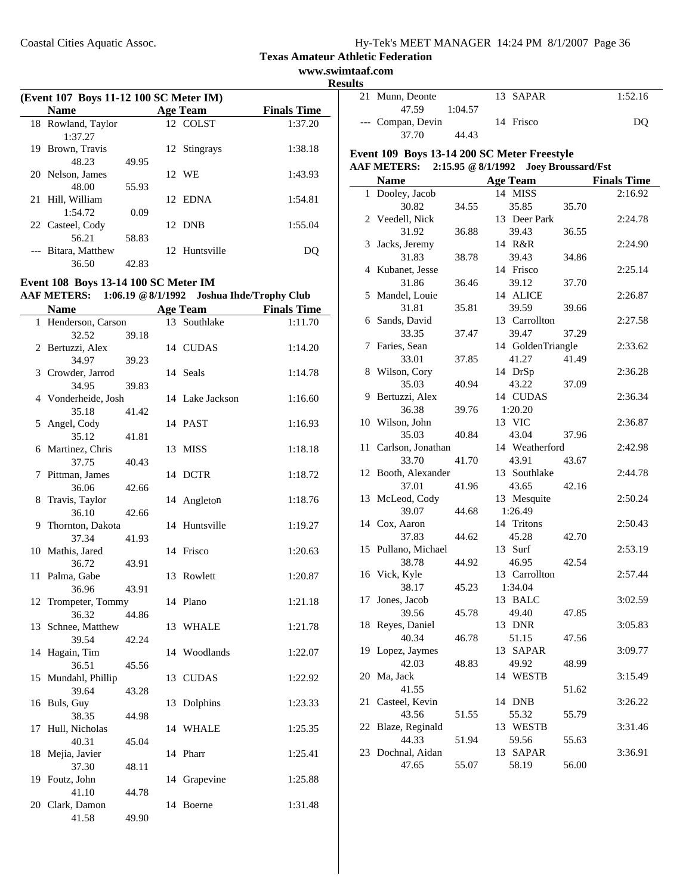## Texas Amateur Athletic Federation

**www.swimtaaf.com**

**Results**

### (Event 107 Boys 11-12 100 SC Meter IM)

| | Name | | Age | Team | Finals Time |
|---|---|---|---|---|---|
| 18 | Rowland, Taylor | | 12 | COLST | 1:37.20 |
| | 1:37.27 | | | | |
| 19 | Brown, Travis | | 12 | Stingrays | 1:38.18 |
| | 48.23 | 49.95 | | | |
| 20 | Nelson, James | | 12 | WE | 1:43.93 |
| | 48.00 | 55.93 | | | |
| 21 | Hill, William | | 12 | EDNA | 1:54.81 |
| | 1:54.72 | 0.09 | | | |
| 22 | Casteel, Cody | | 12 | DNB | 1:55.04 |
| | 56.21 | 58.83 | | | |
| --- | Bitara, Matthew | | 12 | Huntsville | DQ |
| | 36.50 | 42.83 | | | |

### Event 108 Boys 13-14 100 SC Meter IM

**AAF METERS: 1:06.19 @ 8/1/1992 Joshua Ihde/Trophy Club**

| | Name | | Age | Team | Finals Time |
|---|---|---|---|---|---|
| 1 | Henderson, Carson | | 13 | Southlake | 1:11.70 |
| | 32.52 | 39.18 | | | |
| 2 | Bertuzzi, Alex | | 14 | CUDAS | 1:14.20 |
| | 34.97 | 39.23 | | | |
| 3 | Crowder, Jarrod | | 14 | Seals | 1:14.78 |
| | 34.95 | 39.83 | | | |
| 4 | Vonderheide, Josh | | 14 | Lake Jackson | 1:16.60 |
| | 35.18 | 41.42 | | | |
| 5 | Angel, Cody | | 14 | PAST | 1:16.93 |
| | 35.12 | 41.81 | | | |
| 6 | Martinez, Chris | | 13 | MISS | 1:18.18 |
| | 37.75 | 40.43 | | | |
| 7 | Pittman, James | | 14 | DCTR | 1:18.72 |
| | 36.06 | 42.66 | | | |
| 8 | Travis, Taylor | | 14 | Angleton | 1:18.76 |
| | 36.10 | 42.66 | | | |
| 9 | Thornton, Dakota | | 14 | Huntsville | 1:19.27 |
| | 37.34 | 41.93 | | | |
| 10 | Mathis, Jared | | 14 | Frisco | 1:20.63 |
| | 36.72 | 43.91 | | | |
| 11 | Palma, Gabe | | 13 | Rowlett | 1:20.87 |
| | 36.96 | 43.91 | | | |
| 12 | Trompeter, Tommy | | 14 | Plano | 1:21.18 |
| | 36.32 | 44.86 | | | |
| 13 | Schnee, Matthew | | 13 | WHALE | 1:21.78 |
| | 39.54 | 42.24 | | | |
| 14 | Hagain, Tim | | 14 | Woodlands | 1:22.07 |
| | 36.51 | 45.56 | | | |
| 15 | Mundahl, Phillip | | 13 | CUDAS | 1:22.92 |
| | 39.64 | 43.28 | | | |
| 16 | Buls, Guy | | 13 | Dolphins | 1:23.33 |
| | 38.35 | 44.98 | | | |
| 17 | Hull, Nicholas | | 14 | WHALE | 1:25.35 |
| | 40.31 | 45.04 | | | |
| 18 | Mejia, Javier | | 14 | Pharr | 1:25.41 |
| | 37.30 | 48.11 | | | |
| 19 | Foutz, John | | 14 | Grapevine | 1:25.88 |
| | 41.10 | 44.78 | | | |
| 20 | Clark, Damon | | 14 | Boerne | 1:31.48 |
| | 41.58 | 49.90 | | | |
| 21 | Munn, Deonte | | 13 | SAPAR | 1:52.16 |
| | 47.59 | 1:04.57 | | | |
| --- | Compan, Devin | | 14 | Frisco | DQ |
| | 37.70 | 44.43 | | | |

### Event 109 Boys 13-14 200 SC Meter Freestyle

**AAF METERS: 2:15.95 @ 8/1/1992 Joey Broussard/Fst**

| | Name | | Age | Team | | Finals Time |
|---|---|---|---|---|---|---|
| 1 | Dooley, Jacob | | 14 | MISS | | 2:16.92 |
| | 30.82 | 34.55 | | 35.85 | 35.70 | |
| 2 | Veedell, Nick | | 13 | Deer Park | | 2:24.78 |
| | 31.92 | 36.88 | | 39.43 | 36.55 | |
| 3 | Jacks, Jeremy | | 14 | R&R | | 2:24.90 |
| | 31.83 | 38.78 | | 39.43 | 34.86 | |
| 4 | Kubanet, Jesse | | 14 | Frisco | | 2:25.14 |
| | 31.86 | 36.46 | | 39.12 | 37.70 | |
| 5 | Mandel, Louie | | 14 | ALICE | | 2:26.87 |
| | 31.81 | 35.81 | | 39.59 | 39.66 | |
| 6 | Sands, David | | 13 | Carrollton | | 2:27.58 |
| | 33.35 | 37.47 | | 39.47 | 37.29 | |
| 7 | Faries, Sean | | 14 | GoldenTriangle | | 2:33.62 |
| | 33.01 | 37.85 | | 41.27 | 41.49 | |
| 8 | Wilson, Cory | | 14 | DrSp | | 2:36.28 |
| | 35.03 | 40.94 | | 43.22 | 37.09 | |
| 9 | Bertuzzi, Alex | | 14 | CUDAS | | 2:36.34 |
| | 36.38 | 39.76 | | 1:20.20 | | |
| 10 | Wilson, John | | 13 | VIC | | 2:36.87 |
| | 35.03 | 40.84 | | 43.04 | 37.96 | |
| 11 | Carlson, Jonathan | | 14 | Weatherford | | 2:42.98 |
| | 33.70 | 41.70 | | 43.91 | 43.67 | |
| 12 | Booth, Alexander | | 13 | Southlake | | 2:44.78 |
| | 37.01 | 41.96 | | 43.65 | 42.16 | |
| 13 | McLeod, Cody | | 13 | Mesquite | | 2:50.24 |
| | 39.07 | 44.68 | | 1:26.49 | | |
| 14 | Cox, Aaron | | 14 | Tritons | | 2:50.43 |
| | 37.83 | 44.62 | | 45.28 | 42.70 | |
| 15 | Pullano, Michael | | 13 | Surf | | 2:53.19 |
| | 38.78 | 44.92 | | 46.95 | 42.54 | |
| 16 | Vick, Kyle | | 13 | Carrollton | | 2:57.44 |
| | 38.17 | 45.23 | | 1:34.04 | | |
| 17 | Jones, Jacob | | 13 | BALC | | 3:02.59 |
| | 39.56 | 45.78 | | 49.40 | 47.85 | |
| 18 | Reyes, Daniel | | 13 | DNR | | 3:05.83 |
| | 40.34 | 46.78 | | 51.15 | 47.56 | |
| 19 | Lopez, Jaymes | | 13 | SAPAR | | 3:09.77 |
| | 42.03 | 48.83 | | 49.92 | 48.99 | |
| 20 | Ma, Jack | | 14 | WESTB | | 3:15.49 |
| | 41.55 | | | | 51.62 | |
| 21 | Casteel, Kevin | | 14 | DNB | | 3:26.22 |
| | 43.56 | 51.55 | | 55.32 | 55.79 | |
| 22 | Blaze, Reginald | | 13 | WESTB | | 3:31.46 |
| | 44.33 | 51.94 | | 59.56 | 55.63 | |
| 23 | Dochnal, Aidan | | 13 | SAPAR | | 3:36.91 |
| | 47.65 | 55.07 | | 58.19 | 56.00 | |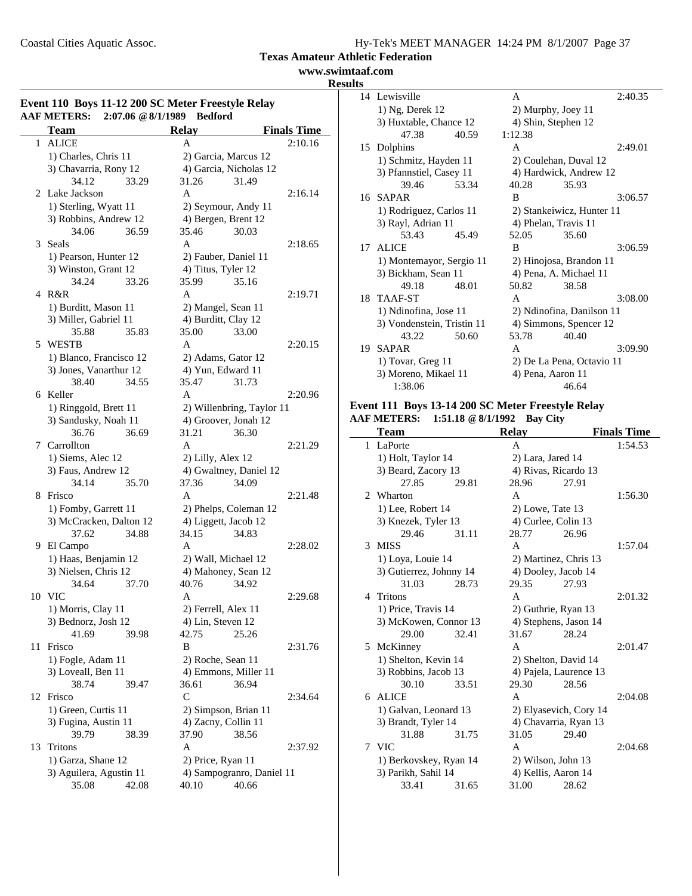**Texas Amateur Athletic Federation**
**www.swimtaaf.com**
**Results**

### Event 110 Boys 11-12 200 SC Meter Freestyle Relay

AAF METERS: 2:07.06 @ 8/1/1989 Bedford

| | Team | Relay | Finals Time |
|---|---|---|---|
| 1 | ALICE | A | 2:10.16 |
| | 1) Charles, Chris 11 | 2) Garcia, Marcus 12 | |
| | 3) Chavarria, Rony 12 | 4) Garcia, Nicholas 12 | |
| | 34.12 33.29 | 31.26 31.49 | |
| 2 | Lake Jackson | A | 2:16.14 |
| | 1) Sterling, Wyatt 11 | 2) Seymour, Andy 11 | |
| | 3) Robbins, Andrew 12 | 4) Bergen, Brent 12 | |
| | 34.06 36.59 | 35.46 30.03 | |
| 3 | Seals | A | 2:18.65 |
| | 1) Pearson, Hunter 12 | 2) Fauber, Daniel 11 | |
| | 3) Winston, Grant 12 | 4) Titus, Tyler 12 | |
| | 34.24 33.26 | 35.99 35.16 | |
| 4 | R&R | A | 2:19.71 |
| | 1) Burditt, Mason 11 | 2) Mangel, Sean 11 | |
| | 3) Miller, Gabriel 11 | 4) Burditt, Clay 12 | |
| | 35.88 35.83 | 35.00 33.00 | |
| 5 | WESTB | A | 2:20.15 |
| | 1) Blanco, Francisco 12 | 2) Adams, Gator 12 | |
| | 3) Jones, Vanarthur 12 | 4) Yun, Edward 11 | |
| | 38.40 34.55 | 35.47 31.73 | |
| 6 | Keller | A | 2:20.96 |
| | 1) Ringgold, Brett 11 | 2) Willenbring, Taylor 11 | |
| | 3) Sandusky, Noah 11 | 4) Groover, Jonah 12 | |
| | 36.76 36.69 | 31.21 36.30 | |
| 7 | Carrollton | A | 2:21.29 |
| | 1) Siems, Alec 12 | 2) Lilly, Alex 12 | |
| | 3) Faus, Andrew 12 | 4) Gwaltney, Daniel 12 | |
| | 34.14 35.70 | 37.36 34.09 | |
| 8 | Frisco | A | 2:21.48 |
| | 1) Fomby, Garrett 11 | 2) Phelps, Coleman 12 | |
| | 3) McCracken, Dalton 12 | 4) Liggett, Jacob 12 | |
| | 37.62 34.88 | 34.15 34.83 | |
| 9 | El Campo | A | 2:28.02 |
| | 1) Haas, Benjamin 12 | 2) Wall, Michael 12 | |
| | 3) Nielsen, Chris 12 | 4) Mahoney, Sean 12 | |
| | 34.64 37.70 | 40.76 34.92 | |
| 10 | VIC | A | 2:29.68 |
| | 1) Morris, Clay 11 | 2) Ferrell, Alex 11 | |
| | 3) Bednorz, Josh 12 | 4) Lin, Steven 12 | |
| | 41.69 39.98 | 42.75 25.26 | |
| 11 | Frisco | B | 2:31.76 |
| | 1) Fogle, Adam 11 | 2) Roche, Sean 11 | |
| | 3) Loveall, Ben 11 | 4) Emmons, Miller 11 | |
| | 38.74 39.47 | 36.61 36.94 | |
| 12 | Frisco | C | 2:34.64 |
| | 1) Green, Curtis 11 | 2) Simpson, Brian 11 | |
| | 3) Fugina, Austin 11 | 4) Zacny, Collin 11 | |
| | 39.79 38.39 | 37.90 38.56 | |
| 13 | Tritons | A | 2:37.92 |
| | 1) Garza, Shane 12 | 2) Price, Ryan 11 | |
| | 3) Aguilera, Agustin 11 | 4) Sampogranro, Daniel 11 | |
| | 35.08 42.08 | 40.10 40.66 | |
| 14 | Lewisville | A | 2:40.35 |
| | 1) Ng, Derek 12 | 2) Murphy, Joey 11 | |
| | 3) Huxtable, Chance 12 | 4) Shin, Stephen 12 | |
| | 47.38 40.59 | 1:12.38 | |
| 15 | Dolphins | A | 2:49.01 |
| | 1) Schmitz, Hayden 11 | 2) Coulehan, Duval 12 | |
| | 3) Pfannstiel, Casey 11 | 4) Hardwick, Andrew 12 | |
| | 39.46 53.34 | 40.28 35.93 | |
| 16 | SAPAR | B | 3:06.57 |
| | 1) Rodriguez, Carlos 11 | 2) Stankeiwicz, Hunter 11 | |
| | 3) Rayl, Adrian 11 | 4) Phelan, Travis 11 | |
| | 53.43 45.49 | 52.05 35.60 | |
| 17 | ALICE | B | 3:06.59 |
| | 1) Montemayor, Sergio 11 | 2) Hinojosa, Brandon 11 | |
| | 3) Bickham, Sean 11 | 4) Pena, A. Michael 11 | |
| | 49.18 48.01 | 50.82 38.58 | |
| 18 | TAAF-ST | A | 3:08.00 |
| | 1) Ndinofina, Jose 11 | 2) Ndinofina, Danilson 11 | |
| | 3) Vondenstein, Tristin 11 | 4) Simmons, Spencer 12 | |
| | 43.22 50.60 | 53.78 40.40 | |
| 19 | SAPAR | A | 3:09.90 |
| | 1) Tovar, Greg 11 | 2) De La Pena, Octavio 11 | |
| | 3) Moreno, Mikael 11 | 4) Pena, Aaron 11 | |
| | 1:38.06 | 46.64 | |

### Event 111 Boys 13-14 200 SC Meter Freestyle Relay

AAF METERS: 1:51.18 @ 8/1/1992 Bay City

| | Team | Relay | Finals Time |
|---|---|---|---|
| 1 | LaPorte | A | 1:54.53 |
| | 1) Holt, Taylor 14 | 2) Lara, Jared 14 | |
| | 3) Beard, Zacory 13 | 4) Rivas, Ricardo 13 | |
| | 27.85 29.81 | 28.96 27.91 | |
| 2 | Wharton | A | 1:56.30 |
| | 1) Lee, Robert 14 | 2) Lowe, Tate 13 | |
| | 3) Knezek, Tyler 13 | 4) Curlee, Colin 13 | |
| | 29.46 31.11 | 28.77 26.96 | |
| 3 | MISS | A | 1:57.04 |
| | 1) Loya, Louie 14 | 2) Martinez, Chris 13 | |
| | 3) Gutierrez, Johnny 14 | 4) Dooley, Jacob 14 | |
| | 31.03 28.73 | 29.35 27.93 | |
| 4 | Tritons | A | 2:01.32 |
| | 1) Price, Travis 14 | 2) Guthrie, Ryan 13 | |
| | 3) McKowen, Connor 13 | 4) Stephens, Jason 14 | |
| | 29.00 32.41 | 31.67 28.24 | |
| 5 | McKinney | A | 2:01.47 |
| | 1) Shelton, Kevin 14 | 2) Shelton, David 14 | |
| | 3) Robbins, Jacob 13 | 4) Pajela, Laurence 13 | |
| | 30.10 33.51 | 29.30 28.56 | |
| 6 | ALICE | A | 2:04.08 |
| | 1) Galvan, Leonard 13 | 2) Elyasevich, Cory 14 | |
| | 3) Brandt, Tyler 14 | 4) Chavarria, Ryan 13 | |
| | 31.88 31.75 | 31.05 29.40 | |
| 7 | VIC | A | 2:04.68 |
| | 1) Berkovskey, Ryan 14 | 2) Wilson, John 13 | |
| | 3) Parikh, Sahil 14 | 4) Kellis, Aaron 14 | |
| | 33.41 31.65 | 31.00 28.62 | |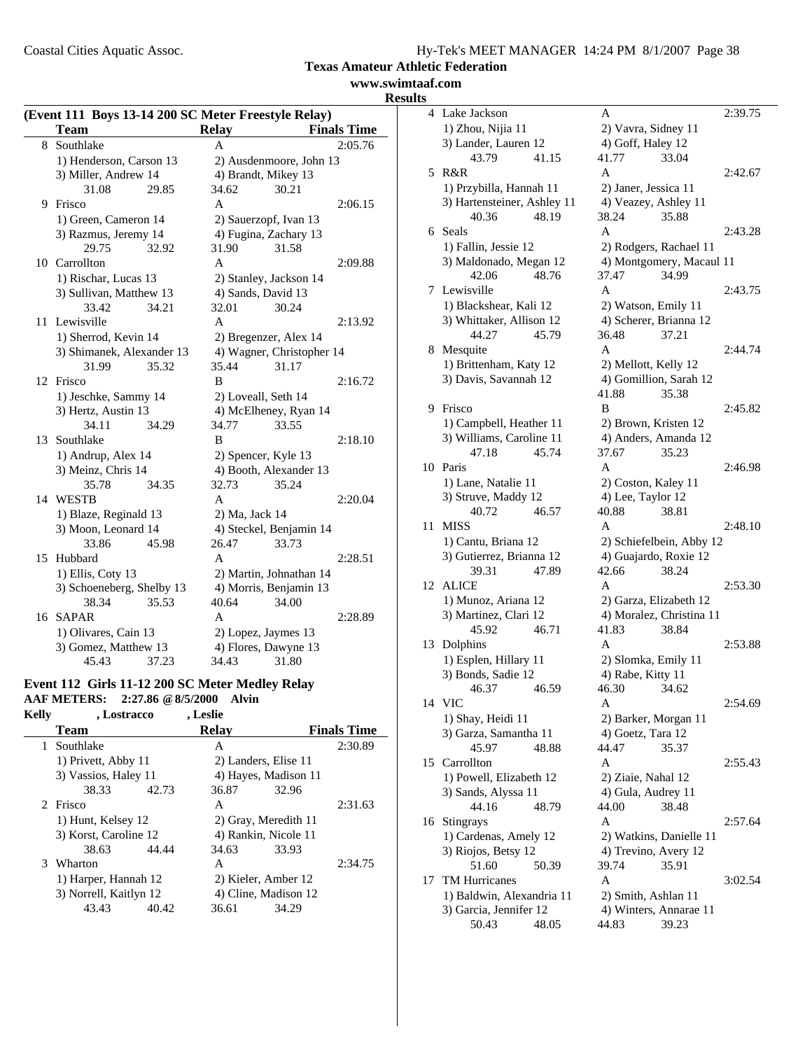**Texas Amateur Athletic Federation**

**www.swimtaaf.com**

**Results**

### (Event 111 Boys 13-14 200 SC Meter Freestyle Relay)

| | Team | Relay | Finals Time |
|---|---|---|---|
| 8 | Southlake | A | 2:05.76 |
| | 1) Henderson, Carson 13 | 2) Ausdenmoore, John 13 | |
| | 3) Miller, Andrew 14 | 4) Brandt, Mikey 13 | |
| | 31.08 29.85 | 34.62 30.21 | |
| 9 | Frisco | A | 2:06.15 |
| | 1) Green, Cameron 14 | 2) Sauerzopf, Ivan 13 | |
| | 3) Razmus, Jeremy 14 | 4) Fugina, Zachary 13 | |
| | 29.75 32.92 | 31.90 31.58 | |
| 10 | Carrollton | A | 2:09.88 |
| | 1) Rischar, Lucas 13 | 2) Stanley, Jackson 14 | |
| | 3) Sullivan, Matthew 13 | 4) Sands, David 13 | |
| | 33.42 34.21 | 32.01 30.24 | |
| 11 | Lewisville | A | 2:13.92 |
| | 1) Sherrod, Kevin 14 | 2) Bregenzer, Alex 14 | |
| | 3) Shimanek, Alexander 13 | 4) Wagner, Christopher 14 | |
| | 31.99 35.32 | 35.44 31.17 | |
| 12 | Frisco | B | 2:16.72 |
| | 1) Jeschke, Sammy 14 | 2) Loveall, Seth 14 | |
| | 3) Hertz, Austin 13 | 4) McElheney, Ryan 14 | |
| | 34.11 34.29 | 34.77 33.55 | |
| 13 | Southlake | B | 2:18.10 |
| | 1) Andrup, Alex 14 | 2) Spencer, Kyle 13 | |
| | 3) Meinz, Chris 14 | 4) Booth, Alexander 13 | |
| | 35.78 34.35 | 32.73 35.24 | |
| 14 | WESTB | A | 2:20.04 |
| | 1) Blaze, Reginald 13 | 2) Ma, Jack 14 | |
| | 3) Moon, Leonard 14 | 4) Steckel, Benjamin 14 | |
| | 33.86 45.98 | 26.47 33.73 | |
| 15 | Hubbard | A | 2:28.51 |
| | 1) Ellis, Coty 13 | 2) Martin, Johnathan 14 | |
| | 3) Schoeneberg, Shelby 13 | 4) Morris, Benjamin 13 | |
| | 38.34 35.53 | 40.64 34.00 | |
| 16 | SAPAR | A | 2:28.89 |
| | 1) Olivares, Cain 13 | 2) Lopez, Jaymes 13 | |
| | 3) Gomez, Matthew 13 | 4) Flores, Dawyne 13 | |
| | 45.43 37.23 | 34.43 31.80 | |

### Event 112 Girls 11-12 200 SC Meter Medley Relay

**AAF METERS: 2:27.86 @ 8/5/2000 Alvin**

**Kelly , Lostracco , Leslie**

| | Team | Relay | Finals Time |
|---|---|---|---|
| 1 | Southlake | A | 2:30.89 |
| | 1) Privett, Abby 11 | 2) Landers, Elise 11 | |
| | 3) Vassios, Haley 11 | 4) Hayes, Madison 11 | |
| | 38.33 42.73 | 36.87 32.96 | |
| 2 | Frisco | A | 2:31.63 |
| | 1) Hunt, Kelsey 12 | 2) Gray, Meredith 11 | |
| | 3) Korst, Caroline 12 | 4) Rankin, Nicole 11 | |
| | 38.63 44.44 | 34.63 33.93 | |
| 3 | Wharton | A | 2:34.75 |
| | 1) Harper, Hannah 12 | 2) Kieler, Amber 12 | |
| | 3) Norrell, Kaitlyn 12 | 4) Cline, Madison 12 | |
| | 43.43 40.42 | 36.61 34.29 | |
| 4 | Lake Jackson | A | 2:39.75 |
| | 1) Zhou, Nijia 11 | 2) Vavra, Sidney 11 | |
| | 3) Lander, Lauren 12 | 4) Goff, Haley 12 | |
| | 43.79 41.15 | 41.77 33.04 | |
| 5 | R&R | A | 2:42.67 |
| | 1) Przybilla, Hannah 11 | 2) Janer, Jessica 11 | |
| | 3) Hartensteiner, Ashley 11 | 4) Veazey, Ashley 11 | |
| | 40.36 48.19 | 38.24 35.88 | |
| 6 | Seals | A | 2:43.28 |
| | 1) Fallin, Jessie 12 | 2) Rodgers, Rachael 11 | |
| | 3) Maldonado, Megan 12 | 4) Montgomery, Macaul 11 | |
| | 42.06 48.76 | 37.47 34.99 | |
| 7 | Lewisville | A | 2:43.75 |
| | 1) Blackshear, Kali 12 | 2) Watson, Emily 11 | |
| | 3) Whittaker, Allison 12 | 4) Scherer, Brianna 12 | |
| | 44.27 45.79 | 36.48 37.21 | |
| 8 | Mesquite | A | 2:44.74 |
| | 1) Brittenham, Katy 12 | 2) Mellott, Kelly 12 | |
| | 3) Davis, Savannah 12 | 4) Gomillion, Sarah 12 | |
| | | 41.88 35.38 | |
| 9 | Frisco | B | 2:45.82 |
| | 1) Campbell, Heather 11 | 2) Brown, Kristen 12 | |
| | 3) Williams, Caroline 11 | 4) Anders, Amanda 12 | |
| | 47.18 45.74 | 37.67 35.23 | |
| 10 | Paris | A | 2:46.98 |
| | 1) Lane, Natalie 11 | 2) Coston, Kaley 11 | |
| | 3) Struve, Maddy 12 | 4) Lee, Taylor 12 | |
| | 40.72 46.57 | 40.88 38.81 | |
| 11 | MISS | A | 2:48.10 |
| | 1) Cantu, Briana 12 | 2) Schiefelbein, Abby 12 | |
| | 3) Gutierrez, Brianna 12 | 4) Guajardo, Roxie 12 | |
| | 39.31 47.89 | 42.66 38.24 | |
| 12 | ALICE | A | 2:53.30 |
| | 1) Munoz, Ariana 12 | 2) Garza, Elizabeth 12 | |
| | 3) Martinez, Clari 12 | 4) Moralez, Christina 11 | |
| | 45.92 46.71 | 41.83 38.84 | |
| 13 | Dolphins | A | 2:53.88 |
| | 1) Esplen, Hillary 11 | 2) Slomka, Emily 11 | |
| | 3) Bonds, Sadie 12 | 4) Rabe, Kitty 11 | |
| | 46.37 46.59 | 46.30 34.62 | |
| 14 | VIC | A | 2:54.69 |
| | 1) Shay, Heidi 11 | 2) Barker, Morgan 11 | |
| | 3) Garza, Samantha 11 | 4) Goetz, Tara 12 | |
| | 45.97 48.88 | 44.47 35.37 | |
| 15 | Carrollton | A | 2:55.43 |
| | 1) Powell, Elizabeth 12 | 2) Ziaie, Nahal 12 | |
| | 3) Sands, Alyssa 11 | 4) Gula, Audrey 11 | |
| | 44.16 48.79 | 44.00 38.48 | |
| 16 | Stingrays | A | 2:57.64 |
| | 1) Cardenas, Amely 12 | 2) Watkins, Danielle 11 | |
| | 3) Riojos, Betsy 12 | 4) Trevino, Avery 12 | |
| | 51.60 50.39 | 39.74 35.91 | |
| 17 | TM Hurricanes | A | 3:02.54 |
| | 1) Baldwin, Alexandria 11 | 2) Smith, Ashlan 11 | |
| | 3) Garcia, Jennifer 12 | 4) Winters, Annarae 11 | |
| | 50.43 48.05 | 44.83 39.23 | |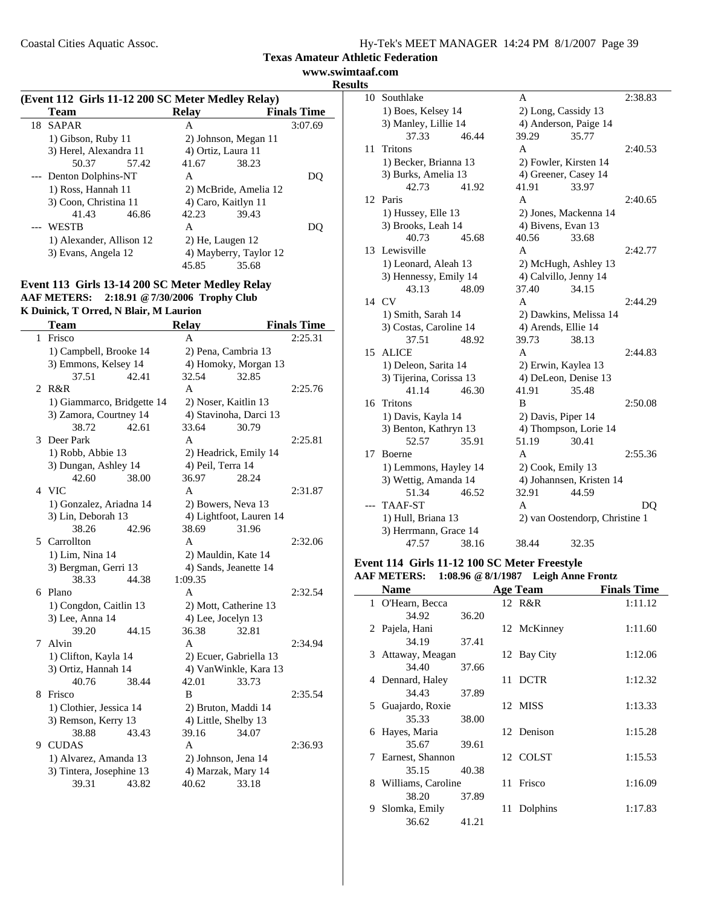**Texas Amateur Athletic Federation**

**www.swimtaaf.com**

**Results**

### (Event 112 Girls 11-12 200 SC Meter Medley Relay)

| | Team | Relay | Finals Time |
|---|---|---|---|
| 18 | SAPAR | A | 3:07.69 |
| | 1) Gibson, Ruby 11 | 2) Johnson, Megan 11 | |
| | 3) Herel, Alexandra 11 | 4) Ortiz, Laura 11 | |
| | 50.37  57.42 | 41.67  38.23 | |
| --- | Denton Dolphins-NT | A | DQ |
| | 1) Ross, Hannah 11 | 2) McBride, Amelia 12 | |
| | 3) Coon, Christina 11 | 4) Caro, Kaitlyn 11 | |
| | 41.43  46.86 | 42.23  39.43 | |
| --- | WESTB | A | DQ |
| | 1) Alexander, Allison 12 | 2) He, Laugen 12 | |
| | 3) Evans, Angela 12 | 4) Mayberry, Taylor 12 | |
| | | 45.85  35.68 | |

### Event 113 Girls 13-14 200 SC Meter Medley Relay

**AAF METERS: 2:18.91 @ 7/30/2006 Trophy Club**
**K Duinick, T Orred, N Blair, M Laurion**

| | Team | Relay | Finals Time |
|---|---|---|---|
| 1 | Frisco | A | 2:25.31 |
| | 1) Campbell, Brooke 14 | 2) Pena, Cambria 13 | |
| | 3) Emmons, Kelsey 14 | 4) Homoky, Morgan 13 | |
| | 37.51  42.41 | 32.54  32.85 | |
| 2 | R&R | A | 2:25.76 |
| | 1) Giammarco, Bridgette 14 | 2) Noser, Kaitlin 13 | |
| | 3) Zamora, Courtney 14 | 4) Stavinoha, Darci 13 | |
| | 38.72  42.61 | 33.64  30.79 | |
| 3 | Deer Park | A | 2:25.81 |
| | 1) Robb, Abbie 13 | 2) Headrick, Emily 14 | |
| | 3) Dungan, Ashley 14 | 4) Peil, Terra 14 | |
| | 42.60  38.00 | 36.97  28.24 | |
| 4 | VIC | A | 2:31.87 |
| | 1) Gonzalez, Ariadna 14 | 2) Bowers, Neva 13 | |
| | 3) Lin, Deborah 13 | 4) Lightfoot, Lauren 14 | |
| | 38.26  42.96 | 38.69  31.96 | |
| 5 | Carrollton | A | 2:32.06 |
| | 1) Lim, Nina 14 | 2) Mauldin, Kate 14 | |
| | 3) Bergman, Gerri 13 | 4) Sands, Jeanette 14 | |
| | 38.33  44.38 | 1:09.35 | |
| 6 | Plano | A | 2:32.54 |
| | 1) Congdon, Caitlin 13 | 2) Mott, Catherine 13 | |
| | 3) Lee, Anna 14 | 4) Lee, Jocelyn 13 | |
| | 39.20  44.15 | 36.38  32.81 | |
| 7 | Alvin | A | 2:34.94 |
| | 1) Clifton, Kayla 14 | 2) Ecuer, Gabriella 13 | |
| | 3) Ortiz, Hannah 14 | 4) VanWinkle, Kara 13 | |
| | 40.76  38.44 | 42.01  33.73 | |
| 8 | Frisco | B | 2:35.54 |
| | 1) Clothier, Jessica 14 | 2) Bruton, Maddi 14 | |
| | 3) Remson, Kerry 13 | 4) Little, Shelby 13 | |
| | 38.88  43.43 | 39.16  34.07 | |
| 9 | CUDAS | A | 2:36.93 |
| | 1) Alvarez, Amanda 13 | 2) Johnson, Jena 14 | |
| | 3) Tintera, Josephine 13 | 4) Marzak, Mary 14 | |
| | 39.31  43.82 | 40.62  33.18 | |
| 10 | Southlake | A | 2:38.83 |
| | 1) Boes, Kelsey 14 | 2) Long, Cassidy 13 | |
| | 3) Manley, Lillie 14 | 4) Anderson, Paige 14 | |
| | 37.33  46.44 | 39.29  35.77 | |
| 11 | Tritons | A | 2:40.53 |
| | 1) Becker, Brianna 13 | 2) Fowler, Kirsten 14 | |
| | 3) Burks, Amelia 13 | 4) Greener, Casey 14 | |
| | 42.73  41.92 | 41.91  33.97 | |
| 12 | Paris | A | 2:40.65 |
| | 1) Hussey, Elle 13 | 2) Jones, Mackenna 14 | |
| | 3) Brooks, Leah 14 | 4) Bivens, Evan 13 | |
| | 40.73  45.68 | 40.56  33.68 | |
| 13 | Lewisville | A | 2:42.77 |
| | 1) Leonard, Aleah 13 | 2) McHugh, Ashley 13 | |
| | 3) Hennessy, Emily 14 | 4) Calvillo, Jenny 14 | |
| | 43.13  48.09 | 37.40  34.15 | |
| 14 | CV | A | 2:44.29 |
| | 1) Smith, Sarah 14 | 2) Dawkins, Melissa 14 | |
| | 3) Costas, Caroline 14 | 4) Arends, Ellie 14 | |
| | 37.51  48.92 | 39.73  38.13 | |
| 15 | ALICE | A | 2:44.83 |
| | 1) Deleon, Sarita 14 | 2) Erwin, Kaylea 13 | |
| | 3) Tijerina, Corissa 13 | 4) DeLeon, Denise 13 | |
| | 41.14  46.30 | 41.91  35.48 | |
| 16 | Tritons | B | 2:50.08 |
| | 1) Davis, Kayla 14 | 2) Davis, Piper 14 | |
| | 3) Benton, Kathryn 13 | 4) Thompson, Lorie 14 | |
| | 52.57  35.91 | 51.19  30.41 | |
| 17 | Boerne | A | 2:55.36 |
| | 1) Lemmons, Hayley 14 | 2) Cook, Emily 13 | |
| | 3) Wettig, Amanda 14 | 4) Johannsen, Kristen 14 | |
| | 51.34  46.52 | 32.91  44.59 | |
| --- | TAAF-ST | A | DQ |
| | 1) Hull, Briana 13 | 2) van Oostendorp, Christine 1 | |
| | 3) Herrmann, Grace 14 | | |
| | 47.57  38.16 | 38.44  32.35 | |

### Event 114 Girls 11-12 100 SC Meter Freestyle

**AAF METERS: 1:08.96 @ 8/1/1987 Leigh Anne Frontz**

| | Name | Age | Team | Finals Time |
|---|---|---|---|---|
| 1 | O'Hearn, Becca | 12 | R&R | 1:11.12 |
| | 34.92  36.20 | | | |
| 2 | Pajela, Hani | 12 | McKinney | 1:11.60 |
| | 34.19  37.41 | | | |
| 3 | Attaway, Meagan | 12 | Bay City | 1:12.06 |
| | 34.40  37.66 | | | |
| 4 | Dennard, Haley | 11 | DCTR | 1:12.32 |
| | 34.43  37.89 | | | |
| 5 | Guajardo, Roxie | 12 | MISS | 1:13.33 |
| | 35.33  38.00 | | | |
| 6 | Hayes, Maria | 12 | Denison | 1:15.28 |
| | 35.67  39.61 | | | |
| 7 | Earnest, Shannon | 12 | COLST | 1:15.53 |
| | 35.15  40.38 | | | |
| 8 | Williams, Caroline | 11 | Frisco | 1:16.09 |
| | 38.20  37.89 | | | |
| 9 | Slomka, Emily | 11 | Dolphins | 1:17.83 |
| | 36.62  41.21 | | | |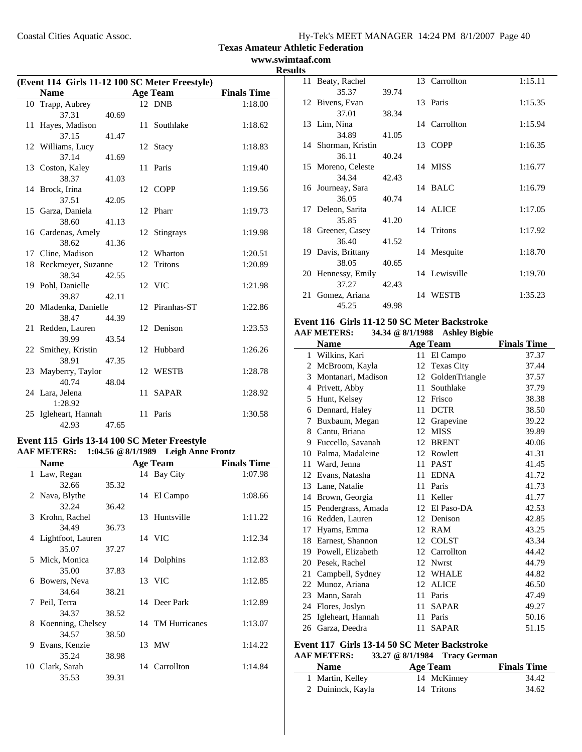Coastal Cities Aquatic Assoc.

**Texas Amateur Athletic Federation**

**www.swimtaaf.com**

**Results**

### (Event 114 Girls 11-12 100 SC Meter Freestyle)

| | Name | | Age | Team | Finals Time |
|---|---|---|---|---|---|
| 10 | Trapp, Aubrey | | 12 | DNB | 1:18.00 |
| | 37.31 | 40.69 | | | |
| 11 | Hayes, Madison | | 11 | Southlake | 1:18.62 |
| | 37.15 | 41.47 | | | |
| 12 | Williams, Lucy | | 12 | Stacy | 1:18.83 |
| | 37.14 | 41.69 | | | |
| 13 | Coston, Kaley | | 11 | Paris | 1:19.40 |
| | 38.37 | 41.03 | | | |
| 14 | Brock, Irina | | 12 | COPP | 1:19.56 |
| | 37.51 | 42.05 | | | |
| 15 | Garza, Daniela | | 12 | Pharr | 1:19.73 |
| | 38.60 | 41.13 | | | |
| 16 | Cardenas, Amely | | 12 | Stingrays | 1:19.98 |
| | 38.62 | 41.36 | | | |
| 17 | Cline, Madison | | 12 | Wharton | 1:20.51 |
| 18 | Reckmeyer, Suzanne | | 12 | Tritons | 1:20.89 |
| | 38.34 | 42.55 | | | |
| 19 | Pohl, Danielle | | 12 | VIC | 1:21.98 |
| | 39.87 | 42.11 | | | |
| 20 | Mladenka, Danielle | | 12 | Piranhas-ST | 1:22.86 |
| | 38.47 | 44.39 | | | |
| 21 | Redden, Lauren | | 12 | Denison | 1:23.53 |
| | 39.99 | 43.54 | | | |
| 22 | Smithey, Kristin | | 12 | Hubbard | 1:26.26 |
| | 38.91 | 47.35 | | | |
| 23 | Mayberry, Taylor | | 12 | WESTB | 1:28.78 |
| | 40.74 | 48.04 | | | |
| 24 | Lara, Jelena | | 11 | SAPAR | 1:28.92 |
| | 1:28.92 | | | | |
| 25 | Igleheart, Hannah | | 11 | Paris | 1:30.58 |
| | 42.93 | 47.65 | | | |

### Event 115 Girls 13-14 100 SC Meter Freestyle

**AAF METERS: 1:04.56 @ 8/1/1989 Leigh Anne Frontz**

| | Name | | Age | Team | Finals Time |
|---|---|---|---|---|---|
| 1 | Law, Regan | | 14 | Bay City | 1:07.98 |
| | 32.66 | 35.32 | | | |
| 2 | Nava, Blythe | | 14 | El Campo | 1:08.66 |
| | 32.24 | 36.42 | | | |
| 3 | Krohn, Rachel | | 13 | Huntsville | 1:11.22 |
| | 34.49 | 36.73 | | | |
| 4 | Lightfoot, Lauren | | 14 | VIC | 1:12.34 |
| | 35.07 | 37.27 | | | |
| 5 | Mick, Monica | | 14 | Dolphins | 1:12.83 |
| | 35.00 | 37.83 | | | |
| 6 | Bowers, Neva | | 13 | VIC | 1:12.85 |
| | 34.64 | 38.21 | | | |
| 7 | Peil, Terra | | 14 | Deer Park | 1:12.89 |
| | 34.37 | 38.52 | | | |
| 8 | Koenning, Chelsey | | 14 | TM Hurricanes | 1:13.07 |
| | 34.57 | 38.50 | | | |
| 9 | Evans, Kenzie | | 13 | MW | 1:14.22 |
| | 35.24 | 38.98 | | | |
| 10 | Clark, Sarah | | 14 | Carrollton | 1:14.84 |
| | 35.53 | 39.31 | | | |
| 11 | Beaty, Rachel | | 13 | Carrollton | 1:15.11 |
| | 35.37 | 39.74 | | | |
| 12 | Bivens, Evan | | 13 | Paris | 1:15.35 |
| | 37.01 | 38.34 | | | |
| 13 | Lim, Nina | | 14 | Carrollton | 1:15.94 |
| | 34.89 | 41.05 | | | |
| 14 | Shorman, Kristin | | 13 | COPP | 1:16.35 |
| | 36.11 | 40.24 | | | |
| 15 | Moreno, Celeste | | 14 | MISS | 1:16.77 |
| | 34.34 | 42.43 | | | |
| 16 | Journeay, Sara | | 14 | BALC | 1:16.79 |
| | 36.05 | 40.74 | | | |
| 17 | Deleon, Sarita | | 14 | ALICE | 1:17.05 |
| | 35.85 | 41.20 | | | |
| 18 | Greener, Casey | | 14 | Tritons | 1:17.92 |
| | 36.40 | 41.52 | | | |
| 19 | Davis, Brittany | | 14 | Mesquite | 1:18.70 |
| | 38.05 | 40.65 | | | |
| 20 | Hennessy, Emily | | 14 | Lewisville | 1:19.70 |
| | 37.27 | 42.43 | | | |
| 21 | Gomez, Ariana | | 14 | WESTB | 1:35.23 |
| | 45.25 | 49.98 | | | |

### Event 116 Girls 11-12 50 SC Meter Backstroke

**AAF METERS: 34.34 @ 8/1/1988 Ashley Bigbie**

| | Name | Age | Team | Finals Time |
|---|---|---|---|---|
| 1 | Wilkins, Kari | 11 | El Campo | 37.37 |
| 2 | McBroom, Kayla | 12 | Texas City | 37.44 |
| 3 | Montanari, Madison | 12 | GoldenTriangle | 37.57 |
| 4 | Privett, Abby | 11 | Southlake | 37.79 |
| 5 | Hunt, Kelsey | 12 | Frisco | 38.38 |
| 6 | Dennard, Haley | 11 | DCTR | 38.50 |
| 7 | Buxbaum, Megan | 12 | Grapevine | 39.22 |
| 8 | Cantu, Briana | 12 | MISS | 39.89 |
| 9 | Fuccello, Savanah | 12 | BRENT | 40.06 |
| 10 | Palma, Madaleine | 12 | Rowlett | 41.31 |
| 11 | Ward, Jenna | 11 | PAST | 41.45 |
| 12 | Evans, Natasha | 11 | EDNA | 41.72 |
| 13 | Lane, Natalie | 11 | Paris | 41.73 |
| 14 | Brown, Georgia | 11 | Keller | 41.77 |
| 15 | Pendergrass, Amada | 12 | El Paso-DA | 42.53 |
| 16 | Redden, Lauren | 12 | Denison | 42.85 |
| 17 | Hyams, Emma | 12 | RAM | 43.25 |
| 18 | Earnest, Shannon | 12 | COLST | 43.34 |
| 19 | Powell, Elizabeth | 12 | Carrollton | 44.42 |
| 20 | Pesek, Rachel | 12 | Nwrst | 44.79 |
| 21 | Campbell, Sydney | 12 | WHALE | 44.82 |
| 22 | Munoz, Ariana | 12 | ALICE | 46.50 |
| 23 | Mann, Sarah | 11 | Paris | 47.49 |
| 24 | Flores, Joslyn | 11 | SAPAR | 49.27 |
| 25 | Igleheart, Hannah | 11 | Paris | 50.16 |
| 26 | Garza, Deedra | 11 | SAPAR | 51.15 |

### Event 117 Girls 13-14 50 SC Meter Backstroke

**AAF METERS: 33.27 @ 8/1/1984 Tracy German**

| | Name | Age | Team | Finals Time |
|---|---|---|---|---|
| 1 | Martin, Kelley | 14 | McKinney | 34.42 |
| 2 | Duininck, Kayla | 14 | Tritons | 34.62 |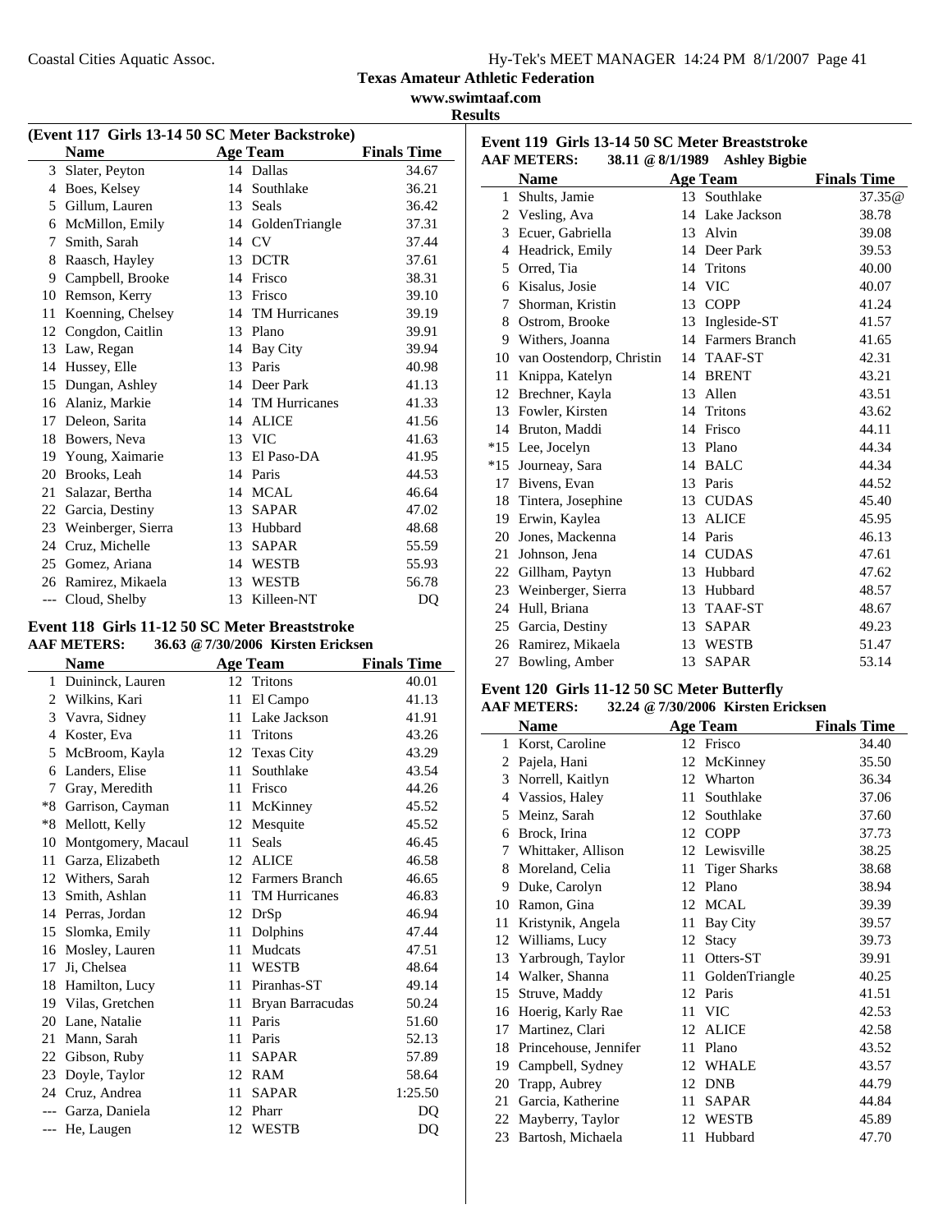**Texas Amateur Athletic Federation**
**www.swimtaaf.com**
**Results**

### (Event 117 Girls 13-14 50 SC Meter Backstroke)

| | Name | Age | Team | Finals Time |
|---|---|---|---|---|
| 3 | Slater, Peyton | 14 | Dallas | 34.67 |
| 4 | Boes, Kelsey | 14 | Southlake | 36.21 |
| 5 | Gillum, Lauren | 13 | Seals | 36.42 |
| 6 | McMillon, Emily | 14 | GoldenTriangle | 37.31 |
| 7 | Smith, Sarah | 14 | CV | 37.44 |
| 8 | Raasch, Hayley | 13 | DCTR | 37.61 |
| 9 | Campbell, Brooke | 14 | Frisco | 38.31 |
| 10 | Remson, Kerry | 13 | Frisco | 39.10 |
| 11 | Koenning, Chelsey | 14 | TM Hurricanes | 39.19 |
| 12 | Congdon, Caitlin | 13 | Plano | 39.91 |
| 13 | Law, Regan | 14 | Bay City | 39.94 |
| 14 | Hussey, Elle | 13 | Paris | 40.98 |
| 15 | Dungan, Ashley | 14 | Deer Park | 41.13 |
| 16 | Alaniz, Markie | 14 | TM Hurricanes | 41.33 |
| 17 | Deleon, Sarita | 14 | ALICE | 41.56 |
| 18 | Bowers, Neva | 13 | VIC | 41.63 |
| 19 | Young, Xaimarie | 13 | El Paso-DA | 41.95 |
| 20 | Brooks, Leah | 14 | Paris | 44.53 |
| 21 | Salazar, Bertha | 14 | MCAL | 46.64 |
| 22 | Garcia, Destiny | 13 | SAPAR | 47.02 |
| 23 | Weinberger, Sierra | 13 | Hubbard | 48.68 |
| 24 | Cruz, Michelle | 13 | SAPAR | 55.59 |
| 25 | Gomez, Ariana | 14 | WESTB | 55.93 |
| 26 | Ramirez, Mikaela | 13 | WESTB | 56.78 |
| --- | Cloud, Shelby | 13 | Killeen-NT | DQ |

### Event 118 Girls 11-12 50 SC Meter Breaststroke

**AAF METERS: 36.63 @ 7/30/2006 Kirsten Ericksen**

| | Name | Age | Team | Finals Time |
|---|---|---|---|---|
| 1 | Duininck, Lauren | 12 | Tritons | 40.01 |
| 2 | Wilkins, Kari | 11 | El Campo | 41.13 |
| 3 | Vavra, Sidney | 11 | Lake Jackson | 41.91 |
| 4 | Koster, Eva | 11 | Tritons | 43.26 |
| 5 | McBroom, Kayla | 12 | Texas City | 43.29 |
| 6 | Landers, Elise | 11 | Southlake | 43.54 |
| 7 | Gray, Meredith | 11 | Frisco | 44.26 |
| *8 | Garrison, Cayman | 11 | McKinney | 45.52 |
| *8 | Mellott, Kelly | 12 | Mesquite | 45.52 |
| 10 | Montgomery, Macaul | 11 | Seals | 46.45 |
| 11 | Garza, Elizabeth | 12 | ALICE | 46.58 |
| 12 | Withers, Sarah | 12 | Farmers Branch | 46.65 |
| 13 | Smith, Ashlan | 11 | TM Hurricanes | 46.83 |
| 14 | Perras, Jordan | 12 | DrSp | 46.94 |
| 15 | Slomka, Emily | 11 | Dolphins | 47.44 |
| 16 | Mosley, Lauren | 11 | Mudcats | 47.51 |
| 17 | Ji, Chelsea | 11 | WESTB | 48.64 |
| 18 | Hamilton, Lucy | 11 | Piranhas-ST | 49.14 |
| 19 | Vilas, Gretchen | 11 | Bryan Barracudas | 50.24 |
| 20 | Lane, Natalie | 11 | Paris | 51.60 |
| 21 | Mann, Sarah | 11 | Paris | 52.13 |
| 22 | Gibson, Ruby | 11 | SAPAR | 57.89 |
| 23 | Doyle, Taylor | 12 | RAM | 58.64 |
| 24 | Cruz, Andrea | 11 | SAPAR | 1:25.50 |
| --- | Garza, Daniela | 12 | Pharr | DQ |
| --- | He, Laugen | 12 | WESTB | DQ |

### Event 119 Girls 13-14 50 SC Meter Breaststroke

**AAF METERS: 38.11 @ 8/1/1989 Ashley Bigbie**

| | Name | Age | Team | Finals Time |
|---|---|---|---|---|
| 1 | Shults, Jamie | 13 | Southlake | 37.35@ |
| 2 | Vesling, Ava | 14 | Lake Jackson | 38.78 |
| 3 | Ecuer, Gabriella | 13 | Alvin | 39.08 |
| 4 | Headrick, Emily | 14 | Deer Park | 39.53 |
| 5 | Orred, Tia | 14 | Tritons | 40.00 |
| 6 | Kisalus, Josie | 14 | VIC | 40.07 |
| 7 | Shorman, Kristin | 13 | COPP | 41.24 |
| 8 | Ostrom, Brooke | 13 | Ingleside-ST | 41.57 |
| 9 | Withers, Joanna | 14 | Farmers Branch | 41.65 |
| 10 | van Oostendorp, Christin | 14 | TAAF-ST | 42.31 |
| 11 | Knippa, Katelyn | 14 | BRENT | 43.21 |
| 12 | Brechner, Kayla | 13 | Allen | 43.51 |
| 13 | Fowler, Kirsten | 14 | Tritons | 43.62 |
| 14 | Bruton, Maddi | 14 | Frisco | 44.11 |
| *15 | Lee, Jocelyn | 13 | Plano | 44.34 |
| *15 | Journeay, Sara | 14 | BALC | 44.34 |
| 17 | Bivens, Evan | 13 | Paris | 44.52 |
| 18 | Tintera, Josephine | 13 | CUDAS | 45.40 |
| 19 | Erwin, Kaylea | 13 | ALICE | 45.95 |
| 20 | Jones, Mackenna | 14 | Paris | 46.13 |
| 21 | Johnson, Jena | 14 | CUDAS | 47.61 |
| 22 | Gillham, Paytyn | 13 | Hubbard | 47.62 |
| 23 | Weinberger, Sierra | 13 | Hubbard | 48.57 |
| 24 | Hull, Briana | 13 | TAAF-ST | 48.67 |
| 25 | Garcia, Destiny | 13 | SAPAR | 49.23 |
| 26 | Ramirez, Mikaela | 13 | WESTB | 51.47 |
| 27 | Bowling, Amber | 13 | SAPAR | 53.14 |

### Event 120 Girls 11-12 50 SC Meter Butterfly

**AAF METERS: 32.24 @ 7/30/2006 Kirsten Ericksen**

| | Name | Age | Team | Finals Time |
|---|---|---|---|---|
| 1 | Korst, Caroline | 12 | Frisco | 34.40 |
| 2 | Pajela, Hani | 12 | McKinney | 35.50 |
| 3 | Norrell, Kaitlyn | 12 | Wharton | 36.34 |
| 4 | Vassios, Haley | 11 | Southlake | 37.06 |
| 5 | Meinz, Sarah | 12 | Southlake | 37.60 |
| 6 | Brock, Irina | 12 | COPP | 37.73 |
| 7 | Whittaker, Allison | 12 | Lewisville | 38.25 |
| 8 | Moreland, Celia | 11 | Tiger Sharks | 38.68 |
| 9 | Duke, Carolyn | 12 | Plano | 38.94 |
| 10 | Ramon, Gina | 12 | MCAL | 39.39 |
| 11 | Kristynik, Angela | 11 | Bay City | 39.57 |
| 12 | Williams, Lucy | 12 | Stacy | 39.73 |
| 13 | Yarbrough, Taylor | 11 | Otters-ST | 39.91 |
| 14 | Walker, Shanna | 11 | GoldenTriangle | 40.25 |
| 15 | Struve, Maddy | 12 | Paris | 41.51 |
| 16 | Hoerig, Karly Rae | 11 | VIC | 42.53 |
| 17 | Martinez, Clari | 12 | ALICE | 42.58 |
| 18 | Princehouse, Jennifer | 11 | Plano | 43.52 |
| 19 | Campbell, Sydney | 12 | WHALE | 43.57 |
| 20 | Trapp, Aubrey | 12 | DNB | 44.79 |
| 21 | Garcia, Katherine | 11 | SAPAR | 44.84 |
| 22 | Mayberry, Taylor | 12 | WESTB | 45.89 |
| 23 | Bartosh, Michaela | 11 | Hubbard | 47.70 |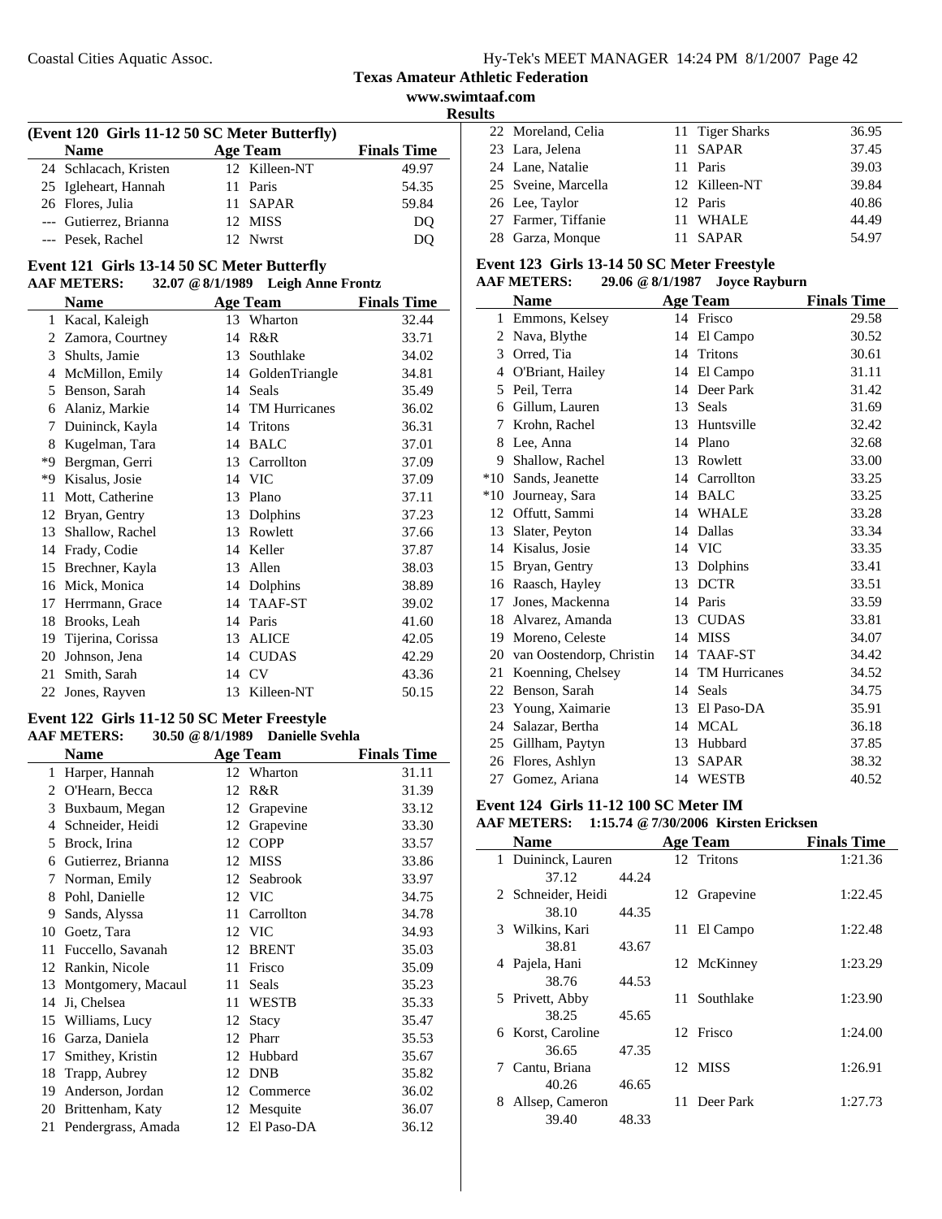## Texas Amateur Athletic Federation

www.swimtaaf.com

### Results

**(Event 120 Girls 11-12 50 SC Meter Butterfly)**

| | Name | Age | Team | Finals Time |
|---|---|---|---|---|
| 24 | Schlacach, Kristen | 12 | Killeen-NT | 49.97 |
| 25 | Igleheart, Hannah | 11 | Paris | 54.35 |
| 26 | Flores, Julia | 11 | SAPAR | 59.84 |
| --- | Gutierrez, Brianna | 12 | MISS | DQ |
| --- | Pesek, Rachel | 12 | Nwrst | DQ |

**Event 121 Girls 13-14 50 SC Meter Butterfly**

AAF METERS: 32.07 @ 8/1/1989 Leigh Anne Frontz

| | Name | Age | Team | Finals Time |
|---|---|---|---|---|
| 1 | Kacal, Kaleigh | 13 | Wharton | 32.44 |
| 2 | Zamora, Courtney | 14 | R&R | 33.71 |
| 3 | Shults, Jamie | 13 | Southlake | 34.02 |
| 4 | McMillon, Emily | 14 | GoldenTriangle | 34.81 |
| 5 | Benson, Sarah | 14 | Seals | 35.49 |
| 6 | Alaniz, Markie | 14 | TM Hurricanes | 36.02 |
| 7 | Duininck, Kayla | 14 | Tritons | 36.31 |
| 8 | Kugelman, Tara | 14 | BALC | 37.01 |
| *9 | Bergman, Gerri | 13 | Carrollton | 37.09 |
| *9 | Kisalus, Josie | 14 | VIC | 37.09 |
| 11 | Mott, Catherine | 13 | Plano | 37.11 |
| 12 | Bryan, Gentry | 13 | Dolphins | 37.23 |
| 13 | Shallow, Rachel | 13 | Rowlett | 37.66 |
| 14 | Frady, Codie | 14 | Keller | 37.87 |
| 15 | Brechner, Kayla | 13 | Allen | 38.03 |
| 16 | Mick, Monica | 14 | Dolphins | 38.89 |
| 17 | Herrmann, Grace | 14 | TAAF-ST | 39.02 |
| 18 | Brooks, Leah | 14 | Paris | 41.60 |
| 19 | Tijerina, Corissa | 13 | ALICE | 42.05 |
| 20 | Johnson, Jena | 14 | CUDAS | 42.29 |
| 21 | Smith, Sarah | 14 | CV | 43.36 |
| 22 | Jones, Rayven | 13 | Killeen-NT | 50.15 |

**Event 122 Girls 11-12 50 SC Meter Freestyle**

AAF METERS: 30.50 @ 8/1/1989 Danielle Svehla

| | Name | Age | Team | Finals Time |
|---|---|---|---|---|
| 1 | Harper, Hannah | 12 | Wharton | 31.11 |
| 2 | O'Hearn, Becca | 12 | R&R | 31.39 |
| 3 | Buxbaum, Megan | 12 | Grapevine | 33.12 |
| 4 | Schneider, Heidi | 12 | Grapevine | 33.30 |
| 5 | Brock, Irina | 12 | COPP | 33.57 |
| 6 | Gutierrez, Brianna | 12 | MISS | 33.86 |
| 7 | Norman, Emily | 12 | Seabrook | 33.97 |
| 8 | Pohl, Danielle | 12 | VIC | 34.75 |
| 9 | Sands, Alyssa | 11 | Carrollton | 34.78 |
| 10 | Goetz, Tara | 12 | VIC | 34.93 |
| 11 | Fuccello, Savanah | 12 | BRENT | 35.03 |
| 12 | Rankin, Nicole | 11 | Frisco | 35.09 |
| 13 | Montgomery, Macaul | 11 | Seals | 35.23 |
| 14 | Ji, Chelsea | 11 | WESTB | 35.33 |
| 15 | Williams, Lucy | 12 | Stacy | 35.47 |
| 16 | Garza, Daniela | 12 | Pharr | 35.53 |
| 17 | Smithey, Kristin | 12 | Hubbard | 35.67 |
| 18 | Trapp, Aubrey | 12 | DNB | 35.82 |
| 19 | Anderson, Jordan | 12 | Commerce | 36.02 |
| 20 | Brittenham, Katy | 12 | Mesquite | 36.07 |
| 21 | Pendergrass, Amada | 12 | El Paso-DA | 36.12 |
| 22 | Moreland, Celia | 11 | Tiger Sharks | 36.95 |
| 23 | Lara, Jelena | 11 | SAPAR | 37.45 |
| 24 | Lane, Natalie | 11 | Paris | 39.03 |
| 25 | Sveine, Marcella | 12 | Killeen-NT | 39.84 |
| 26 | Lee, Taylor | 12 | Paris | 40.86 |
| 27 | Farmer, Tiffanie | 11 | WHALE | 44.49 |
| 28 | Garza, Monque | 11 | SAPAR | 54.97 |

**Event 123 Girls 13-14 50 SC Meter Freestyle**

AAF METERS: 29.06 @ 8/1/1987 Joyce Rayburn

| | Name | Age | Team | Finals Time |
|---|---|---|---|---|
| 1 | Emmons, Kelsey | 14 | Frisco | 29.58 |
| 2 | Nava, Blythe | 14 | El Campo | 30.52 |
| 3 | Orred, Tia | 14 | Tritons | 30.61 |
| 4 | O'Briant, Hailey | 14 | El Campo | 31.11 |
| 5 | Peil, Terra | 14 | Deer Park | 31.42 |
| 6 | Gillum, Lauren | 13 | Seals | 31.69 |
| 7 | Krohn, Rachel | 13 | Huntsville | 32.42 |
| 8 | Lee, Anna | 14 | Plano | 32.68 |
| 9 | Shallow, Rachel | 13 | Rowlett | 33.00 |
| *10 | Sands, Jeanette | 14 | Carrollton | 33.25 |
| *10 | Journeay, Sara | 14 | BALC | 33.25 |
| 12 | Offutt, Sammi | 14 | WHALE | 33.28 |
| 13 | Slater, Peyton | 14 | Dallas | 33.34 |
| 14 | Kisalus, Josie | 14 | VIC | 33.35 |
| 15 | Bryan, Gentry | 13 | Dolphins | 33.41 |
| 16 | Raasch, Hayley | 13 | DCTR | 33.51 |
| 17 | Jones, Mackenna | 14 | Paris | 33.59 |
| 18 | Alvarez, Amanda | 13 | CUDAS | 33.81 |
| 19 | Moreno, Celeste | 14 | MISS | 34.07 |
| 20 | van Oostendorp, Christin | 14 | TAAF-ST | 34.42 |
| 21 | Koenning, Chelsey | 14 | TM Hurricanes | 34.52 |
| 22 | Benson, Sarah | 14 | Seals | 34.75 |
| 23 | Young, Xaimarie | 13 | El Paso-DA | 35.91 |
| 24 | Salazar, Bertha | 14 | MCAL | 36.18 |
| 25 | Gillham, Paytyn | 13 | Hubbard | 37.85 |
| 26 | Flores, Ashlyn | 13 | SAPAR | 38.32 |
| 27 | Gomez, Ariana | 14 | WESTB | 40.52 |

**Event 124 Girls 11-12 100 SC Meter IM**

AAF METERS: 1:15.74 @ 7/30/2006 Kirsten Ericksen

| | Name | Age | Team | Finals Time |
|---|---|---|---|---|
| 1 | Duininck, Lauren | 12 | Tritons | 1:21.36 |
| | 37.12 44.24 | | | |
| 2 | Schneider, Heidi | 12 | Grapevine | 1:22.45 |
| | 38.10 44.35 | | | |
| 3 | Wilkins, Kari | 11 | El Campo | 1:22.48 |
| | 38.81 43.67 | | | |
| 4 | Pajela, Hani | 12 | McKinney | 1:23.29 |
| | 38.76 44.53 | | | |
| 5 | Privett, Abby | 11 | Southlake | 1:23.90 |
| | 38.25 45.65 | | | |
| 6 | Korst, Caroline | 12 | Frisco | 1:24.00 |
| | 36.65 47.35 | | | |
| 7 | Cantu, Briana | 12 | MISS | 1:26.91 |
| | 40.26 46.65 | | | |
| 8 | Allsep, Cameron | 11 | Deer Park | 1:27.73 |
| | 39.40 48.33 | | | |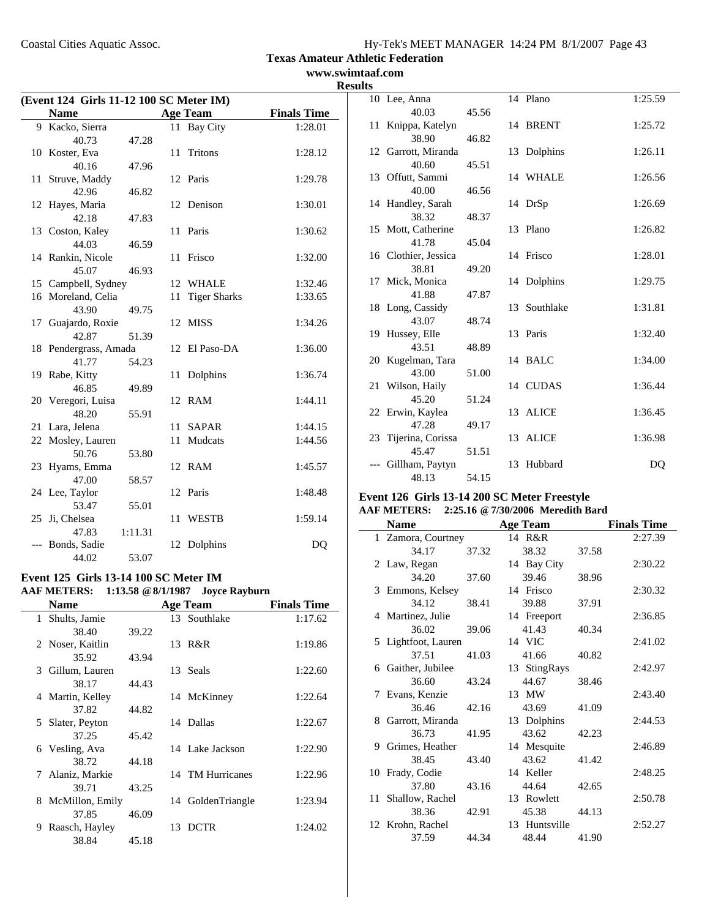**Texas Amateur Athletic Federation**
**www.swimtaaf.com**
**Results**

### (Event 124 Girls 11-12 100 SC Meter IM)

| | Name | | Age | Team | Finals Time |
|---|---|---|---|---|---|
| 9 | Kacko, Sierra | | 11 | Bay City | 1:28.01 |
| | 40.73 | 47.28 | | | |
| 10 | Koster, Eva | | 11 | Tritons | 1:28.12 |
| | 40.16 | 47.96 | | | |
| 11 | Struve, Maddy | | 12 | Paris | 1:29.78 |
| | 42.96 | 46.82 | | | |
| 12 | Hayes, Maria | | 12 | Denison | 1:30.01 |
| | 42.18 | 47.83 | | | |
| 13 | Coston, Kaley | | 11 | Paris | 1:30.62 |
| | 44.03 | 46.59 | | | |
| 14 | Rankin, Nicole | | 11 | Frisco | 1:32.00 |
| | 45.07 | 46.93 | | | |
| 15 | Campbell, Sydney | | 12 | WHALE | 1:32.46 |
| 16 | Moreland, Celia | | 11 | Tiger Sharks | 1:33.65 |
| | 43.90 | 49.75 | | | |
| 17 | Guajardo, Roxie | | 12 | MISS | 1:34.26 |
| | 42.87 | 51.39 | | | |
| 18 | Pendergrass, Amada | | 12 | El Paso-DA | 1:36.00 |
| | 41.77 | 54.23 | | | |
| 19 | Rabe, Kitty | | 11 | Dolphins | 1:36.74 |
| | 46.85 | 49.89 | | | |
| 20 | Veregori, Luisa | | 12 | RAM | 1:44.11 |
| | 48.20 | 55.91 | | | |
| 21 | Lara, Jelena | | 11 | SAPAR | 1:44.15 |
| 22 | Mosley, Lauren | | 11 | Mudcats | 1:44.56 |
| | 50.76 | 53.80 | | | |
| 23 | Hyams, Emma | | 12 | RAM | 1:45.57 |
| | 47.00 | 58.57 | | | |
| 24 | Lee, Taylor | | 12 | Paris | 1:48.48 |
| | 53.47 | 55.01 | | | |
| 25 | Ji, Chelsea | | 11 | WESTB | 1:59.14 |
| | 47.83 | 1:11.31 | | | |
| --- | Bonds, Sadie | | 12 | Dolphins | DQ |
| | 44.02 | 53.07 | | | |

### Event 125 Girls 13-14 100 SC Meter IM

**AAF METERS: 1:13.58 @ 8/1/1987 Joyce Rayburn**

| | Name | | Age | Team | Finals Time |
|---|---|---|---|---|---|
| 1 | Shults, Jamie | | 13 | Southlake | 1:17.62 |
| | 38.40 | 39.22 | | | |
| 2 | Noser, Kaitlin | | 13 | R&R | 1:19.86 |
| | 35.92 | 43.94 | | | |
| 3 | Gillum, Lauren | | 13 | Seals | 1:22.60 |
| | 38.17 | 44.43 | | | |
| 4 | Martin, Kelley | | 14 | McKinney | 1:22.64 |
| | 37.82 | 44.82 | | | |
| 5 | Slater, Peyton | | 14 | Dallas | 1:22.67 |
| | 37.25 | 45.42 | | | |
| 6 | Vesling, Ava | | 14 | Lake Jackson | 1:22.90 |
| | 38.72 | 44.18 | | | |
| 7 | Alaniz, Markie | | 14 | TM Hurricanes | 1:22.96 |
| | 39.71 | 43.25 | | | |
| 8 | McMillon, Emily | | 14 | GoldenTriangle | 1:23.94 |
| | 37.85 | 46.09 | | | |
| 9 | Raasch, Hayley | | 13 | DCTR | 1:24.02 |
| | 38.84 | 45.18 | | | |
| 10 | Lee, Anna | | 14 | Plano | 1:25.59 |
| | 40.03 | 45.56 | | | |
| 11 | Knippa, Katelyn | | 14 | BRENT | 1:25.72 |
| | 38.90 | 46.82 | | | |
| 12 | Garrott, Miranda | | 13 | Dolphins | 1:26.11 |
| | 40.60 | 45.51 | | | |
| 13 | Offutt, Sammi | | 14 | WHALE | 1:26.56 |
| | 40.00 | 46.56 | | | |
| 14 | Handley, Sarah | | 14 | DrSp | 1:26.69 |
| | 38.32 | 48.37 | | | |
| 15 | Mott, Catherine | | 13 | Plano | 1:26.82 |
| | 41.78 | 45.04 | | | |
| 16 | Clothier, Jessica | | 14 | Frisco | 1:28.01 |
| | 38.81 | 49.20 | | | |
| 17 | Mick, Monica | | 14 | Dolphins | 1:29.75 |
| | 41.88 | 47.87 | | | |
| 18 | Long, Cassidy | | 13 | Southlake | 1:31.81 |
| | 43.07 | 48.74 | | | |
| 19 | Hussey, Elle | | 13 | Paris | 1:32.40 |
| | 43.51 | 48.89 | | | |
| 20 | Kugelman, Tara | | 14 | BALC | 1:34.00 |
| | 43.00 | 51.00 | | | |
| 21 | Wilson, Haily | | 14 | CUDAS | 1:36.44 |
| | 45.20 | 51.24 | | | |
| 22 | Erwin, Kaylea | | 13 | ALICE | 1:36.45 |
| | 47.28 | 49.17 | | | |
| 23 | Tijerina, Corissa | | 13 | ALICE | 1:36.98 |
| | 45.47 | 51.51 | | | |
| --- | Gillham, Paytyn | | 13 | Hubbard | DQ |
| | 48.13 | 54.15 | | | |

### Event 126 Girls 13-14 200 SC Meter Freestyle

**AAF METERS: 2:25.16 @ 7/30/2006 Meredith Bard**

| | Name | | Age | Team | | Finals Time |
|---|---|---|---|---|---|---|
| 1 | Zamora, Courtney | | 14 | R&R | | 2:27.39 |
| | 34.17 | 37.32 | | 38.32 | 37.58 | |
| 2 | Law, Regan | | 14 | Bay City | | 2:30.22 |
| | 34.20 | 37.60 | | 39.46 | 38.96 | |
| 3 | Emmons, Kelsey | | 14 | Frisco | | 2:30.32 |
| | 34.12 | 38.41 | | 39.88 | 37.91 | |
| 4 | Martinez, Julie | | 14 | Freeport | | 2:36.85 |
| | 36.02 | 39.06 | | 41.43 | 40.34 | |
| 5 | Lightfoot, Lauren | | 14 | VIC | | 2:41.02 |
| | 37.51 | 41.03 | | 41.66 | 40.82 | |
| 6 | Gaither, Jubilee | | 13 | StingRays | | 2:42.97 |
| | 36.60 | 43.24 | | 44.67 | 38.46 | |
| 7 | Evans, Kenzie | | 13 | MW | | 2:43.40 |
| | 36.46 | 42.16 | | 43.69 | 41.09 | |
| 8 | Garrott, Miranda | | 13 | Dolphins | | 2:44.53 |
| | 36.73 | 41.95 | | 43.62 | 42.23 | |
| 9 | Grimes, Heather | | 14 | Mesquite | | 2:46.89 |
| | 38.45 | 43.40 | | 43.62 | 41.42 | |
| 10 | Frady, Codie | | 14 | Keller | | 2:48.25 |
| | 37.80 | 43.16 | | 44.64 | 42.65 | |
| 11 | Shallow, Rachel | | 13 | Rowlett | | 2:50.78 |
| | 38.36 | 42.91 | | 45.38 | 44.13 | |
| 12 | Krohn, Rachel | | 13 | Huntsville | | 2:52.27 |
| | 37.59 | 44.34 | | 48.44 | 41.90 | |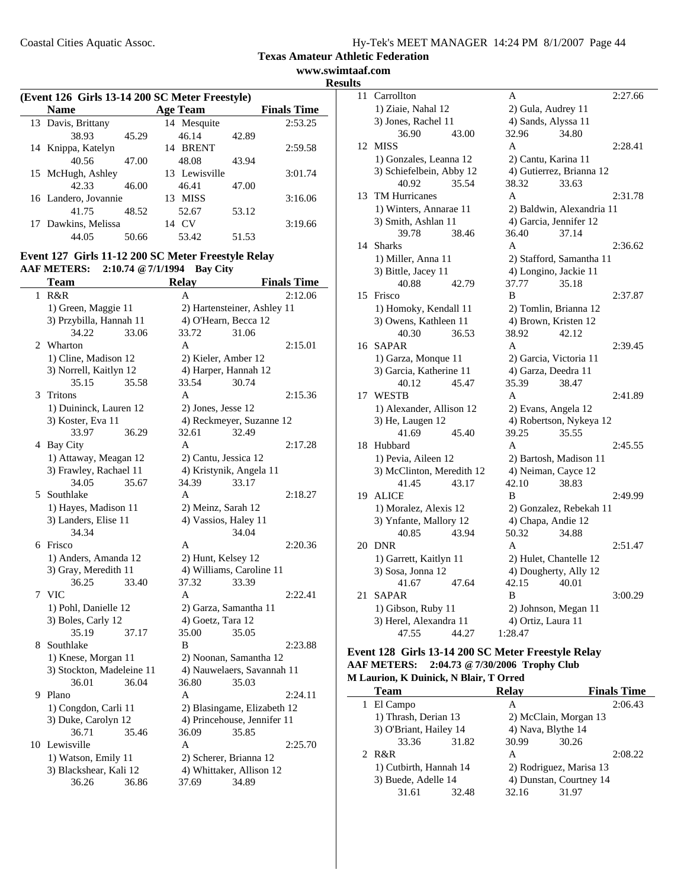## Texas Amateur Athletic Federation

www.swimtaaf.com

Results

### (Event 126 Girls 13-14 200 SC Meter Freestyle)

| | Name | Age | Team | Finals Time |
|---|---|---|---|---|
| 13 | Davis, Brittany | 14 | Mesquite | 2:53.25 |
| | 38.93 45.29 | | 46.14 42.89 | |
| 14 | Knippa, Katelyn | 14 | BRENT | 2:59.58 |
| | 40.56 47.00 | | 48.08 43.94 | |
| 15 | McHugh, Ashley | 13 | Lewisville | 3:01.74 |
| | 42.33 46.00 | | 46.41 47.00 | |
| 16 | Landero, Jovannie | 13 | MISS | 3:16.06 |
| | 41.75 48.52 | | 52.67 53.12 | |
| 17 | Dawkins, Melissa | 14 | CV | 3:19.66 |
| | 44.05 50.66 | | 53.42 51.53 | |

### Event 127 Girls 11-12 200 SC Meter Freestyle Relay

**AAF METERS: 2:10.74 @ 7/1/1994 Bay City**

| | Team | Relay | Finals Time |
|---|---|---|---|
| 1 | R&R | A | 2:12.06 |
| | 1) Green, Maggie 11 | 2) Hartensteiner, Ashley 11 | |
| | 3) Przybilla, Hannah 11 | 4) O'Hearn, Becca 12 | |
| | 34.22 33.06 | 33.72 31.06 | |
| 2 | Wharton | A | 2:15.01 |
| | 1) Cline, Madison 12 | 2) Kieler, Amber 12 | |
| | 3) Norrell, Kaitlyn 12 | 4) Harper, Hannah 12 | |
| | 35.15 35.58 | 33.54 30.74 | |
| 3 | Tritons | A | 2:15.36 |
| | 1) Duininck, Lauren 12 | 2) Jones, Jesse 12 | |
| | 3) Koster, Eva 11 | 4) Reckmeyer, Suzanne 12 | |
| | 33.97 36.29 | 32.61 32.49 | |
| 4 | Bay City | A | 2:17.28 |
| | 1) Attaway, Meagan 12 | 2) Cantu, Jessica 12 | |
| | 3) Frawley, Rachael 11 | 4) Kristynik, Angela 11 | |
| | 34.05 35.67 | 34.39 33.17 | |
| 5 | Southlake | A | 2:18.27 |
| | 1) Hayes, Madison 11 | 2) Meinz, Sarah 12 | |
| | 3) Landers, Elise 11 | 4) Vassios, Haley 11 | |
| | 34.34 | 34.04 | |
| 6 | Frisco | A | 2:20.36 |
| | 1) Anders, Amanda 12 | 2) Hunt, Kelsey 12 | |
| | 3) Gray, Meredith 11 | 4) Williams, Caroline 11 | |
| | 36.25 33.40 | 37.32 33.39 | |
| 7 | VIC | A | 2:22.41 |
| | 1) Pohl, Danielle 12 | 2) Garza, Samantha 11 | |
| | 3) Boles, Carly 12 | 4) Goetz, Tara 12 | |
| | 35.19 37.17 | 35.00 35.05 | |
| 8 | Southlake | B | 2:23.88 |
| | 1) Knese, Morgan 11 | 2) Noonan, Samantha 12 | |
| | 3) Stockton, Madeleine 11 | 4) Nauwelaers, Savannah 11 | |
| | 36.01 36.04 | 36.80 35.03 | |
| 9 | Plano | A | 2:24.11 |
| | 1) Congdon, Carli 11 | 2) Blasingame, Elizabeth 12 | |
| | 3) Duke, Carolyn 12 | 4) Princehouse, Jennifer 11 | |
| | 36.71 35.46 | 36.09 35.85 | |
| 10 | Lewisville | A | 2:25.70 |
| | 1) Watson, Emily 11 | 2) Scherer, Brianna 12 | |
| | 3) Blackshear, Kali 12 | 4) Whittaker, Allison 12 | |
| | 36.26 36.86 | 37.69 34.89 | |
| 11 | Carrollton | A | 2:27.66 |
| | 1) Ziaie, Nahal 12 | 2) Gula, Audrey 11 | |
| | 3) Jones, Rachel 11 | 4) Sands, Alyssa 11 | |
| | 36.90 43.00 | 32.96 34.80 | |
| 12 | MISS | A | 2:28.41 |
| | 1) Gonzales, Leanna 12 | 2) Cantu, Karina 11 | |
| | 3) Schiefelbein, Abby 12 | 4) Gutierrez, Brianna 12 | |
| | 40.92 35.54 | 38.32 33.63 | |
| 13 | TM Hurricanes | A | 2:31.78 |
| | 1) Winters, Annarae 11 | 2) Baldwin, Alexandria 11 | |
| | 3) Smith, Ashlan 11 | 4) Garcia, Jennifer 12 | |
| | 39.78 38.46 | 36.40 37.14 | |
| 14 | Sharks | A | 2:36.62 |
| | 1) Miller, Anna 11 | 2) Stafford, Samantha 11 | |
| | 3) Bittle, Jacey 11 | 4) Longino, Jackie 11 | |
| | 40.88 42.79 | 37.77 35.18 | |
| 15 | Frisco | B | 2:37.87 |
| | 1) Homoky, Kendall 11 | 2) Tomlin, Brianna 12 | |
| | 3) Owens, Kathleen 11 | 4) Brown, Kristen 12 | |
| | 40.30 36.53 | 38.92 42.12 | |
| 16 | SAPAR | A | 2:39.45 |
| | 1) Garza, Monque 11 | 2) Garcia, Victoria 11 | |
| | 3) Garcia, Katherine 11 | 4) Garza, Deedra 11 | |
| | 40.12 45.47 | 35.39 38.47 | |
| 17 | WESTB | A | 2:41.89 |
| | 1) Alexander, Allison 12 | 2) Evans, Angela 12 | |
| | 3) He, Laugen 12 | 4) Robertson, Nykeya 12 | |
| | 41.69 45.40 | 39.25 35.55 | |
| 18 | Hubbard | A | 2:45.55 |
| | 1) Pevia, Aileen 12 | 2) Bartosh, Madison 11 | |
| | 3) McClinton, Meredith 12 | 4) Neiman, Cayce 12 | |
| | 41.45 43.17 | 42.10 38.83 | |
| 19 | ALICE | B | 2:49.99 |
| | 1) Moralez, Alexis 12 | 2) Gonzalez, Rebekah 11 | |
| | 3) Ynfante, Mallory 12 | 4) Chapa, Andie 12 | |
| | 40.85 43.94 | 50.32 34.88 | |
| 20 | DNR | A | 2:51.47 |
| | 1) Garrett, Kaitlyn 11 | 2) Hulet, Chantelle 12 | |
| | 3) Sosa, Jonna 12 | 4) Dougherty, Ally 12 | |
| | 41.67 47.64 | 42.15 40.01 | |
| 21 | SAPAR | B | 3:00.29 |
| | 1) Gibson, Ruby 11 | 2) Johnson, Megan 11 | |
| | 3) Herel, Alexandra 11 | 4) Ortiz, Laura 11 | |
| | 47.55 44.27 | 1:28.47 | |

### Event 128 Girls 13-14 200 SC Meter Freestyle Relay

**AAF METERS: 2:04.73 @ 7/30/2006 Trophy Club**
**M Laurion, K Duinick, N Blair, T Orred**

| | Team | Relay | Finals Time |
|---|---|---|---|
| 1 | El Campo | A | 2:06.43 |
| | 1) Thrash, Derian 13 | 2) McClain, Morgan 13 | |
| | 3) O'Briant, Hailey 14 | 4) Nava, Blythe 14 | |
| | 33.36 31.82 | 30.99 30.26 | |
| 2 | R&R | A | 2:08.22 |
| | 1) Cutbirth, Hannah 14 | 2) Rodriguez, Marisa 13 | |
| | 3) Buede, Adelle 14 | 4) Dunstan, Courtney 14 | |
| | 31.61 32.48 | 32.16 31.97 | |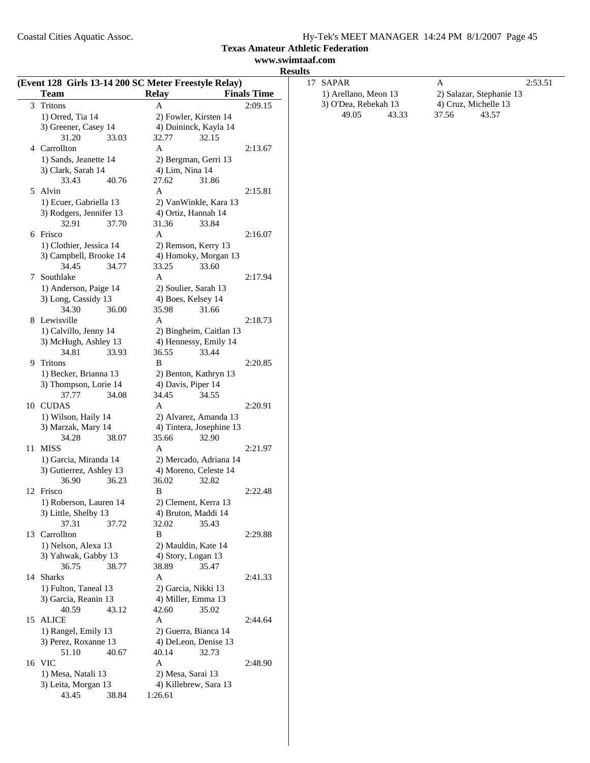Texas Amateur Athletic Federation
www.swimtaaf.com
Results

**(Event 128 Girls 13-14 200 SC Meter Freestyle Relay)**

| | Team | Relay | | Finals Time |
|---|---|---|---|---|
| 3 | Tritons | A | | 2:09.15 |
| | 1) Orred, Tia 14 | 2) Fowler, Kirsten 14 | | |
| | 3) Greener, Casey 14 | 4) Duininck, Kayla 14 | | |
| | 31.20 33.03 | 32.77 | 32.15 | |
| 4 | Carrollton | A | | 2:13.67 |
| | 1) Sands, Jeanette 14 | 2) Bergman, Gerri 13 | | |
| | 3) Clark, Sarah 14 | 4) Lim, Nina 14 | | |
| | 33.43 40.76 | 27.62 | 31.86 | |
| 5 | Alvin | A | | 2:15.81 |
| | 1) Ecuer, Gabriella 13 | 2) VanWinkle, Kara 13 | | |
| | 3) Rodgers, Jennifer 13 | 4) Ortiz, Hannah 14 | | |
| | 32.91 37.70 | 31.36 | 33.84 | |
| 6 | Frisco | A | | 2:16.07 |
| | 1) Clothier, Jessica 14 | 2) Remson, Kerry 13 | | |
| | 3) Campbell, Brooke 14 | 4) Homoky, Morgan 13 | | |
| | 34.45 34.77 | 33.25 | 33.60 | |
| 7 | Southlake | A | | 2:17.94 |
| | 1) Anderson, Paige 14 | 2) Soulier, Sarah 13 | | |
| | 3) Long, Cassidy 13 | 4) Boes, Kelsey 14 | | |
| | 34.30 36.00 | 35.98 | 31.66 | |
| 8 | Lewisville | A | | 2:18.73 |
| | 1) Calvillo, Jenny 14 | 2) Bingheim, Caitlan 13 | | |
| | 3) McHugh, Ashley 13 | 4) Hennessy, Emily 14 | | |
| | 34.81 33.93 | 36.55 | 33.44 | |
| 9 | Tritons | B | | 2:20.85 |
| | 1) Becker, Brianna 13 | 2) Benton, Kathryn 13 | | |
| | 3) Thompson, Lorie 14 | 4) Davis, Piper 14 | | |
| | 37.77 34.08 | 34.45 | 34.55 | |
| 10 | CUDAS | A | | 2:20.91 |
| | 1) Wilson, Haily 14 | 2) Alvarez, Amanda 13 | | |
| | 3) Marzak, Mary 14 | 4) Tintera, Josephine 13 | | |
| | 34.28 38.07 | 35.66 | 32.90 | |
| 11 | MISS | A | | 2:21.97 |
| | 1) Garcia, Miranda 14 | 2) Mercado, Adriana 14 | | |
| | 3) Gutierrez, Ashley 13 | 4) Moreno, Celeste 14 | | |
| | 36.90 36.23 | 36.02 | 32.82 | |
| 12 | Frisco | B | | 2:22.48 |
| | 1) Roberson, Lauren 14 | 2) Clement, Kerra 13 | | |
| | 3) Little, Shelby 13 | 4) Bruton, Maddi 14 | | |
| | 37.31 37.72 | 32.02 | 35.43 | |
| 13 | Carrollton | B | | 2:29.88 |
| | 1) Nelson, Alexa 13 | 2) Mauldin, Kate 14 | | |
| | 3) Yahwak, Gabby 13 | 4) Story, Logan 13 | | |
| | 36.75 38.77 | 38.89 | 35.47 | |
| 14 | Sharks | A | | 2:41.33 |
| | 1) Fulton, Taneal 13 | 2) Garcia, Nikki 13 | | |
| | 3) Garcia, Reanin 13 | 4) Miller, Emma 13 | | |
| | 40.59 43.12 | 42.60 | 35.02 | |
| 15 | ALICE | A | | 2:44.64 |
| | 1) Rangel, Emily 13 | 2) Guerra, Bianca 14 | | |
| | 3) Perez, Roxanne 13 | 4) DeLeon, Denise 13 | | |
| | 51.10 40.67 | 40.14 | 32.73 | |
| 16 | VIC | A | | 2:48.90 |
| | 1) Mesa, Natali 13 | 2) Mesa, Sarai 13 | | |
| | 3) Leita, Morgan 13 | 4) Killebrew, Sara 13 | | |
| | 43.45 38.84 | 1:26.61 | | |
| 17 | SAPAR | A | | 2:53.51 |
| | 1) Arellano, Meon 13 | 2) Salazar, Stephanie 13 | | |
| | 3) O'Dea, Rebekah 13 | 4) Cruz, Michelle 13 | | |
| | 49.05 43.33 | 37.56 | 43.57 | |